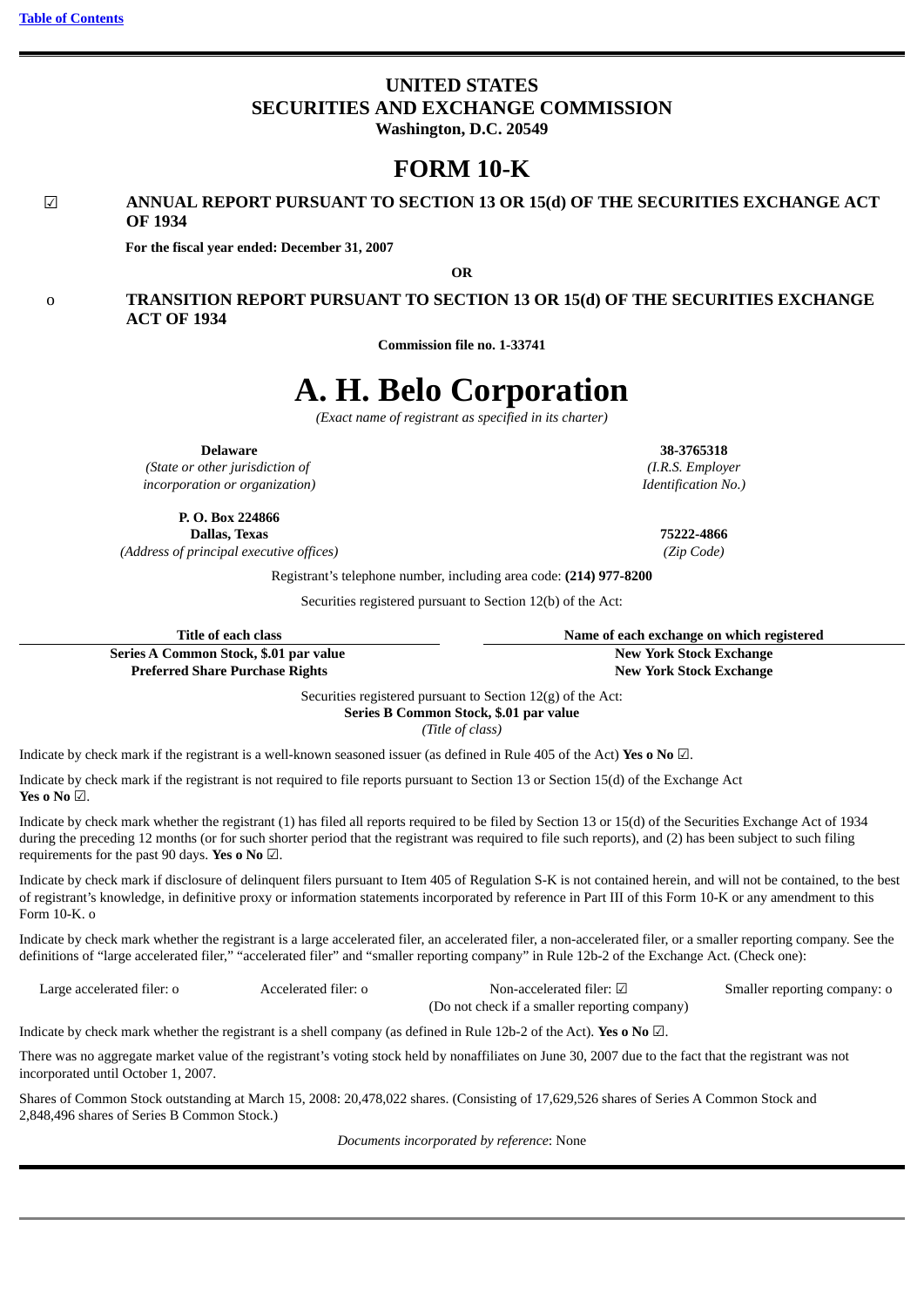[Table of Contents](#)

# UNITED STATES
# SECURITIES AND EXCHANGE COMMISSION
**Washington, D.C. 20549**

# FORM 10-K

☑ **ANNUAL REPORT PURSUANT TO SECTION 13 OR 15(d) OF THE SECURITIES EXCHANGE ACT OF 1934**

**For the fiscal year ended: December 31, 2007**

**OR**

o **TRANSITION REPORT PURSUANT TO SECTION 13 OR 15(d) OF THE SECURITIES EXCHANGE ACT OF 1934**

**Commission file no. 1-33741**

# A. H. Belo Corporation

*(Exact name of registrant as specified in its charter)*

| **Delaware** | **38-3765318** |
|---|---|
| *(State or other jurisdiction of incorporation or organization)* | *(I.R.S. Employer Identification No.)* |
| **P. O. Box 224866 Dallas, Texas** | **75222-4866** |
| *(Address of principal executive offices)* | *(Zip Code)* |

Registrant's telephone number, including area code: **(214) 977-8200**

Securities registered pursuant to Section 12(b) of the Act:

| Title of each class | Name of each exchange on which registered |
|---|---|
| **Series A Common Stock, $.01 par value** | **New York Stock Exchange** |
| **Preferred Share Purchase Rights** | **New York Stock Exchange** |

Securities registered pursuant to Section 12(g) of the Act:
**Series B Common Stock, $.01 par value**
*(Title of class)*

Indicate by check mark if the registrant is a well-known seasoned issuer (as defined in Rule 405 of the Act) **Yes o No** ☑.

Indicate by check mark if the registrant is not required to file reports pursuant to Section 13 or Section 15(d) of the Exchange Act **Yes o No** ☑.

Indicate by check mark whether the registrant (1) has filed all reports required to be filed by Section 13 or 15(d) of the Securities Exchange Act of 1934 during the preceding 12 months (or for such shorter period that the registrant was required to file such reports), and (2) has been subject to such filing requirements for the past 90 days. **Yes o No** ☑.

Indicate by check mark if disclosure of delinquent filers pursuant to Item 405 of Regulation S-K is not contained herein, and will not be contained, to the best of registrant's knowledge, in definitive proxy or information statements incorporated by reference in Part III of this Form 10-K or any amendment to this Form 10-K. o

Indicate by check mark whether the registrant is a large accelerated filer, an accelerated filer, a non-accelerated filer, or a smaller reporting company. See the definitions of "large accelerated filer," "accelerated filer" and "smaller reporting company" in Rule 12b-2 of the Exchange Act. (Check one):

| Large accelerated filer: o | Accelerated filer: o | Non-accelerated filer: ☑ (Do not check if a smaller reporting company) | Smaller reporting company: o |
|---|---|---|---|

Indicate by check mark whether the registrant is a shell company (as defined in Rule 12b-2 of the Act). **Yes o No** ☑.

There was no aggregate market value of the registrant's voting stock held by nonaffiliates on June 30, 2007 due to the fact that the registrant was not incorporated until October 1, 2007.

Shares of Common Stock outstanding at March 15, 2008: 20,478,022 shares. (Consisting of 17,629,526 shares of Series A Common Stock and 2,848,496 shares of Series B Common Stock.)

*Documents incorporated by reference*: None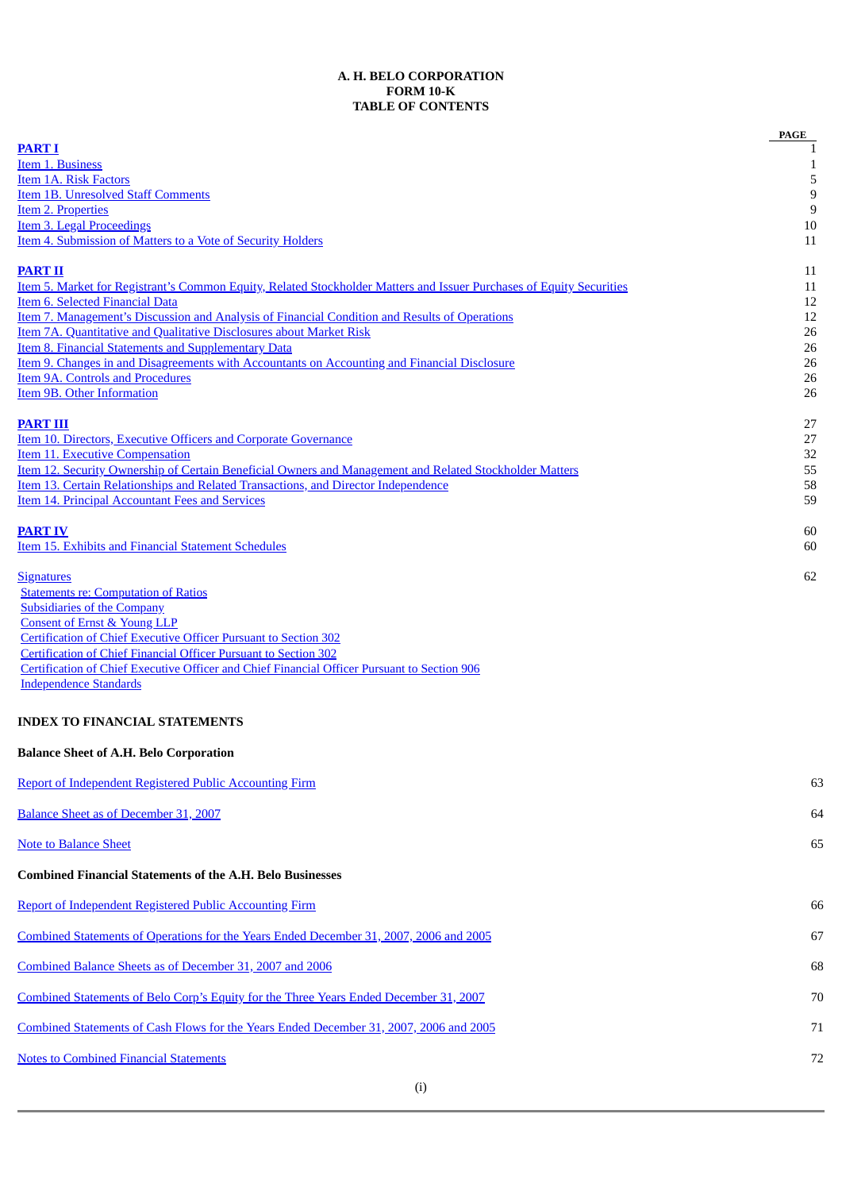**A. H. BELO CORPORATION**
**FORM 10-K**
**TABLE OF CONTENTS**

| | PAGE |
|---|---|
| **PART I** | 1 |
| Item 1. Business | 1 |
| Item 1A. Risk Factors | 5 |
| Item 1B. Unresolved Staff Comments | 9 |
| Item 2. Properties | 9 |
| Item 3. Legal Proceedings | 10 |
| Item 4. Submission of Matters to a Vote of Security Holders | 11 |
| **PART II** | 11 |
| Item 5. Market for Registrant's Common Equity, Related Stockholder Matters and Issuer Purchases of Equity Securities | 11 |
| Item 6. Selected Financial Data | 12 |
| Item 7. Management's Discussion and Analysis of Financial Condition and Results of Operations | 12 |
| Item 7A. Quantitative and Qualitative Disclosures about Market Risk | 26 |
| Item 8. Financial Statements and Supplementary Data | 26 |
| Item 9. Changes in and Disagreements with Accountants on Accounting and Financial Disclosure | 26 |
| Item 9A. Controls and Procedures | 26 |
| Item 9B. Other Information | 26 |
| **PART III** | 27 |
| Item 10. Directors, Executive Officers and Corporate Governance | 27 |
| Item 11. Executive Compensation | 32 |
| Item 12. Security Ownership of Certain Beneficial Owners and Management and Related Stockholder Matters | 55 |
| Item 13. Certain Relationships and Related Transactions, and Director Independence | 58 |
| Item 14. Principal Accountant Fees and Services | 59 |
| **PART IV** | 60 |
| Item 15. Exhibits and Financial Statement Schedules | 60 |
| Signatures | 62 |
| Statements re: Computation of Ratios | |
| Subsidiaries of the Company | |
| Consent of Ernst & Young LLP | |
| Certification of Chief Executive Officer Pursuant to Section 302 | |
| Certification of Chief Financial Officer Pursuant to Section 302 | |
| Certification of Chief Executive Officer and Chief Financial Officer Pursuant to Section 906 | |
| Independence Standards | |

**INDEX TO FINANCIAL STATEMENTS**

**Balance Sheet of A.H. Belo Corporation**

| | |
|---|---|
| Report of Independent Registered Public Accounting Firm | 63 |
| Balance Sheet as of December 31, 2007 | 64 |
| Note to Balance Sheet | 65 |

**Combined Financial Statements of the A.H. Belo Businesses**

| | |
|---|---|
| Report of Independent Registered Public Accounting Firm | 66 |
| Combined Statements of Operations for the Years Ended December 31, 2007, 2006 and 2005 | 67 |
| Combined Balance Sheets as of December 31, 2007 and 2006 | 68 |
| Combined Statements of Belo Corp's Equity for the Three Years Ended December 31, 2007 | 70 |
| Combined Statements of Cash Flows for the Years Ended December 31, 2007, 2006 and 2005 | 71 |
| Notes to Combined Financial Statements | 72 |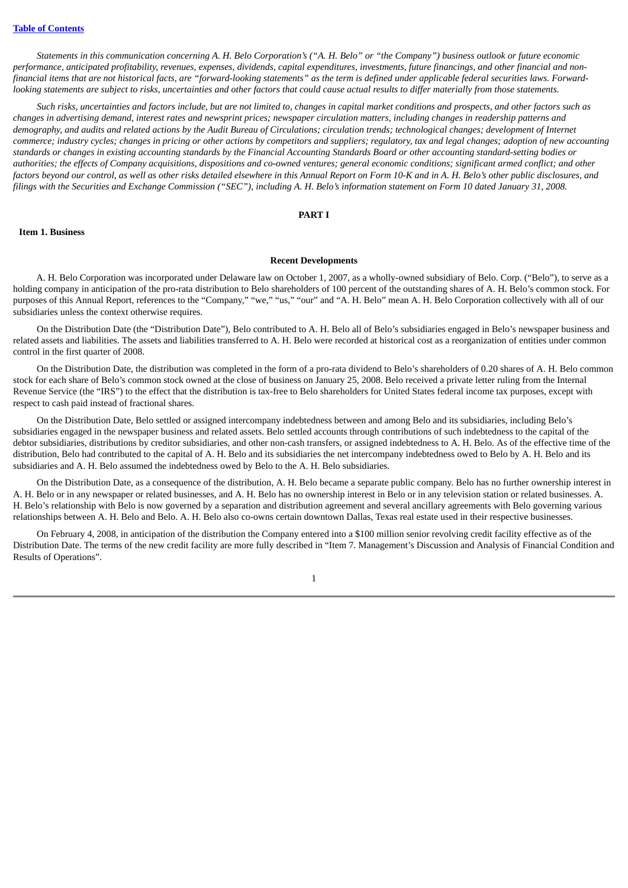*Statements in this communication concerning A. H. Belo Corporation's ("A. H. Belo" or "the Company") business outlook or future economic performance, anticipated profitability, revenues, expenses, dividends, capital expenditures, investments, future financings, and other financial and non-financial items that are not historical facts, are "forward-looking statements" as the term is defined under applicable federal securities laws. Forward-looking statements are subject to risks, uncertainties and other factors that could cause actual results to differ materially from those statements.*

*Such risks, uncertainties and factors include, but are not limited to, changes in capital market conditions and prospects, and other factors such as changes in advertising demand, interest rates and newsprint prices; newspaper circulation matters, including changes in readership patterns and demography, and audits and related actions by the Audit Bureau of Circulations; circulation trends; technological changes; development of Internet commerce; industry cycles; changes in pricing or other actions by competitors and suppliers; regulatory, tax and legal changes; adoption of new accounting standards or changes in existing accounting standards by the Financial Accounting Standards Board or other accounting standard-setting bodies or authorities; the effects of Company acquisitions, dispositions and co-owned ventures; general economic conditions; significant armed conflict; and other factors beyond our control, as well as other risks detailed elsewhere in this Annual Report on Form 10-K and in A. H. Belo's other public disclosures, and filings with the Securities and Exchange Commission ("SEC"), including A. H. Belo's information statement on Form 10 dated January 31, 2008.*

# PART I

## Item 1. Business

### Recent Developments

A. H. Belo Corporation was incorporated under Delaware law on October 1, 2007, as a wholly-owned subsidiary of Belo. Corp. ("Belo"), to serve as a holding company in anticipation of the pro-rata distribution to Belo shareholders of 100 percent of the outstanding shares of A. H. Belo's common stock. For purposes of this Annual Report, references to the "Company," "we," "us," "our" and "A. H. Belo" mean A. H. Belo Corporation collectively with all of our subsidiaries unless the context otherwise requires.

On the Distribution Date (the "Distribution Date"), Belo contributed to A. H. Belo all of Belo's subsidiaries engaged in Belo's newspaper business and related assets and liabilities. The assets and liabilities transferred to A. H. Belo were recorded at historical cost as a reorganization of entities under common control in the first quarter of 2008.

On the Distribution Date, the distribution was completed in the form of a pro-rata dividend to Belo's shareholders of 0.20 shares of A. H. Belo common stock for each share of Belo's common stock owned at the close of business on January 25, 2008. Belo received a private letter ruling from the Internal Revenue Service (the "IRS") to the effect that the distribution is tax-free to Belo shareholders for United States federal income tax purposes, except with respect to cash paid instead of fractional shares.

On the Distribution Date, Belo settled or assigned intercompany indebtedness between and among Belo and its subsidiaries, including Belo's subsidiaries engaged in the newspaper business and related assets. Belo settled accounts through contributions of such indebtedness to the capital of the debtor subsidiaries, distributions by creditor subsidiaries, and other non-cash transfers, or assigned indebtedness to A. H. Belo. As of the effective time of the distribution, Belo had contributed to the capital of A. H. Belo and its subsidiaries the net intercompany indebtedness owed to Belo by A. H. Belo and its subsidiaries and A. H. Belo assumed the indebtedness owed by Belo to the A. H. Belo subsidiaries.

On the Distribution Date, as a consequence of the distribution, A. H. Belo became a separate public company. Belo has no further ownership interest in A. H. Belo or in any newspaper or related businesses, and A. H. Belo has no ownership interest in Belo or in any television station or related businesses. A. H. Belo's relationship with Belo is now governed by a separation and distribution agreement and several ancillary agreements with Belo governing various relationships between A. H. Belo and Belo. A. H. Belo also co-owns certain downtown Dallas, Texas real estate used in their respective businesses.

On February 4, 2008, in anticipation of the distribution the Company entered into a $100 million senior revolving credit facility effective as of the Distribution Date. The terms of the new credit facility are more fully described in "Item 7. Management's Discussion and Analysis of Financial Condition and Results of Operations".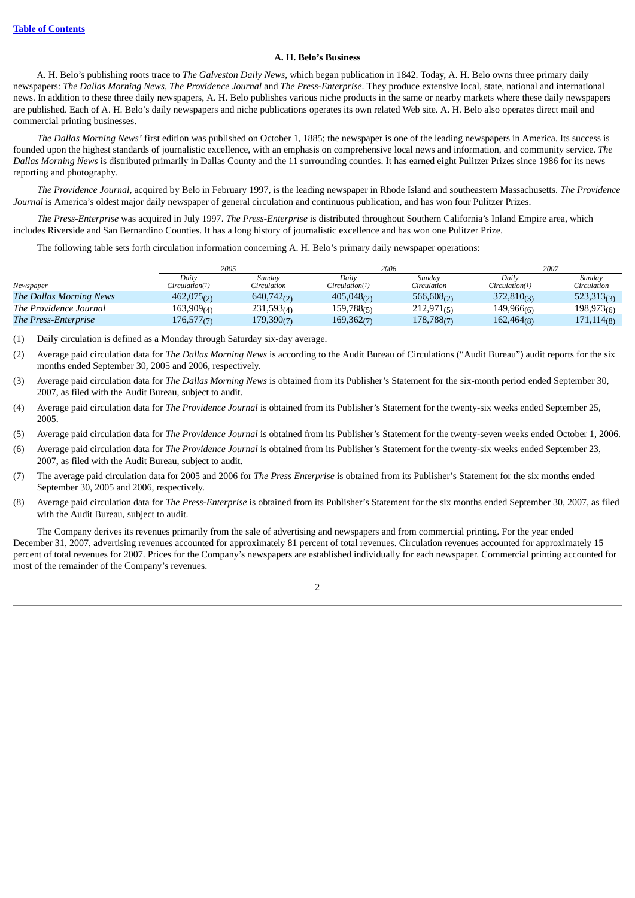## A. H. Belo's Business

A. H. Belo's publishing roots trace to *The Galveston Daily News*, which began publication in 1842. Today, A. H. Belo owns three primary daily newspapers: *The Dallas Morning News*, *The Providence Journal* and *The Press-Enterprise*. They produce extensive local, state, national and international news. In addition to these three daily newspapers, A. H. Belo publishes various niche products in the same or nearby markets where these daily newspapers are published. Each of A. H. Belo's daily newspapers and niche publications operates its own related Web site. A. H. Belo also operates direct mail and commercial printing businesses.

*The Dallas Morning News'* first edition was published on October 1, 1885; the newspaper is one of the leading newspapers in America. Its success is founded upon the highest standards of journalistic excellence, with an emphasis on comprehensive local news and information, and community service. *The Dallas Morning News* is distributed primarily in Dallas County and the 11 surrounding counties. It has earned eight Pulitzer Prizes since 1986 for its news reporting and photography.

*The Providence Journal*, acquired by Belo in February 1997, is the leading newspaper in Rhode Island and southeastern Massachusetts. *The Providence Journal* is America's oldest major daily newspaper of general circulation and continuous publication, and has won four Pulitzer Prizes.

*The Press-Enterprise* was acquired in July 1997. *The Press-Enterprise* is distributed throughout Southern California's Inland Empire area, which includes Riverside and San Bernardino Counties. It has a long history of journalistic excellence and has won one Pulitzer Prize.

The following table sets forth circulation information concerning A. H. Belo's primary daily newspaper operations:

| | 2005 | | 2006 | | 2007 | |
|---|---|---|---|---|---|---|
| *Newspaper* | *Daily Circulation(1)* | *Sunday Circulation* | *Daily Circulation(1)* | *Sunday Circulation* | *Daily Circulation(1)* | *Sunday Circulation* |
| *The Dallas Morning News* | 462,075(2) | 640,742(2) | 405,048(2) | 566,608(2) | 372,810(3) | 523,313(3) |
| *The Providence Journal* | 163,909(4) | 231,593(4) | 159,788(5) | 212,971(5) | 149,966(6) | 198,973(6) |
| *The Press-Enterprise* | 176,577(7) | 179,390(7) | 169,362(7) | 178,788(7) | 162,464(8) | 171,114(8) |

(1) Daily circulation is defined as a Monday through Saturday six-day average.

(2) Average paid circulation data for *The Dallas Morning News* is according to the Audit Bureau of Circulations ("Audit Bureau") audit reports for the six months ended September 30, 2005 and 2006, respectively.

(3) Average paid circulation data for *The Dallas Morning News* is obtained from its Publisher's Statement for the six-month period ended September 30, 2007, as filed with the Audit Bureau, subject to audit.

(4) Average paid circulation data for *The Providence Journal* is obtained from its Publisher's Statement for the twenty-six weeks ended September 25, 2005.

(5) Average paid circulation data for *The Providence Journal* is obtained from its Publisher's Statement for the twenty-seven weeks ended October 1, 2006.

(6) Average paid circulation data for *The Providence Journal* is obtained from its Publisher's Statement for the twenty-six weeks ended September 23, 2007, as filed with the Audit Bureau, subject to audit.

(7) The average paid circulation data for 2005 and 2006 for *The Press Enterprise* is obtained from its Publisher's Statement for the six months ended September 30, 2005 and 2006, respectively.

(8) Average paid circulation data for *The Press-Enterprise* is obtained from its Publisher's Statement for the six months ended September 30, 2007, as filed with the Audit Bureau, subject to audit.

The Company derives its revenues primarily from the sale of advertising and newspapers and from commercial printing. For the year ended December 31, 2007, advertising revenues accounted for approximately 81 percent of total revenues. Circulation revenues accounted for approximately 15 percent of total revenues for 2007. Prices for the Company's newspapers are established individually for each newspaper. Commercial printing accounted for most of the remainder of the Company's revenues.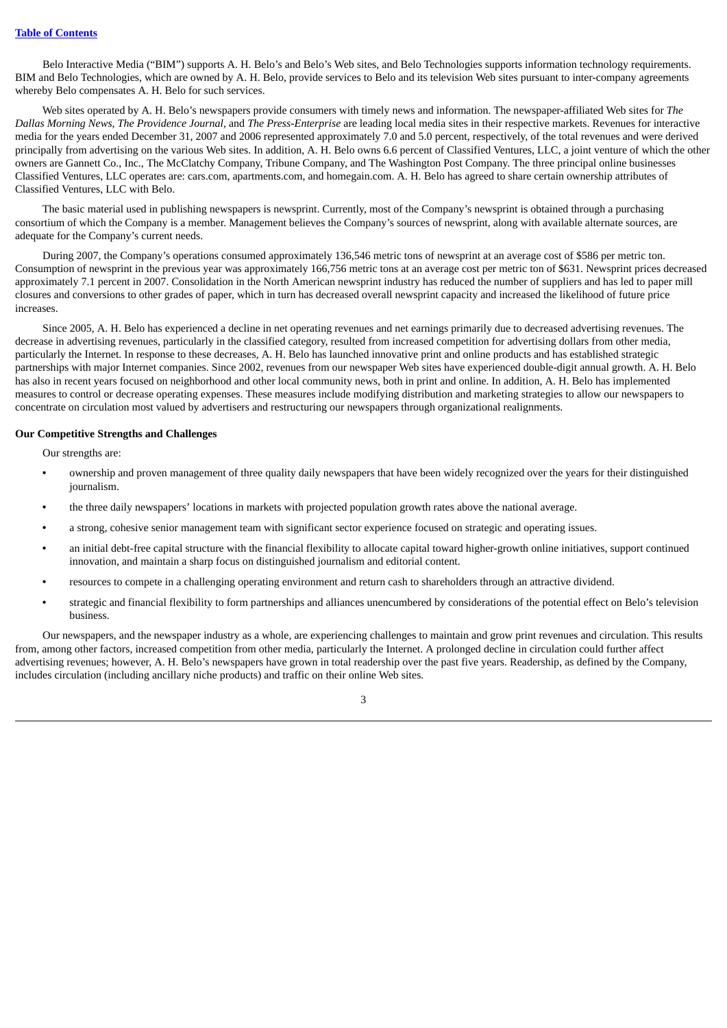Belo Interactive Media ("BIM") supports A. H. Belo's and Belo's Web sites, and Belo Technologies supports information technology requirements. BIM and Belo Technologies, which are owned by A. H. Belo, provide services to Belo and its television Web sites pursuant to inter-company agreements whereby Belo compensates A. H. Belo for such services.

Web sites operated by A. H. Belo's newspapers provide consumers with timely news and information. The newspaper-affiliated Web sites for *The Dallas Morning News*, *The Providence Journal*, and *The Press-Enterprise* are leading local media sites in their respective markets. Revenues for interactive media for the years ended December 31, 2007 and 2006 represented approximately 7.0 and 5.0 percent, respectively, of the total revenues and were derived principally from advertising on the various Web sites. In addition, A. H. Belo owns 6.6 percent of Classified Ventures, LLC, a joint venture of which the other owners are Gannett Co., Inc., The McClatchy Company, Tribune Company, and The Washington Post Company. The three principal online businesses Classified Ventures, LLC operates are: cars.com, apartments.com, and homegain.com. A. H. Belo has agreed to share certain ownership attributes of Classified Ventures, LLC with Belo.

The basic material used in publishing newspapers is newsprint. Currently, most of the Company's newsprint is obtained through a purchasing consortium of which the Company is a member. Management believes the Company's sources of newsprint, along with available alternate sources, are adequate for the Company's current needs.

During 2007, the Company's operations consumed approximately 136,546 metric tons of newsprint at an average cost of $586 per metric ton. Consumption of newsprint in the previous year was approximately 166,756 metric tons at an average cost per metric ton of $631. Newsprint prices decreased approximately 7.1 percent in 2007. Consolidation in the North American newsprint industry has reduced the number of suppliers and has led to paper mill closures and conversions to other grades of paper, which in turn has decreased overall newsprint capacity and increased the likelihood of future price increases.

Since 2005, A. H. Belo has experienced a decline in net operating revenues and net earnings primarily due to decreased advertising revenues. The decrease in advertising revenues, particularly in the classified category, resulted from increased competition for advertising dollars from other media, particularly the Internet. In response to these decreases, A. H. Belo has launched innovative print and online products and has established strategic partnerships with major Internet companies. Since 2002, revenues from our newspaper Web sites have experienced double-digit annual growth. A. H. Belo has also in recent years focused on neighborhood and other local community news, both in print and online. In addition, A. H. Belo has implemented measures to control or decrease operating expenses. These measures include modifying distribution and marketing strategies to allow our newspapers to concentrate on circulation most valued by advertisers and restructuring our newspapers through organizational realignments.

**Our Competitive Strengths and Challenges**

Our strengths are:

- ownership and proven management of three quality daily newspapers that have been widely recognized over the years for their distinguished journalism.
- the three daily newspapers' locations in markets with projected population growth rates above the national average.
- a strong, cohesive senior management team with significant sector experience focused on strategic and operating issues.
- an initial debt-free capital structure with the financial flexibility to allocate capital toward higher-growth online initiatives, support continued innovation, and maintain a sharp focus on distinguished journalism and editorial content.
- resources to compete in a challenging operating environment and return cash to shareholders through an attractive dividend.
- strategic and financial flexibility to form partnerships and alliances unencumbered by considerations of the potential effect on Belo's television business.

Our newspapers, and the newspaper industry as a whole, are experiencing challenges to maintain and grow print revenues and circulation. This results from, among other factors, increased competition from other media, particularly the Internet. A prolonged decline in circulation could further affect advertising revenues; however, A. H. Belo's newspapers have grown in total readership over the past five years. Readership, as defined by the Company, includes circulation (including ancillary niche products) and traffic on their online Web sites.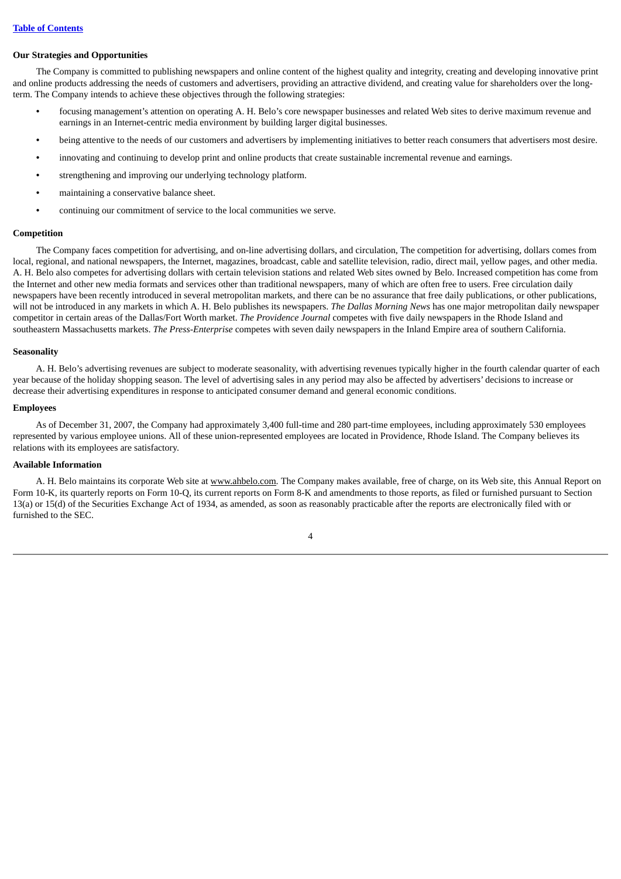[Table of Contents](#)

### Our Strategies and Opportunities

The Company is committed to publishing newspapers and online content of the highest quality and integrity, creating and developing innovative print and online products addressing the needs of customers and advertisers, providing an attractive dividend, and creating value for shareholders over the long-term. The Company intends to achieve these objectives through the following strategies:

- focusing management's attention on operating A. H. Belo's core newspaper businesses and related Web sites to derive maximum revenue and earnings in an Internet-centric media environment by building larger digital businesses.
- being attentive to the needs of our customers and advertisers by implementing initiatives to better reach consumers that advertisers most desire.
- innovating and continuing to develop print and online products that create sustainable incremental revenue and earnings.
- strengthening and improving our underlying technology platform.
- maintaining a conservative balance sheet.
- continuing our commitment of service to the local communities we serve.

### Competition

The Company faces competition for advertising, and on-line advertising dollars, and circulation, The competition for advertising, dollars comes from local, regional, and national newspapers, the Internet, magazines, broadcast, cable and satellite television, radio, direct mail, yellow pages, and other media. A. H. Belo also competes for advertising dollars with certain television stations and related Web sites owned by Belo. Increased competition has come from the Internet and other new media formats and services other than traditional newspapers, many of which are often free to users. Free circulation daily newspapers have been recently introduced in several metropolitan markets, and there can be no assurance that free daily publications, or other publications, will not be introduced in any markets in which A. H. Belo publishes its newspapers. *The Dallas Morning News* has one major metropolitan daily newspaper competitor in certain areas of the Dallas/Fort Worth market. *The Providence Journal* competes with five daily newspapers in the Rhode Island and southeastern Massachusetts markets. *The Press-Enterprise* competes with seven daily newspapers in the Inland Empire area of southern California.

### Seasonality

A. H. Belo's advertising revenues are subject to moderate seasonality, with advertising revenues typically higher in the fourth calendar quarter of each year because of the holiday shopping season. The level of advertising sales in any period may also be affected by advertisers' decisions to increase or decrease their advertising expenditures in response to anticipated consumer demand and general economic conditions.

### Employees

As of December 31, 2007, the Company had approximately 3,400 full-time and 280 part-time employees, including approximately 530 employees represented by various employee unions. All of these union-represented employees are located in Providence, Rhode Island. The Company believes its relations with its employees are satisfactory.

### Available Information

A. H. Belo maintains its corporate Web site at www.ahbelo.com. The Company makes available, free of charge, on its Web site, this Annual Report on Form 10-K, its quarterly reports on Form 10-Q, its current reports on Form 8-K and amendments to those reports, as filed or furnished pursuant to Section 13(a) or 15(d) of the Securities Exchange Act of 1934, as amended, as soon as reasonably practicable after the reports are electronically filed with or furnished to the SEC.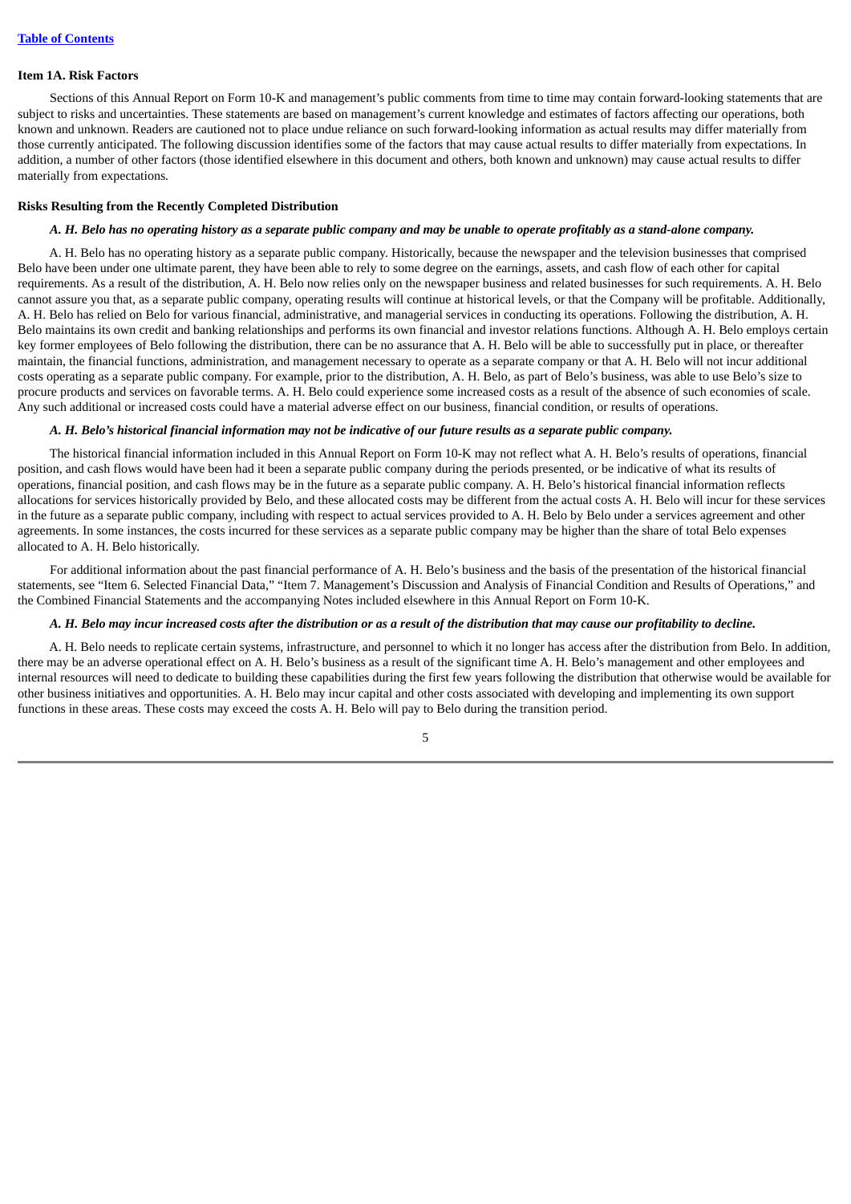### Item 1A. Risk Factors

Sections of this Annual Report on Form 10-K and management's public comments from time to time may contain forward-looking statements that are subject to risks and uncertainties. These statements are based on management's current knowledge and estimates of factors affecting our operations, both known and unknown. Readers are cautioned not to place undue reliance on such forward-looking information as actual results may differ materially from those currently anticipated. The following discussion identifies some of the factors that may cause actual results to differ materially from expectations. In addition, a number of other factors (those identified elsewhere in this document and others, both known and unknown) may cause actual results to differ materially from expectations.

#### Risks Resulting from the Recently Completed Distribution

***A. H. Belo has no operating history as a separate public company and may be unable to operate profitably as a stand-alone company.***

A. H. Belo has no operating history as a separate public company. Historically, because the newspaper and the television businesses that comprised Belo have been under one ultimate parent, they have been able to rely to some degree on the earnings, assets, and cash flow of each other for capital requirements. As a result of the distribution, A. H. Belo now relies only on the newspaper business and related businesses for such requirements. A. H. Belo cannot assure you that, as a separate public company, operating results will continue at historical levels, or that the Company will be profitable. Additionally, A. H. Belo has relied on Belo for various financial, administrative, and managerial services in conducting its operations. Following the distribution, A. H. Belo maintains its own credit and banking relationships and performs its own financial and investor relations functions. Although A. H. Belo employs certain key former employees of Belo following the distribution, there can be no assurance that A. H. Belo will be able to successfully put in place, or thereafter maintain, the financial functions, administration, and management necessary to operate as a separate company or that A. H. Belo will not incur additional costs operating as a separate public company. For example, prior to the distribution, A. H. Belo, as part of Belo's business, was able to use Belo's size to procure products and services on favorable terms. A. H. Belo could experience some increased costs as a result of the absence of such economies of scale. Any such additional or increased costs could have a material adverse effect on our business, financial condition, or results of operations.

***A. H. Belo's historical financial information may not be indicative of our future results as a separate public company.***

The historical financial information included in this Annual Report on Form 10-K may not reflect what A. H. Belo's results of operations, financial position, and cash flows would have been had it been a separate public company during the periods presented, or be indicative of what its results of operations, financial position, and cash flows may be in the future as a separate public company. A. H. Belo's historical financial information reflects allocations for services historically provided by Belo, and these allocated costs may be different from the actual costs A. H. Belo will incur for these services in the future as a separate public company, including with respect to actual services provided to A. H. Belo by Belo under a services agreement and other agreements. In some instances, the costs incurred for these services as a separate public company may be higher than the share of total Belo expenses allocated to A. H. Belo historically.

For additional information about the past financial performance of A. H. Belo's business and the basis of the presentation of the historical financial statements, see "Item 6. Selected Financial Data," "Item 7. Management's Discussion and Analysis of Financial Condition and Results of Operations," and the Combined Financial Statements and the accompanying Notes included elsewhere in this Annual Report on Form 10-K.

***A. H. Belo may incur increased costs after the distribution or as a result of the distribution that may cause our profitability to decline.***

A. H. Belo needs to replicate certain systems, infrastructure, and personnel to which it no longer has access after the distribution from Belo. In addition, there may be an adverse operational effect on A. H. Belo's business as a result of the significant time A. H. Belo's management and other employees and internal resources will need to dedicate to building these capabilities during the first few years following the distribution that otherwise would be available for other business initiatives and opportunities. A. H. Belo may incur capital and other costs associated with developing and implementing its own support functions in these areas. These costs may exceed the costs A. H. Belo will pay to Belo during the transition period.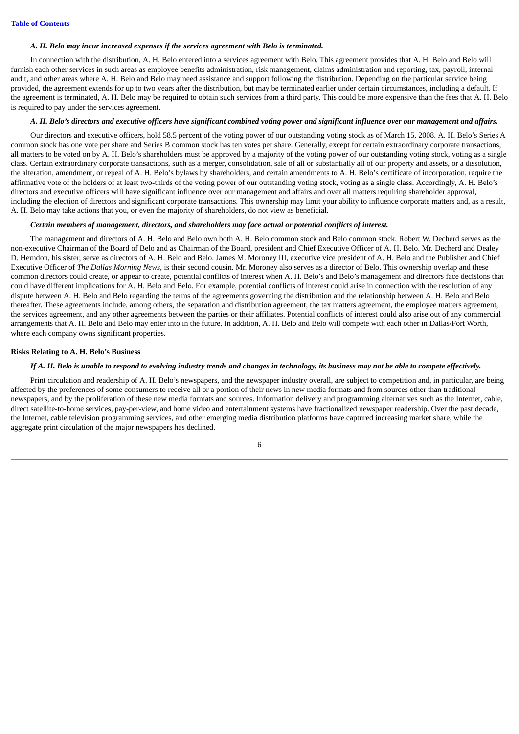*A. H. Belo may incur increased expenses if the services agreement with Belo is terminated.*

In connection with the distribution, A. H. Belo entered into a services agreement with Belo. This agreement provides that A. H. Belo and Belo will furnish each other services in such areas as employee benefits administration, risk management, claims administration and reporting, tax, payroll, internal audit, and other areas where A. H. Belo and Belo may need assistance and support following the distribution. Depending on the particular service being provided, the agreement extends for up to two years after the distribution, but may be terminated earlier under certain circumstances, including a default. If the agreement is terminated, A. H. Belo may be required to obtain such services from a third party. This could be more expensive than the fees that A. H. Belo is required to pay under the services agreement.

*A. H. Belo's directors and executive officers have significant combined voting power and significant influence over our management and affairs.*

Our directors and executive officers, hold 58.5 percent of the voting power of our outstanding voting stock as of March 15, 2008. A. H. Belo's Series A common stock has one vote per share and Series B common stock has ten votes per share. Generally, except for certain extraordinary corporate transactions, all matters to be voted on by A. H. Belo's shareholders must be approved by a majority of the voting power of our outstanding voting stock, voting as a single class. Certain extraordinary corporate transactions, such as a merger, consolidation, sale of all or substantially all of our property and assets, or a dissolution, the alteration, amendment, or repeal of A. H. Belo's bylaws by shareholders, and certain amendments to A. H. Belo's certificate of incorporation, require the affirmative vote of the holders of at least two-thirds of the voting power of our outstanding voting stock, voting as a single class. Accordingly, A. H. Belo's directors and executive officers will have significant influence over our management and affairs and over all matters requiring shareholder approval, including the election of directors and significant corporate transactions. This ownership may limit your ability to influence corporate matters and, as a result, A. H. Belo may take actions that you, or even the majority of shareholders, do not view as beneficial.

*Certain members of management, directors, and shareholders may face actual or potential conflicts of interest.*

The management and directors of A. H. Belo and Belo own both A. H. Belo common stock and Belo common stock. Robert W. Decherd serves as the non-executive Chairman of the Board of Belo and as Chairman of the Board, president and Chief Executive Officer of A. H. Belo. Mr. Decherd and Dealey D. Herndon, his sister, serve as directors of A. H. Belo and Belo. James M. Moroney III, executive vice president of A. H. Belo and the Publisher and Chief Executive Officer of *The Dallas Morning News*, is their second cousin. Mr. Moroney also serves as a director of Belo. This ownership overlap and these common directors could create, or appear to create, potential conflicts of interest when A. H. Belo's and Belo's management and directors face decisions that could have different implications for A. H. Belo and Belo. For example, potential conflicts of interest could arise in connection with the resolution of any dispute between A. H. Belo and Belo regarding the terms of the agreements governing the distribution and the relationship between A. H. Belo and Belo thereafter. These agreements include, among others, the separation and distribution agreement, the tax matters agreement, the employee matters agreement, the services agreement, and any other agreements between the parties or their affiliates. Potential conflicts of interest could also arise out of any commercial arrangements that A. H. Belo and Belo may enter into in the future. In addition, A. H. Belo and Belo will compete with each other in Dallas/Fort Worth, where each company owns significant properties.

**Risks Relating to A. H. Belo's Business**

*If A. H. Belo is unable to respond to evolving industry trends and changes in technology, its business may not be able to compete effectively.*

Print circulation and readership of A. H. Belo's newspapers, and the newspaper industry overall, are subject to competition and, in particular, are being affected by the preferences of some consumers to receive all or a portion of their news in new media formats and from sources other than traditional newspapers, and by the proliferation of these new media formats and sources. Information delivery and programming alternatives such as the Internet, cable, direct satellite-to-home services, pay-per-view, and home video and entertainment systems have fractionalized newspaper readership. Over the past decade, the Internet, cable television programming services, and other emerging media distribution platforms have captured increasing market share, while the aggregate print circulation of the major newspapers has declined.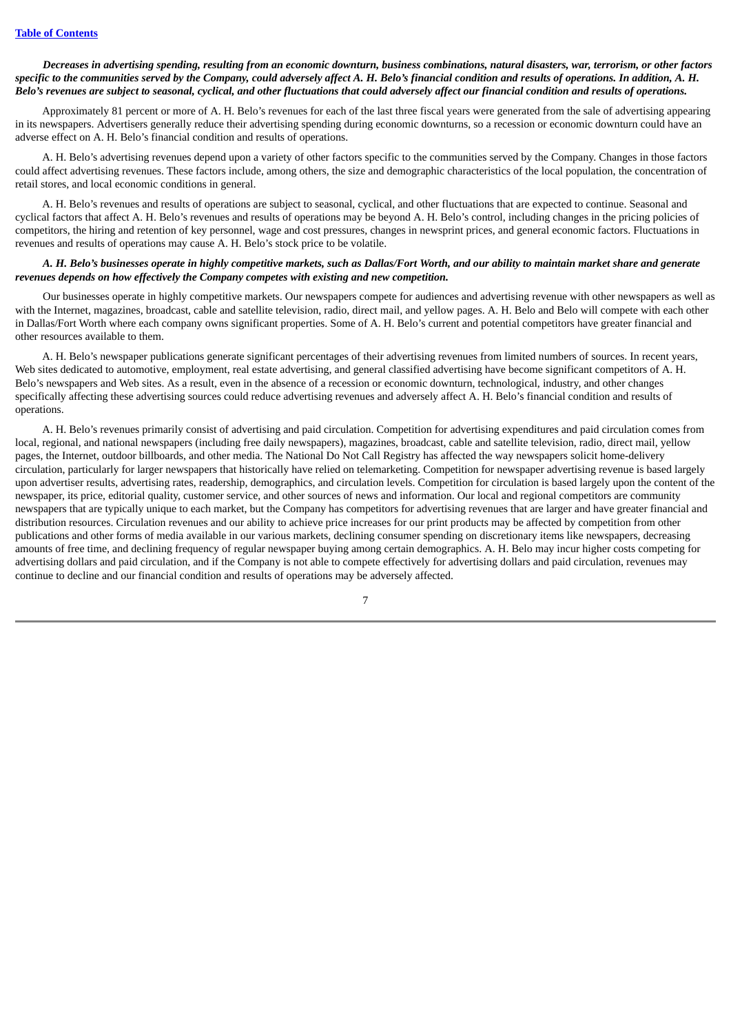***Decreases in advertising spending, resulting from an economic downturn, business combinations, natural disasters, war, terrorism, or other factors specific to the communities served by the Company, could adversely affect A. H. Belo's financial condition and results of operations. In addition, A. H. Belo's revenues are subject to seasonal, cyclical, and other fluctuations that could adversely affect our financial condition and results of operations.***

Approximately 81 percent or more of A. H. Belo's revenues for each of the last three fiscal years were generated from the sale of advertising appearing in its newspapers. Advertisers generally reduce their advertising spending during economic downturns, so a recession or economic downturn could have an adverse effect on A. H. Belo's financial condition and results of operations.

A. H. Belo's advertising revenues depend upon a variety of other factors specific to the communities served by the Company. Changes in those factors could affect advertising revenues. These factors include, among others, the size and demographic characteristics of the local population, the concentration of retail stores, and local economic conditions in general.

A. H. Belo's revenues and results of operations are subject to seasonal, cyclical, and other fluctuations that are expected to continue. Seasonal and cyclical factors that affect A. H. Belo's revenues and results of operations may be beyond A. H. Belo's control, including changes in the pricing policies of competitors, the hiring and retention of key personnel, wage and cost pressures, changes in newsprint prices, and general economic factors. Fluctuations in revenues and results of operations may cause A. H. Belo's stock price to be volatile.

***A. H. Belo's businesses operate in highly competitive markets, such as Dallas/Fort Worth, and our ability to maintain market share and generate revenues depends on how effectively the Company competes with existing and new competition.***

Our businesses operate in highly competitive markets. Our newspapers compete for audiences and advertising revenue with other newspapers as well as with the Internet, magazines, broadcast, cable and satellite television, radio, direct mail, and yellow pages. A. H. Belo and Belo will compete with each other in Dallas/Fort Worth where each company owns significant properties. Some of A. H. Belo's current and potential competitors have greater financial and other resources available to them.

A. H. Belo's newspaper publications generate significant percentages of their advertising revenues from limited numbers of sources. In recent years, Web sites dedicated to automotive, employment, real estate advertising, and general classified advertising have become significant competitors of A. H. Belo's newspapers and Web sites. As a result, even in the absence of a recession or economic downturn, technological, industry, and other changes specifically affecting these advertising sources could reduce advertising revenues and adversely affect A. H. Belo's financial condition and results of operations.

A. H. Belo's revenues primarily consist of advertising and paid circulation. Competition for advertising expenditures and paid circulation comes from local, regional, and national newspapers (including free daily newspapers), magazines, broadcast, cable and satellite television, radio, direct mail, yellow pages, the Internet, outdoor billboards, and other media. The National Do Not Call Registry has affected the way newspapers solicit home-delivery circulation, particularly for larger newspapers that historically have relied on telemarketing. Competition for newspaper advertising revenue is based largely upon advertiser results, advertising rates, readership, demographics, and circulation levels. Competition for circulation is based largely upon the content of the newspaper, its price, editorial quality, customer service, and other sources of news and information. Our local and regional competitors are community newspapers that are typically unique to each market, but the Company has competitors for advertising revenues that are larger and have greater financial and distribution resources. Circulation revenues and our ability to achieve price increases for our print products may be affected by competition from other publications and other forms of media available in our various markets, declining consumer spending on discretionary items like newspapers, decreasing amounts of free time, and declining frequency of regular newspaper buying among certain demographics. A. H. Belo may incur higher costs competing for advertising dollars and paid circulation, and if the Company is not able to compete effectively for advertising dollars and paid circulation, revenues may continue to decline and our financial condition and results of operations may be adversely affected.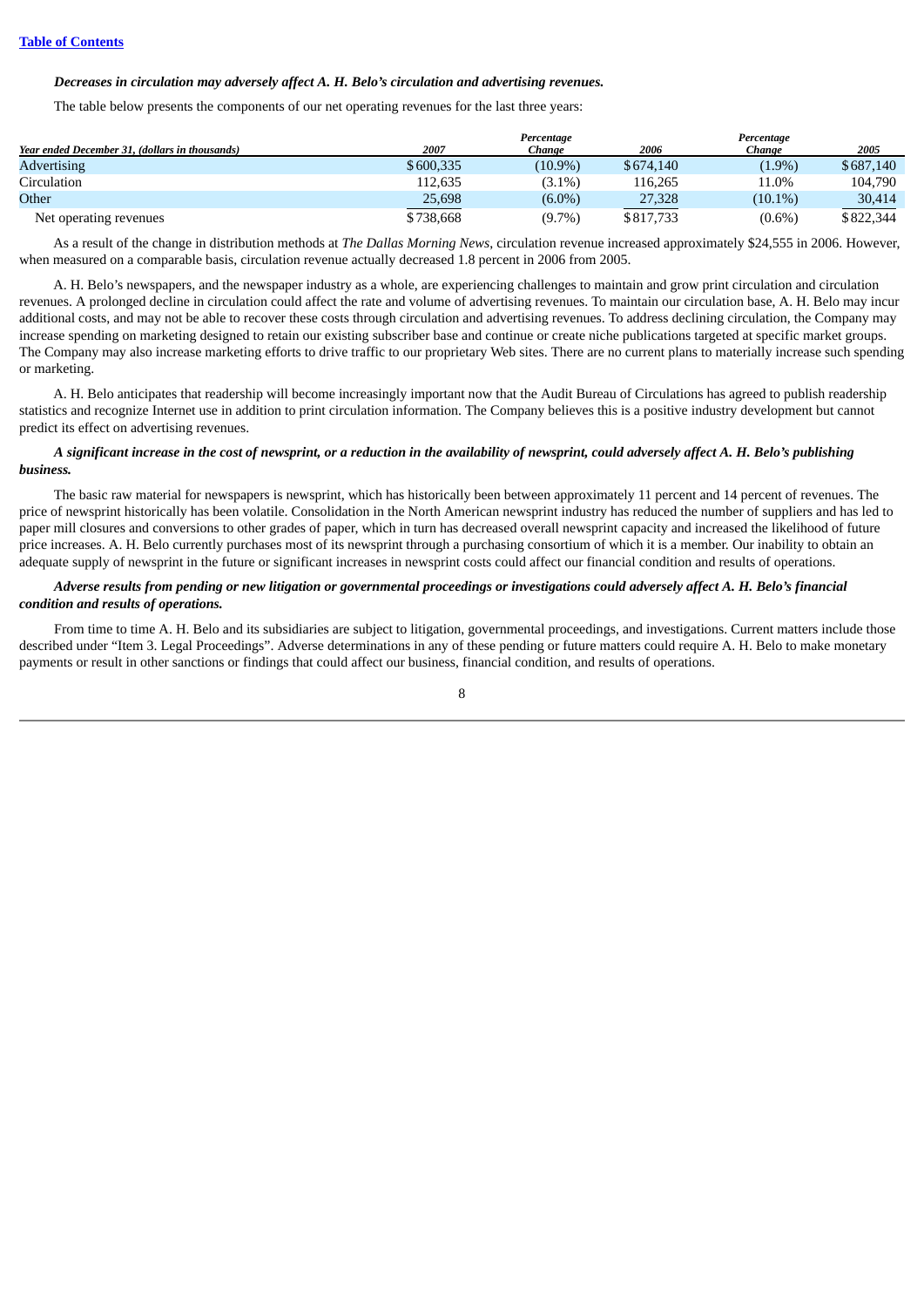**Table of Contents**

***Decreases in circulation may adversely affect A. H. Belo's circulation and advertising revenues.***

The table below presents the components of our net operating revenues for the last three years:

| *Year ended December 31, (dollars in thousands)* | *2007* | *Percentage Change* | *2006* | *Percentage Change* | *2005* |
|---|---|---|---|---|---|
| Advertising | $600,335 | (10.9%) | $674,140 | (1.9%) | $687,140 |
| Circulation | 112,635 | (3.1%) | 116,265 | 11.0% | 104,790 |
| Other | 25,698 | (6.0%) | 27,328 | (10.1%) | 30,414 |
| Net operating revenues | $738,668 | (9.7%) | $817,733 | (0.6%) | $822,344 |

As a result of the change in distribution methods at *The Dallas Morning News*, circulation revenue increased approximately $24,555 in 2006. However, when measured on a comparable basis, circulation revenue actually decreased 1.8 percent in 2006 from 2005.

A. H. Belo's newspapers, and the newspaper industry as a whole, are experiencing challenges to maintain and grow print circulation and circulation revenues. A prolonged decline in circulation could affect the rate and volume of advertising revenues. To maintain our circulation base, A. H. Belo may incur additional costs, and may not be able to recover these costs through circulation and advertising revenues. To address declining circulation, the Company may increase spending on marketing designed to retain our existing subscriber base and continue or create niche publications targeted at specific market groups. The Company may also increase marketing efforts to drive traffic to our proprietary Web sites. There are no current plans to materially increase such spending or marketing.

A. H. Belo anticipates that readership will become increasingly important now that the Audit Bureau of Circulations has agreed to publish readership statistics and recognize Internet use in addition to print circulation information. The Company believes this is a positive industry development but cannot predict its effect on advertising revenues.

***A significant increase in the cost of newsprint, or a reduction in the availability of newsprint, could adversely affect A. H. Belo's publishing business.***

The basic raw material for newspapers is newsprint, which has historically been between approximately 11 percent and 14 percent of revenues. The price of newsprint historically has been volatile. Consolidation in the North American newsprint industry has reduced the number of suppliers and has led to paper mill closures and conversions to other grades of paper, which in turn has decreased overall newsprint capacity and increased the likelihood of future price increases. A. H. Belo currently purchases most of its newsprint through a purchasing consortium of which it is a member. Our inability to obtain an adequate supply of newsprint in the future or significant increases in newsprint costs could affect our financial condition and results of operations.

***Adverse results from pending or new litigation or governmental proceedings or investigations could adversely affect A. H. Belo's financial condition and results of operations.***

From time to time A. H. Belo and its subsidiaries are subject to litigation, governmental proceedings, and investigations. Current matters include those described under "Item 3. Legal Proceedings". Adverse determinations in any of these pending or future matters could require A. H. Belo to make monetary payments or result in other sanctions or findings that could affect our business, financial condition, and results of operations.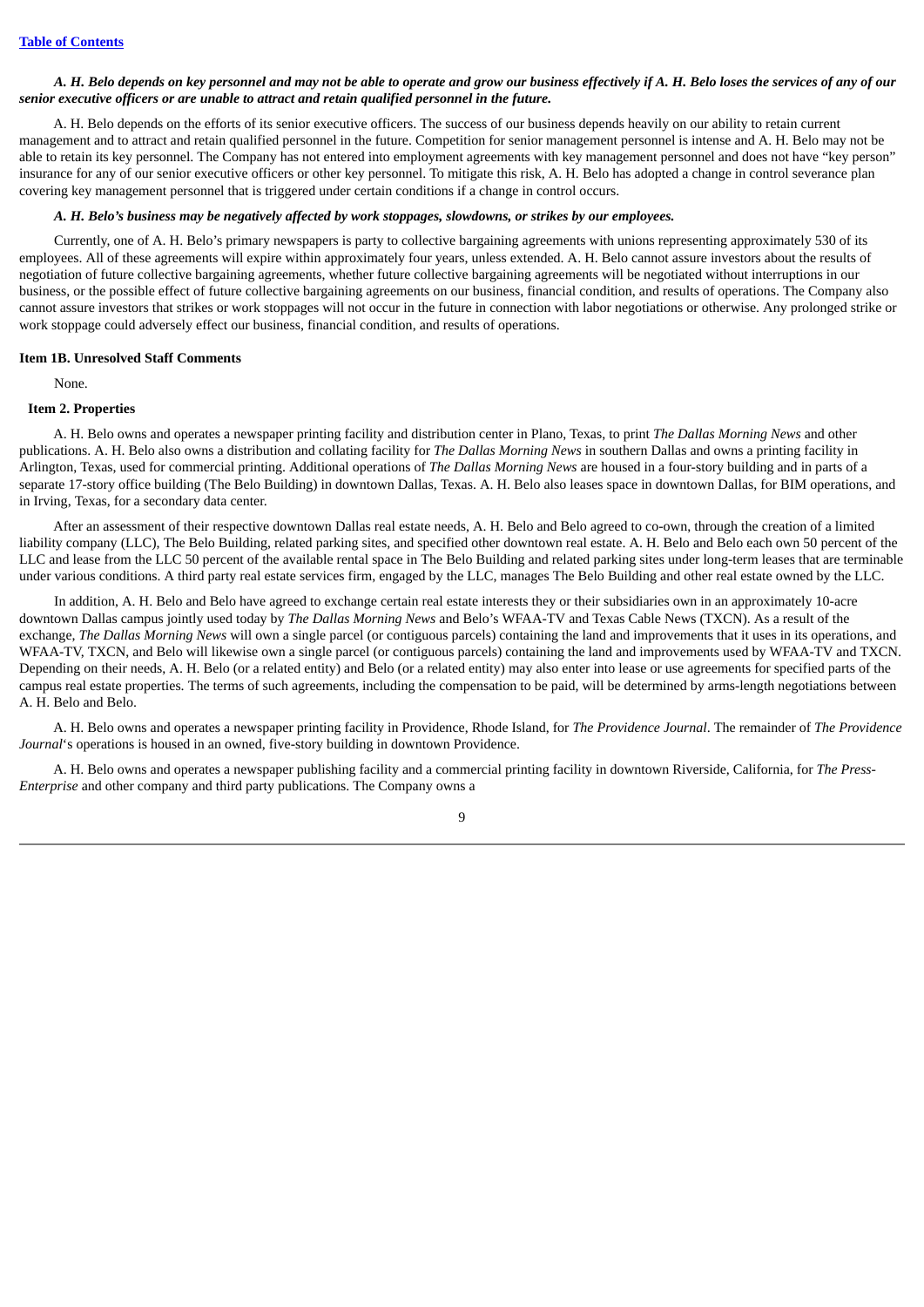***A. H. Belo depends on key personnel and may not be able to operate and grow our business effectively if A. H. Belo loses the services of any of our senior executive officers or are unable to attract and retain qualified personnel in the future.***

A. H. Belo depends on the efforts of its senior executive officers. The success of our business depends heavily on our ability to retain current management and to attract and retain qualified personnel in the future. Competition for senior management personnel is intense and A. H. Belo may not be able to retain its key personnel. The Company has not entered into employment agreements with key management personnel and does not have "key person" insurance for any of our senior executive officers or other key personnel. To mitigate this risk, A. H. Belo has adopted a change in control severance plan covering key management personnel that is triggered under certain conditions if a change in control occurs.

***A. H. Belo's business may be negatively affected by work stoppages, slowdowns, or strikes by our employees.***

Currently, one of A. H. Belo's primary newspapers is party to collective bargaining agreements with unions representing approximately 530 of its employees. All of these agreements will expire within approximately four years, unless extended. A. H. Belo cannot assure investors about the results of negotiation of future collective bargaining agreements, whether future collective bargaining agreements will be negotiated without interruptions in our business, or the possible effect of future collective bargaining agreements on our business, financial condition, and results of operations. The Company also cannot assure investors that strikes or work stoppages will not occur in the future in connection with labor negotiations or otherwise. Any prolonged strike or work stoppage could adversely effect our business, financial condition, and results of operations.

**Item 1B. Unresolved Staff Comments**

None.

**Item 2. Properties**

A. H. Belo owns and operates a newspaper printing facility and distribution center in Plano, Texas, to print *The Dallas Morning News* and other publications. A. H. Belo also owns a distribution and collating facility for *The Dallas Morning News* in southern Dallas and owns a printing facility in Arlington, Texas, used for commercial printing. Additional operations of *The Dallas Morning News* are housed in a four-story building and in parts of a separate 17-story office building (The Belo Building) in downtown Dallas, Texas. A. H. Belo also leases space in downtown Dallas, for BIM operations, and in Irving, Texas, for a secondary data center.

After an assessment of their respective downtown Dallas real estate needs, A. H. Belo and Belo agreed to co-own, through the creation of a limited liability company (LLC), The Belo Building, related parking sites, and specified other downtown real estate. A. H. Belo and Belo each own 50 percent of the LLC and lease from the LLC 50 percent of the available rental space in The Belo Building and related parking sites under long-term leases that are terminable under various conditions. A third party real estate services firm, engaged by the LLC, manages The Belo Building and other real estate owned by the LLC.

In addition, A. H. Belo and Belo have agreed to exchange certain real estate interests they or their subsidiaries own in an approximately 10-acre downtown Dallas campus jointly used today by *The Dallas Morning News* and Belo's WFAA-TV and Texas Cable News (TXCN). As a result of the exchange, *The Dallas Morning News* will own a single parcel (or contiguous parcels) containing the land and improvements that it uses in its operations, and WFAA-TV, TXCN, and Belo will likewise own a single parcel (or contiguous parcels) containing the land and improvements used by WFAA-TV and TXCN. Depending on their needs, A. H. Belo (or a related entity) and Belo (or a related entity) may also enter into lease or use agreements for specified parts of the campus real estate properties. The terms of such agreements, including the compensation to be paid, will be determined by arms-length negotiations between A. H. Belo and Belo.

A. H. Belo owns and operates a newspaper printing facility in Providence, Rhode Island, for *The Providence Journal*. The remainder of *The Providence Journal*'s operations is housed in an owned, five-story building in downtown Providence.

A. H. Belo owns and operates a newspaper publishing facility and a commercial printing facility in downtown Riverside, California, for *The Press-Enterprise* and other company and third party publications. The Company owns a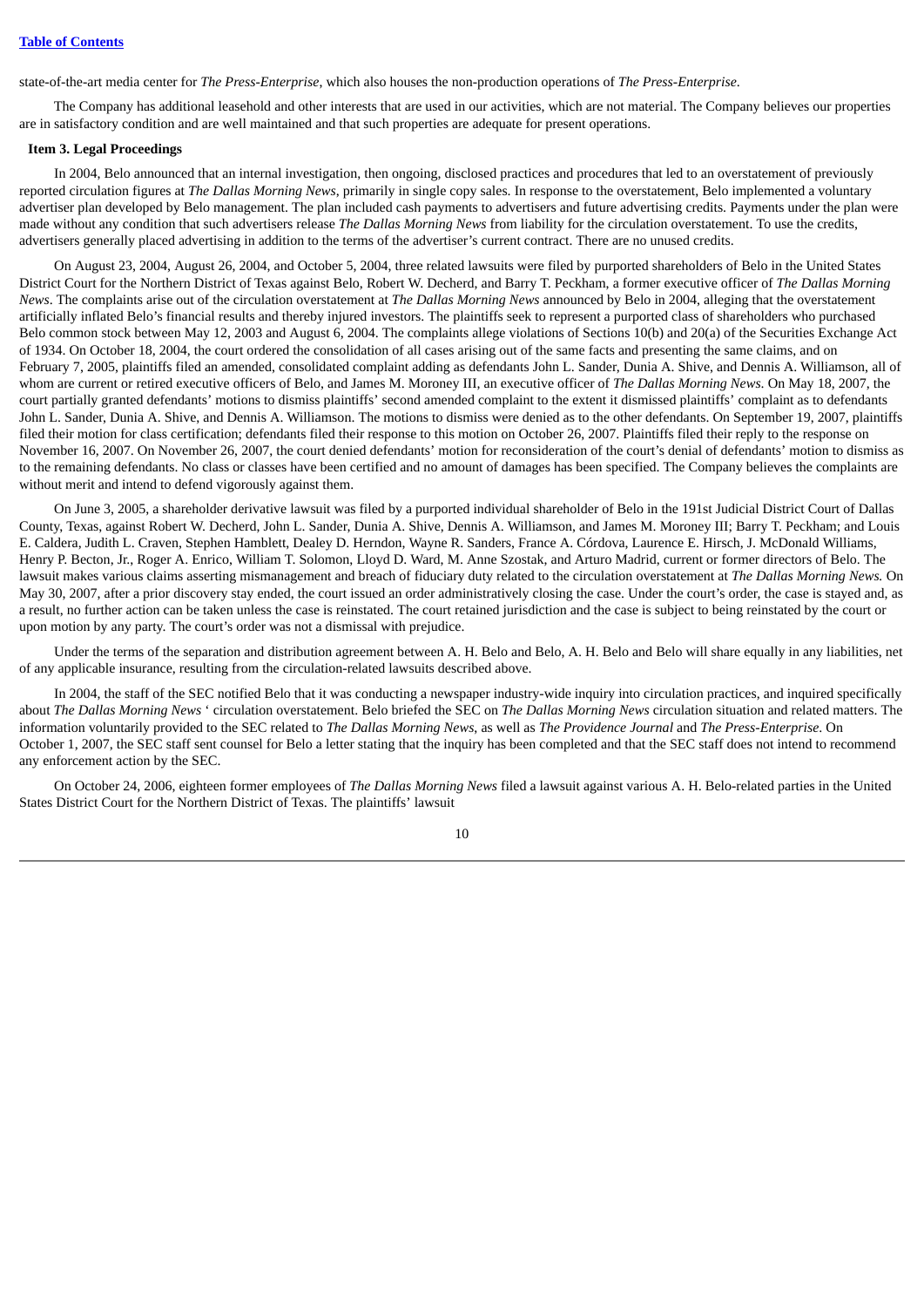state-of-the-art media center for *The Press-Enterprise*, which also houses the non-production operations of *The Press-Enterprise*.

The Company has additional leasehold and other interests that are used in our activities, which are not material. The Company believes our properties are in satisfactory condition and are well maintained and that such properties are adequate for present operations.

**Item 3. Legal Proceedings**

In 2004, Belo announced that an internal investigation, then ongoing, disclosed practices and procedures that led to an overstatement of previously reported circulation figures at *The Dallas Morning News*, primarily in single copy sales. In response to the overstatement, Belo implemented a voluntary advertiser plan developed by Belo management. The plan included cash payments to advertisers and future advertising credits. Payments under the plan were made without any condition that such advertisers release *The Dallas Morning News* from liability for the circulation overstatement. To use the credits, advertisers generally placed advertising in addition to the terms of the advertiser's current contract. There are no unused credits.

On August 23, 2004, August 26, 2004, and October 5, 2004, three related lawsuits were filed by purported shareholders of Belo in the United States District Court for the Northern District of Texas against Belo, Robert W. Decherd, and Barry T. Peckham, a former executive officer of *The Dallas Morning News*. The complaints arise out of the circulation overstatement at *The Dallas Morning News* announced by Belo in 2004, alleging that the overstatement artificially inflated Belo's financial results and thereby injured investors. The plaintiffs seek to represent a purported class of shareholders who purchased Belo common stock between May 12, 2003 and August 6, 2004. The complaints allege violations of Sections 10(b) and 20(a) of the Securities Exchange Act of 1934. On October 18, 2004, the court ordered the consolidation of all cases arising out of the same facts and presenting the same claims, and on February 7, 2005, plaintiffs filed an amended, consolidated complaint adding as defendants John L. Sander, Dunia A. Shive, and Dennis A. Williamson, all of whom are current or retired executive officers of Belo, and James M. Moroney III, an executive officer of *The Dallas Morning News*. On May 18, 2007, the court partially granted defendants' motions to dismiss plaintiffs' second amended complaint to the extent it dismissed plaintiffs' complaint as to defendants John L. Sander, Dunia A. Shive, and Dennis A. Williamson. The motions to dismiss were denied as to the other defendants. On September 19, 2007, plaintiffs filed their motion for class certification; defendants filed their response to this motion on October 26, 2007. Plaintiffs filed their reply to the response on November 16, 2007. On November 26, 2007, the court denied defendants' motion for reconsideration of the court's denial of defendants' motion to dismiss as to the remaining defendants. No class or classes have been certified and no amount of damages has been specified. The Company believes the complaints are without merit and intend to defend vigorously against them.

On June 3, 2005, a shareholder derivative lawsuit was filed by a purported individual shareholder of Belo in the 191st Judicial District Court of Dallas County, Texas, against Robert W. Decherd, John L. Sander, Dunia A. Shive, Dennis A. Williamson, and James M. Moroney III; Barry T. Peckham; and Louis E. Caldera, Judith L. Craven, Stephen Hamblett, Dealey D. Herndon, Wayne R. Sanders, France A. Córdova, Laurence E. Hirsch, J. McDonald Williams, Henry P. Becton, Jr., Roger A. Enrico, William T. Solomon, Lloyd D. Ward, M. Anne Szostak, and Arturo Madrid, current or former directors of Belo. The lawsuit makes various claims asserting mismanagement and breach of fiduciary duty related to the circulation overstatement at *The Dallas Morning News.* On May 30, 2007, after a prior discovery stay ended, the court issued an order administratively closing the case. Under the court's order, the case is stayed and, as a result, no further action can be taken unless the case is reinstated. The court retained jurisdiction and the case is subject to being reinstated by the court or upon motion by any party. The court's order was not a dismissal with prejudice.

Under the terms of the separation and distribution agreement between A. H. Belo and Belo, A. H. Belo and Belo will share equally in any liabilities, net of any applicable insurance, resulting from the circulation-related lawsuits described above.

In 2004, the staff of the SEC notified Belo that it was conducting a newspaper industry-wide inquiry into circulation practices, and inquired specifically about *The Dallas Morning News* ' circulation overstatement. Belo briefed the SEC on *The Dallas Morning News* circulation situation and related matters. The information voluntarily provided to the SEC related to *The Dallas Morning News*, as well as *The Providence Journal* and *The Press-Enterprise*. On October 1, 2007, the SEC staff sent counsel for Belo a letter stating that the inquiry has been completed and that the SEC staff does not intend to recommend any enforcement action by the SEC.

On October 24, 2006, eighteen former employees of *The Dallas Morning News* filed a lawsuit against various A. H. Belo-related parties in the United States District Court for the Northern District of Texas. The plaintiffs' lawsuit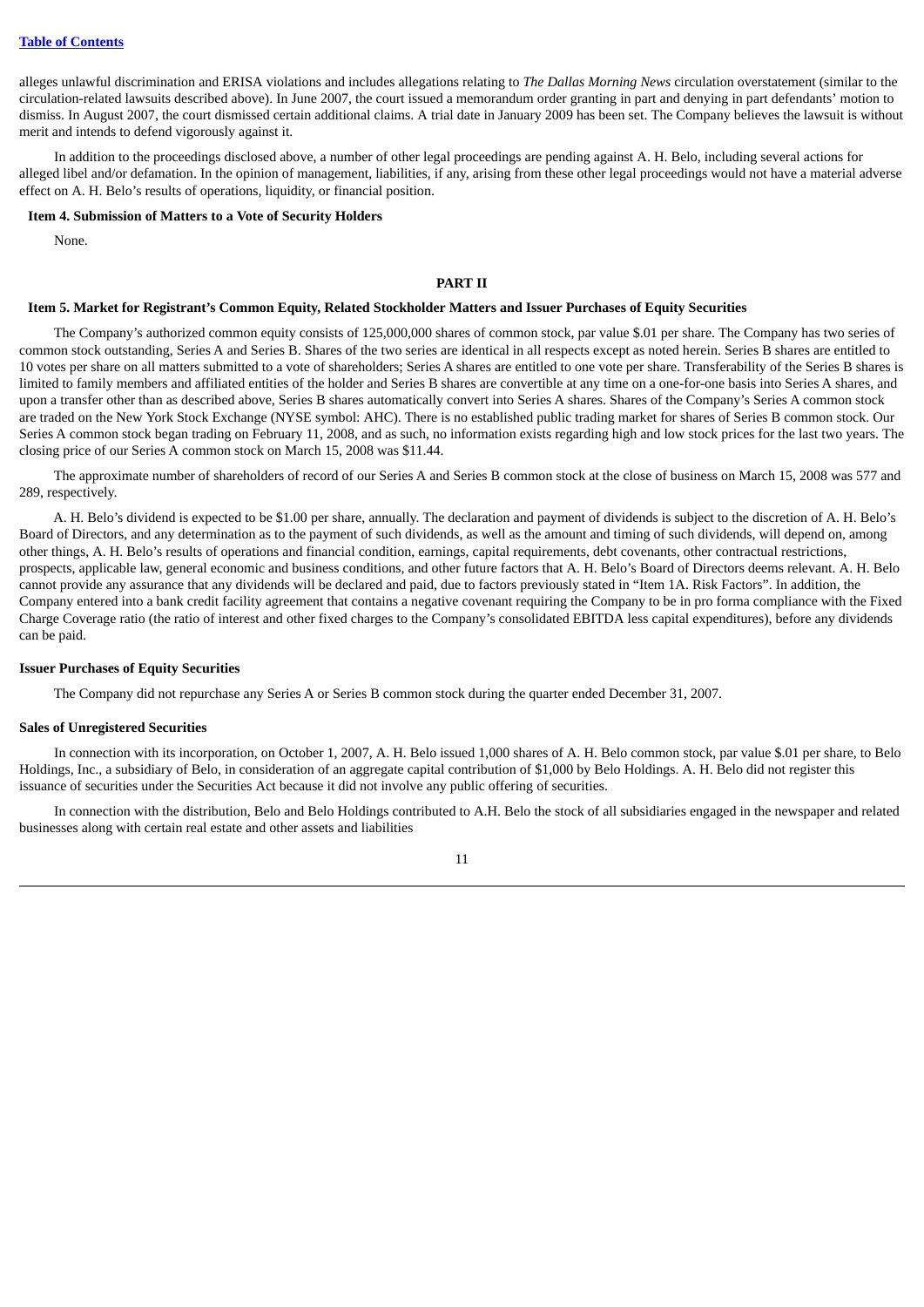alleges unlawful discrimination and ERISA violations and includes allegations relating to *The Dallas Morning News* circulation overstatement (similar to the circulation-related lawsuits described above). In June 2007, the court issued a memorandum order granting in part and denying in part defendants' motion to dismiss. In August 2007, the court dismissed certain additional claims. A trial date in January 2009 has been set. The Company believes the lawsuit is without merit and intends to defend vigorously against it.

In addition to the proceedings disclosed above, a number of other legal proceedings are pending against A. H. Belo, including several actions for alleged libel and/or defamation. In the opinion of management, liabilities, if any, arising from these other legal proceedings would not have a material adverse effect on A. H. Belo's results of operations, liquidity, or financial position.

**Item 4. Submission of Matters to a Vote of Security Holders**

None.

# PART II

**Item 5. Market for Registrant's Common Equity, Related Stockholder Matters and Issuer Purchases of Equity Securities**

The Company's authorized common equity consists of 125,000,000 shares of common stock, par value $.01 per share. The Company has two series of common stock outstanding, Series A and Series B. Shares of the two series are identical in all respects except as noted herein. Series B shares are entitled to 10 votes per share on all matters submitted to a vote of shareholders; Series A shares are entitled to one vote per share. Transferability of the Series B shares is limited to family members and affiliated entities of the holder and Series B shares are convertible at any time on a one-for-one basis into Series A shares, and upon a transfer other than as described above, Series B shares automatically convert into Series A shares. Shares of the Company's Series A common stock are traded on the New York Stock Exchange (NYSE symbol: AHC). There is no established public trading market for shares of Series B common stock. Our Series A common stock began trading on February 11, 2008, and as such, no information exists regarding high and low stock prices for the last two years. The closing price of our Series A common stock on March 15, 2008 was $11.44.

The approximate number of shareholders of record of our Series A and Series B common stock at the close of business on March 15, 2008 was 577 and 289, respectively.

A. H. Belo's dividend is expected to be $1.00 per share, annually. The declaration and payment of dividends is subject to the discretion of A. H. Belo's Board of Directors, and any determination as to the payment of such dividends, as well as the amount and timing of such dividends, will depend on, among other things, A. H. Belo's results of operations and financial condition, earnings, capital requirements, debt covenants, other contractual restrictions, prospects, applicable law, general economic and business conditions, and other future factors that A. H. Belo's Board of Directors deems relevant. A. H. Belo cannot provide any assurance that any dividends will be declared and paid, due to factors previously stated in "Item 1A. Risk Factors". In addition, the Company entered into a bank credit facility agreement that contains a negative covenant requiring the Company to be in pro forma compliance with the Fixed Charge Coverage ratio (the ratio of interest and other fixed charges to the Company's consolidated EBITDA less capital expenditures), before any dividends can be paid.

**Issuer Purchases of Equity Securities**

The Company did not repurchase any Series A or Series B common stock during the quarter ended December 31, 2007.

**Sales of Unregistered Securities**

In connection with its incorporation, on October 1, 2007, A. H. Belo issued 1,000 shares of A. H. Belo common stock, par value $.01 per share, to Belo Holdings, Inc., a subsidiary of Belo, in consideration of an aggregate capital contribution of $1,000 by Belo Holdings. A. H. Belo did not register this issuance of securities under the Securities Act because it did not involve any public offering of securities.

In connection with the distribution, Belo and Belo Holdings contributed to A.H. Belo the stock of all subsidiaries engaged in the newspaper and related businesses along with certain real estate and other assets and liabilities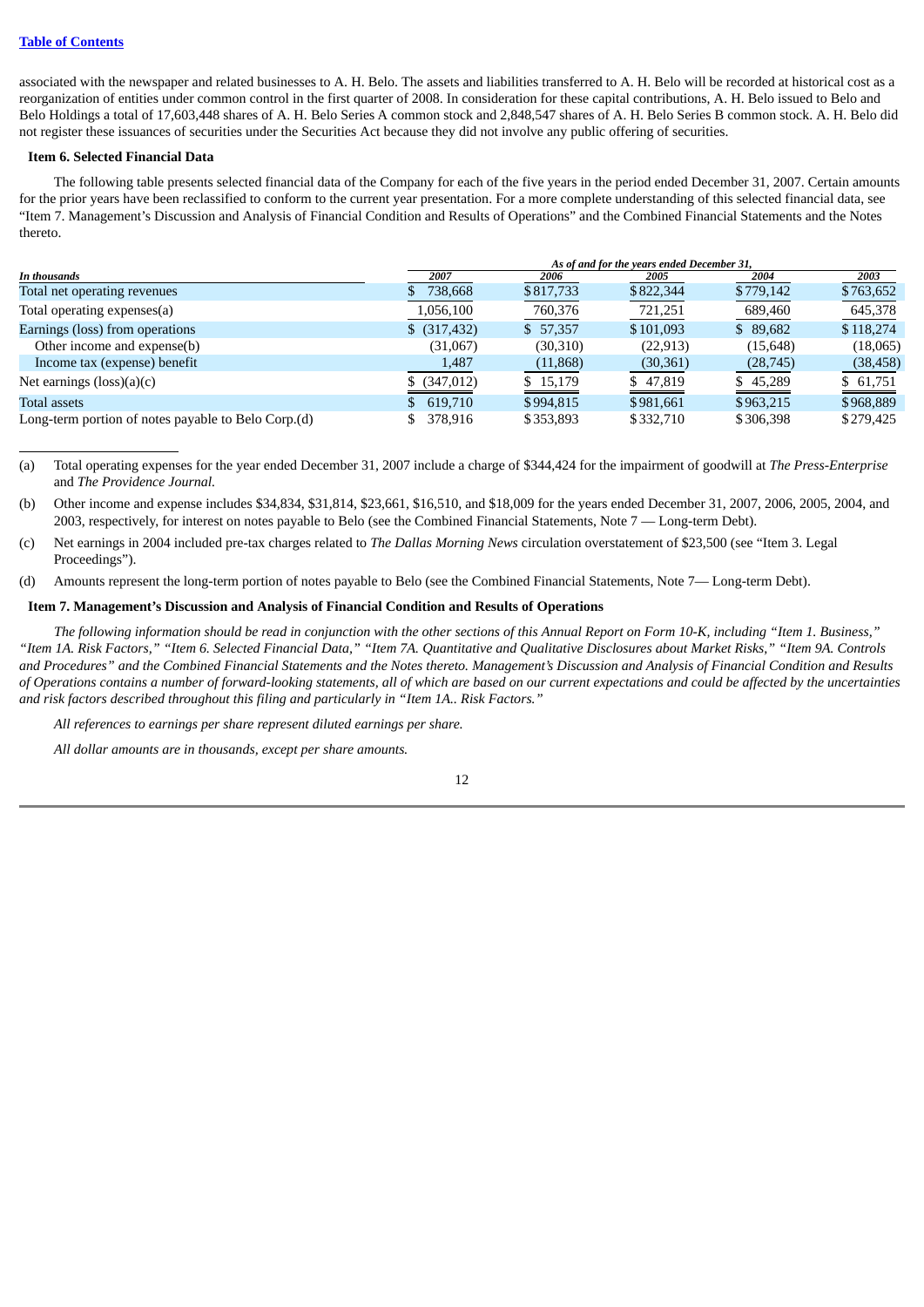associated with the newspaper and related businesses to A. H. Belo. The assets and liabilities transferred to A. H. Belo will be recorded at historical cost as a reorganization of entities under common control in the first quarter of 2008. In consideration for these capital contributions, A. H. Belo issued to Belo and Belo Holdings a total of 17,603,448 shares of A. H. Belo Series A common stock and 2,848,547 shares of A. H. Belo Series B common stock. A. H. Belo did not register these issuances of securities under the Securities Act because they did not involve any public offering of securities.

**Item 6. Selected Financial Data**

The following table presents selected financial data of the Company for each of the five years in the period ended December 31, 2007. Certain amounts for the prior years have been reclassified to conform to the current year presentation. For a more complete understanding of this selected financial data, see "Item 7. Management's Discussion and Analysis of Financial Condition and Results of Operations" and the Combined Financial Statements and the Notes thereto.

| *In thousands* | *As of and for the years ended December 31,* | | | | |
|---|---|---|---|---|---|
| | *2007* | *2006* | *2005* | *2004* | *2003* |
| Total net operating revenues | $ 738,668 | $817,733 | $822,344 | $779,142 | $763,652 |
| Total operating expenses(a) | 1,056,100 | 760,376 | 721,251 | 689,460 | 645,378 |
| Earnings (loss) from operations | $ (317,432) | $ 57,357 | $101,093 | $ 89,682 | $118,274 |
| Other income and expense(b) | (31,067) | (30,310) | (22,913) | (15,648) | (18,065) |
| Income tax (expense) benefit | 1,487 | (11,868) | (30,361) | (28,745) | (38,458) |
| Net earnings (loss)(a)(c) | $ (347,012) | $ 15,179 | $ 47,819 | $ 45,289 | $ 61,751 |
| Total assets | $ 619,710 | $994,815 | $981,661 | $963,215 | $968,889 |
| Long-term portion of notes payable to Belo Corp.(d) | $ 378,916 | $353,893 | $332,710 | $306,398 | $279,425 |

(a) Total operating expenses for the year ended December 31, 2007 include a charge of $344,424 for the impairment of goodwill at *The Press-Enterprise* and *The Providence Journal.*

(b) Other income and expense includes $34,834, $31,814, $23,661, $16,510, and $18,009 for the years ended December 31, 2007, 2006, 2005, 2004, and 2003, respectively, for interest on notes payable to Belo (see the Combined Financial Statements, Note 7 — Long-term Debt).

(c) Net earnings in 2004 included pre-tax charges related to *The Dallas Morning News* circulation overstatement of $23,500 (see "Item 3. Legal Proceedings").

(d) Amounts represent the long-term portion of notes payable to Belo (see the Combined Financial Statements, Note 7— Long-term Debt).

**Item 7. Management's Discussion and Analysis of Financial Condition and Results of Operations**

*The following information should be read in conjunction with the other sections of this Annual Report on Form 10-K, including "Item 1. Business," "Item 1A. Risk Factors," "Item 6. Selected Financial Data," "Item 7A. Quantitative and Qualitative Disclosures about Market Risks," "Item 9A. Controls and Procedures" and the Combined Financial Statements and the Notes thereto. Management's Discussion and Analysis of Financial Condition and Results of Operations contains a number of forward-looking statements, all of which are based on our current expectations and could be affected by the uncertainties and risk factors described throughout this filing and particularly in "Item 1A.. Risk Factors."*

*All references to earnings per share represent diluted earnings per share.*

*All dollar amounts are in thousands, except per share amounts.*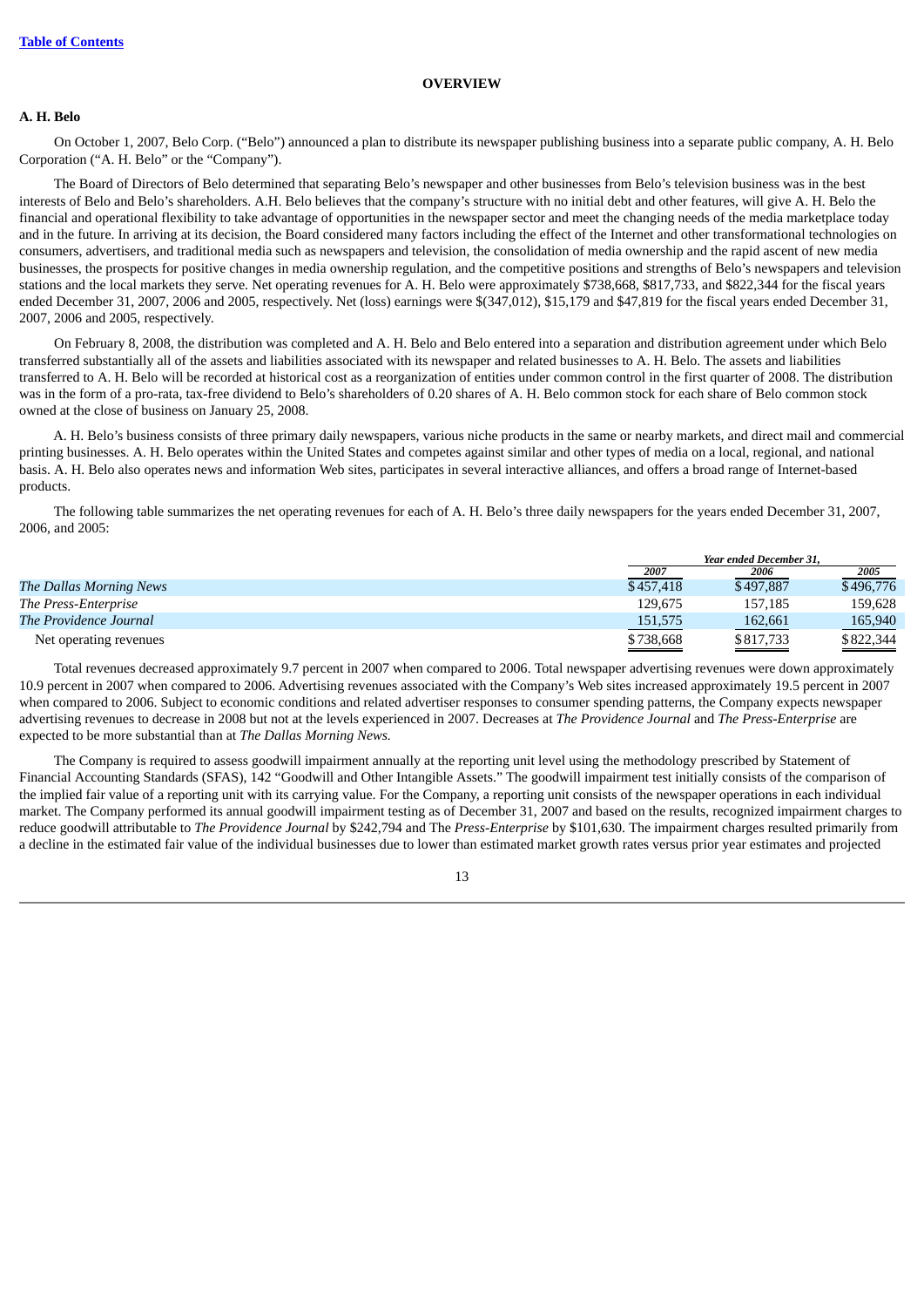[Table of Contents](#)

## OVERVIEW

### A. H. Belo

On October 1, 2007, Belo Corp. ("Belo") announced a plan to distribute its newspaper publishing business into a separate public company, A. H. Belo Corporation ("A. H. Belo" or the "Company").

The Board of Directors of Belo determined that separating Belo's newspaper and other businesses from Belo's television business was in the best interests of Belo and Belo's shareholders. A.H. Belo believes that the company's structure with no initial debt and other features, will give A. H. Belo the financial and operational flexibility to take advantage of opportunities in the newspaper sector and meet the changing needs of the media marketplace today and in the future. In arriving at its decision, the Board considered many factors including the effect of the Internet and other transformational technologies on consumers, advertisers, and traditional media such as newspapers and television, the consolidation of media ownership and the rapid ascent of new media businesses, the prospects for positive changes in media ownership regulation, and the competitive positions and strengths of Belo's newspapers and television stations and the local markets they serve. Net operating revenues for A. H. Belo were approximately $738,668, $817,733, and $822,344 for the fiscal years ended December 31, 2007, 2006 and 2005, respectively. Net (loss) earnings were $(347,012), $15,179 and $47,819 for the fiscal years ended December 31, 2007, 2006 and 2005, respectively.

On February 8, 2008, the distribution was completed and A. H. Belo and Belo entered into a separation and distribution agreement under which Belo transferred substantially all of the assets and liabilities associated with its newspaper and related businesses to A. H. Belo. The assets and liabilities transferred to A. H. Belo will be recorded at historical cost as a reorganization of entities under common control in the first quarter of 2008. The distribution was in the form of a pro-rata, tax-free dividend to Belo's shareholders of 0.20 shares of A. H. Belo common stock for each share of Belo common stock owned at the close of business on January 25, 2008.

A. H. Belo's business consists of three primary daily newspapers, various niche products in the same or nearby markets, and direct mail and commercial printing businesses. A. H. Belo operates within the United States and competes against similar and other types of media on a local, regional, and national basis. A. H. Belo also operates news and information Web sites, participates in several interactive alliances, and offers a broad range of Internet-based products.

The following table summarizes the net operating revenues for each of A. H. Belo's three daily newspapers for the years ended December 31, 2007, 2006, and 2005:

| | *Year ended December 31,* | | |
|---|---|---|---|
| | *2007* | *2006* | *2005* |
| *The Dallas Morning News* | $457,418 | $497,887 | $496,776 |
| *The Press-Enterprise* | 129,675 | 157,185 | 159,628 |
| *The Providence Journal* | 151,575 | 162,661 | 165,940 |
| Net operating revenues | $738,668 | $817,733 | $822,344 |

Total revenues decreased approximately 9.7 percent in 2007 when compared to 2006. Total newspaper advertising revenues were down approximately 10.9 percent in 2007 when compared to 2006. Advertising revenues associated with the Company's Web sites increased approximately 19.5 percent in 2007 when compared to 2006. Subject to economic conditions and related advertiser responses to consumer spending patterns, the Company expects newspaper advertising revenues to decrease in 2008 but not at the levels experienced in 2007. Decreases at *The Providence Journal* and *The Press-Enterprise* are expected to be more substantial than at *The Dallas Morning News.*

The Company is required to assess goodwill impairment annually at the reporting unit level using the methodology prescribed by Statement of Financial Accounting Standards (SFAS), 142 "Goodwill and Other Intangible Assets." The goodwill impairment test initially consists of the comparison of the implied fair value of a reporting unit with its carrying value. For the Company, a reporting unit consists of the newspaper operations in each individual market. The Company performed its annual goodwill impairment testing as of December 31, 2007 and based on the results, recognized impairment charges to reduce goodwill attributable to *The Providence Journal* by $242,794 and The *Press-Enterprise* by $101,630. The impairment charges resulted primarily from a decline in the estimated fair value of the individual businesses due to lower than estimated market growth rates versus prior year estimates and projected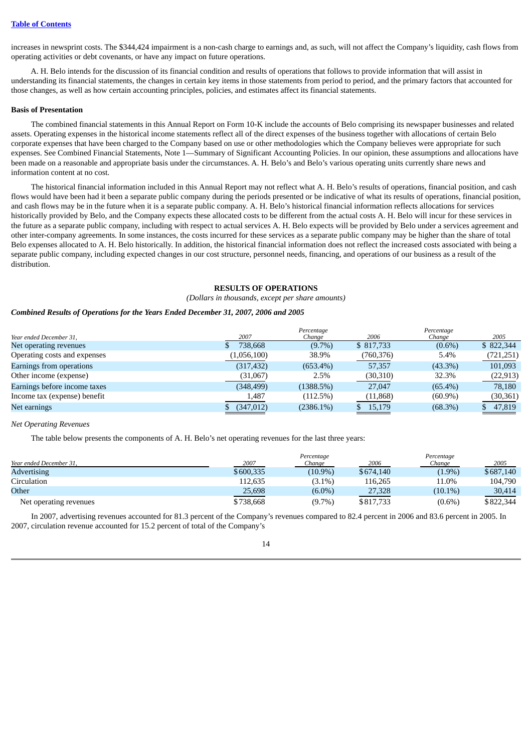increases in newsprint costs. The $344,424 impairment is a non-cash charge to earnings and, as such, will not affect the Company's liquidity, cash flows from operating activities or debt covenants, or have any impact on future operations.

A. H. Belo intends for the discussion of its financial condition and results of operations that follows to provide information that will assist in understanding its financial statements, the changes in certain key items in those statements from period to period, and the primary factors that accounted for those changes, as well as how certain accounting principles, policies, and estimates affect its financial statements.

**Basis of Presentation**

The combined financial statements in this Annual Report on Form 10-K include the accounts of Belo comprising its newspaper businesses and related assets. Operating expenses in the historical income statements reflect all of the direct expenses of the business together with allocations of certain Belo corporate expenses that have been charged to the Company based on use or other methodologies which the Company believes were appropriate for such expenses. See Combined Financial Statements, Note 1—Summary of Significant Accounting Policies. In our opinion, these assumptions and allocations have been made on a reasonable and appropriate basis under the circumstances. A. H. Belo's and Belo's various operating units currently share news and information content at no cost.

The historical financial information included in this Annual Report may not reflect what A. H. Belo's results of operations, financial position, and cash flows would have been had it been a separate public company during the periods presented or be indicative of what its results of operations, financial position, and cash flows may be in the future when it is a separate public company. A. H. Belo's historical financial information reflects allocations for services historically provided by Belo, and the Company expects these allocated costs to be different from the actual costs A. H. Belo will incur for these services in the future as a separate public company, including with respect to actual services A. H. Belo expects will be provided by Belo under a services agreement and other inter-company agreements. In some instances, the costs incurred for these services as a separate public company may be higher than the share of total Belo expenses allocated to A. H. Belo historically. In addition, the historical financial information does not reflect the increased costs associated with being a separate public company, including expected changes in our cost structure, personnel needs, financing, and operations of our business as a result of the distribution.

## RESULTS OF OPERATIONS

*(Dollars in thousands, except per share amounts)*

***Combined Results of Operations for the Years Ended December 31, 2007, 2006 and 2005***

| *Year ended December 31,* | *2007* | *Percentage Change* | *2006* | *Percentage Change* | *2005* |
|---|---|---|---|---|---|
| Net operating revenues | $ 738,668 | (9.7%) | $ 817,733 | (0.6%) | $ 822,344 |
| Operating costs and expenses | (1,056,100) | 38.9% | (760,376) | 5.4% | (721,251) |
| Earnings from operations | (317,432) | (653.4%) | 57,357 | (43.3%) | 101,093 |
| Other income (expense) | (31,067) | 2.5% | (30,310) | 32.3% | (22,913) |
| Earnings before income taxes | (348,499) | (1388.5%) | 27,047 | (65.4%) | 78,180 |
| Income tax (expense) benefit | 1,487 | (112.5%) | (11,868) | (60.9%) | (30,361) |
| Net earnings | $ (347,012) | (2386.1%) | $ 15,179 | (68.3%) | $ 47,819 |

*Net Operating Revenues*

The table below presents the components of A. H. Belo's net operating revenues for the last three years:

| *Year ended December 31,* | *2007* | *Percentage Change* | *2006* | *Percentage Change* | *2005* |
|---|---|---|---|---|---|
| Advertising | $600,335 | (10.9%) | $674,140 | (1.9%) | $687,140 |
| Circulation | 112,635 | (3.1%) | 116,265 | 11.0% | 104,790 |
| Other | 25,698 | (6.0%) | 27,328 | (10.1%) | 30,414 |
| Net operating revenues | $738,668 | (9.7%) | $817,733 | (0.6%) | $822,344 |

In 2007, advertising revenues accounted for 81.3 percent of the Company's revenues compared to 82.4 percent in 2006 and 83.6 percent in 2005. In 2007, circulation revenue accounted for 15.2 percent of total of the Company's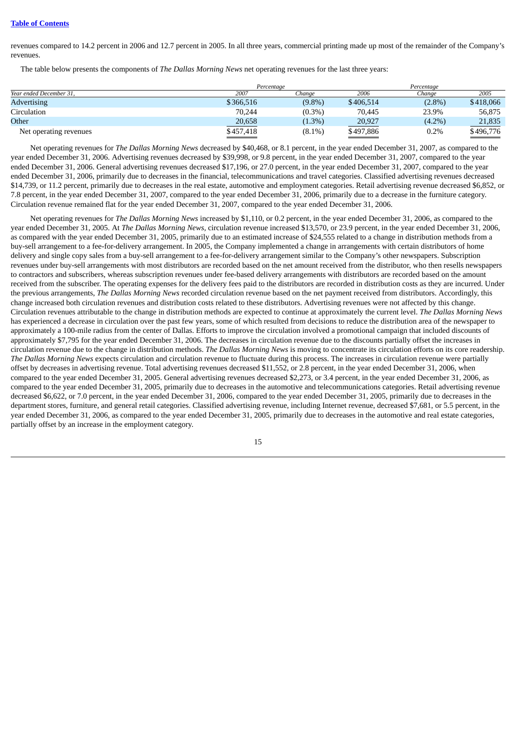revenues compared to 14.2 percent in 2006 and 12.7 percent in 2005. In all three years, commercial printing made up most of the remainder of the Company's revenues.

The table below presents the components of *The Dallas Morning News* net operating revenues for the last three years:

| *Year ended December 31,* | *2007* | *Percentage Change* | *2006* | *Percentage Change* | *2005* |
|---|---|---|---|---|---|
| Advertising | $366,516 | (9.8%) | $406,514 | (2.8%) | $418,066 |
| Circulation | 70,244 | (0.3%) | 70,445 | 23.9% | 56,875 |
| Other | 20,658 | (1.3%) | 20,927 | (4.2%) | 21,835 |
| Net operating revenues | $457,418 | (8.1%) | $497,886 | 0.2% | $496,776 |

Net operating revenues for *The Dallas Morning News* decreased by $40,468, or 8.1 percent, in the year ended December 31, 2007, as compared to the year ended December 31, 2006. Advertising revenues decreased by $39,998, or 9.8 percent, in the year ended December 31, 2007, compared to the year ended December 31, 2006. General advertising revenues decreased $17,196, or 27.0 percent, in the year ended December 31, 2007, compared to the year ended December 31, 2006, primarily due to decreases in the financial, telecommunications and travel categories. Classified advertising revenues decreased $14,739, or 11.2 percent, primarily due to decreases in the real estate, automotive and employment categories. Retail advertising revenue decreased $6,852, or 7.8 percent, in the year ended December 31, 2007, compared to the year ended December 31, 2006, primarily due to a decrease in the furniture category. Circulation revenue remained flat for the year ended December 31, 2007, compared to the year ended December 31, 2006.

Net operating revenues for *The Dallas Morning News* increased by $1,110, or 0.2 percent, in the year ended December 31, 2006, as compared to the year ended December 31, 2005. At *The Dallas Morning News*, circulation revenue increased $13,570, or 23.9 percent, in the year ended December 31, 2006, as compared with the year ended December 31, 2005, primarily due to an estimated increase of $24,555 related to a change in distribution methods from a buy-sell arrangement to a fee-for-delivery arrangement. In 2005, the Company implemented a change in arrangements with certain distributors of home delivery and single copy sales from a buy-sell arrangement to a fee-for-delivery arrangement similar to the Company's other newspapers. Subscription revenues under buy-sell arrangements with most distributors are recorded based on the net amount received from the distributor, who then resells newspapers to contractors and subscribers, whereas subscription revenues under fee-based delivery arrangements with distributors are recorded based on the amount received from the subscriber. The operating expenses for the delivery fees paid to the distributors are recorded in distribution costs as they are incurred. Under the previous arrangements, *The Dallas Morning News* recorded circulation revenue based on the net payment received from distributors. Accordingly, this change increased both circulation revenues and distribution costs related to these distributors. Advertising revenues were not affected by this change. Circulation revenues attributable to the change in distribution methods are expected to continue at approximately the current level. *The Dallas Morning News* has experienced a decrease in circulation over the past few years, some of which resulted from decisions to reduce the distribution area of the newspaper to approximately a 100-mile radius from the center of Dallas. Efforts to improve the circulation involved a promotional campaign that included discounts of approximately $7,795 for the year ended December 31, 2006. The decreases in circulation revenue due to the discounts partially offset the increases in circulation revenue due to the change in distribution methods. *The Dallas Morning News* is moving to concentrate its circulation efforts on its core readership. *The Dallas Morning News* expects circulation and circulation revenue to fluctuate during this process. The increases in circulation revenue were partially offset by decreases in advertising revenue. Total advertising revenues decreased $11,552, or 2.8 percent, in the year ended December 31, 2006, when compared to the year ended December 31, 2005. General advertising revenues decreased $2,273, or 3.4 percent, in the year ended December 31, 2006, as compared to the year ended December 31, 2005, primarily due to decreases in the automotive and telecommunications categories. Retail advertising revenue decreased $6,622, or 7.0 percent, in the year ended December 31, 2006, compared to the year ended December 31, 2005, primarily due to decreases in the department stores, furniture, and general retail categories. Classified advertising revenue, including Internet revenue, decreased $7,681, or 5.5 percent, in the year ended December 31, 2006, as compared to the year ended December 31, 2005, primarily due to decreases in the automotive and real estate categories, partially offset by an increase in the employment category.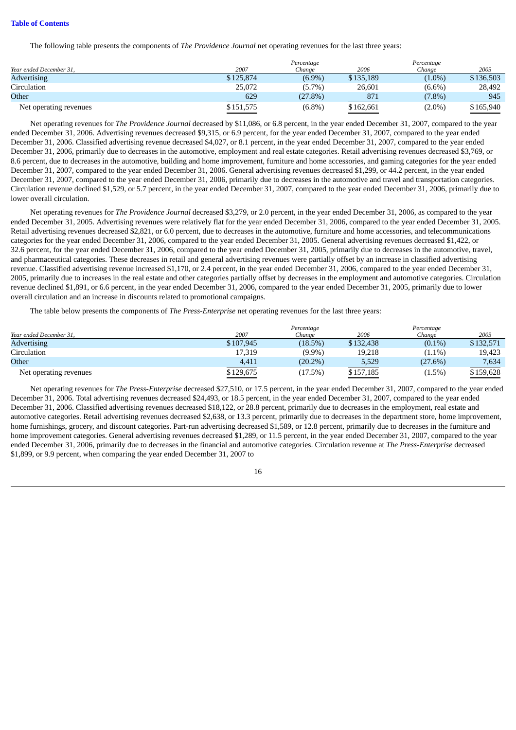The following table presents the components of *The Providence Journal* net operating revenues for the last three years:

| Year ended December 31, | 2007 | Percentage Change | 2006 | Percentage Change | 2005 |
|---|---|---|---|---|---|
| Advertising | $125,874 | (6.9%) | $135,189 | (1.0%) | $136,503 |
| Circulation | 25,072 | (5.7%) | 26,601 | (6.6%) | 28,492 |
| Other | 629 | (27.8%) | 871 | (7.8%) | 945 |
| Net operating revenues | $151,575 | (6.8%) | $162,661 | (2.0%) | $165,940 |

Net operating revenues for *The Providence Journal* decreased by $11,086, or 6.8 percent, in the year ended December 31, 2007, compared to the year ended December 31, 2006. Advertising revenues decreased $9,315, or 6.9 percent, for the year ended December 31, 2007, compared to the year ended December 31, 2006. Classified advertising revenue decreased $4,027, or 8.1 percent, in the year ended December 31, 2007, compared to the year ended December 31, 2006, primarily due to decreases in the automotive, employment and real estate categories. Retail advertising revenues decreased $3,769, or 8.6 percent, due to decreases in the automotive, building and home improvement, furniture and home accessories, and gaming categories for the year ended December 31, 2007, compared to the year ended December 31, 2006. General advertising revenues decreased $1,299, or 44.2 percent, in the year ended December 31, 2007, compared to the year ended December 31, 2006, primarily due to decreases in the automotive and travel and transportation categories. Circulation revenue declined $1,529, or 5.7 percent, in the year ended December 31, 2007, compared to the year ended December 31, 2006, primarily due to lower overall circulation.

Net operating revenues for *The Providence Journal* decreased $3,279, or 2.0 percent, in the year ended December 31, 2006, as compared to the year ended December 31, 2005. Advertising revenues were relatively flat for the year ended December 31, 2006, compared to the year ended December 31, 2005. Retail advertising revenues decreased $2,821, or 6.0 percent, due to decreases in the automotive, furniture and home accessories, and telecommunications categories for the year ended December 31, 2006, compared to the year ended December 31, 2005. General advertising revenues decreased $1,422, or 32.6 percent, for the year ended December 31, 2006, compared to the year ended December 31, 2005, primarily due to decreases in the automotive, travel, and pharmaceutical categories. These decreases in retail and general advertising revenues were partially offset by an increase in classified advertising revenue. Classified advertising revenue increased $1,170, or 2.4 percent, in the year ended December 31, 2006, compared to the year ended December 31, 2005, primarily due to increases in the real estate and other categories partially offset by decreases in the employment and automotive categories. Circulation revenue declined $1,891, or 6.6 percent, in the year ended December 31, 2006, compared to the year ended December 31, 2005, primarily due to lower overall circulation and an increase in discounts related to promotional campaigns.

The table below presents the components of *The Press-Enterprise* net operating revenues for the last three years:

| Year ended December 31, | 2007 | Percentage Change | 2006 | Percentage Change | 2005 |
|---|---|---|---|---|---|
| Advertising | $107,945 | (18.5%) | $132,438 | (0.1%) | $132,571 |
| Circulation | 17,319 | (9.9%) | 19,218 | (1.1%) | 19,423 |
| Other | 4,411 | (20.2%) | 5,529 | (27.6%) | 7,634 |
| Net operating revenues | $129,675 | (17.5%) | $157,185 | (1.5%) | $159,628 |

Net operating revenues for *The Press-Enterprise* decreased $27,510, or 17.5 percent, in the year ended December 31, 2007, compared to the year ended December 31, 2006. Total advertising revenues decreased $24,493, or 18.5 percent, in the year ended December 31, 2007, compared to the year ended December 31, 2006. Classified advertising revenues decreased $18,122, or 28.8 percent, primarily due to decreases in the employment, real estate and automotive categories. Retail advertising revenues decreased $2,638, or 13.3 percent, primarily due to decreases in the department store, home improvement, home furnishings, grocery, and discount categories. Part-run advertising decreased $1,589, or 12.8 percent, primarily due to decreases in the furniture and home improvement categories. General advertising revenues decreased $1,289, or 11.5 percent, in the year ended December 31, 2007, compared to the year ended December 31, 2006, primarily due to decreases in the financial and automotive categories. Circulation revenue at *The Press-Enterprise* decreased $1,899, or 9.9 percent, when comparing the year ended December 31, 2007 to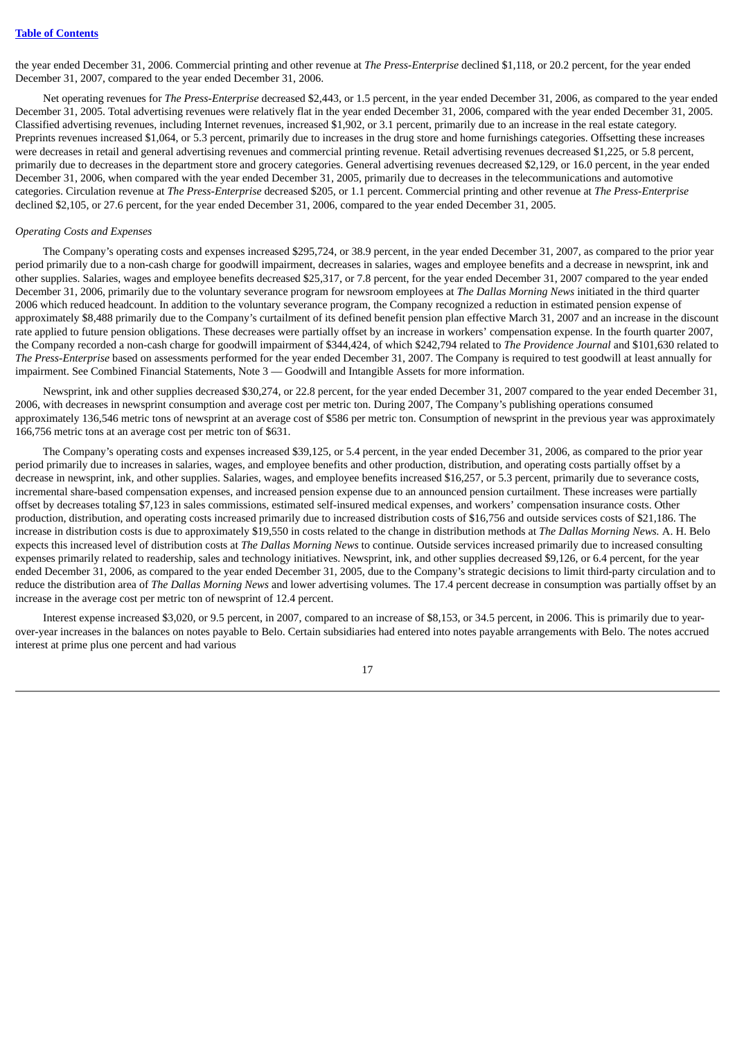the year ended December 31, 2006. Commercial printing and other revenue at *The Press-Enterprise* declined $1,118, or 20.2 percent, for the year ended December 31, 2007, compared to the year ended December 31, 2006.

Net operating revenues for *The Press-Enterprise* decreased $2,443, or 1.5 percent, in the year ended December 31, 2006, as compared to the year ended December 31, 2005. Total advertising revenues were relatively flat in the year ended December 31, 2006, compared with the year ended December 31, 2005. Classified advertising revenues, including Internet revenues, increased $1,902, or 3.1 percent, primarily due to an increase in the real estate category. Preprints revenues increased $1,064, or 5.3 percent, primarily due to increases in the drug store and home furnishings categories. Offsetting these increases were decreases in retail and general advertising revenues and commercial printing revenue. Retail advertising revenues decreased $1,225, or 5.8 percent, primarily due to decreases in the department store and grocery categories. General advertising revenues decreased $2,129, or 16.0 percent, in the year ended December 31, 2006, when compared with the year ended December 31, 2005, primarily due to decreases in the telecommunications and automotive categories. Circulation revenue at *The Press-Enterprise* decreased $205, or 1.1 percent. Commercial printing and other revenue at *The Press-Enterprise* declined $2,105, or 27.6 percent, for the year ended December 31, 2006, compared to the year ended December 31, 2005.

*Operating Costs and Expenses*

The Company's operating costs and expenses increased $295,724, or 38.9 percent, in the year ended December 31, 2007, as compared to the prior year period primarily due to a non-cash charge for goodwill impairment, decreases in salaries, wages and employee benefits and a decrease in newsprint, ink and other supplies. Salaries, wages and employee benefits decreased $25,317, or 7.8 percent, for the year ended December 31, 2007 compared to the year ended December 31, 2006, primarily due to the voluntary severance program for newsroom employees at *The Dallas Morning News* initiated in the third quarter 2006 which reduced headcount. In addition to the voluntary severance program, the Company recognized a reduction in estimated pension expense of approximately $8,488 primarily due to the Company's curtailment of its defined benefit pension plan effective March 31, 2007 and an increase in the discount rate applied to future pension obligations. These decreases were partially offset by an increase in workers' compensation expense. In the fourth quarter 2007, the Company recorded a non-cash charge for goodwill impairment of $344,424, of which $242,794 related to *The Providence Journal* and $101,630 related to *The Press-Enterprise* based on assessments performed for the year ended December 31, 2007. The Company is required to test goodwill at least annually for impairment. See Combined Financial Statements, Note 3 — Goodwill and Intangible Assets for more information.

Newsprint, ink and other supplies decreased $30,274, or 22.8 percent, for the year ended December 31, 2007 compared to the year ended December 31, 2006, with decreases in newsprint consumption and average cost per metric ton. During 2007, The Company's publishing operations consumed approximately 136,546 metric tons of newsprint at an average cost of $586 per metric ton. Consumption of newsprint in the previous year was approximately 166,756 metric tons at an average cost per metric ton of $631.

The Company's operating costs and expenses increased $39,125, or 5.4 percent, in the year ended December 31, 2006, as compared to the prior year period primarily due to increases in salaries, wages, and employee benefits and other production, distribution, and operating costs partially offset by a decrease in newsprint, ink, and other supplies. Salaries, wages, and employee benefits increased $16,257, or 5.3 percent, primarily due to severance costs, incremental share-based compensation expenses, and increased pension expense due to an announced pension curtailment. These increases were partially offset by decreases totaling $7,123 in sales commissions, estimated self-insured medical expenses, and workers' compensation insurance costs. Other production, distribution, and operating costs increased primarily due to increased distribution costs of $16,756 and outside services costs of $21,186. The increase in distribution costs is due to approximately $19,550 in costs related to the change in distribution methods at *The Dallas Morning News.* A. H. Belo expects this increased level of distribution costs at *The Dallas Morning News* to continue. Outside services increased primarily due to increased consulting expenses primarily related to readership, sales and technology initiatives. Newsprint, ink, and other supplies decreased $9,126, or 6.4 percent, for the year ended December 31, 2006, as compared to the year ended December 31, 2005, due to the Company's strategic decisions to limit third-party circulation and to reduce the distribution area of *The Dallas Morning News* and lower advertising volumes. The 17.4 percent decrease in consumption was partially offset by an increase in the average cost per metric ton of newsprint of 12.4 percent.

Interest expense increased $3,020, or 9.5 percent, in 2007, compared to an increase of $8,153, or 34.5 percent, in 2006. This is primarily due to year-over-year increases in the balances on notes payable to Belo. Certain subsidiaries had entered into notes payable arrangements with Belo. The notes accrued interest at prime plus one percent and had various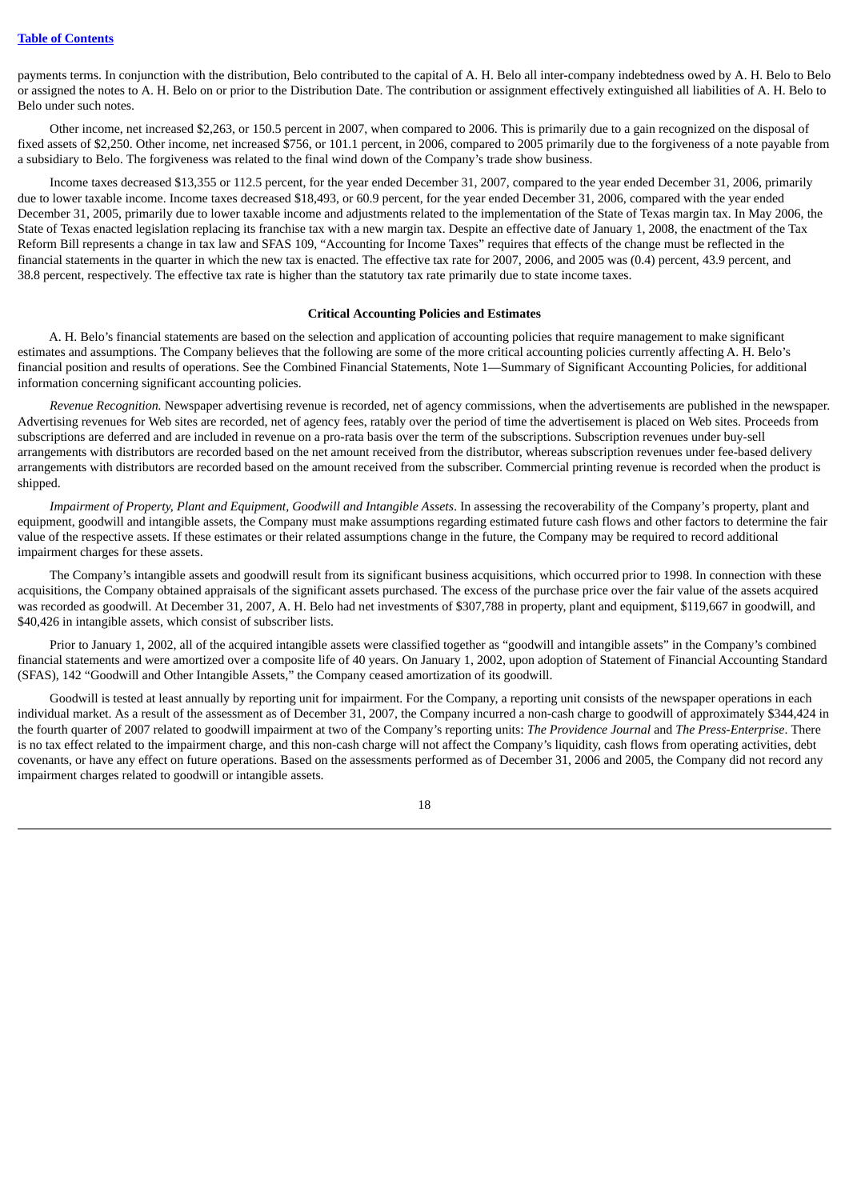payments terms. In conjunction with the distribution, Belo contributed to the capital of A. H. Belo all inter-company indebtedness owed by A. H. Belo to Belo or assigned the notes to A. H. Belo on or prior to the Distribution Date. The contribution or assignment effectively extinguished all liabilities of A. H. Belo to Belo under such notes.

Other income, net increased $2,263, or 150.5 percent in 2007, when compared to 2006. This is primarily due to a gain recognized on the disposal of fixed assets of $2,250. Other income, net increased $756, or 101.1 percent, in 2006, compared to 2005 primarily due to the forgiveness of a note payable from a subsidiary to Belo. The forgiveness was related to the final wind down of the Company's trade show business.

Income taxes decreased $13,355 or 112.5 percent, for the year ended December 31, 2007, compared to the year ended December 31, 2006, primarily due to lower taxable income. Income taxes decreased $18,493, or 60.9 percent, for the year ended December 31, 2006, compared with the year ended December 31, 2005, primarily due to lower taxable income and adjustments related to the implementation of the State of Texas margin tax. In May 2006, the State of Texas enacted legislation replacing its franchise tax with a new margin tax. Despite an effective date of January 1, 2008, the enactment of the Tax Reform Bill represents a change in tax law and SFAS 109, "Accounting for Income Taxes" requires that effects of the change must be reflected in the financial statements in the quarter in which the new tax is enacted. The effective tax rate for 2007, 2006, and 2005 was (0.4) percent, 43.9 percent, and 38.8 percent, respectively. The effective tax rate is higher than the statutory tax rate primarily due to state income taxes.

## Critical Accounting Policies and Estimates

A. H. Belo's financial statements are based on the selection and application of accounting policies that require management to make significant estimates and assumptions. The Company believes that the following are some of the more critical accounting policies currently affecting A. H. Belo's financial position and results of operations. See the Combined Financial Statements, Note 1—Summary of Significant Accounting Policies, for additional information concerning significant accounting policies.

*Revenue Recognition.* Newspaper advertising revenue is recorded, net of agency commissions, when the advertisements are published in the newspaper. Advertising revenues for Web sites are recorded, net of agency fees, ratably over the period of time the advertisement is placed on Web sites. Proceeds from subscriptions are deferred and are included in revenue on a pro-rata basis over the term of the subscriptions. Subscription revenues under buy-sell arrangements with distributors are recorded based on the net amount received from the distributor, whereas subscription revenues under fee-based delivery arrangements with distributors are recorded based on the amount received from the subscriber. Commercial printing revenue is recorded when the product is shipped.

*Impairment of Property, Plant and Equipment, Goodwill and Intangible Assets*. In assessing the recoverability of the Company's property, plant and equipment, goodwill and intangible assets, the Company must make assumptions regarding estimated future cash flows and other factors to determine the fair value of the respective assets. If these estimates or their related assumptions change in the future, the Company may be required to record additional impairment charges for these assets.

The Company's intangible assets and goodwill result from its significant business acquisitions, which occurred prior to 1998. In connection with these acquisitions, the Company obtained appraisals of the significant assets purchased. The excess of the purchase price over the fair value of the assets acquired was recorded as goodwill. At December 31, 2007, A. H. Belo had net investments of $307,788 in property, plant and equipment, $119,667 in goodwill, and $40,426 in intangible assets, which consist of subscriber lists.

Prior to January 1, 2002, all of the acquired intangible assets were classified together as "goodwill and intangible assets" in the Company's combined financial statements and were amortized over a composite life of 40 years. On January 1, 2002, upon adoption of Statement of Financial Accounting Standard (SFAS), 142 "Goodwill and Other Intangible Assets," the Company ceased amortization of its goodwill.

Goodwill is tested at least annually by reporting unit for impairment. For the Company, a reporting unit consists of the newspaper operations in each individual market. As a result of the assessment as of December 31, 2007, the Company incurred a non-cash charge to goodwill of approximately $344,424 in the fourth quarter of 2007 related to goodwill impairment at two of the Company's reporting units: *The Providence Journal* and *The Press-Enterprise*. There is no tax effect related to the impairment charge, and this non-cash charge will not affect the Company's liquidity, cash flows from operating activities, debt covenants, or have any effect on future operations. Based on the assessments performed as of December 31, 2006 and 2005, the Company did not record any impairment charges related to goodwill or intangible assets.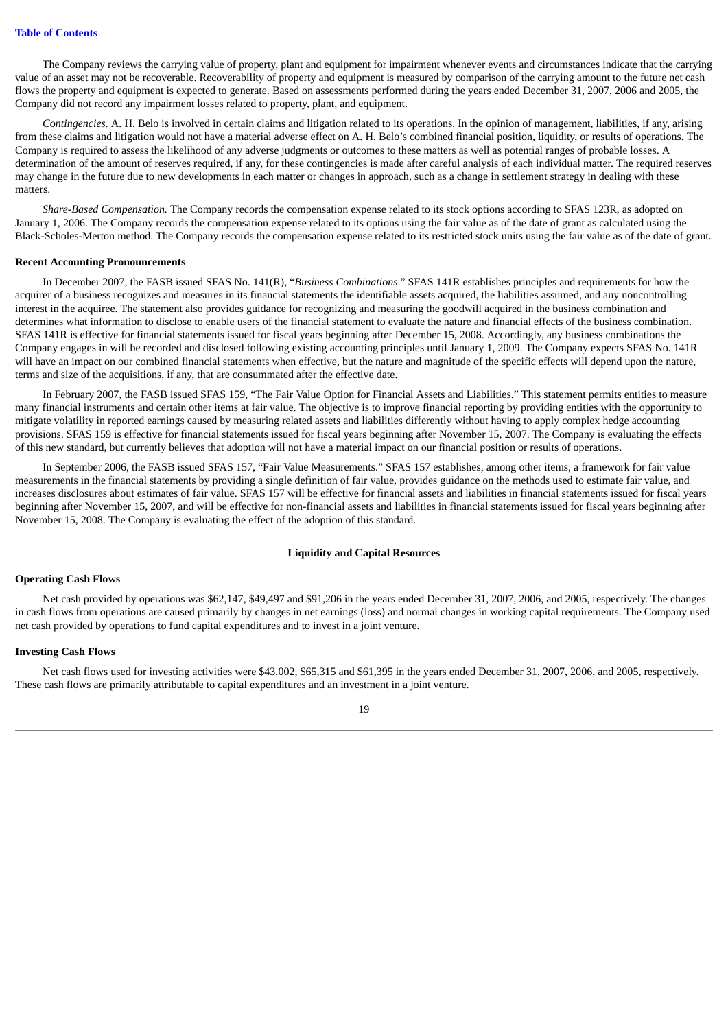The Company reviews the carrying value of property, plant and equipment for impairment whenever events and circumstances indicate that the carrying value of an asset may not be recoverable. Recoverability of property and equipment is measured by comparison of the carrying amount to the future net cash flows the property and equipment is expected to generate. Based on assessments performed during the years ended December 31, 2007, 2006 and 2005, the Company did not record any impairment losses related to property, plant, and equipment.

*Contingencies.* A. H. Belo is involved in certain claims and litigation related to its operations. In the opinion of management, liabilities, if any, arising from these claims and litigation would not have a material adverse effect on A. H. Belo's combined financial position, liquidity, or results of operations. The Company is required to assess the likelihood of any adverse judgments or outcomes to these matters as well as potential ranges of probable losses. A determination of the amount of reserves required, if any, for these contingencies is made after careful analysis of each individual matter. The required reserves may change in the future due to new developments in each matter or changes in approach, such as a change in settlement strategy in dealing with these matters.

*Share-Based Compensation.* The Company records the compensation expense related to its stock options according to SFAS 123R, as adopted on January 1, 2006. The Company records the compensation expense related to its options using the fair value as of the date of grant as calculated using the Black-Scholes-Merton method. The Company records the compensation expense related to its restricted stock units using the fair value as of the date of grant.

**Recent Accounting Pronouncements**

In December 2007, the FASB issued SFAS No. 141(R), "*Business Combinations*." SFAS 141R establishes principles and requirements for how the acquirer of a business recognizes and measures in its financial statements the identifiable assets acquired, the liabilities assumed, and any noncontrolling interest in the acquiree. The statement also provides guidance for recognizing and measuring the goodwill acquired in the business combination and determines what information to disclose to enable users of the financial statement to evaluate the nature and financial effects of the business combination. SFAS 141R is effective for financial statements issued for fiscal years beginning after December 15, 2008. Accordingly, any business combinations the Company engages in will be recorded and disclosed following existing accounting principles until January 1, 2009. The Company expects SFAS No. 141R will have an impact on our combined financial statements when effective, but the nature and magnitude of the specific effects will depend upon the nature, terms and size of the acquisitions, if any, that are consummated after the effective date.

In February 2007, the FASB issued SFAS 159, "The Fair Value Option for Financial Assets and Liabilities." This statement permits entities to measure many financial instruments and certain other items at fair value. The objective is to improve financial reporting by providing entities with the opportunity to mitigate volatility in reported earnings caused by measuring related assets and liabilities differently without having to apply complex hedge accounting provisions. SFAS 159 is effective for financial statements issued for fiscal years beginning after November 15, 2007. The Company is evaluating the effects of this new standard, but currently believes that adoption will not have a material impact on our financial position or results of operations.

In September 2006, the FASB issued SFAS 157, "Fair Value Measurements." SFAS 157 establishes, among other items, a framework for fair value measurements in the financial statements by providing a single definition of fair value, provides guidance on the methods used to estimate fair value, and increases disclosures about estimates of fair value. SFAS 157 will be effective for financial assets and liabilities in financial statements issued for fiscal years beginning after November 15, 2007, and will be effective for non-financial assets and liabilities in financial statements issued for fiscal years beginning after November 15, 2008. The Company is evaluating the effect of the adoption of this standard.

## Liquidity and Capital Resources

**Operating Cash Flows**

Net cash provided by operations was $62,147, $49,497 and $91,206 in the years ended December 31, 2007, 2006, and 2005, respectively. The changes in cash flows from operations are caused primarily by changes in net earnings (loss) and normal changes in working capital requirements. The Company used net cash provided by operations to fund capital expenditures and to invest in a joint venture.

**Investing Cash Flows**

Net cash flows used for investing activities were $43,002, $65,315 and $61,395 in the years ended December 31, 2007, 2006, and 2005, respectively. These cash flows are primarily attributable to capital expenditures and an investment in a joint venture.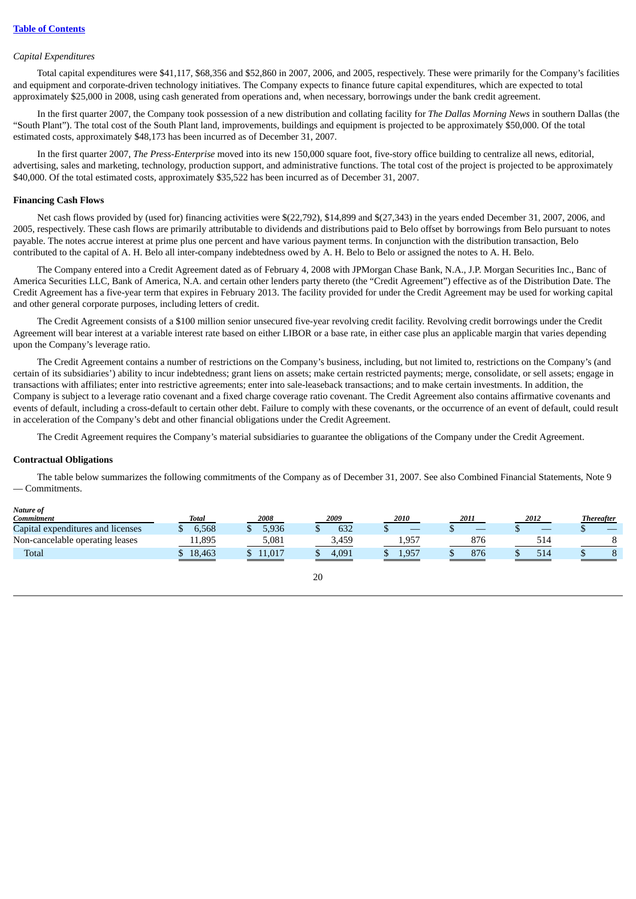*Capital Expenditures*

Total capital expenditures were $41,117, $68,356 and $52,860 in 2007, 2006, and 2005, respectively. These were primarily for the Company's facilities and equipment and corporate-driven technology initiatives. The Company expects to finance future capital expenditures, which are expected to total approximately $25,000 in 2008, using cash generated from operations and, when necessary, borrowings under the bank credit agreement.

In the first quarter 2007, the Company took possession of a new distribution and collating facility for *The Dallas Morning News* in southern Dallas (the "South Plant"). The total cost of the South Plant land, improvements, buildings and equipment is projected to be approximately $50,000. Of the total estimated costs, approximately $48,173 has been incurred as of December 31, 2007.

In the first quarter 2007, *The Press-Enterprise* moved into its new 150,000 square foot, five-story office building to centralize all news, editorial, advertising, sales and marketing, technology, production support, and administrative functions. The total cost of the project is projected to be approximately $40,000. Of the total estimated costs, approximately $35,522 has been incurred as of December 31, 2007.

**Financing Cash Flows**

Net cash flows provided by (used for) financing activities were $(22,792), $14,899 and $(27,343) in the years ended December 31, 2007, 2006, and 2005, respectively. These cash flows are primarily attributable to dividends and distributions paid to Belo offset by borrowings from Belo pursuant to notes payable. The notes accrue interest at prime plus one percent and have various payment terms. In conjunction with the distribution transaction, Belo contributed to the capital of A. H. Belo all inter-company indebtedness owed by A. H. Belo to Belo or assigned the notes to A. H. Belo.

The Company entered into a Credit Agreement dated as of February 4, 2008 with JPMorgan Chase Bank, N.A., J.P. Morgan Securities Inc., Banc of America Securities LLC, Bank of America, N.A. and certain other lenders party thereto (the "Credit Agreement") effective as of the Distribution Date. The Credit Agreement has a five-year term that expires in February 2013. The facility provided for under the Credit Agreement may be used for working capital and other general corporate purposes, including letters of credit.

The Credit Agreement consists of a $100 million senior unsecured five-year revolving credit facility. Revolving credit borrowings under the Credit Agreement will bear interest at a variable interest rate based on either LIBOR or a base rate, in either case plus an applicable margin that varies depending upon the Company's leverage ratio.

The Credit Agreement contains a number of restrictions on the Company's business, including, but not limited to, restrictions on the Company's (and certain of its subsidiaries') ability to incur indebtedness; grant liens on assets; make certain restricted payments; merge, consolidate, or sell assets; engage in transactions with affiliates; enter into restrictive agreements; enter into sale-leaseback transactions; and to make certain investments. In addition, the Company is subject to a leverage ratio covenant and a fixed charge coverage ratio covenant. The Credit Agreement also contains affirmative covenants and events of default, including a cross-default to certain other debt. Failure to comply with these covenants, or the occurrence of an event of default, could result in acceleration of the Company's debt and other financial obligations under the Credit Agreement.

The Credit Agreement requires the Company's material subsidiaries to guarantee the obligations of the Company under the Credit Agreement.

**Contractual Obligations**

The table below summarizes the following commitments of the Company as of December 31, 2007. See also Combined Financial Statements, Note 9 — Commitments.

| *Nature of Commitment* | *Total* | *2008* | *2009* | *2010* | *2011* | *2012* | *Thereafter* |
|---|---|---|---|---|---|---|---|
| Capital expenditures and licenses | $ 6,568 | $ 5,936 | $ 632 | $ — | $ — | $ — | $ — |
| Non-cancelable operating leases | 11,895 | 5,081 | 3,459 | 1,957 | 876 | 514 | 8 |
| Total | $ 18,463 | $ 11,017 | $ 4,091 | $ 1,957 | $ 876 | $ 514 | $ 8 |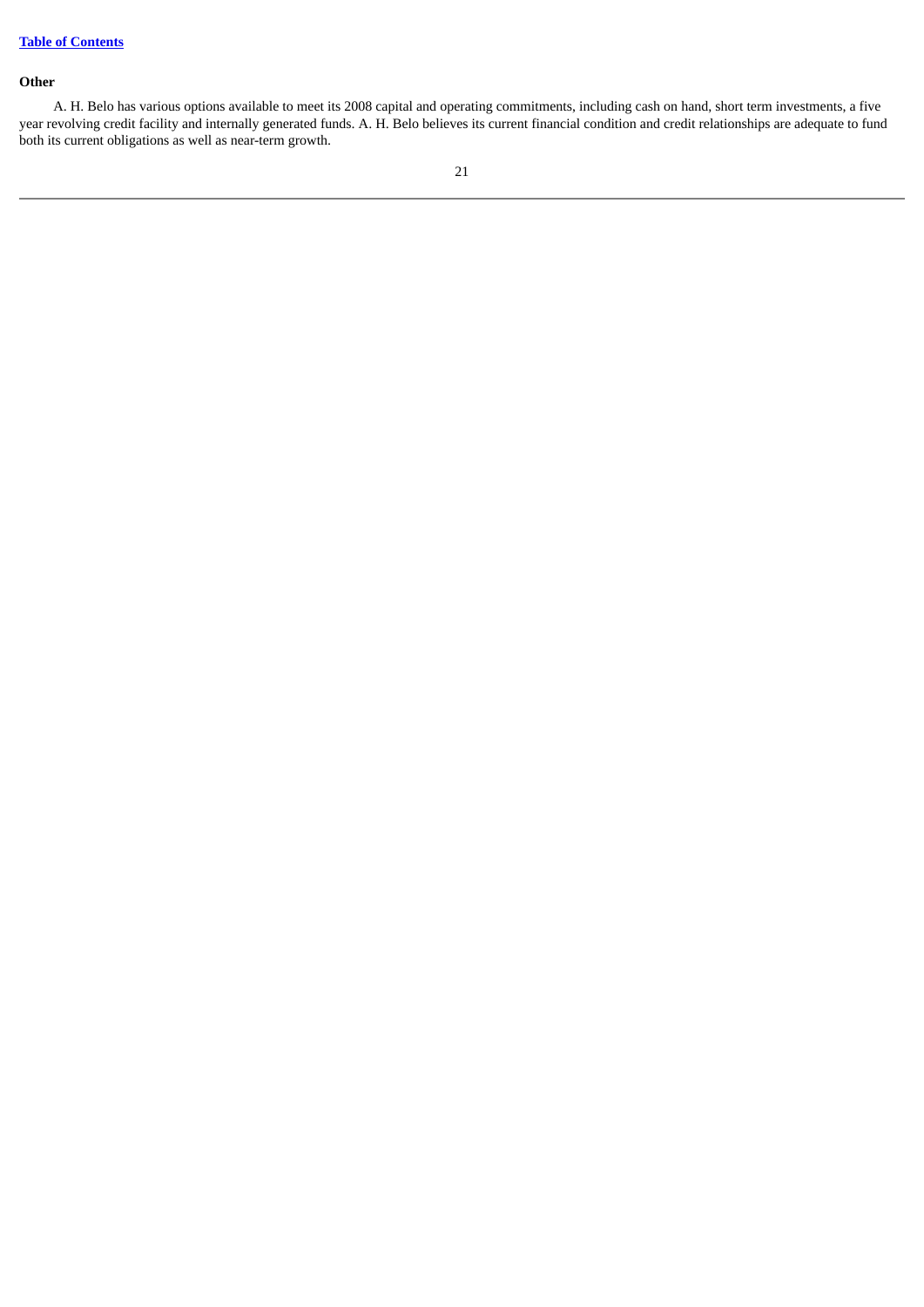**Other**

A. H. Belo has various options available to meet its 2008 capital and operating commitments, including cash on hand, short term investments, a five year revolving credit facility and internally generated funds. A. H. Belo believes its current financial condition and credit relationships are adequate to fund both its current obligations as well as near-term growth.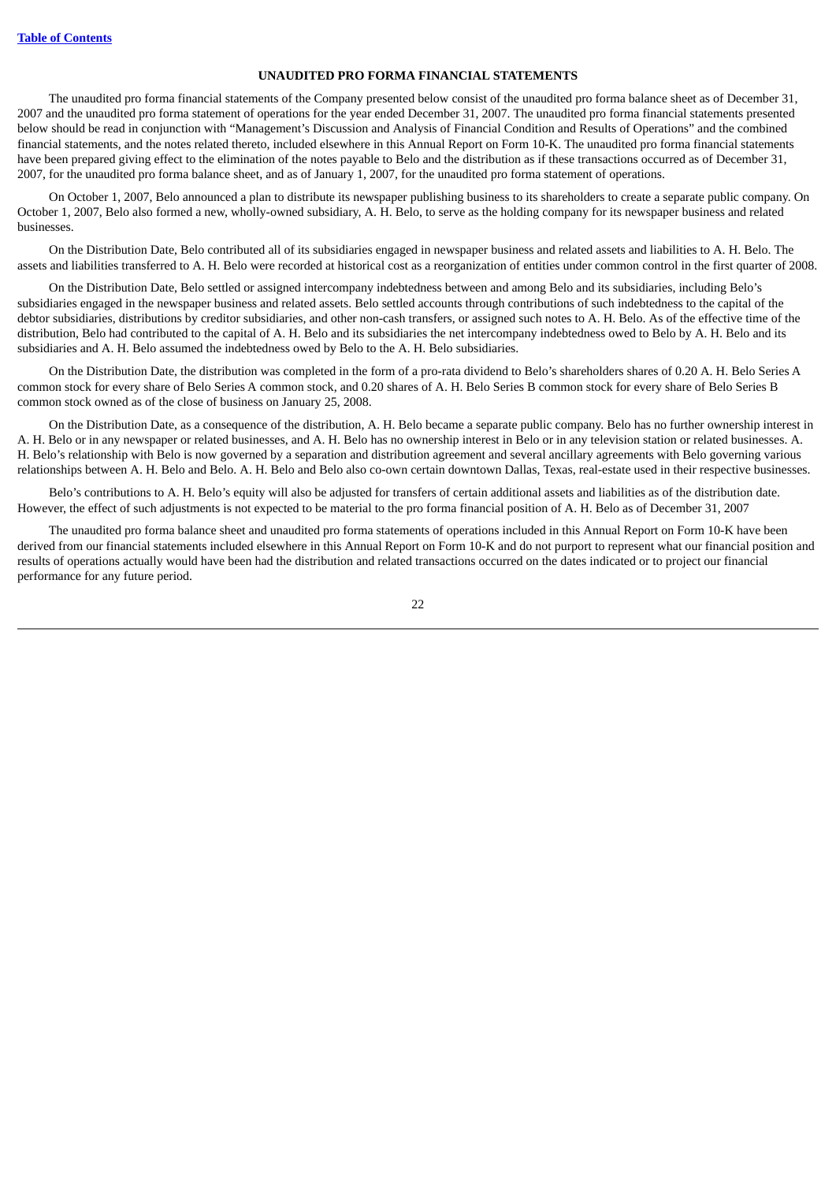## UNAUDITED PRO FORMA FINANCIAL STATEMENTS

The unaudited pro forma financial statements of the Company presented below consist of the unaudited pro forma balance sheet as of December 31, 2007 and the unaudited pro forma statement of operations for the year ended December 31, 2007. The unaudited pro forma financial statements presented below should be read in conjunction with "Management's Discussion and Analysis of Financial Condition and Results of Operations" and the combined financial statements, and the notes related thereto, included elsewhere in this Annual Report on Form 10-K. The unaudited pro forma financial statements have been prepared giving effect to the elimination of the notes payable to Belo and the distribution as if these transactions occurred as of December 31, 2007, for the unaudited pro forma balance sheet, and as of January 1, 2007, for the unaudited pro forma statement of operations.

On October 1, 2007, Belo announced a plan to distribute its newspaper publishing business to its shareholders to create a separate public company. On October 1, 2007, Belo also formed a new, wholly-owned subsidiary, A. H. Belo, to serve as the holding company for its newspaper business and related businesses.

On the Distribution Date, Belo contributed all of its subsidiaries engaged in newspaper business and related assets and liabilities to A. H. Belo. The assets and liabilities transferred to A. H. Belo were recorded at historical cost as a reorganization of entities under common control in the first quarter of 2008.

On the Distribution Date, Belo settled or assigned intercompany indebtedness between and among Belo and its subsidiaries, including Belo's subsidiaries engaged in the newspaper business and related assets. Belo settled accounts through contributions of such indebtedness to the capital of the debtor subsidiaries, distributions by creditor subsidiaries, and other non-cash transfers, or assigned such notes to A. H. Belo. As of the effective time of the distribution, Belo had contributed to the capital of A. H. Belo and its subsidiaries the net intercompany indebtedness owed to Belo by A. H. Belo and its subsidiaries and A. H. Belo assumed the indebtedness owed by Belo to the A. H. Belo subsidiaries.

On the Distribution Date, the distribution was completed in the form of a pro-rata dividend to Belo's shareholders shares of 0.20 A. H. Belo Series A common stock for every share of Belo Series A common stock, and 0.20 shares of A. H. Belo Series B common stock for every share of Belo Series B common stock owned as of the close of business on January 25, 2008.

On the Distribution Date, as a consequence of the distribution, A. H. Belo became a separate public company. Belo has no further ownership interest in A. H. Belo or in any newspaper or related businesses, and A. H. Belo has no ownership interest in Belo or in any television station or related businesses. A. H. Belo's relationship with Belo is now governed by a separation and distribution agreement and several ancillary agreements with Belo governing various relationships between A. H. Belo and Belo. A. H. Belo and Belo also co-own certain downtown Dallas, Texas, real-estate used in their respective businesses.

Belo's contributions to A. H. Belo's equity will also be adjusted for transfers of certain additional assets and liabilities as of the distribution date. However, the effect of such adjustments is not expected to be material to the pro forma financial position of A. H. Belo as of December 31, 2007

The unaudited pro forma balance sheet and unaudited pro forma statements of operations included in this Annual Report on Form 10-K have been derived from our financial statements included elsewhere in this Annual Report on Form 10-K and do not purport to represent what our financial position and results of operations actually would have been had the distribution and related transactions occurred on the dates indicated or to project our financial performance for any future period.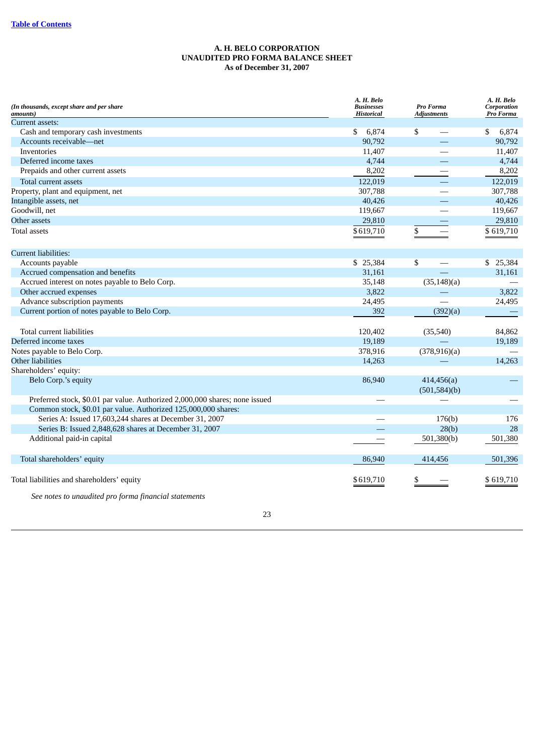[Table of Contents](#)

# A. H. BELO CORPORATION
## UNAUDITED PRO FORMA BALANCE SHEET
### As of December 31, 2007

| *(In thousands, except share and per share amounts)* | *A. H. Belo Businesses Historical* | *Pro Forma Adjustments* | *A. H. Belo Corporation Pro Forma* |
|---|---|---|---|
| Current assets: | | | |
| Cash and temporary cash investments | $ 6,874 | $ — | $ 6,874 |
| Accounts receivable—net | 90,792 | — | 90,792 |
| Inventories | 11,407 | — | 11,407 |
| Deferred income taxes | 4,744 | — | 4,744 |
| Prepaids and other current assets | 8,202 | — | 8,202 |
| Total current assets | 122,019 | — | 122,019 |
| Property, plant and equipment, net | 307,788 | — | 307,788 |
| Intangible assets, net | 40,426 | — | 40,426 |
| Goodwill, net | 119,667 | — | 119,667 |
| Other assets | 29,810 | — | 29,810 |
| Total assets | $619,710 | $ — | $ 619,710 |
| Current liabilities: | | | |
| Accounts payable | $ 25,384 | $ — | $ 25,384 |
| Accrued compensation and benefits | 31,161 | — | 31,161 |
| Accrued interest on notes payable to Belo Corp. | 35,148 | (35,148)(a) | — |
| Other accrued expenses | 3,822 | — | 3,822 |
| Advance subscription payments | 24,495 | — | 24,495 |
| Current portion of notes payable to Belo Corp. | 392 | (392)(a) | — |
| Total current liabilities | 120,402 | (35,540) | 84,862 |
| Deferred income taxes | 19,189 | — | 19,189 |
| Notes payable to Belo Corp. | 378,916 | (378,916)(a) | — |
| Other liabilities | 14,263 | — | 14,263 |
| Shareholders' equity: | | | |
| Belo Corp.'s equity | 86,940 | 414,456(a)<br>(501,584)(b) | — |
| Preferred stock, $0.01 par value. Authorized 2,000,000 shares; none issued | — | — | — |
| Common stock, $0.01 par value. Authorized 125,000,000 shares: | | | |
| Series A: Issued 17,603,244 shares at December 31, 2007 | — | 176(b) | 176 |
| Series B: Issued 2,848,628 shares at December 31, 2007 | — | 28(b) | 28 |
| Additional paid-in capital | — | 501,380(b) | 501,380 |
| Total shareholders' equity | 86,940 | 414,456 | 501,396 |
| Total liabilities and shareholders' equity | $619,710 | $ — | $ 619,710 |

*See notes to unaudited pro forma financial statements*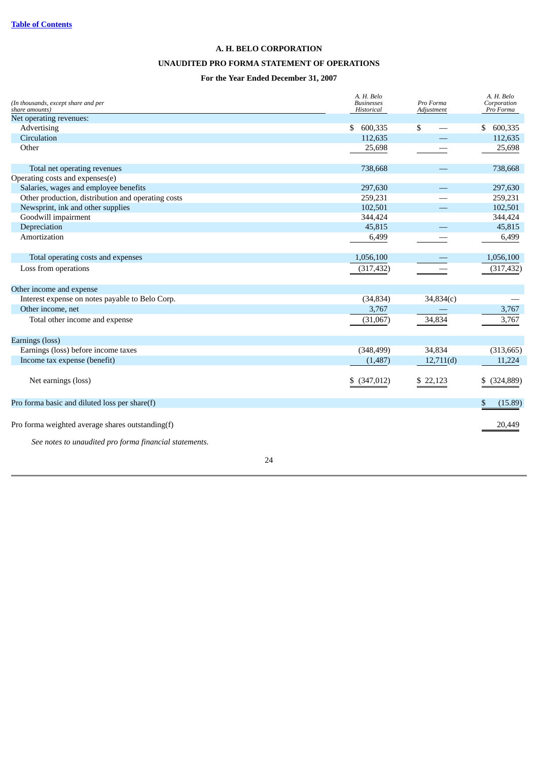**A. H. BELO CORPORATION**

**UNAUDITED PRO FORMA STATEMENT OF OPERATIONS**

**For the Year Ended December 31, 2007**

| *(In thousands, except share and per share amounts)* | *A. H. Belo Businesses Historical* | *Pro Forma Adjustment* | *A. H. Belo Corporation Pro Forma* |
|---|---|---|---|
| Net operating revenues: | | | |
| Advertising | $ 600,335 | $ — | $ 600,335 |
| Circulation | 112,635 | — | 112,635 |
| Other | 25,698 | — | 25,698 |
| Total net operating revenues | 738,668 | — | 738,668 |
| Operating costs and expenses(e) | | | |
| Salaries, wages and employee benefits | 297,630 | — | 297,630 |
| Other production, distribution and operating costs | 259,231 | — | 259,231 |
| Newsprint, ink and other supplies | 102,501 | — | 102,501 |
| Goodwill impairment | 344,424 | | 344,424 |
| Depreciation | 45,815 | — | 45,815 |
| Amortization | 6,499 | — | 6,499 |
| Total operating costs and expenses | 1,056,100 | — | 1,056,100 |
| Loss from operations | (317,432) | — | (317,432) |
| Other income and expense | | | |
| Interest expense on notes payable to Belo Corp. | (34,834) | 34,834(c) | — |
| Other income, net | 3,767 | — | 3,767 |
| Total other income and expense | (31,067) | 34,834 | 3,767 |
| Earnings (loss) | | | |
| Earnings (loss) before income taxes | (348,499) | 34,834 | (313,665) |
| Income tax expense (benefit) | (1,487) | 12,711(d) | 11,224 |
| Net earnings (loss) | $ (347,012) | $ 22,123 | $ (324,889) |
| Pro forma basic and diluted loss per share(f) | | | $ (15.89) |
| Pro forma weighted average shares outstanding(f) | | | 20,449 |

*See notes to unaudited pro forma financial statements.*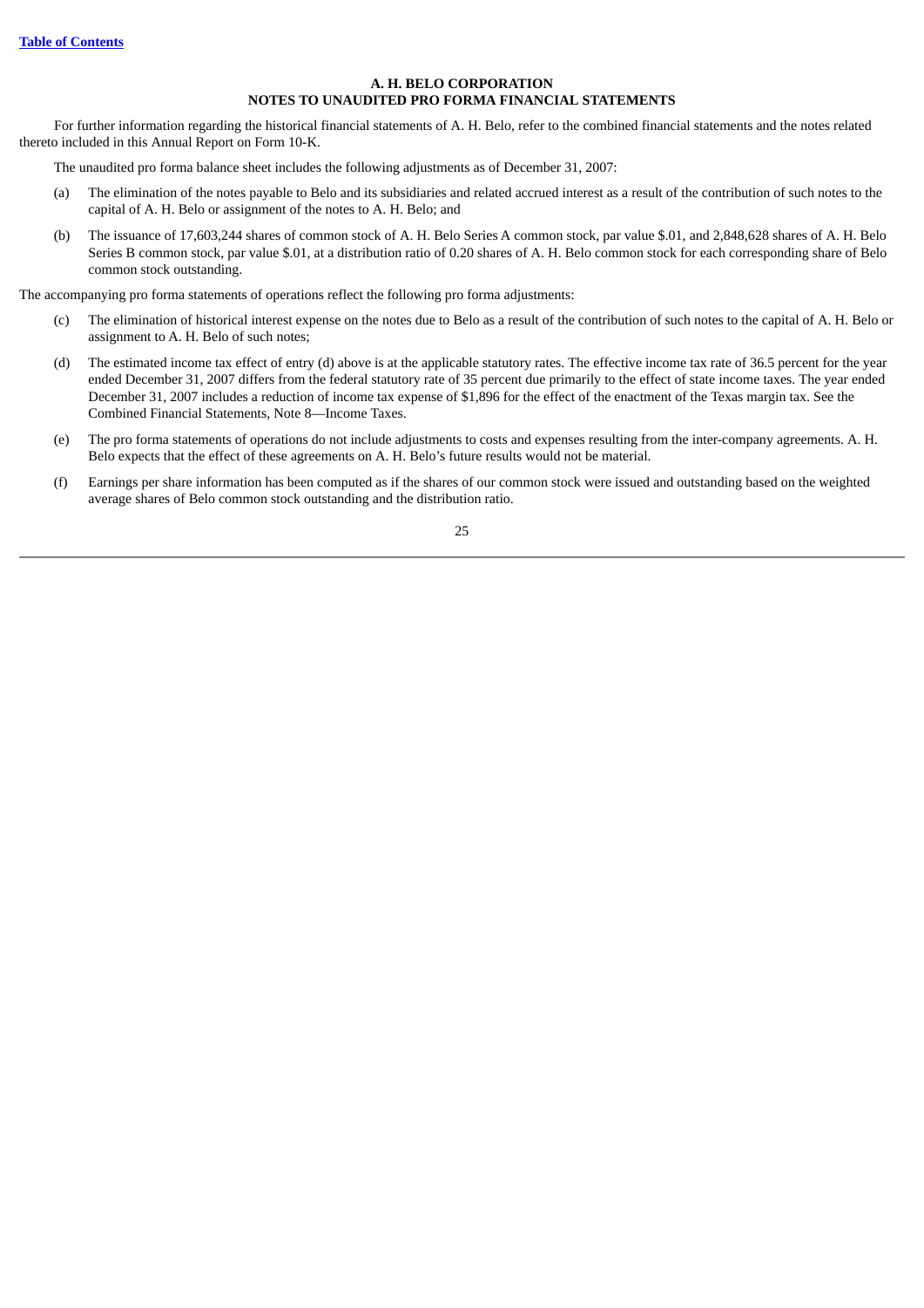# A. H. BELO CORPORATION
## NOTES TO UNAUDITED PRO FORMA FINANCIAL STATEMENTS

For further information regarding the historical financial statements of A. H. Belo, refer to the combined financial statements and the notes related thereto included in this Annual Report on Form 10-K.

The unaudited pro forma balance sheet includes the following adjustments as of December 31, 2007:

(a) The elimination of the notes payable to Belo and its subsidiaries and related accrued interest as a result of the contribution of such notes to the capital of A. H. Belo or assignment of the notes to A. H. Belo; and

(b) The issuance of 17,603,244 shares of common stock of A. H. Belo Series A common stock, par value $.01, and 2,848,628 shares of A. H. Belo Series B common stock, par value $.01, at a distribution ratio of 0.20 shares of A. H. Belo common stock for each corresponding share of Belo common stock outstanding.

The accompanying pro forma statements of operations reflect the following pro forma adjustments:

(c) The elimination of historical interest expense on the notes due to Belo as a result of the contribution of such notes to the capital of A. H. Belo or assignment to A. H. Belo of such notes;

(d) The estimated income tax effect of entry (d) above is at the applicable statutory rates. The effective income tax rate of 36.5 percent for the year ended December 31, 2007 differs from the federal statutory rate of 35 percent due primarily to the effect of state income taxes. The year ended December 31, 2007 includes a reduction of income tax expense of $1,896 for the effect of the enactment of the Texas margin tax. See the Combined Financial Statements, Note 8—Income Taxes.

(e) The pro forma statements of operations do not include adjustments to costs and expenses resulting from the inter-company agreements. A. H. Belo expects that the effect of these agreements on A. H. Belo's future results would not be material.

(f) Earnings per share information has been computed as if the shares of our common stock were issued and outstanding based on the weighted average shares of Belo common stock outstanding and the distribution ratio.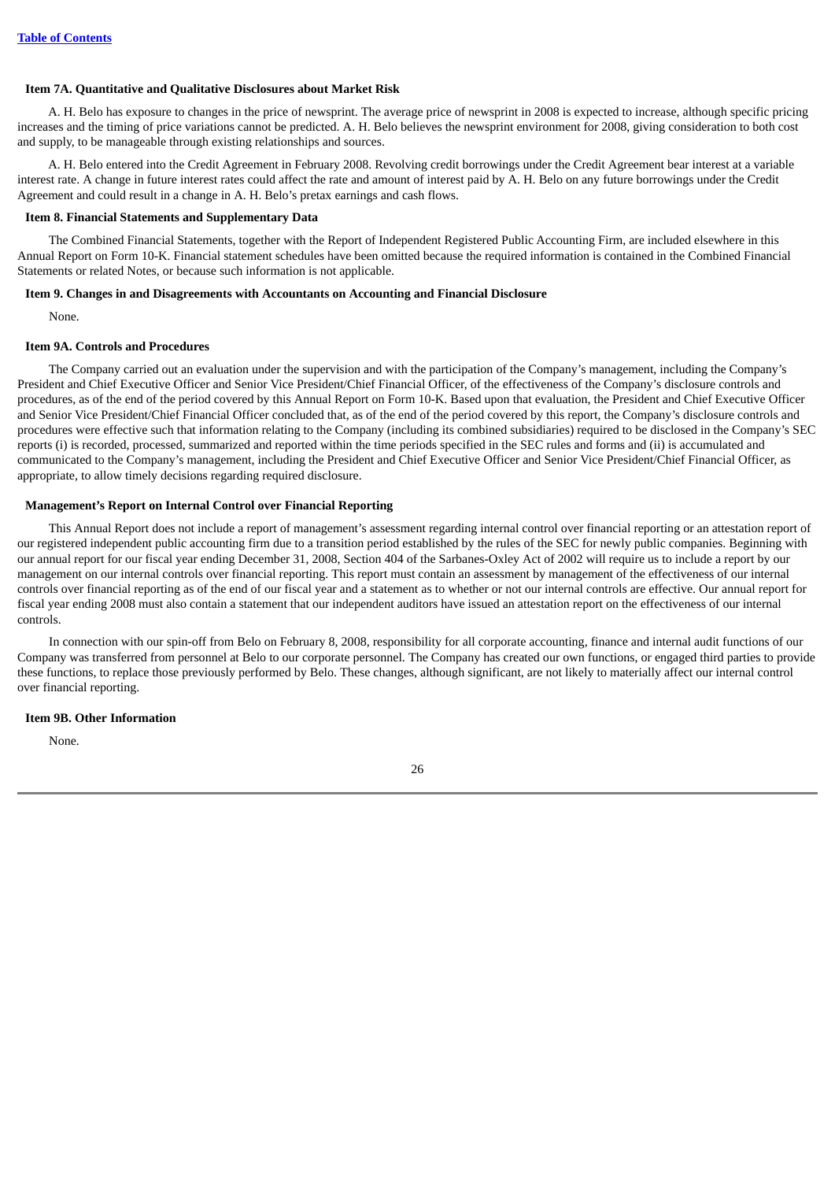### Item 7A. Quantitative and Qualitative Disclosures about Market Risk

A. H. Belo has exposure to changes in the price of newsprint. The average price of newsprint in 2008 is expected to increase, although specific pricing increases and the timing of price variations cannot be predicted. A. H. Belo believes the newsprint environment for 2008, giving consideration to both cost and supply, to be manageable through existing relationships and sources.

A. H. Belo entered into the Credit Agreement in February 2008. Revolving credit borrowings under the Credit Agreement bear interest at a variable interest rate. A change in future interest rates could affect the rate and amount of interest paid by A. H. Belo on any future borrowings under the Credit Agreement and could result in a change in A. H. Belo's pretax earnings and cash flows.

### Item 8. Financial Statements and Supplementary Data

The Combined Financial Statements, together with the Report of Independent Registered Public Accounting Firm, are included elsewhere in this Annual Report on Form 10-K. Financial statement schedules have been omitted because the required information is contained in the Combined Financial Statements or related Notes, or because such information is not applicable.

### Item 9. Changes in and Disagreements with Accountants on Accounting and Financial Disclosure

None.

### Item 9A. Controls and Procedures

The Company carried out an evaluation under the supervision and with the participation of the Company's management, including the Company's President and Chief Executive Officer and Senior Vice President/Chief Financial Officer, of the effectiveness of the Company's disclosure controls and procedures, as of the end of the period covered by this Annual Report on Form 10-K. Based upon that evaluation, the President and Chief Executive Officer and Senior Vice President/Chief Financial Officer concluded that, as of the end of the period covered by this report, the Company's disclosure controls and procedures were effective such that information relating to the Company (including its combined subsidiaries) required to be disclosed in the Company's SEC reports (i) is recorded, processed, summarized and reported within the time periods specified in the SEC rules and forms and (ii) is accumulated and communicated to the Company's management, including the President and Chief Executive Officer and Senior Vice President/Chief Financial Officer, as appropriate, to allow timely decisions regarding required disclosure.

### Management's Report on Internal Control over Financial Reporting

This Annual Report does not include a report of management's assessment regarding internal control over financial reporting or an attestation report of our registered independent public accounting firm due to a transition period established by the rules of the SEC for newly public companies. Beginning with our annual report for our fiscal year ending December 31, 2008, Section 404 of the Sarbanes-Oxley Act of 2002 will require us to include a report by our management on our internal controls over financial reporting. This report must contain an assessment by management of the effectiveness of our internal controls over financial reporting as of the end of our fiscal year and a statement as to whether or not our internal controls are effective. Our annual report for fiscal year ending 2008 must also contain a statement that our independent auditors have issued an attestation report on the effectiveness of our internal controls.

In connection with our spin-off from Belo on February 8, 2008, responsibility for all corporate accounting, finance and internal audit functions of our Company was transferred from personnel at Belo to our corporate personnel. The Company has created our own functions, or engaged third parties to provide these functions, to replace those previously performed by Belo. These changes, although significant, are not likely to materially affect our internal control over financial reporting.

### Item 9B. Other Information

None.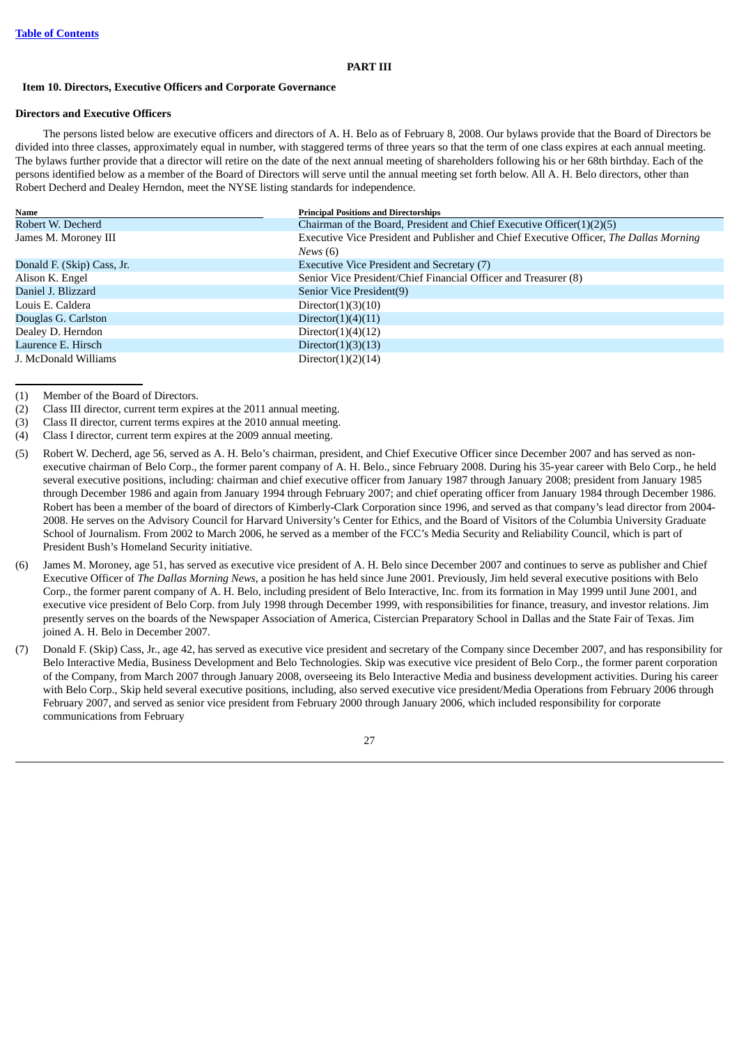## PART III

### Item 10. Directors, Executive Officers and Corporate Governance

**Directors and Executive Officers**

The persons listed below are executive officers and directors of A. H. Belo as of February 8, 2008. Our bylaws provide that the Board of Directors be divided into three classes, approximately equal in number, with staggered terms of three years so that the term of one class expires at each annual meeting. The bylaws further provide that a director will retire on the date of the next annual meeting of shareholders following his or her 68th birthday. Each of the persons identified below as a member of the Board of Directors will serve until the annual meeting set forth below. All A. H. Belo directors, other than Robert Decherd and Dealey Herndon, meet the NYSE listing standards for independence.

| Name | Principal Positions and Directorships |
|---|---|
| Robert W. Decherd | Chairman of the Board, President and Chief Executive Officer(1)(2)(5) |
| James M. Moroney III | Executive Vice President and Publisher and Chief Executive Officer, *The Dallas Morning News* (6) |
| Donald F. (Skip) Cass, Jr. | Executive Vice President and Secretary (7) |
| Alison K. Engel | Senior Vice President/Chief Financial Officer and Treasurer (8) |
| Daniel J. Blizzard | Senior Vice President(9) |
| Louis E. Caldera | Director(1)(3)(10) |
| Douglas G. Carlston | Director(1)(4)(11) |
| Dealey D. Herndon | Director(1)(4)(12) |
| Laurence E. Hirsch | Director(1)(3)(13) |
| J. McDonald Williams | Director(1)(2)(14) |

(1) Member of the Board of Directors.

(2) Class III director, current term expires at the 2011 annual meeting.

(3) Class II director, current terms expires at the 2010 annual meeting.

(4) Class I director, current term expires at the 2009 annual meeting.

(5) Robert W. Decherd, age 56, served as A. H. Belo's chairman, president, and Chief Executive Officer since December 2007 and has served as non-executive chairman of Belo Corp., the former parent company of A. H. Belo., since February 2008. During his 35-year career with Belo Corp., he held several executive positions, including: chairman and chief executive officer from January 1987 through January 2008; president from January 1985 through December 1986 and again from January 1994 through February 2007; and chief operating officer from January 1984 through December 1986. Robert has been a member of the board of directors of Kimberly-Clark Corporation since 1996, and served as that company's lead director from 2004-2008. He serves on the Advisory Council for Harvard University's Center for Ethics, and the Board of Visitors of the Columbia University Graduate School of Journalism. From 2002 to March 2006, he served as a member of the FCC's Media Security and Reliability Council, which is part of President Bush's Homeland Security initiative.

(6) James M. Moroney, age 51, has served as executive vice president of A. H. Belo since December 2007 and continues to serve as publisher and Chief Executive Officer of *The Dallas Morning News*, a position he has held since June 2001. Previously, Jim held several executive positions with Belo Corp., the former parent company of A. H. Belo, including president of Belo Interactive, Inc. from its formation in May 1999 until June 2001, and executive vice president of Belo Corp. from July 1998 through December 1999, with responsibilities for finance, treasury, and investor relations. Jim presently serves on the boards of the Newspaper Association of America, Cistercian Preparatory School in Dallas and the State Fair of Texas. Jim joined A. H. Belo in December 2007.

(7) Donald F. (Skip) Cass, Jr., age 42, has served as executive vice president and secretary of the Company since December 2007, and has responsibility for Belo Interactive Media, Business Development and Belo Technologies. Skip was executive vice president of Belo Corp., the former parent corporation of the Company, from March 2007 through January 2008, overseeing its Belo Interactive Media and business development activities. During his career with Belo Corp., Skip held several executive positions, including, also served executive vice president/Media Operations from February 2006 through February 2007, and served as senior vice president from February 2000 through January 2006, which included responsibility for corporate communications from February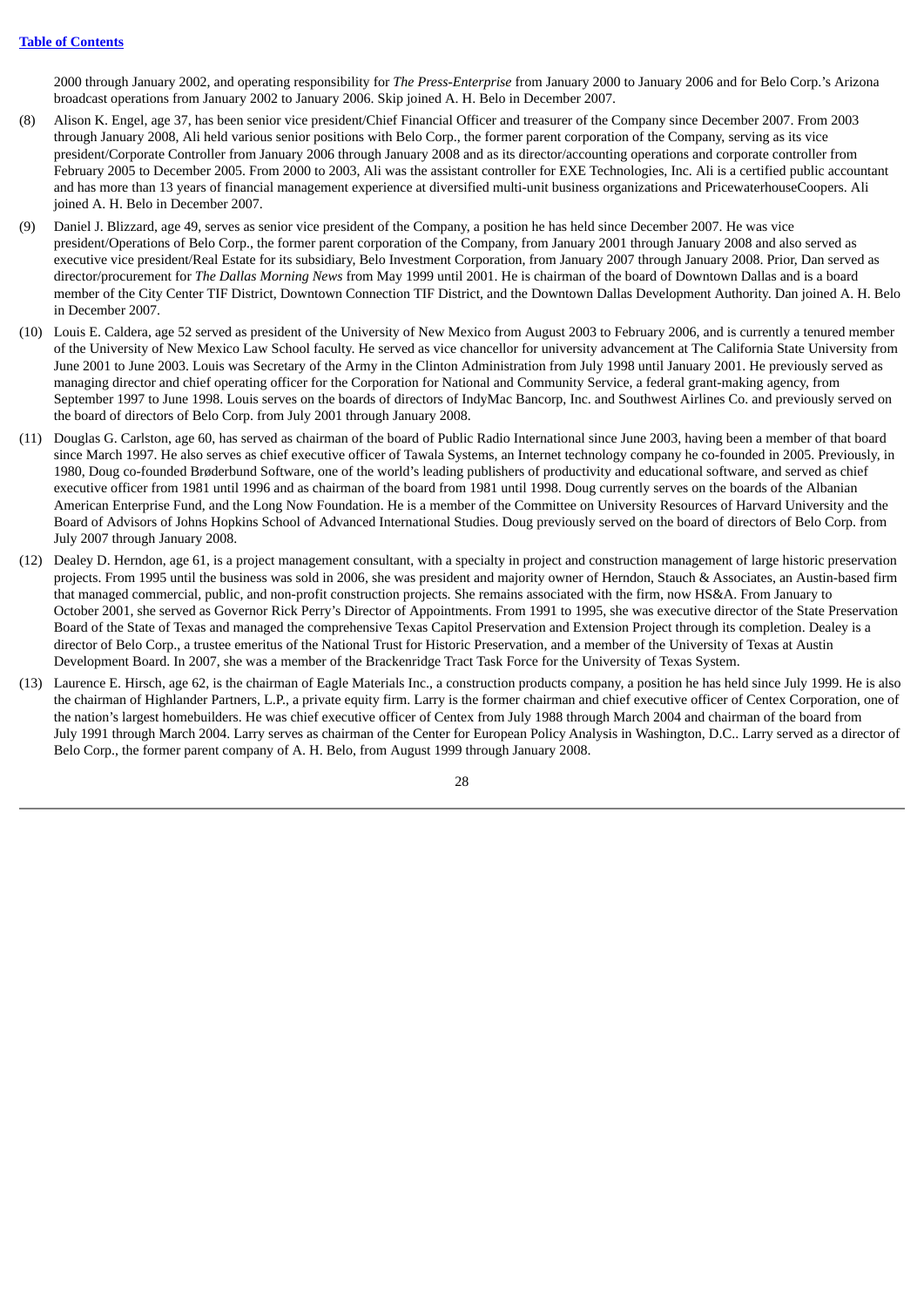2000 through January 2002, and operating responsibility for *The Press-Enterprise* from January 2000 to January 2006 and for Belo Corp.'s Arizona broadcast operations from January 2002 to January 2006. Skip joined A. H. Belo in December 2007.

(8) Alison K. Engel, age 37, has been senior vice president/Chief Financial Officer and treasurer of the Company since December 2007. From 2003 through January 2008, Ali held various senior positions with Belo Corp., the former parent corporation of the Company, serving as its vice president/Corporate Controller from January 2006 through January 2008 and as its director/accounting operations and corporate controller from February 2005 to December 2005. From 2000 to 2003, Ali was the assistant controller for EXE Technologies, Inc. Ali is a certified public accountant and has more than 13 years of financial management experience at diversified multi-unit business organizations and PricewaterhouseCoopers. Ali joined A. H. Belo in December 2007.

(9) Daniel J. Blizzard, age 49, serves as senior vice president of the Company, a position he has held since December 2007. He was vice president/Operations of Belo Corp., the former parent corporation of the Company, from January 2001 through January 2008 and also served as executive vice president/Real Estate for its subsidiary, Belo Investment Corporation, from January 2007 through January 2008. Prior, Dan served as director/procurement for *The Dallas Morning News* from May 1999 until 2001. He is chairman of the board of Downtown Dallas and is a board member of the City Center TIF District, Downtown Connection TIF District, and the Downtown Dallas Development Authority. Dan joined A. H. Belo in December 2007.

(10) Louis E. Caldera, age 52 served as president of the University of New Mexico from August 2003 to February 2006, and is currently a tenured member of the University of New Mexico Law School faculty. He served as vice chancellor for university advancement at The California State University from June 2001 to June 2003. Louis was Secretary of the Army in the Clinton Administration from July 1998 until January 2001. He previously served as managing director and chief operating officer for the Corporation for National and Community Service, a federal grant-making agency, from September 1997 to June 1998. Louis serves on the boards of directors of IndyMac Bancorp, Inc. and Southwest Airlines Co. and previously served on the board of directors of Belo Corp. from July 2001 through January 2008.

(11) Douglas G. Carlston, age 60, has served as chairman of the board of Public Radio International since June 2003, having been a member of that board since March 1997. He also serves as chief executive officer of Tawala Systems, an Internet technology company he co-founded in 2005. Previously, in 1980, Doug co-founded Brøderbund Software, one of the world's leading publishers of productivity and educational software, and served as chief executive officer from 1981 until 1996 and as chairman of the board from 1981 until 1998. Doug currently serves on the boards of the Albanian American Enterprise Fund, and the Long Now Foundation. He is a member of the Committee on University Resources of Harvard University and the Board of Advisors of Johns Hopkins School of Advanced International Studies. Doug previously served on the board of directors of Belo Corp. from July 2007 through January 2008.

(12) Dealey D. Herndon, age 61, is a project management consultant, with a specialty in project and construction management of large historic preservation projects. From 1995 until the business was sold in 2006, she was president and majority owner of Herndon, Stauch & Associates, an Austin-based firm that managed commercial, public, and non-profit construction projects. She remains associated with the firm, now HS&A. From January to October 2001, she served as Governor Rick Perry's Director of Appointments. From 1991 to 1995, she was executive director of the State Preservation Board of the State of Texas and managed the comprehensive Texas Capitol Preservation and Extension Project through its completion. Dealey is a director of Belo Corp., a trustee emeritus of the National Trust for Historic Preservation, and a member of the University of Texas at Austin Development Board. In 2007, she was a member of the Brackenridge Tract Task Force for the University of Texas System.

(13) Laurence E. Hirsch, age 62, is the chairman of Eagle Materials Inc., a construction products company, a position he has held since July 1999. He is also the chairman of Highlander Partners, L.P., a private equity firm. Larry is the former chairman and chief executive officer of Centex Corporation, one of the nation's largest homebuilders. He was chief executive officer of Centex from July 1988 through March 2004 and chairman of the board from July 1991 through March 2004. Larry serves as chairman of the Center for European Policy Analysis in Washington, D.C.. Larry served as a director of Belo Corp., the former parent company of A. H. Belo, from August 1999 through January 2008.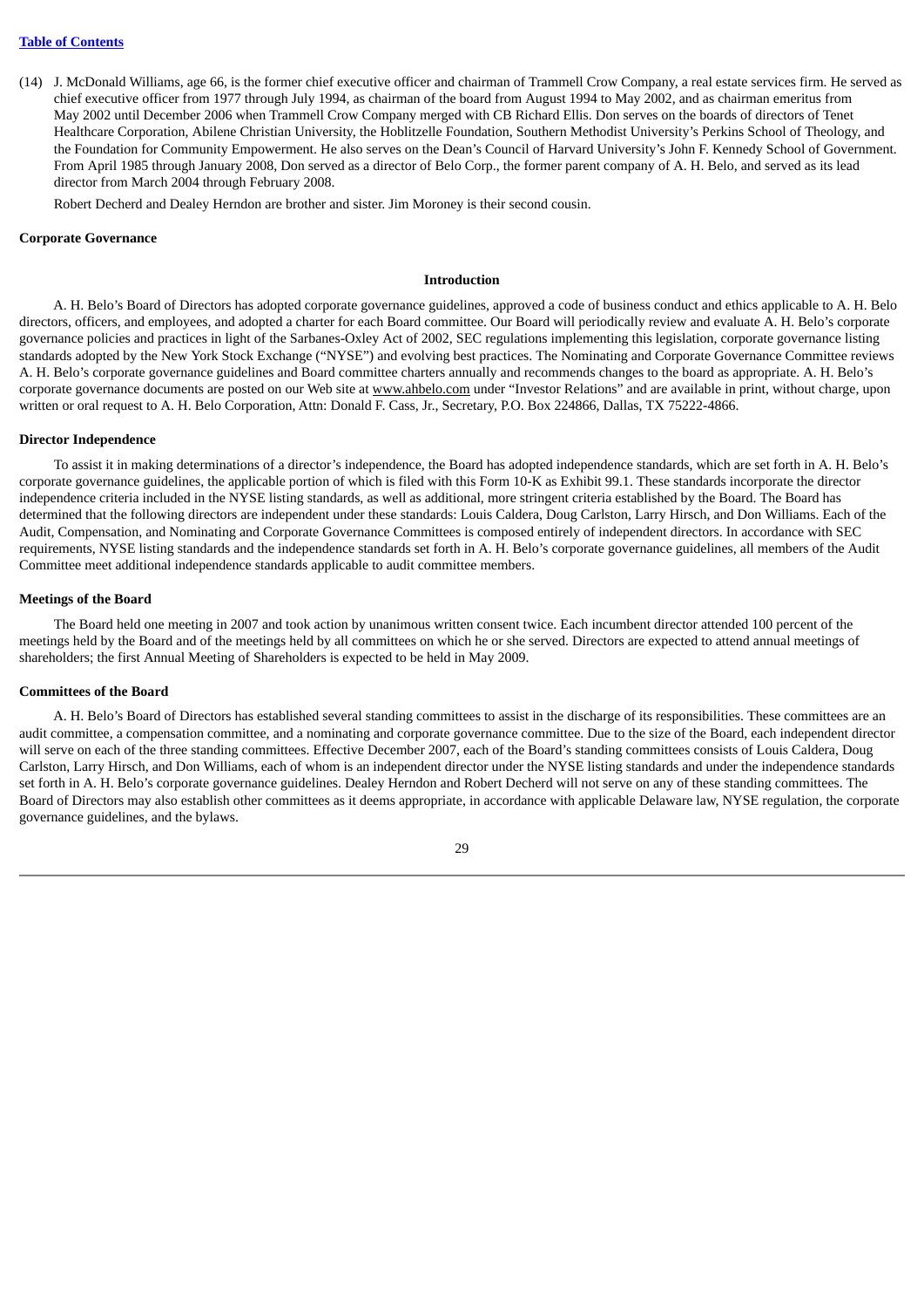(14) J. McDonald Williams, age 66, is the former chief executive officer and chairman of Trammell Crow Company, a real estate services firm. He served as chief executive officer from 1977 through July 1994, as chairman of the board from August 1994 to May 2002, and as chairman emeritus from May 2002 until December 2006 when Trammell Crow Company merged with CB Richard Ellis. Don serves on the boards of directors of Tenet Healthcare Corporation, Abilene Christian University, the Hoblitzelle Foundation, Southern Methodist University's Perkins School of Theology, and the Foundation for Community Empowerment. He also serves on the Dean's Council of Harvard University's John F. Kennedy School of Government. From April 1985 through January 2008, Don served as a director of Belo Corp., the former parent company of A. H. Belo, and served as its lead director from March 2004 through February 2008.

Robert Decherd and Dealey Herndon are brother and sister. Jim Moroney is their second cousin.

## Corporate Governance

### Introduction

A. H. Belo's Board of Directors has adopted corporate governance guidelines, approved a code of business conduct and ethics applicable to A. H. Belo directors, officers, and employees, and adopted a charter for each Board committee. Our Board will periodically review and evaluate A. H. Belo's corporate governance policies and practices in light of the Sarbanes-Oxley Act of 2002, SEC regulations implementing this legislation, corporate governance listing standards adopted by the New York Stock Exchange ("NYSE") and evolving best practices. The Nominating and Corporate Governance Committee reviews A. H. Belo's corporate governance guidelines and Board committee charters annually and recommends changes to the board as appropriate. A. H. Belo's corporate governance documents are posted on our Web site at www.ahbelo.com under "Investor Relations" and are available in print, without charge, upon written or oral request to A. H. Belo Corporation, Attn: Donald F. Cass, Jr., Secretary, P.O. Box 224866, Dallas, TX 75222-4866.

### Director Independence

To assist it in making determinations of a director's independence, the Board has adopted independence standards, which are set forth in A. H. Belo's corporate governance guidelines, the applicable portion of which is filed with this Form 10-K as Exhibit 99.1. These standards incorporate the director independence criteria included in the NYSE listing standards, as well as additional, more stringent criteria established by the Board. The Board has determined that the following directors are independent under these standards: Louis Caldera, Doug Carlston, Larry Hirsch, and Don Williams. Each of the Audit, Compensation, and Nominating and Corporate Governance Committees is composed entirely of independent directors. In accordance with SEC requirements, NYSE listing standards and the independence standards set forth in A. H. Belo's corporate governance guidelines, all members of the Audit Committee meet additional independence standards applicable to audit committee members.

### Meetings of the Board

The Board held one meeting in 2007 and took action by unanimous written consent twice. Each incumbent director attended 100 percent of the meetings held by the Board and of the meetings held by all committees on which he or she served. Directors are expected to attend annual meetings of shareholders; the first Annual Meeting of Shareholders is expected to be held in May 2009.

### Committees of the Board

A. H. Belo's Board of Directors has established several standing committees to assist in the discharge of its responsibilities. These committees are an audit committee, a compensation committee, and a nominating and corporate governance committee. Due to the size of the Board, each independent director will serve on each of the three standing committees. Effective December 2007, each of the Board's standing committees consists of Louis Caldera, Doug Carlston, Larry Hirsch, and Don Williams, each of whom is an independent director under the NYSE listing standards and under the independence standards set forth in A. H. Belo's corporate governance guidelines. Dealey Herndon and Robert Decherd will not serve on any of these standing committees. The Board of Directors may also establish other committees as it deems appropriate, in accordance with applicable Delaware law, NYSE regulation, the corporate governance guidelines, and the bylaws.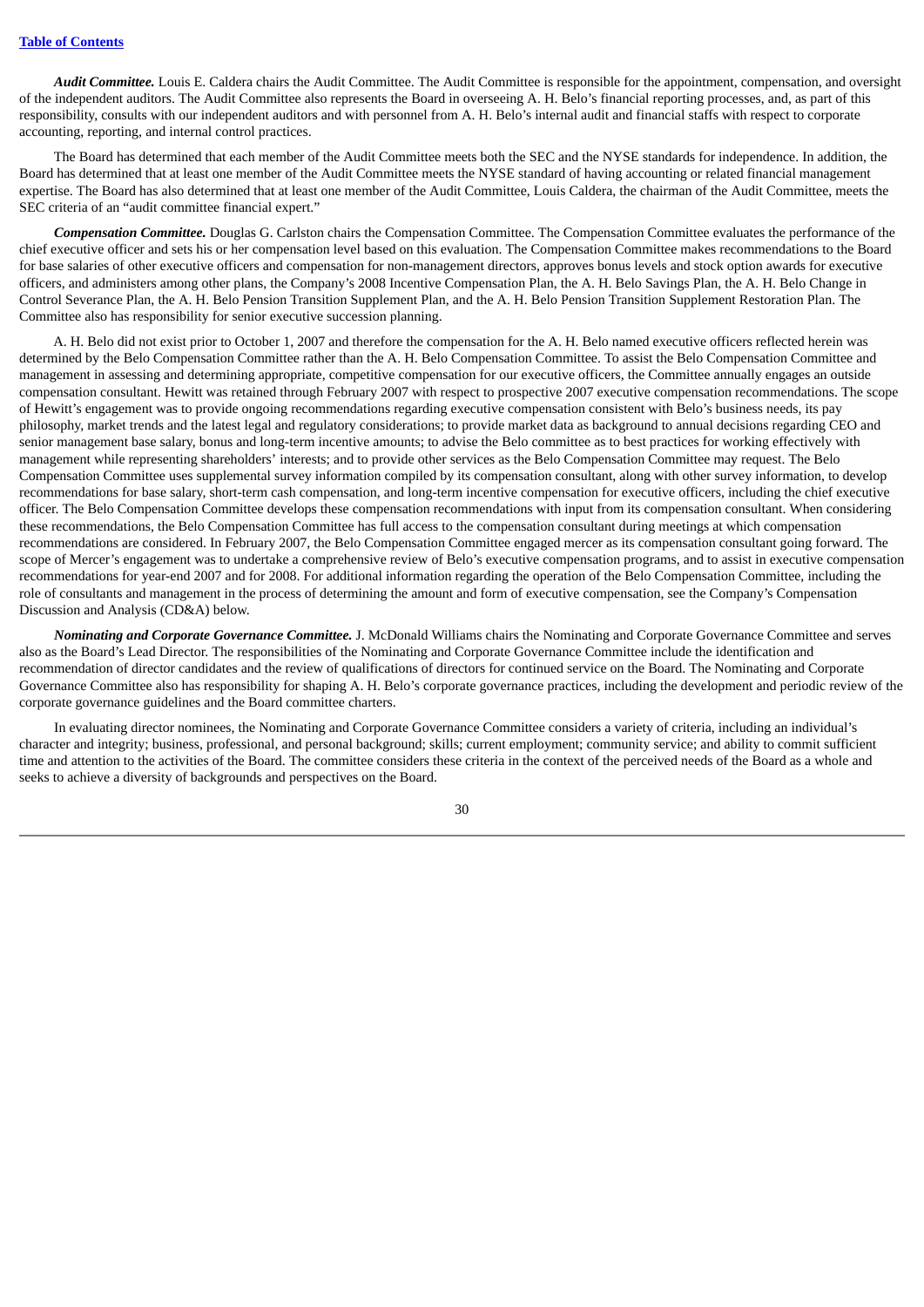***Audit Committee.*** Louis E. Caldera chairs the Audit Committee. The Audit Committee is responsible for the appointment, compensation, and oversight of the independent auditors. The Audit Committee also represents the Board in overseeing A. H. Belo's financial reporting processes, and, as part of this responsibility, consults with our independent auditors and with personnel from A. H. Belo's internal audit and financial staffs with respect to corporate accounting, reporting, and internal control practices.

The Board has determined that each member of the Audit Committee meets both the SEC and the NYSE standards for independence. In addition, the Board has determined that at least one member of the Audit Committee meets the NYSE standard of having accounting or related financial management expertise. The Board has also determined that at least one member of the Audit Committee, Louis Caldera, the chairman of the Audit Committee, meets the SEC criteria of an "audit committee financial expert."

***Compensation Committee.*** Douglas G. Carlston chairs the Compensation Committee. The Compensation Committee evaluates the performance of the chief executive officer and sets his or her compensation level based on this evaluation. The Compensation Committee makes recommendations to the Board for base salaries of other executive officers and compensation for non-management directors, approves bonus levels and stock option awards for executive officers, and administers among other plans, the Company's 2008 Incentive Compensation Plan, the A. H. Belo Savings Plan, the A. H. Belo Change in Control Severance Plan, the A. H. Belo Pension Transition Supplement Plan, and the A. H. Belo Pension Transition Supplement Restoration Plan. The Committee also has responsibility for senior executive succession planning.

A. H. Belo did not exist prior to October 1, 2007 and therefore the compensation for the A. H. Belo named executive officers reflected herein was determined by the Belo Compensation Committee rather than the A. H. Belo Compensation Committee. To assist the Belo Compensation Committee and management in assessing and determining appropriate, competitive compensation for our executive officers, the Committee annually engages an outside compensation consultant. Hewitt was retained through February 2007 with respect to prospective 2007 executive compensation recommendations. The scope of Hewitt's engagement was to provide ongoing recommendations regarding executive compensation consistent with Belo's business needs, its pay philosophy, market trends and the latest legal and regulatory considerations; to provide market data as background to annual decisions regarding CEO and senior management base salary, bonus and long-term incentive amounts; to advise the Belo committee as to best practices for working effectively with management while representing shareholders' interests; and to provide other services as the Belo Compensation Committee may request. The Belo Compensation Committee uses supplemental survey information compiled by its compensation consultant, along with other survey information, to develop recommendations for base salary, short-term cash compensation, and long-term incentive compensation for executive officers, including the chief executive officer. The Belo Compensation Committee develops these compensation recommendations with input from its compensation consultant. When considering these recommendations, the Belo Compensation Committee has full access to the compensation consultant during meetings at which compensation recommendations are considered. In February 2007, the Belo Compensation Committee engaged mercer as its compensation consultant going forward. The scope of Mercer's engagement was to undertake a comprehensive review of Belo's executive compensation programs, and to assist in executive compensation recommendations for year-end 2007 and for 2008. For additional information regarding the operation of the Belo Compensation Committee, including the role of consultants and management in the process of determining the amount and form of executive compensation, see the Company's Compensation Discussion and Analysis (CD&A) below.

***Nominating and Corporate Governance Committee.*** J. McDonald Williams chairs the Nominating and Corporate Governance Committee and serves also as the Board's Lead Director. The responsibilities of the Nominating and Corporate Governance Committee include the identification and recommendation of director candidates and the review of qualifications of directors for continued service on the Board. The Nominating and Corporate Governance Committee also has responsibility for shaping A. H. Belo's corporate governance practices, including the development and periodic review of the corporate governance guidelines and the Board committee charters.

In evaluating director nominees, the Nominating and Corporate Governance Committee considers a variety of criteria, including an individual's character and integrity; business, professional, and personal background; skills; current employment; community service; and ability to commit sufficient time and attention to the activities of the Board. The committee considers these criteria in the context of the perceived needs of the Board as a whole and seeks to achieve a diversity of backgrounds and perspectives on the Board.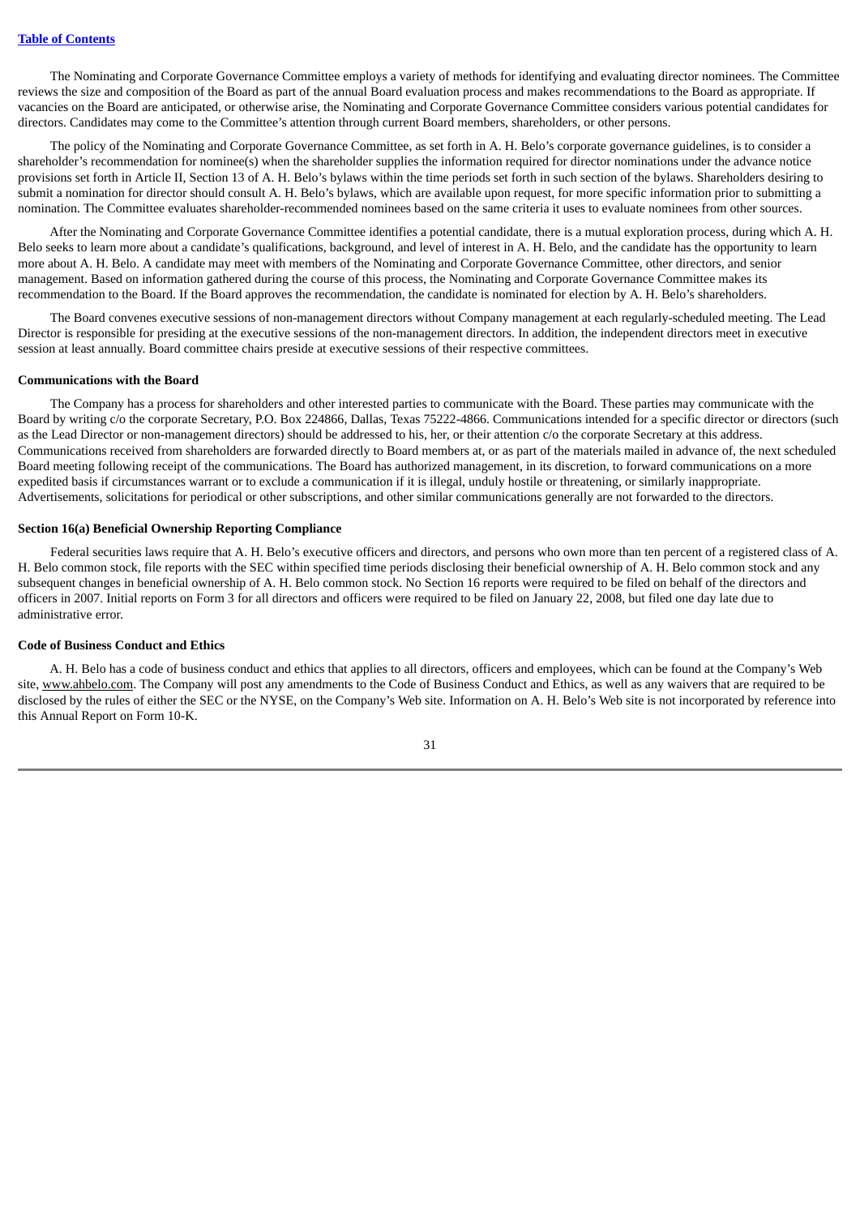The Nominating and Corporate Governance Committee employs a variety of methods for identifying and evaluating director nominees. The Committee reviews the size and composition of the Board as part of the annual Board evaluation process and makes recommendations to the Board as appropriate. If vacancies on the Board are anticipated, or otherwise arise, the Nominating and Corporate Governance Committee considers various potential candidates for directors. Candidates may come to the Committee's attention through current Board members, shareholders, or other persons.

The policy of the Nominating and Corporate Governance Committee, as set forth in A. H. Belo's corporate governance guidelines, is to consider a shareholder's recommendation for nominee(s) when the shareholder supplies the information required for director nominations under the advance notice provisions set forth in Article II, Section 13 of A. H. Belo's bylaws within the time periods set forth in such section of the bylaws. Shareholders desiring to submit a nomination for director should consult A. H. Belo's bylaws, which are available upon request, for more specific information prior to submitting a nomination. The Committee evaluates shareholder-recommended nominees based on the same criteria it uses to evaluate nominees from other sources.

After the Nominating and Corporate Governance Committee identifies a potential candidate, there is a mutual exploration process, during which A. H. Belo seeks to learn more about a candidate's qualifications, background, and level of interest in A. H. Belo, and the candidate has the opportunity to learn more about A. H. Belo. A candidate may meet with members of the Nominating and Corporate Governance Committee, other directors, and senior management. Based on information gathered during the course of this process, the Nominating and Corporate Governance Committee makes its recommendation to the Board. If the Board approves the recommendation, the candidate is nominated for election by A. H. Belo's shareholders.

The Board convenes executive sessions of non-management directors without Company management at each regularly-scheduled meeting. The Lead Director is responsible for presiding at the executive sessions of the non-management directors. In addition, the independent directors meet in executive session at least annually. Board committee chairs preside at executive sessions of their respective committees.

**Communications with the Board**

The Company has a process for shareholders and other interested parties to communicate with the Board. These parties may communicate with the Board by writing c/o the corporate Secretary, P.O. Box 224866, Dallas, Texas 75222-4866. Communications intended for a specific director or directors (such as the Lead Director or non-management directors) should be addressed to his, her, or their attention c/o the corporate Secretary at this address. Communications received from shareholders are forwarded directly to Board members at, or as part of the materials mailed in advance of, the next scheduled Board meeting following receipt of the communications. The Board has authorized management, in its discretion, to forward communications on a more expedited basis if circumstances warrant or to exclude a communication if it is illegal, unduly hostile or threatening, or similarly inappropriate. Advertisements, solicitations for periodical or other subscriptions, and other similar communications generally are not forwarded to the directors.

**Section 16(a) Beneficial Ownership Reporting Compliance**

Federal securities laws require that A. H. Belo's executive officers and directors, and persons who own more than ten percent of a registered class of A. H. Belo common stock, file reports with the SEC within specified time periods disclosing their beneficial ownership of A. H. Belo common stock and any subsequent changes in beneficial ownership of A. H. Belo common stock. No Section 16 reports were required to be filed on behalf of the directors and officers in 2007. Initial reports on Form 3 for all directors and officers were required to be filed on January 22, 2008, but filed one day late due to administrative error.

**Code of Business Conduct and Ethics**

A. H. Belo has a code of business conduct and ethics that applies to all directors, officers and employees, which can be found at the Company's Web site, www.ahbelo.com. The Company will post any amendments to the Code of Business Conduct and Ethics, as well as any waivers that are required to be disclosed by the rules of either the SEC or the NYSE, on the Company's Web site. Information on A. H. Belo's Web site is not incorporated by reference into this Annual Report on Form 10-K.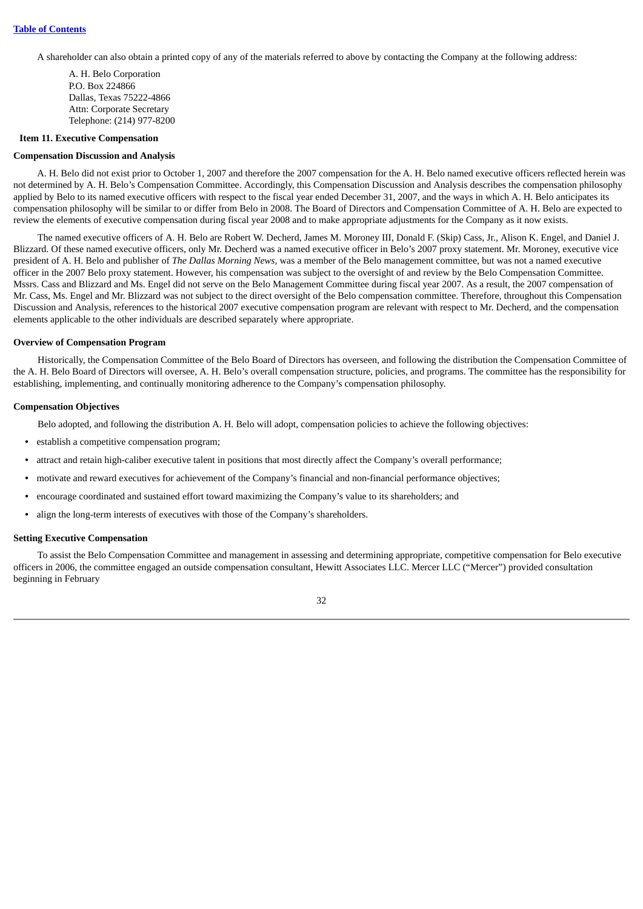A shareholder can also obtain a printed copy of any of the materials referred to above by contacting the Company at the following address:

A. H. Belo Corporation  
P.O. Box 224866  
Dallas, Texas 75222-4866  
Attn: Corporate Secretary  
Telephone: (214) 977-8200

## Item 11. Executive Compensation

### Compensation Discussion and Analysis

A. H. Belo did not exist prior to October 1, 2007 and therefore the 2007 compensation for the A. H. Belo named executive officers reflected herein was not determined by A. H. Belo's Compensation Committee. Accordingly, this Compensation Discussion and Analysis describes the compensation philosophy applied by Belo to its named executive officers with respect to the fiscal year ended December 31, 2007, and the ways in which A. H. Belo anticipates its compensation philosophy will be similar to or differ from Belo in 2008. The Board of Directors and Compensation Committee of A. H. Belo are expected to review the elements of executive compensation during fiscal year 2008 and to make appropriate adjustments for the Company as it now exists.

The named executive officers of A. H. Belo are Robert W. Decherd, James M. Moroney III, Donald F. (Skip) Cass, Jr., Alison K. Engel, and Daniel J. Blizzard. Of these named executive officers, only Mr. Decherd was a named executive officer in Belo's 2007 proxy statement. Mr. Moroney, executive vice president of A. H. Belo and publisher of *The Dallas Morning News*, was a member of the Belo management committee, but was not a named executive officer in the 2007 Belo proxy statement. However, his compensation was subject to the oversight of and review by the Belo Compensation Committee. Mssrs. Cass and Blizzard and Ms. Engel did not serve on the Belo Management Committee during fiscal year 2007. As a result, the 2007 compensation of Mr. Cass, Ms. Engel and Mr. Blizzard was not subject to the direct oversight of the Belo compensation committee. Therefore, throughout this Compensation Discussion and Analysis, references to the historical 2007 executive compensation program are relevant with respect to Mr. Decherd, and the compensation elements applicable to the other individuals are described separately where appropriate.

### Overview of Compensation Program

Historically, the Compensation Committee of the Belo Board of Directors has overseen, and following the distribution the Compensation Committee of the A. H. Belo Board of Directors will oversee, A. H. Belo's overall compensation structure, policies, and programs. The committee has the responsibility for establishing, implementing, and continually monitoring adherence to the Company's compensation philosophy.

### Compensation Objectives

Belo adopted, and following the distribution A. H. Belo will adopt, compensation policies to achieve the following objectives:

- establish a competitive compensation program;
- attract and retain high-caliber executive talent in positions that most directly affect the Company's overall performance;
- motivate and reward executives for achievement of the Company's financial and non-financial performance objectives;
- encourage coordinated and sustained effort toward maximizing the Company's value to its shareholders; and
- align the long-term interests of executives with those of the Company's shareholders.

### Setting Executive Compensation

To assist the Belo Compensation Committee and management in assessing and determining appropriate, competitive compensation for Belo executive officers in 2006, the committee engaged an outside compensation consultant, Hewitt Associates LLC. Mercer LLC ("Mercer") provided consultation beginning in February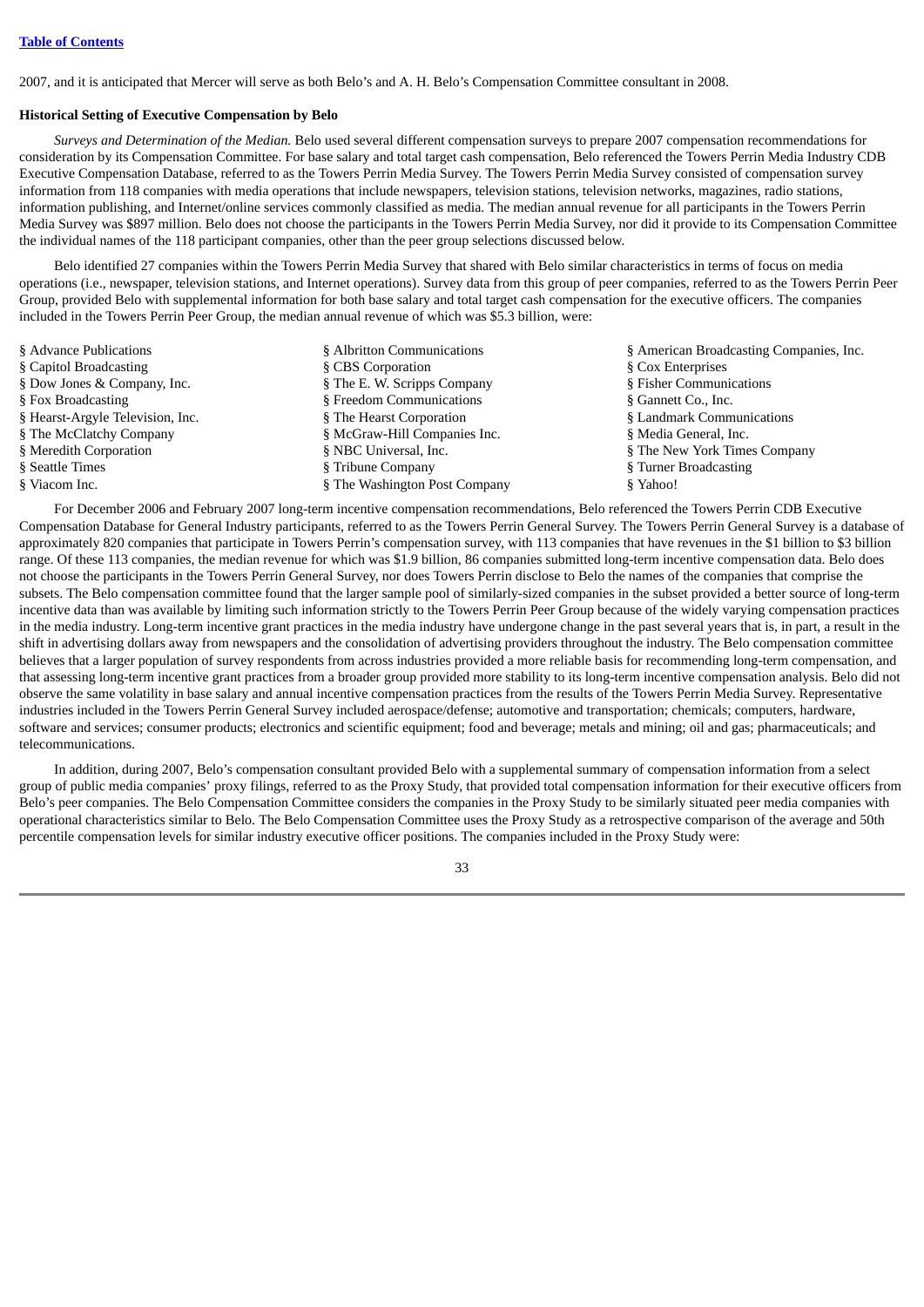2007, and it is anticipated that Mercer will serve as both Belo's and A. H. Belo's Compensation Committee consultant in 2008.

**Historical Setting of Executive Compensation by Belo**

*Surveys and Determination of the Median.* Belo used several different compensation surveys to prepare 2007 compensation recommendations for consideration by its Compensation Committee. For base salary and total target cash compensation, Belo referenced the Towers Perrin Media Industry CDB Executive Compensation Database, referred to as the Towers Perrin Media Survey. The Towers Perrin Media Survey consisted of compensation survey information from 118 companies with media operations that include newspapers, television stations, television networks, magazines, radio stations, information publishing, and Internet/online services commonly classified as media. The median annual revenue for all participants in the Towers Perrin Media Survey was $897 million. Belo does not choose the participants in the Towers Perrin Media Survey, nor did it provide to its Compensation Committee the individual names of the 118 participant companies, other than the peer group selections discussed below.

Belo identified 27 companies within the Towers Perrin Media Survey that shared with Belo similar characteristics in terms of focus on media operations (i.e., newspaper, television stations, and Internet operations). Survey data from this group of peer companies, referred to as the Towers Perrin Peer Group, provided Belo with supplemental information for both base salary and total target cash compensation for the executive officers. The companies included in the Towers Perrin Peer Group, the median annual revenue of which was $5.3 billion, were:

- Advance Publications
- Albritton Communications
- American Broadcasting Companies, Inc.
- Capitol Broadcasting
- CBS Corporation
- Cox Enterprises
- Dow Jones & Company, Inc.
- The E. W. Scripps Company
- Fisher Communications
- Fox Broadcasting
- Freedom Communications
- Gannett Co., Inc.
- Hearst-Argyle Television, Inc.
- The Hearst Corporation
- Landmark Communications
- The McClatchy Company
- McGraw-Hill Companies Inc.
- Media General, Inc.
- Meredith Corporation
- NBC Universal, Inc.
- The New York Times Company
- Seattle Times
- Tribune Company
- Turner Broadcasting
- Viacom Inc.
- The Washington Post Company
- Yahoo!

For December 2006 and February 2007 long-term incentive compensation recommendations, Belo referenced the Towers Perrin CDB Executive Compensation Database for General Industry participants, referred to as the Towers Perrin General Survey. The Towers Perrin General Survey is a database of approximately 820 companies that participate in Towers Perrin's compensation survey, with 113 companies that have revenues in the $1 billion to $3 billion range. Of these 113 companies, the median revenue for which was $1.9 billion, 86 companies submitted long-term incentive compensation data. Belo does not choose the participants in the Towers Perrin General Survey, nor does Towers Perrin disclose to Belo the names of the companies that comprise the subsets. The Belo compensation committee found that the larger sample pool of similarly-sized companies in the subset provided a better source of long-term incentive data than was available by limiting such information strictly to the Towers Perrin Peer Group because of the widely varying compensation practices in the media industry. Long-term incentive grant practices in the media industry have undergone change in the past several years that is, in part, a result in the shift in advertising dollars away from newspapers and the consolidation of advertising providers throughout the industry. The Belo compensation committee believes that a larger population of survey respondents from across industries provided a more reliable basis for recommending long-term compensation, and that assessing long-term incentive grant practices from a broader group provided more stability to its long-term incentive compensation analysis. Belo did not observe the same volatility in base salary and annual incentive compensation practices from the results of the Towers Perrin Media Survey. Representative industries included in the Towers Perrin General Survey included aerospace/defense; automotive and transportation; chemicals; computers, hardware, software and services; consumer products; electronics and scientific equipment; food and beverage; metals and mining; oil and gas; pharmaceuticals; and telecommunications.

In addition, during 2007, Belo's compensation consultant provided Belo with a supplemental summary of compensation information from a select group of public media companies' proxy filings, referred to as the Proxy Study, that provided total compensation information for their executive officers from Belo's peer companies. The Belo Compensation Committee considers the companies in the Proxy Study to be similarly situated peer media companies with operational characteristics similar to Belo. The Belo Compensation Committee uses the Proxy Study as a retrospective comparison of the average and 50th percentile compensation levels for similar industry executive officer positions. The companies included in the Proxy Study were: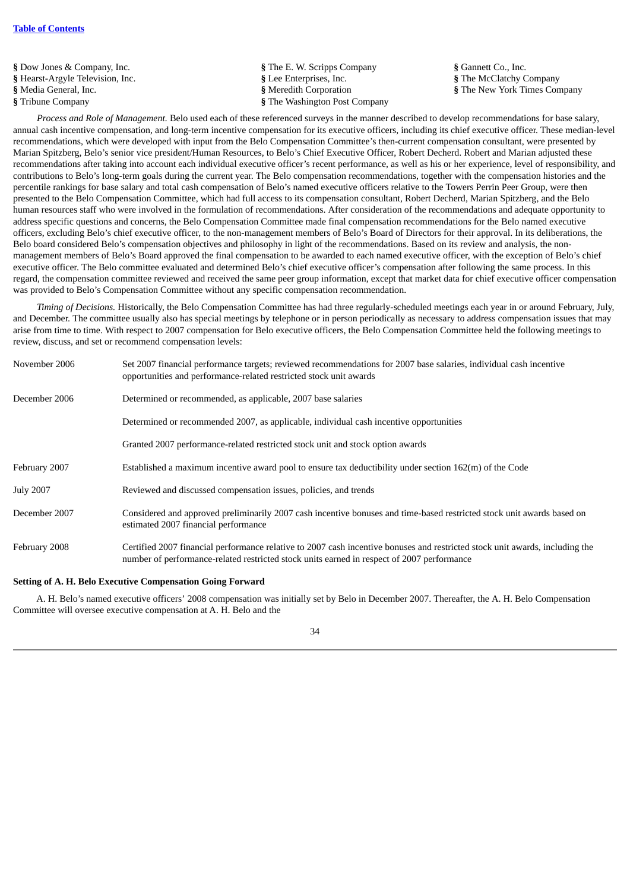§ Dow Jones & Company, Inc.
§ Hearst-Argyle Television, Inc.
§ Media General, Inc.
§ Tribune Company
§ The E. W. Scripps Company
§ Lee Enterprises, Inc.
§ Meredith Corporation
§ The Washington Post Company
§ Gannett Co., Inc.
§ The McClatchy Company
§ The New York Times Company

*Process and Role of Management.* Belo used each of these referenced surveys in the manner described to develop recommendations for base salary, annual cash incentive compensation, and long-term incentive compensation for its executive officers, including its chief executive officer. These median-level recommendations, which were developed with input from the Belo Compensation Committee's then-current compensation consultant, were presented by Marian Spitzberg, Belo's senior vice president/Human Resources, to Belo's Chief Executive Officer, Robert Decherd. Robert and Marian adjusted these recommendations after taking into account each individual executive officer's recent performance, as well as his or her experience, level of responsibility, and contributions to Belo's long-term goals during the current year. The Belo compensation recommendations, together with the compensation histories and the percentile rankings for base salary and total cash compensation of Belo's named executive officers relative to the Towers Perrin Peer Group, were then presented to the Belo Compensation Committee, which had full access to its compensation consultant, Robert Decherd, Marian Spitzberg, and the Belo human resources staff who were involved in the formulation of recommendations. After consideration of the recommendations and adequate opportunity to address specific questions and concerns, the Belo Compensation Committee made final compensation recommendations for the Belo named executive officers, excluding Belo's chief executive officer, to the non-management members of Belo's Board of Directors for their approval. In its deliberations, the Belo board considered Belo's compensation objectives and philosophy in light of the recommendations. Based on its review and analysis, the non-management members of Belo's Board approved the final compensation to be awarded to each named executive officer, with the exception of Belo's chief executive officer. The Belo committee evaluated and determined Belo's chief executive officer's compensation after following the same process. In this regard, the compensation committee reviewed and received the same peer group information, except that market data for chief executive officer compensation was provided to Belo's Compensation Committee without any specific compensation recommendation.

*Timing of Decisions.* Historically, the Belo Compensation Committee has had three regularly-scheduled meetings each year in or around February, July, and December. The committee usually also has special meetings by telephone or in person periodically as necessary to address compensation issues that may arise from time to time. With respect to 2007 compensation for Belo executive officers, the Belo Compensation Committee held the following meetings to review, discuss, and set or recommend compensation levels:

| | |
|---|---|
| November 2006 | Set 2007 financial performance targets; reviewed recommendations for 2007 base salaries, individual cash incentive opportunities and performance-related restricted stock unit awards |
| December 2006 | Determined or recommended, as applicable, 2007 base salaries |
| | Determined or recommended 2007, as applicable, individual cash incentive opportunities |
| | Granted 2007 performance-related restricted stock unit and stock option awards |
| February 2007 | Established a maximum incentive award pool to ensure tax deductibility under section 162(m) of the Code |
| July 2007 | Reviewed and discussed compensation issues, policies, and trends |
| December 2007 | Considered and approved preliminarily 2007 cash incentive bonuses and time-based restricted stock unit awards based on estimated 2007 financial performance |
| February 2008 | Certified 2007 financial performance relative to 2007 cash incentive bonuses and restricted stock unit awards, including the number of performance-related restricted stock units earned in respect of 2007 performance |

**Setting of A. H. Belo Executive Compensation Going Forward**

A. H. Belo's named executive officers' 2008 compensation was initially set by Belo in December 2007. Thereafter, the A. H. Belo Compensation Committee will oversee executive compensation at A. H. Belo and the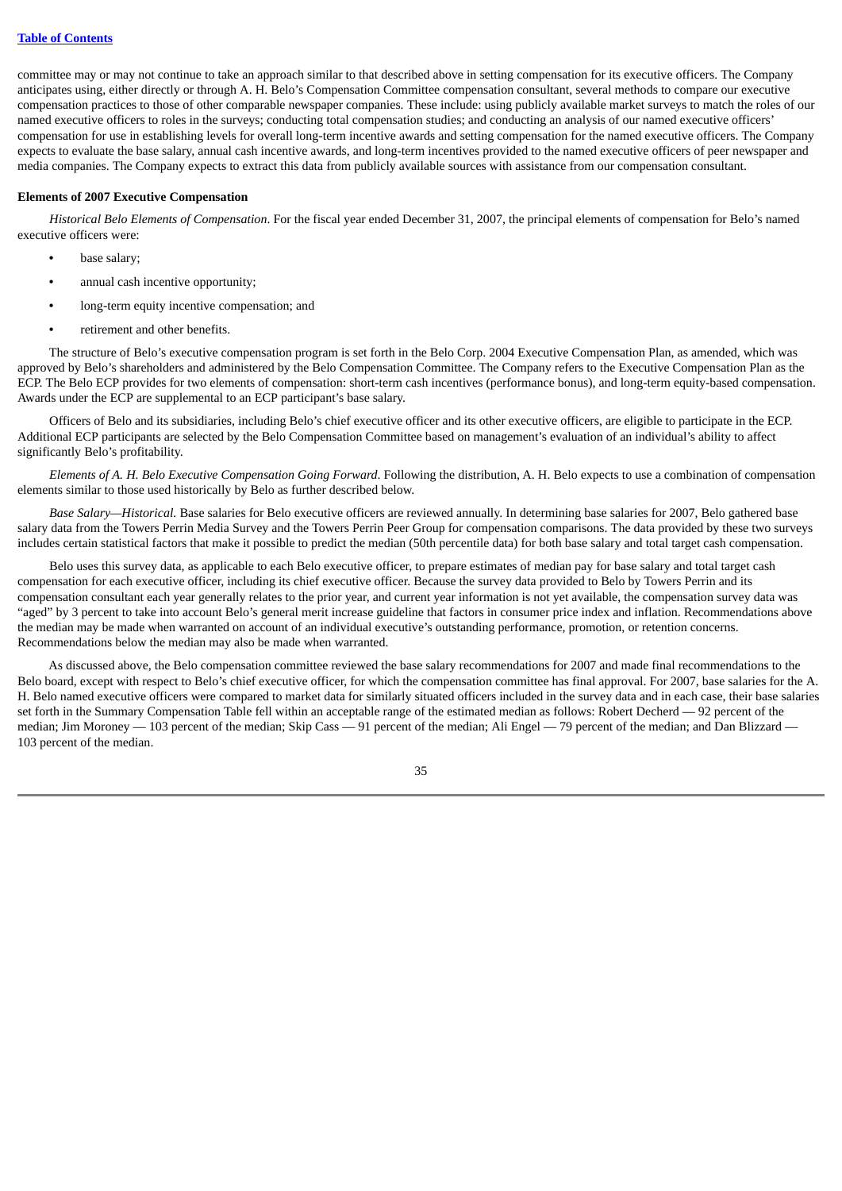committee may or may not continue to take an approach similar to that described above in setting compensation for its executive officers. The Company anticipates using, either directly or through A. H. Belo's Compensation Committee compensation consultant, several methods to compare our executive compensation practices to those of other comparable newspaper companies. These include: using publicly available market surveys to match the roles of our named executive officers to roles in the surveys; conducting total compensation studies; and conducting an analysis of our named executive officers' compensation for use in establishing levels for overall long-term incentive awards and setting compensation for the named executive officers. The Company expects to evaluate the base salary, annual cash incentive awards, and long-term incentives provided to the named executive officers of peer newspaper and media companies. The Company expects to extract this data from publicly available sources with assistance from our compensation consultant.

**Elements of 2007 Executive Compensation**

*Historical Belo Elements of Compensation*. For the fiscal year ended December 31, 2007, the principal elements of compensation for Belo's named executive officers were:

- base salary;
- annual cash incentive opportunity;
- long-term equity incentive compensation; and
- retirement and other benefits.

The structure of Belo's executive compensation program is set forth in the Belo Corp. 2004 Executive Compensation Plan, as amended, which was approved by Belo's shareholders and administered by the Belo Compensation Committee. The Company refers to the Executive Compensation Plan as the ECP. The Belo ECP provides for two elements of compensation: short-term cash incentives (performance bonus), and long-term equity-based compensation. Awards under the ECP are supplemental to an ECP participant's base salary.

Officers of Belo and its subsidiaries, including Belo's chief executive officer and its other executive officers, are eligible to participate in the ECP. Additional ECP participants are selected by the Belo Compensation Committee based on management's evaluation of an individual's ability to affect significantly Belo's profitability.

*Elements of A. H. Belo Executive Compensation Going Forward*. Following the distribution, A. H. Belo expects to use a combination of compensation elements similar to those used historically by Belo as further described below.

*Base Salary—Historical.* Base salaries for Belo executive officers are reviewed annually. In determining base salaries for 2007, Belo gathered base salary data from the Towers Perrin Media Survey and the Towers Perrin Peer Group for compensation comparisons. The data provided by these two surveys includes certain statistical factors that make it possible to predict the median (50th percentile data) for both base salary and total target cash compensation.

Belo uses this survey data, as applicable to each Belo executive officer, to prepare estimates of median pay for base salary and total target cash compensation for each executive officer, including its chief executive officer. Because the survey data provided to Belo by Towers Perrin and its compensation consultant each year generally relates to the prior year, and current year information is not yet available, the compensation survey data was "aged" by 3 percent to take into account Belo's general merit increase guideline that factors in consumer price index and inflation. Recommendations above the median may be made when warranted on account of an individual executive's outstanding performance, promotion, or retention concerns. Recommendations below the median may also be made when warranted.

As discussed above, the Belo compensation committee reviewed the base salary recommendations for 2007 and made final recommendations to the Belo board, except with respect to Belo's chief executive officer, for which the compensation committee has final approval. For 2007, base salaries for the A. H. Belo named executive officers were compared to market data for similarly situated officers included in the survey data and in each case, their base salaries set forth in the Summary Compensation Table fell within an acceptable range of the estimated median as follows: Robert Decherd — 92 percent of the median; Jim Moroney — 103 percent of the median; Skip Cass — 91 percent of the median; Ali Engel — 79 percent of the median; and Dan Blizzard — 103 percent of the median.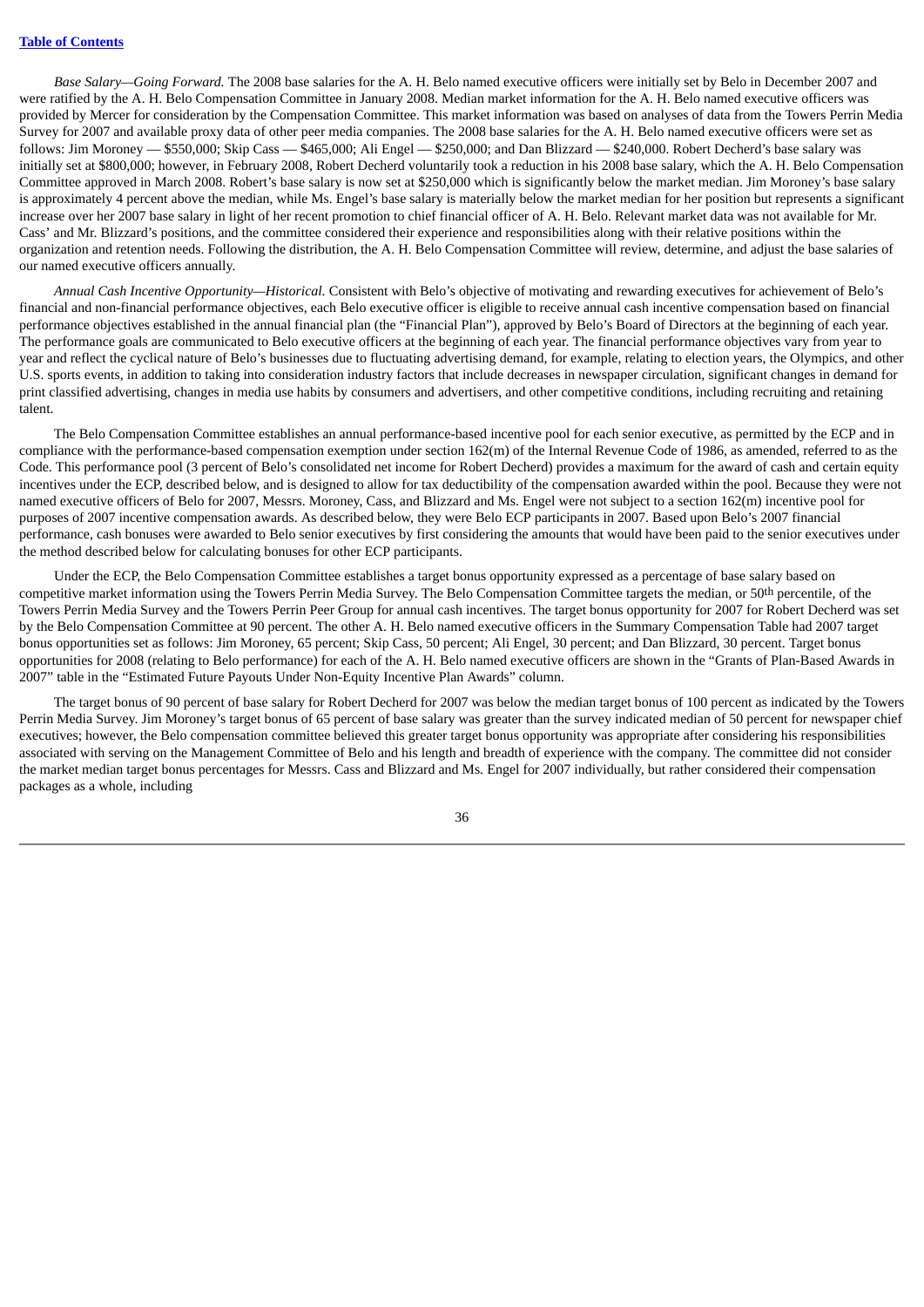*Base Salary—Going Forward.* The 2008 base salaries for the A. H. Belo named executive officers were initially set by Belo in December 2007 and were ratified by the A. H. Belo Compensation Committee in January 2008. Median market information for the A. H. Belo named executive officers was provided by Mercer for consideration by the Compensation Committee. This market information was based on analyses of data from the Towers Perrin Media Survey for 2007 and available proxy data of other peer media companies. The 2008 base salaries for the A. H. Belo named executive officers were set as follows: Jim Moroney — $550,000; Skip Cass — $465,000; Ali Engel — $250,000; and Dan Blizzard — $240,000. Robert Decherd's base salary was initially set at $800,000; however, in February 2008, Robert Decherd voluntarily took a reduction in his 2008 base salary, which the A. H. Belo Compensation Committee approved in March 2008. Robert's base salary is now set at $250,000 which is significantly below the market median. Jim Moroney's base salary is approximately 4 percent above the median, while Ms. Engel's base salary is materially below the market median for her position but represents a significant increase over her 2007 base salary in light of her recent promotion to chief financial officer of A. H. Belo. Relevant market data was not available for Mr. Cass' and Mr. Blizzard's positions, and the committee considered their experience and responsibilities along with their relative positions within the organization and retention needs. Following the distribution, the A. H. Belo Compensation Committee will review, determine, and adjust the base salaries of our named executive officers annually.

*Annual Cash Incentive Opportunity—Historical.* Consistent with Belo's objective of motivating and rewarding executives for achievement of Belo's financial and non-financial performance objectives, each Belo executive officer is eligible to receive annual cash incentive compensation based on financial performance objectives established in the annual financial plan (the "Financial Plan"), approved by Belo's Board of Directors at the beginning of each year. The performance goals are communicated to Belo executive officers at the beginning of each year. The financial performance objectives vary from year to year and reflect the cyclical nature of Belo's businesses due to fluctuating advertising demand, for example, relating to election years, the Olympics, and other U.S. sports events, in addition to taking into consideration industry factors that include decreases in newspaper circulation, significant changes in demand for print classified advertising, changes in media use habits by consumers and advertisers, and other competitive conditions, including recruiting and retaining talent.

The Belo Compensation Committee establishes an annual performance-based incentive pool for each senior executive, as permitted by the ECP and in compliance with the performance-based compensation exemption under section 162(m) of the Internal Revenue Code of 1986, as amended, referred to as the Code. This performance pool (3 percent of Belo's consolidated net income for Robert Decherd) provides a maximum for the award of cash and certain equity incentives under the ECP, described below, and is designed to allow for tax deductibility of the compensation awarded within the pool. Because they were not named executive officers of Belo for 2007, Messrs. Moroney, Cass, and Blizzard and Ms. Engel were not subject to a section 162(m) incentive pool for purposes of 2007 incentive compensation awards. As described below, they were Belo ECP participants in 2007. Based upon Belo's 2007 financial performance, cash bonuses were awarded to Belo senior executives by first considering the amounts that would have been paid to the senior executives under the method described below for calculating bonuses for other ECP participants.

Under the ECP, the Belo Compensation Committee establishes a target bonus opportunity expressed as a percentage of base salary based on competitive market information using the Towers Perrin Media Survey. The Belo Compensation Committee targets the median, or 50th percentile, of the Towers Perrin Media Survey and the Towers Perrin Peer Group for annual cash incentives. The target bonus opportunity for 2007 for Robert Decherd was set by the Belo Compensation Committee at 90 percent. The other A. H. Belo named executive officers in the Summary Compensation Table had 2007 target bonus opportunities set as follows: Jim Moroney, 65 percent; Skip Cass, 50 percent; Ali Engel, 30 percent; and Dan Blizzard, 30 percent. Target bonus opportunities for 2008 (relating to Belo performance) for each of the A. H. Belo named executive officers are shown in the "Grants of Plan-Based Awards in 2007" table in the "Estimated Future Payouts Under Non-Equity Incentive Plan Awards" column.

The target bonus of 90 percent of base salary for Robert Decherd for 2007 was below the median target bonus of 100 percent as indicated by the Towers Perrin Media Survey. Jim Moroney's target bonus of 65 percent of base salary was greater than the survey indicated median of 50 percent for newspaper chief executives; however, the Belo compensation committee believed this greater target bonus opportunity was appropriate after considering his responsibilities associated with serving on the Management Committee of Belo and his length and breadth of experience with the company. The committee did not consider the market median target bonus percentages for Messrs. Cass and Blizzard and Ms. Engel for 2007 individually, but rather considered their compensation packages as a whole, including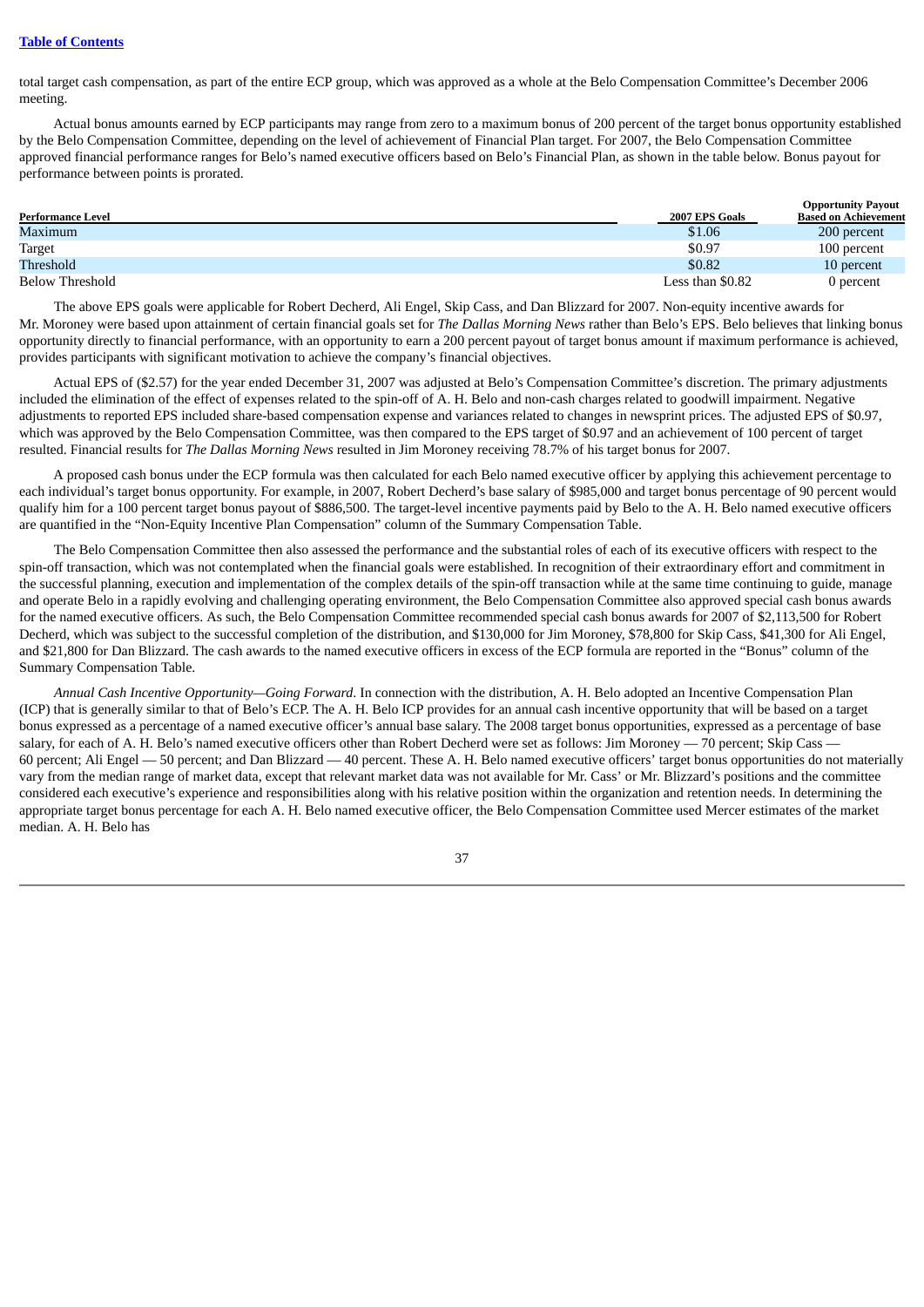total target cash compensation, as part of the entire ECP group, which was approved as a whole at the Belo Compensation Committee's December 2006 meeting.

Actual bonus amounts earned by ECP participants may range from zero to a maximum bonus of 200 percent of the target bonus opportunity established by the Belo Compensation Committee, depending on the level of achievement of Financial Plan target. For 2007, the Belo Compensation Committee approved financial performance ranges for Belo's named executive officers based on Belo's Financial Plan, as shown in the table below. Bonus payout for performance between points is prorated.

| Performance Level | 2007 EPS Goals | Opportunity Payout Based on Achievement |
|---|---|---|
| Maximum | $1.06 | 200 percent |
| Target | $0.97 | 100 percent |
| Threshold | $0.82 | 10 percent |
| Below Threshold | Less than $0.82 | 0 percent |

The above EPS goals were applicable for Robert Decherd, Ali Engel, Skip Cass, and Dan Blizzard for 2007. Non-equity incentive awards for Mr. Moroney were based upon attainment of certain financial goals set for *The Dallas Morning News* rather than Belo's EPS. Belo believes that linking bonus opportunity directly to financial performance, with an opportunity to earn a 200 percent payout of target bonus amount if maximum performance is achieved, provides participants with significant motivation to achieve the company's financial objectives.

Actual EPS of ($2.57) for the year ended December 31, 2007 was adjusted at Belo's Compensation Committee's discretion. The primary adjustments included the elimination of the effect of expenses related to the spin-off of A. H. Belo and non-cash charges related to goodwill impairment. Negative adjustments to reported EPS included share-based compensation expense and variances related to changes in newsprint prices. The adjusted EPS of $0.97, which was approved by the Belo Compensation Committee, was then compared to the EPS target of $0.97 and an achievement of 100 percent of target resulted. Financial results for *The Dallas Morning News* resulted in Jim Moroney receiving 78.7% of his target bonus for 2007.

A proposed cash bonus under the ECP formula was then calculated for each Belo named executive officer by applying this achievement percentage to each individual's target bonus opportunity. For example, in 2007, Robert Decherd's base salary of $985,000 and target bonus percentage of 90 percent would qualify him for a 100 percent target bonus payout of $886,500. The target-level incentive payments paid by Belo to the A. H. Belo named executive officers are quantified in the "Non-Equity Incentive Plan Compensation" column of the Summary Compensation Table.

The Belo Compensation Committee then also assessed the performance and the substantial roles of each of its executive officers with respect to the spin-off transaction, which was not contemplated when the financial goals were established. In recognition of their extraordinary effort and commitment in the successful planning, execution and implementation of the complex details of the spin-off transaction while at the same time continuing to guide, manage and operate Belo in a rapidly evolving and challenging operating environment, the Belo Compensation Committee also approved special cash bonus awards for the named executive officers. As such, the Belo Compensation Committee recommended special cash bonus awards for 2007 of $2,113,500 for Robert Decherd, which was subject to the successful completion of the distribution, and $130,000 for Jim Moroney, $78,800 for Skip Cass, $41,300 for Ali Engel, and $21,800 for Dan Blizzard. The cash awards to the named executive officers in excess of the ECP formula are reported in the "Bonus" column of the Summary Compensation Table.

*Annual Cash Incentive Opportunity—Going Forward*. In connection with the distribution, A. H. Belo adopted an Incentive Compensation Plan (ICP) that is generally similar to that of Belo's ECP. The A. H. Belo ICP provides for an annual cash incentive opportunity that will be based on a target bonus expressed as a percentage of a named executive officer's annual base salary. The 2008 target bonus opportunities, expressed as a percentage of base salary, for each of A. H. Belo's named executive officers other than Robert Decherd were set as follows: Jim Moroney — 70 percent; Skip Cass — 60 percent; Ali Engel — 50 percent; and Dan Blizzard — 40 percent. These A. H. Belo named executive officers' target bonus opportunities do not materially vary from the median range of market data, except that relevant market data was not available for Mr. Cass' or Mr. Blizzard's positions and the committee considered each executive's experience and responsibilities along with his relative position within the organization and retention needs. In determining the appropriate target bonus percentage for each A. H. Belo named executive officer, the Belo Compensation Committee used Mercer estimates of the market median. A. H. Belo has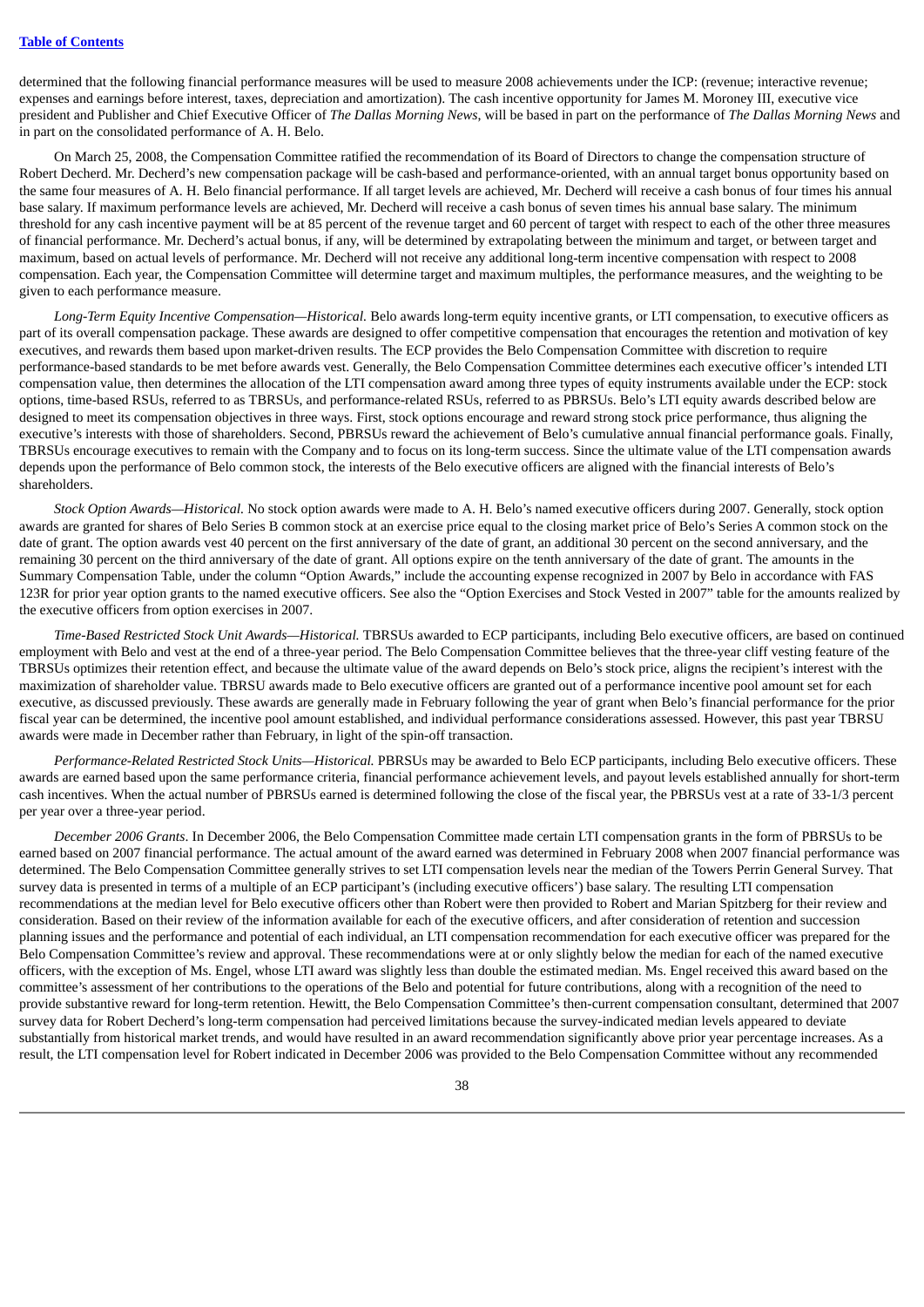determined that the following financial performance measures will be used to measure 2008 achievements under the ICP: (revenue; interactive revenue; expenses and earnings before interest, taxes, depreciation and amortization). The cash incentive opportunity for James M. Moroney III, executive vice president and Publisher and Chief Executive Officer of *The Dallas Morning News,* will be based in part on the performance of *The Dallas Morning News* and in part on the consolidated performance of A. H. Belo.

On March 25, 2008, the Compensation Committee ratified the recommendation of its Board of Directors to change the compensation structure of Robert Decherd. Mr. Decherd's new compensation package will be cash-based and performance-oriented, with an annual target bonus opportunity based on the same four measures of A. H. Belo financial performance. If all target levels are achieved, Mr. Decherd will receive a cash bonus of four times his annual base salary. If maximum performance levels are achieved, Mr. Decherd will receive a cash bonus of seven times his annual base salary. The minimum threshold for any cash incentive payment will be at 85 percent of the revenue target and 60 percent of target with respect to each of the other three measures of financial performance. Mr. Decherd's actual bonus, if any, will be determined by extrapolating between the minimum and target, or between target and maximum, based on actual levels of performance. Mr. Decherd will not receive any additional long-term incentive compensation with respect to 2008 compensation. Each year, the Compensation Committee will determine target and maximum multiples, the performance measures, and the weighting to be given to each performance measure.

*Long-Term Equity Incentive Compensation—Historical.* Belo awards long-term equity incentive grants, or LTI compensation, to executive officers as part of its overall compensation package. These awards are designed to offer competitive compensation that encourages the retention and motivation of key executives, and rewards them based upon market-driven results. The ECP provides the Belo Compensation Committee with discretion to require performance-based standards to be met before awards vest. Generally, the Belo Compensation Committee determines each executive officer's intended LTI compensation value, then determines the allocation of the LTI compensation award among three types of equity instruments available under the ECP: stock options, time-based RSUs, referred to as TBRSUs, and performance-related RSUs, referred to as PBRSUs. Belo's LTI equity awards described below are designed to meet its compensation objectives in three ways. First, stock options encourage and reward strong stock price performance, thus aligning the executive's interests with those of shareholders. Second, PBRSUs reward the achievement of Belo's cumulative annual financial performance goals. Finally, TBRSUs encourage executives to remain with the Company and to focus on its long-term success. Since the ultimate value of the LTI compensation awards depends upon the performance of Belo common stock, the interests of the Belo executive officers are aligned with the financial interests of Belo's shareholders.

*Stock Option Awards—Historical.* No stock option awards were made to A. H. Belo's named executive officers during 2007. Generally, stock option awards are granted for shares of Belo Series B common stock at an exercise price equal to the closing market price of Belo's Series A common stock on the date of grant. The option awards vest 40 percent on the first anniversary of the date of grant, an additional 30 percent on the second anniversary, and the remaining 30 percent on the third anniversary of the date of grant. All options expire on the tenth anniversary of the date of grant. The amounts in the Summary Compensation Table, under the column "Option Awards," include the accounting expense recognized in 2007 by Belo in accordance with FAS 123R for prior year option grants to the named executive officers. See also the "Option Exercises and Stock Vested in 2007" table for the amounts realized by the executive officers from option exercises in 2007.

*Time-Based Restricted Stock Unit Awards—Historical.* TBRSUs awarded to ECP participants, including Belo executive officers, are based on continued employment with Belo and vest at the end of a three-year period. The Belo Compensation Committee believes that the three-year cliff vesting feature of the TBRSUs optimizes their retention effect, and because the ultimate value of the award depends on Belo's stock price, aligns the recipient's interest with the maximization of shareholder value. TBRSU awards made to Belo executive officers are granted out of a performance incentive pool amount set for each executive, as discussed previously. These awards are generally made in February following the year of grant when Belo's financial performance for the prior fiscal year can be determined, the incentive pool amount established, and individual performance considerations assessed. However, this past year TBRSU awards were made in December rather than February, in light of the spin-off transaction.

*Performance-Related Restricted Stock Units—Historical.* PBRSUs may be awarded to Belo ECP participants, including Belo executive officers. These awards are earned based upon the same performance criteria, financial performance achievement levels, and payout levels established annually for short-term cash incentives. When the actual number of PBRSUs earned is determined following the close of the fiscal year, the PBRSUs vest at a rate of 33-1/3 percent per year over a three-year period.

*December 2006 Grants*. In December 2006, the Belo Compensation Committee made certain LTI compensation grants in the form of PBRSUs to be earned based on 2007 financial performance. The actual amount of the award earned was determined in February 2008 when 2007 financial performance was determined. The Belo Compensation Committee generally strives to set LTI compensation levels near the median of the Towers Perrin General Survey. That survey data is presented in terms of a multiple of an ECP participant's (including executive officers') base salary. The resulting LTI compensation recommendations at the median level for Belo executive officers other than Robert were then provided to Robert and Marian Spitzberg for their review and consideration. Based on their review of the information available for each of the executive officers, and after consideration of retention and succession planning issues and the performance and potential of each individual, an LTI compensation recommendation for each executive officer was prepared for the Belo Compensation Committee's review and approval. These recommendations were at or only slightly below the median for each of the named executive officers, with the exception of Ms. Engel, whose LTI award was slightly less than double the estimated median. Ms. Engel received this award based on the committee's assessment of her contributions to the operations of the Belo and potential for future contributions, along with a recognition of the need to provide substantive reward for long-term retention. Hewitt, the Belo Compensation Committee's then-current compensation consultant, determined that 2007 survey data for Robert Decherd's long-term compensation had perceived limitations because the survey-indicated median levels appeared to deviate substantially from historical market trends, and would have resulted in an award recommendation significantly above prior year percentage increases. As a result, the LTI compensation level for Robert indicated in December 2006 was provided to the Belo Compensation Committee without any recommended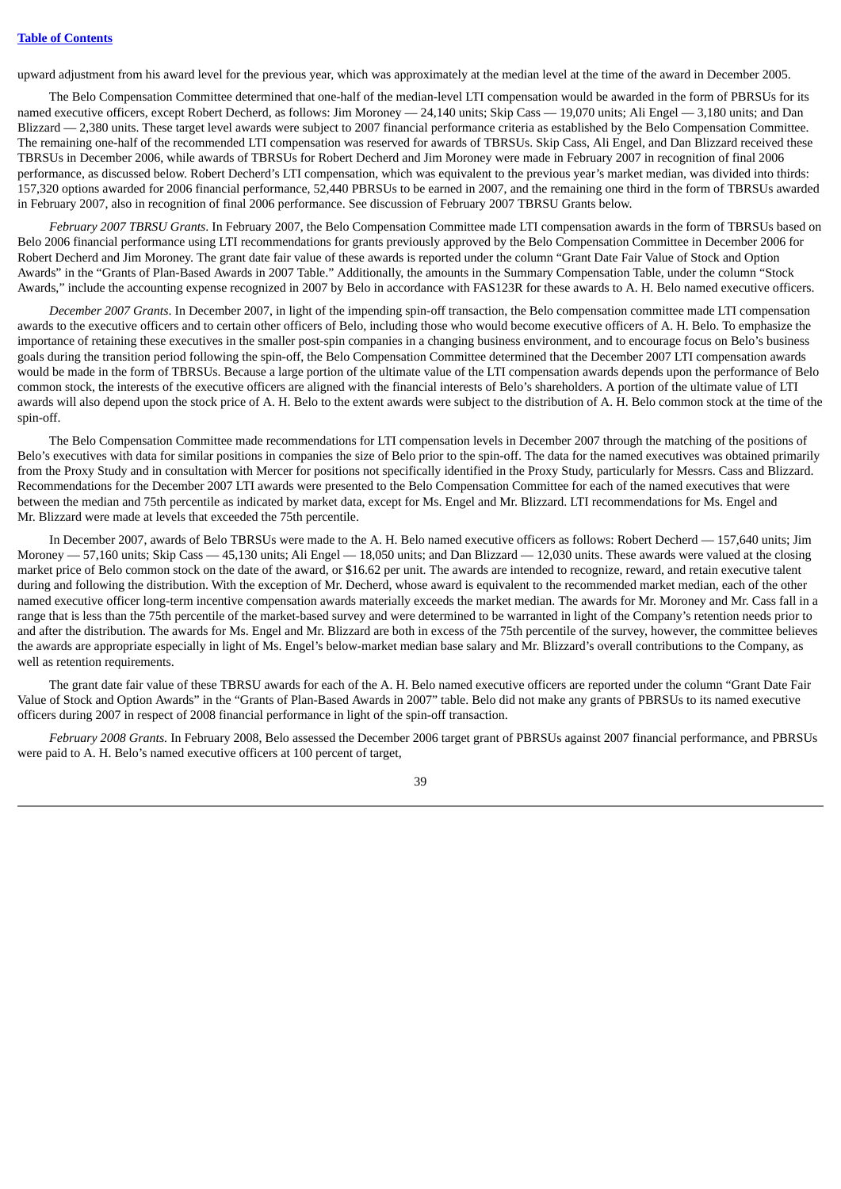upward adjustment from his award level for the previous year, which was approximately at the median level at the time of the award in December 2005.

The Belo Compensation Committee determined that one-half of the median-level LTI compensation would be awarded in the form of PBRSUs for its named executive officers, except Robert Decherd, as follows: Jim Moroney — 24,140 units; Skip Cass — 19,070 units; Ali Engel — 3,180 units; and Dan Blizzard — 2,380 units. These target level awards were subject to 2007 financial performance criteria as established by the Belo Compensation Committee. The remaining one-half of the recommended LTI compensation was reserved for awards of TBRSUs. Skip Cass, Ali Engel, and Dan Blizzard received these TBRSUs in December 2006, while awards of TBRSUs for Robert Decherd and Jim Moroney were made in February 2007 in recognition of final 2006 performance, as discussed below. Robert Decherd's LTI compensation, which was equivalent to the previous year's market median, was divided into thirds: 157,320 options awarded for 2006 financial performance, 52,440 PBRSUs to be earned in 2007, and the remaining one third in the form of TBRSUs awarded in February 2007, also in recognition of final 2006 performance. See discussion of February 2007 TBRSU Grants below.

*February 2007 TBRSU Grants*. In February 2007, the Belo Compensation Committee made LTI compensation awards in the form of TBRSUs based on Belo 2006 financial performance using LTI recommendations for grants previously approved by the Belo Compensation Committee in December 2006 for Robert Decherd and Jim Moroney. The grant date fair value of these awards is reported under the column "Grant Date Fair Value of Stock and Option Awards" in the "Grants of Plan-Based Awards in 2007 Table." Additionally, the amounts in the Summary Compensation Table, under the column "Stock Awards," include the accounting expense recognized in 2007 by Belo in accordance with FAS123R for these awards to A. H. Belo named executive officers.

*December 2007 Grants*. In December 2007, in light of the impending spin-off transaction, the Belo compensation committee made LTI compensation awards to the executive officers and to certain other officers of Belo, including those who would become executive officers of A. H. Belo. To emphasize the importance of retaining these executives in the smaller post-spin companies in a changing business environment, and to encourage focus on Belo's business goals during the transition period following the spin-off, the Belo Compensation Committee determined that the December 2007 LTI compensation awards would be made in the form of TBRSUs. Because a large portion of the ultimate value of the LTI compensation awards depends upon the performance of Belo common stock, the interests of the executive officers are aligned with the financial interests of Belo's shareholders. A portion of the ultimate value of LTI awards will also depend upon the stock price of A. H. Belo to the extent awards were subject to the distribution of A. H. Belo common stock at the time of the spin-off.

The Belo Compensation Committee made recommendations for LTI compensation levels in December 2007 through the matching of the positions of Belo's executives with data for similar positions in companies the size of Belo prior to the spin-off. The data for the named executives was obtained primarily from the Proxy Study and in consultation with Mercer for positions not specifically identified in the Proxy Study, particularly for Messrs. Cass and Blizzard. Recommendations for the December 2007 LTI awards were presented to the Belo Compensation Committee for each of the named executives that were between the median and 75th percentile as indicated by market data, except for Ms. Engel and Mr. Blizzard. LTI recommendations for Ms. Engel and Mr. Blizzard were made at levels that exceeded the 75th percentile.

In December 2007, awards of Belo TBRSUs were made to the A. H. Belo named executive officers as follows: Robert Decherd — 157,640 units; Jim Moroney — 57,160 units; Skip Cass — 45,130 units; Ali Engel — 18,050 units; and Dan Blizzard — 12,030 units. These awards were valued at the closing market price of Belo common stock on the date of the award, or $16.62 per unit. The awards are intended to recognize, reward, and retain executive talent during and following the distribution. With the exception of Mr. Decherd, whose award is equivalent to the recommended market median, each of the other named executive officer long-term incentive compensation awards materially exceeds the market median. The awards for Mr. Moroney and Mr. Cass fall in a range that is less than the 75th percentile of the market-based survey and were determined to be warranted in light of the Company's retention needs prior to and after the distribution. The awards for Ms. Engel and Mr. Blizzard are both in excess of the 75th percentile of the survey, however, the committee believes the awards are appropriate especially in light of Ms. Engel's below-market median base salary and Mr. Blizzard's overall contributions to the Company, as well as retention requirements.

The grant date fair value of these TBRSU awards for each of the A. H. Belo named executive officers are reported under the column "Grant Date Fair Value of Stock and Option Awards" in the "Grants of Plan-Based Awards in 2007" table. Belo did not make any grants of PBRSUs to its named executive officers during 2007 in respect of 2008 financial performance in light of the spin-off transaction.

*February 2008 Grants.* In February 2008, Belo assessed the December 2006 target grant of PBRSUs against 2007 financial performance, and PBRSUs were paid to A. H. Belo's named executive officers at 100 percent of target,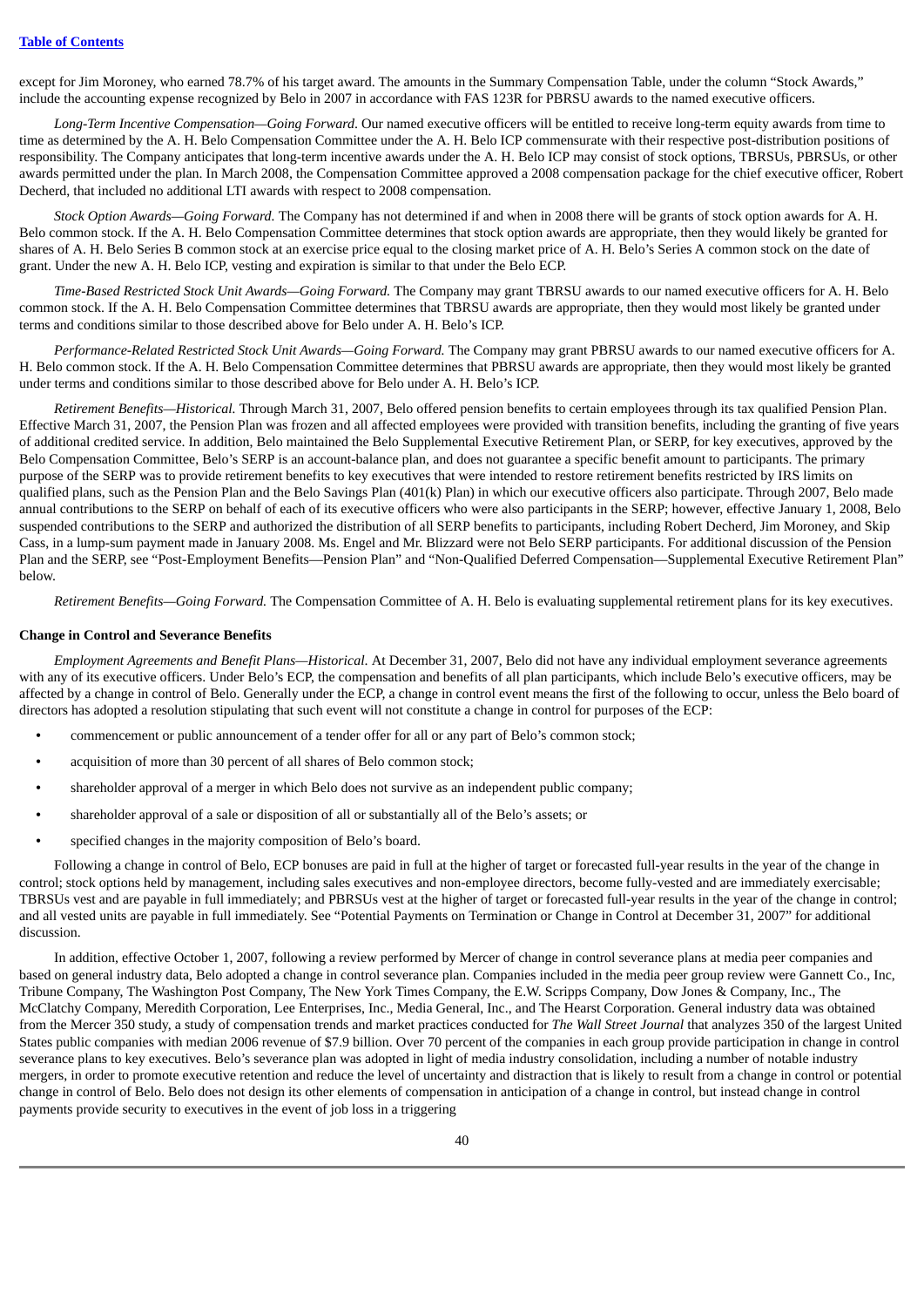except for Jim Moroney, who earned 78.7% of his target award. The amounts in the Summary Compensation Table, under the column "Stock Awards," include the accounting expense recognized by Belo in 2007 in accordance with FAS 123R for PBRSU awards to the named executive officers.

*Long-Term Incentive Compensation—Going Forward.* Our named executive officers will be entitled to receive long-term equity awards from time to time as determined by the A. H. Belo Compensation Committee under the A. H. Belo ICP commensurate with their respective post-distribution positions of responsibility. The Company anticipates that long-term incentive awards under the A. H. Belo ICP may consist of stock options, TBRSUs, PBRSUs, or other awards permitted under the plan. In March 2008, the Compensation Committee approved a 2008 compensation package for the chief executive officer, Robert Decherd, that included no additional LTI awards with respect to 2008 compensation.

*Stock Option Awards—Going Forward.* The Company has not determined if and when in 2008 there will be grants of stock option awards for A. H. Belo common stock. If the A. H. Belo Compensation Committee determines that stock option awards are appropriate, then they would likely be granted for shares of A. H. Belo Series B common stock at an exercise price equal to the closing market price of A. H. Belo's Series A common stock on the date of grant. Under the new A. H. Belo ICP, vesting and expiration is similar to that under the Belo ECP.

*Time-Based Restricted Stock Unit Awards—Going Forward.* The Company may grant TBRSU awards to our named executive officers for A. H. Belo common stock. If the A. H. Belo Compensation Committee determines that TBRSU awards are appropriate, then they would most likely be granted under terms and conditions similar to those described above for Belo under A. H. Belo's ICP.

*Performance-Related Restricted Stock Unit Awards—Going Forward.* The Company may grant PBRSU awards to our named executive officers for A. H. Belo common stock. If the A. H. Belo Compensation Committee determines that PBRSU awards are appropriate, then they would most likely be granted under terms and conditions similar to those described above for Belo under A. H. Belo's ICP.

*Retirement Benefits—Historical.* Through March 31, 2007, Belo offered pension benefits to certain employees through its tax qualified Pension Plan. Effective March 31, 2007, the Pension Plan was frozen and all affected employees were provided with transition benefits, including the granting of five years of additional credited service. In addition, Belo maintained the Belo Supplemental Executive Retirement Plan, or SERP, for key executives, approved by the Belo Compensation Committee, Belo's SERP is an account-balance plan, and does not guarantee a specific benefit amount to participants. The primary purpose of the SERP was to provide retirement benefits to key executives that were intended to restore retirement benefits restricted by IRS limits on qualified plans, such as the Pension Plan and the Belo Savings Plan (401(k) Plan) in which our executive officers also participate. Through 2007, Belo made annual contributions to the SERP on behalf of each of its executive officers who were also participants in the SERP; however, effective January 1, 2008, Belo suspended contributions to the SERP and authorized the distribution of all SERP benefits to participants, including Robert Decherd, Jim Moroney, and Skip Cass, in a lump-sum payment made in January 2008. Ms. Engel and Mr. Blizzard were not Belo SERP participants. For additional discussion of the Pension Plan and the SERP, see "Post-Employment Benefits—Pension Plan" and "Non-Qualified Deferred Compensation—Supplemental Executive Retirement Plan" below.

*Retirement Benefits—Going Forward.* The Compensation Committee of A. H. Belo is evaluating supplemental retirement plans for its key executives.

**Change in Control and Severance Benefits**

*Employment Agreements and Benefit Plans—Historical.* At December 31, 2007, Belo did not have any individual employment severance agreements with any of its executive officers. Under Belo's ECP, the compensation and benefits of all plan participants, which include Belo's executive officers, may be affected by a change in control of Belo. Generally under the ECP, a change in control event means the first of the following to occur, unless the Belo board of directors has adopted a resolution stipulating that such event will not constitute a change in control for purposes of the ECP:

- commencement or public announcement of a tender offer for all or any part of Belo's common stock;
- acquisition of more than 30 percent of all shares of Belo common stock;
- shareholder approval of a merger in which Belo does not survive as an independent public company;
- shareholder approval of a sale or disposition of all or substantially all of the Belo's assets; or
- specified changes in the majority composition of Belo's board.

Following a change in control of Belo, ECP bonuses are paid in full at the higher of target or forecasted full-year results in the year of the change in control; stock options held by management, including sales executives and non-employee directors, become fully-vested and are immediately exercisable; TBRSUs vest and are payable in full immediately; and PBRSUs vest at the higher of target or forecasted full-year results in the year of the change in control; and all vested units are payable in full immediately. See "Potential Payments on Termination or Change in Control at December 31, 2007" for additional discussion.

In addition, effective October 1, 2007, following a review performed by Mercer of change in control severance plans at media peer companies and based on general industry data, Belo adopted a change in control severance plan. Companies included in the media peer group review were Gannett Co., Inc, Tribune Company, The Washington Post Company, The New York Times Company, the E.W. Scripps Company, Dow Jones & Company, Inc., The McClatchy Company, Meredith Corporation, Lee Enterprises, Inc., Media General, Inc., and The Hearst Corporation. General industry data was obtained from the Mercer 350 study, a study of compensation trends and market practices conducted for *The Wall Street Journal* that analyzes 350 of the largest United States public companies with median 2006 revenue of $7.9 billion. Over 70 percent of the companies in each group provide participation in change in control severance plans to key executives. Belo's severance plan was adopted in light of media industry consolidation, including a number of notable industry mergers, in order to promote executive retention and reduce the level of uncertainty and distraction that is likely to result from a change in control or potential change in control of Belo. Belo does not design its other elements of compensation in anticipation of a change in control, but instead change in control payments provide security to executives in the event of job loss in a triggering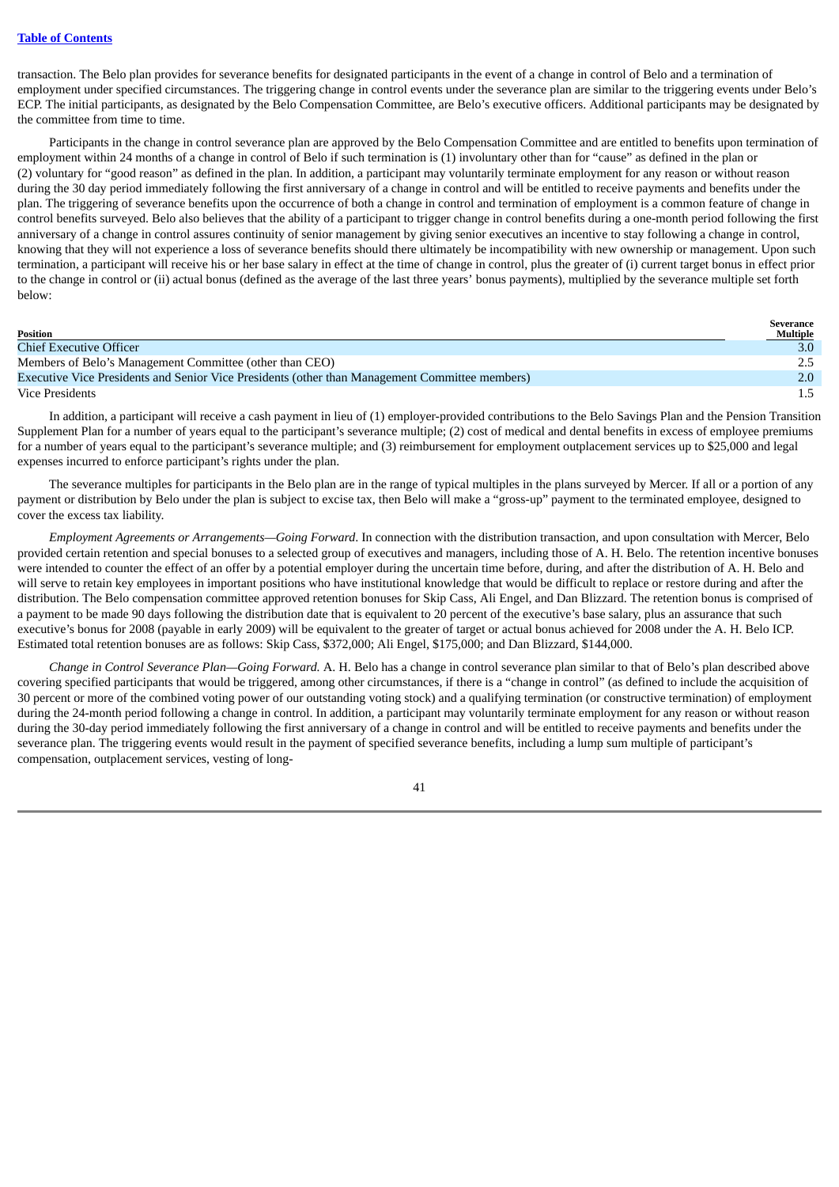transaction. The Belo plan provides for severance benefits for designated participants in the event of a change in control of Belo and a termination of employment under specified circumstances. The triggering change in control events under the severance plan are similar to the triggering events under Belo's ECP. The initial participants, as designated by the Belo Compensation Committee, are Belo's executive officers. Additional participants may be designated by the committee from time to time.

Participants in the change in control severance plan are approved by the Belo Compensation Committee and are entitled to benefits upon termination of employment within 24 months of a change in control of Belo if such termination is (1) involuntary other than for "cause" as defined in the plan or (2) voluntary for "good reason" as defined in the plan. In addition, a participant may voluntarily terminate employment for any reason or without reason during the 30 day period immediately following the first anniversary of a change in control and will be entitled to receive payments and benefits under the plan. The triggering of severance benefits upon the occurrence of both a change in control and termination of employment is a common feature of change in control benefits surveyed. Belo also believes that the ability of a participant to trigger change in control benefits during a one-month period following the first anniversary of a change in control assures continuity of senior management by giving senior executives an incentive to stay following a change in control, knowing that they will not experience a loss of severance benefits should there ultimately be incompatibility with new ownership or management. Upon such termination, a participant will receive his or her base salary in effect at the time of change in control, plus the greater of (i) current target bonus in effect prior to the change in control or (ii) actual bonus (defined as the average of the last three years' bonus payments), multiplied by the severance multiple set forth below:

| Position | Severance Multiple |
|---|---|
| Chief Executive Officer | 3.0 |
| Members of Belo's Management Committee (other than CEO) | 2.5 |
| Executive Vice Presidents and Senior Vice Presidents (other than Management Committee members) | 2.0 |
| Vice Presidents | 1.5 |

In addition, a participant will receive a cash payment in lieu of (1) employer-provided contributions to the Belo Savings Plan and the Pension Transition Supplement Plan for a number of years equal to the participant's severance multiple; (2) cost of medical and dental benefits in excess of employee premiums for a number of years equal to the participant's severance multiple; and (3) reimbursement for employment outplacement services up to $25,000 and legal expenses incurred to enforce participant's rights under the plan.

The severance multiples for participants in the Belo plan are in the range of typical multiples in the plans surveyed by Mercer. If all or a portion of any payment or distribution by Belo under the plan is subject to excise tax, then Belo will make a "gross-up" payment to the terminated employee, designed to cover the excess tax liability.

*Employment Agreements or Arrangements—Going Forward*. In connection with the distribution transaction, and upon consultation with Mercer, Belo provided certain retention and special bonuses to a selected group of executives and managers, including those of A. H. Belo. The retention incentive bonuses were intended to counter the effect of an offer by a potential employer during the uncertain time before, during, and after the distribution of A. H. Belo and will serve to retain key employees in important positions who have institutional knowledge that would be difficult to replace or restore during and after the distribution. The Belo compensation committee approved retention bonuses for Skip Cass, Ali Engel, and Dan Blizzard. The retention bonus is comprised of a payment to be made 90 days following the distribution date that is equivalent to 20 percent of the executive's base salary, plus an assurance that such executive's bonus for 2008 (payable in early 2009) will be equivalent to the greater of target or actual bonus achieved for 2008 under the A. H. Belo ICP. Estimated total retention bonuses are as follows: Skip Cass, $372,000; Ali Engel, $175,000; and Dan Blizzard, $144,000.

*Change in Control Severance Plan—Going Forward.* A. H. Belo has a change in control severance plan similar to that of Belo's plan described above covering specified participants that would be triggered, among other circumstances, if there is a "change in control" (as defined to include the acquisition of 30 percent or more of the combined voting power of our outstanding voting stock) and a qualifying termination (or constructive termination) of employment during the 24-month period following a change in control. In addition, a participant may voluntarily terminate employment for any reason or without reason during the 30-day period immediately following the first anniversary of a change in control and will be entitled to receive payments and benefits under the severance plan. The triggering events would result in the payment of specified severance benefits, including a lump sum multiple of participant's compensation, outplacement services, vesting of long-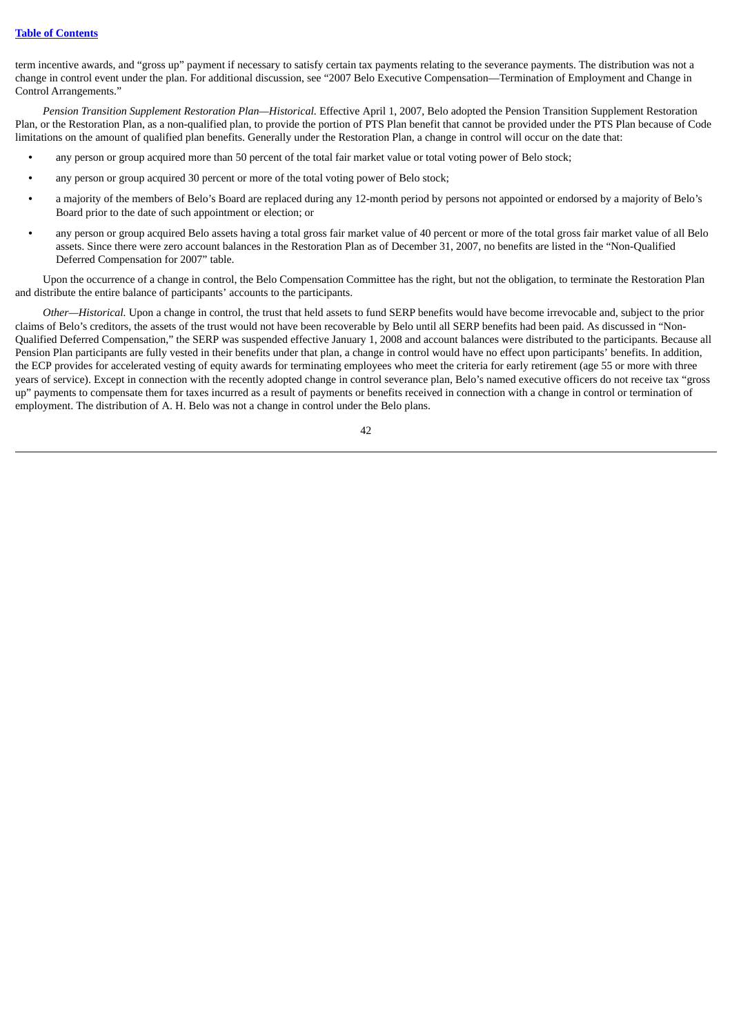term incentive awards, and "gross up" payment if necessary to satisfy certain tax payments relating to the severance payments. The distribution was not a change in control event under the plan. For additional discussion, see "2007 Belo Executive Compensation—Termination of Employment and Change in Control Arrangements."

*Pension Transition Supplement Restoration Plan—Historical.* Effective April 1, 2007, Belo adopted the Pension Transition Supplement Restoration Plan, or the Restoration Plan, as a non-qualified plan, to provide the portion of PTS Plan benefit that cannot be provided under the PTS Plan because of Code limitations on the amount of qualified plan benefits. Generally under the Restoration Plan, a change in control will occur on the date that:

- any person or group acquired more than 50 percent of the total fair market value or total voting power of Belo stock;
- any person or group acquired 30 percent or more of the total voting power of Belo stock;
- a majority of the members of Belo's Board are replaced during any 12-month period by persons not appointed or endorsed by a majority of Belo's Board prior to the date of such appointment or election; or
- any person or group acquired Belo assets having a total gross fair market value of 40 percent or more of the total gross fair market value of all Belo assets. Since there were zero account balances in the Restoration Plan as of December 31, 2007, no benefits are listed in the "Non-Qualified Deferred Compensation for 2007" table.

Upon the occurrence of a change in control, the Belo Compensation Committee has the right, but not the obligation, to terminate the Restoration Plan and distribute the entire balance of participants' accounts to the participants.

*Other—Historical.* Upon a change in control, the trust that held assets to fund SERP benefits would have become irrevocable and, subject to the prior claims of Belo's creditors, the assets of the trust would not have been recoverable by Belo until all SERP benefits had been paid. As discussed in "Non-Qualified Deferred Compensation," the SERP was suspended effective January 1, 2008 and account balances were distributed to the participants. Because all Pension Plan participants are fully vested in their benefits under that plan, a change in control would have no effect upon participants' benefits. In addition, the ECP provides for accelerated vesting of equity awards for terminating employees who meet the criteria for early retirement (age 55 or more with three years of service). Except in connection with the recently adopted change in control severance plan, Belo's named executive officers do not receive tax "gross up" payments to compensate them for taxes incurred as a result of payments or benefits received in connection with a change in control or termination of employment. The distribution of A. H. Belo was not a change in control under the Belo plans.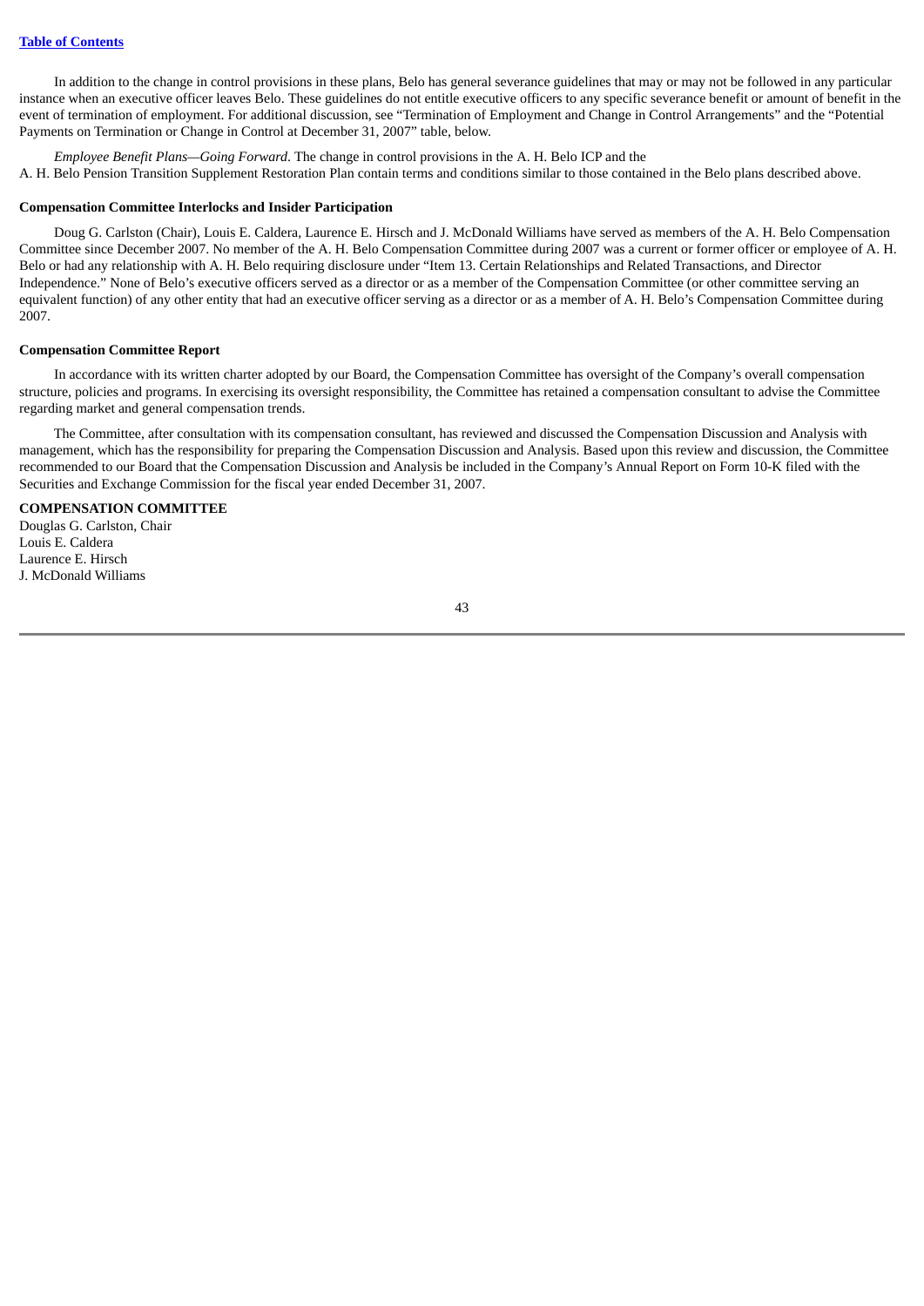In addition to the change in control provisions in these plans, Belo has general severance guidelines that may or may not be followed in any particular instance when an executive officer leaves Belo. These guidelines do not entitle executive officers to any specific severance benefit or amount of benefit in the event of termination of employment. For additional discussion, see "Termination of Employment and Change in Control Arrangements" and the "Potential Payments on Termination or Change in Control at December 31, 2007" table, below.

*Employee Benefit Plans—Going Forward*. The change in control provisions in the A. H. Belo ICP and the A. H. Belo Pension Transition Supplement Restoration Plan contain terms and conditions similar to those contained in the Belo plans described above.

**Compensation Committee Interlocks and Insider Participation**

Doug G. Carlston (Chair), Louis E. Caldera, Laurence E. Hirsch and J. McDonald Williams have served as members of the A. H. Belo Compensation Committee since December 2007. No member of the A. H. Belo Compensation Committee during 2007 was a current or former officer or employee of A. H. Belo or had any relationship with A. H. Belo requiring disclosure under "Item 13. Certain Relationships and Related Transactions, and Director Independence." None of Belo's executive officers served as a director or as a member of the Compensation Committee (or other committee serving an equivalent function) of any other entity that had an executive officer serving as a director or as a member of A. H. Belo's Compensation Committee during 2007.

**Compensation Committee Report**

In accordance with its written charter adopted by our Board, the Compensation Committee has oversight of the Company's overall compensation structure, policies and programs. In exercising its oversight responsibility, the Committee has retained a compensation consultant to advise the Committee regarding market and general compensation trends.

The Committee, after consultation with its compensation consultant, has reviewed and discussed the Compensation Discussion and Analysis with management, which has the responsibility for preparing the Compensation Discussion and Analysis. Based upon this review and discussion, the Committee recommended to our Board that the Compensation Discussion and Analysis be included in the Company's Annual Report on Form 10-K filed with the Securities and Exchange Commission for the fiscal year ended December 31, 2007.

**COMPENSATION COMMITTEE**

Douglas G. Carlston, Chair
Louis E. Caldera
Laurence E. Hirsch
J. McDonald Williams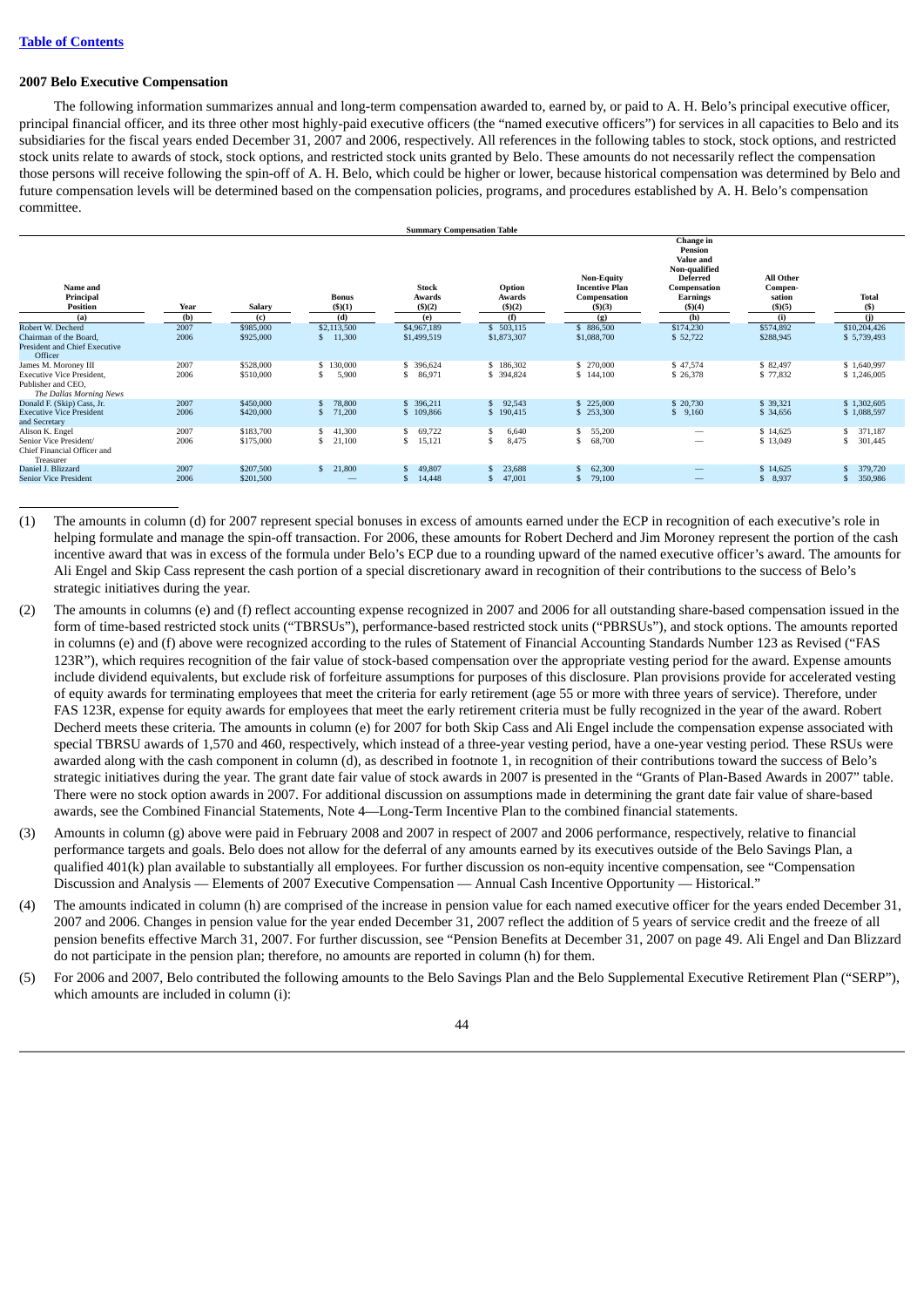Table of Contents

## 2007 Belo Executive Compensation

The following information summarizes annual and long-term compensation awarded to, earned by, or paid to A. H. Belo's principal executive officer, principal financial officer, and its three other most highly-paid executive officers (the "named executive officers") for services in all capacities to Belo and its subsidiaries for the fiscal years ended December 31, 2007 and 2006, respectively. All references in the following tables to stock, stock options, and restricted stock units relate to awards of stock, stock options, and restricted stock units granted by Belo. These amounts do not necessarily reflect the compensation those persons will receive following the spin-off of A. H. Belo, which could be higher or lower, because historical compensation was determined by Belo and future compensation levels will be determined based on the compensation policies, programs, and procedures established by A. H. Belo's compensation committee.

**Summary Compensation Table**

| Name and Principal Position (a) | Year (b) | Salary (c) | Bonus ($)(1) (d) | Stock Awards ($)(2) (e) | Option Awards ($)(2) (f) | Non-Equity Incentive Plan Compensation ($)(3) (g) | Change in Pension Value and Non-qualified Deferred Compensation Earnings ($)(4) (h) | All Other Compen-sation ($)(5) (i) | Total ($) (j) |
|---|---|---|---|---|---|---|---|---|---|
| Robert W. Decherd | 2007 | $985,000 | $2,113,500 | $4,967,189 | $ 503,115 | $ 886,500 | $174,230 | $574,892 | $10,204,426 |
| Chairman of the Board, President and Chief Executive Officer | 2006 | $925,000 | $ 11,300 | $1,499,519 | $1,873,307 | $1,088,700 | $ 52,722 | $288,945 | $ 5,739,493 |
| James M. Moroney III | 2007 | $528,000 | $ 130,000 | $ 396,624 | $ 186,302 | $ 270,000 | $ 47,574 | $ 82,497 | $ 1,640,997 |
| Executive Vice President, Publisher and CEO, *The Dallas Morning News* | 2006 | $510,000 | $ 5,900 | $ 86,971 | $ 394,824 | $ 144,100 | $ 26,378 | $ 77,832 | $ 1,246,005 |
| Donald F. (Skip) Cass, Jr. | 2007 | $450,000 | $ 78,800 | $ 396,211 | $ 92,543 | $ 225,000 | $ 20,730 | $ 39,321 | $ 1,302,605 |
| Executive Vice President and Secretary | 2006 | $420,000 | $ 71,200 | $ 109,866 | $ 190,415 | $ 253,300 | $ 9,160 | $ 34,656 | $ 1,088,597 |
| Alison K. Engel | 2007 | $183,700 | $ 41,300 | $ 69,722 | $ 6,640 | $ 55,200 | — | $ 14,625 | $ 371,187 |
| Senior Vice President/ Chief Financial Officer and Treasurer | 2006 | $175,000 | $ 21,100 | $ 15,121 | $ 8,475 | $ 68,700 | — | $ 13,049 | $ 301,445 |
| Daniel J. Blizzard | 2007 | $207,500 | $ 21,800 | $ 49,807 | $ 23,688 | $ 62,300 | — | $ 14,625 | $ 379,720 |
| Senior Vice President | 2006 | $201,500 | — | $ 14,448 | $ 47,001 | $ 79,100 | — | $ 8,937 | $ 350,986 |

(1) The amounts in column (d) for 2007 represent special bonuses in excess of amounts earned under the ECP in recognition of each executive's role in helping formulate and manage the spin-off transaction. For 2006, these amounts for Robert Decherd and Jim Moroney represent the portion of the cash incentive award that was in excess of the formula under Belo's ECP due to a rounding upward of the named executive officer's award. The amounts for Ali Engel and Skip Cass represent the cash portion of a special discretionary award in recognition of their contributions to the success of Belo's strategic initiatives during the year.

(2) The amounts in columns (e) and (f) reflect accounting expense recognized in 2007 and 2006 for all outstanding share-based compensation issued in the form of time-based restricted stock units ("TBRSUs"), performance-based restricted stock units ("PBRSUs"), and stock options. The amounts reported in columns (e) and (f) above were recognized according to the rules of Statement of Financial Accounting Standards Number 123 as Revised ("FAS 123R"), which requires recognition of the fair value of stock-based compensation over the appropriate vesting period for the award. Expense amounts include dividend equivalents, but exclude risk of forfeiture assumptions for purposes of this disclosure. Plan provisions provide for accelerated vesting of equity awards for terminating employees that meet the criteria for early retirement (age 55 or more with three years of service). Therefore, under FAS 123R, expense for equity awards for employees that meet the early retirement criteria must be fully recognized in the year of the award. Robert Decherd meets these criteria. The amounts in column (e) for 2007 for both Skip Cass and Ali Engel include the compensation expense associated with special TBRSU awards of 1,570 and 460, respectively, which instead of a three-year vesting period, have a one-year vesting period. These RSUs were awarded along with the cash component in column (d), as described in footnote 1, in recognition of their contributions toward the success of Belo's strategic initiatives during the year. The grant date fair value of stock awards in 2007 is presented in the "Grants of Plan-Based Awards in 2007" table. There were no stock option awards in 2007. For additional discussion on assumptions made in determining the grant date fair value of share-based awards, see the Combined Financial Statements, Note 4—Long-Term Incentive Plan to the combined financial statements.

(3) Amounts in column (g) above were paid in February 2008 and 2007 in respect of 2007 and 2006 performance, respectively, relative to financial performance targets and goals. Belo does not allow for the deferral of any amounts earned by its executives outside of the Belo Savings Plan, a qualified 401(k) plan available to substantially all employees. For further discussion os non-equity incentive compensation, see "Compensation Discussion and Analysis — Elements of 2007 Executive Compensation — Annual Cash Incentive Opportunity — Historical."

(4) The amounts indicated in column (h) are comprised of the increase in pension value for each named executive officer for the years ended December 31, 2007 and 2006. Changes in pension value for the year ended December 31, 2007 reflect the addition of 5 years of service credit and the freeze of all pension benefits effective March 31, 2007. For further discussion, see "Pension Benefits at December 31, 2007 on page 49. Ali Engel and Dan Blizzard do not participate in the pension plan; therefore, no amounts are reported in column (h) for them.

(5) For 2006 and 2007, Belo contributed the following amounts to the Belo Savings Plan and the Belo Supplemental Executive Retirement Plan ("SERP"), which amounts are included in column (i):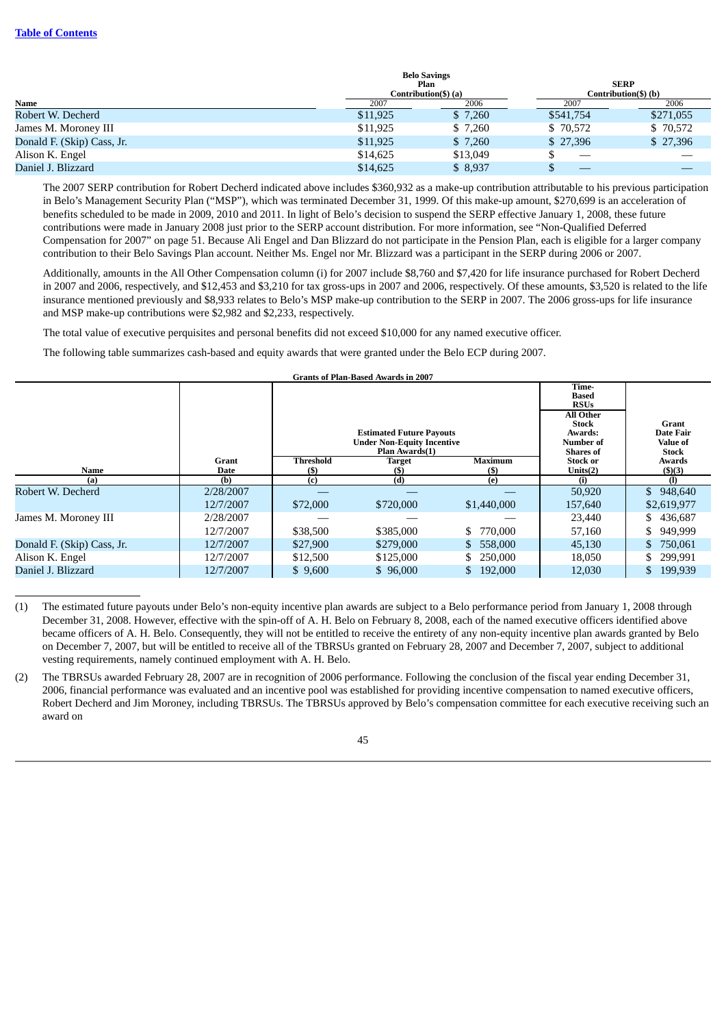| Name | Belo Savings Plan Contribution($) (a) | | SERP Contribution($) (b) | |
|---|---|---|---|---|
| | 2007 | 2006 | 2007 | 2006 |
| Robert W. Decherd | $11,925 | $ 7,260 | $541,754 | $271,055 |
| James M. Moroney III | $11,925 | $ 7,260 | $ 70,572 | $ 70,572 |
| Donald F. (Skip) Cass, Jr. | $11,925 | $ 7,260 | $ 27,396 | $ 27,396 |
| Alison K. Engel | $14,625 | $13,049 | $ — | — |
| Daniel J. Blizzard | $14,625 | $ 8,937 | $ — | — |

The 2007 SERP contribution for Robert Decherd indicated above includes $360,932 as a make-up contribution attributable to his previous participation in Belo's Management Security Plan ("MSP"), which was terminated December 31, 1999. Of this make-up amount, $270,699 is an acceleration of benefits scheduled to be made in 2009, 2010 and 2011. In light of Belo's decision to suspend the SERP effective January 1, 2008, these future contributions were made in January 2008 just prior to the SERP account distribution. For more information, see "Non-Qualified Deferred Compensation for 2007" on page 51. Because Ali Engel and Dan Blizzard do not participate in the Pension Plan, each is eligible for a larger company contribution to their Belo Savings Plan account. Neither Ms. Engel nor Mr. Blizzard was a participant in the SERP during 2006 or 2007.

Additionally, amounts in the All Other Compensation column (i) for 2007 include $8,760 and $7,420 for life insurance purchased for Robert Decherd in 2007 and 2006, respectively, and $12,453 and $3,210 for tax gross-ups in 2007 and 2006, respectively. Of these amounts, $3,520 is related to the life insurance mentioned previously and $8,933 relates to Belo's MSP make-up contribution to the SERP in 2007. The 2006 gross-ups for life insurance and MSP make-up contributions were $2,982 and $2,233, respectively.

The total value of executive perquisites and personal benefits did not exceed $10,000 for any named executive officer.

The following table summarizes cash-based and equity awards that were granted under the Belo ECP during 2007.

**Grants of Plan-Based Awards in 2007**

| Name (a) | Grant Date (b) | Estimated Future Payouts Under Non-Equity Incentive Plan Awards(1) Threshold ($) (c) | Target ($) (d) | Maximum ($) (e) | Time-Based RSUs All Other Stock Awards: Number of Shares of Stock or Units(2) (i) | Grant Date Fair Value of Stock Awards ($)(3) (l) |
|---|---|---|---|---|---|---|
| Robert W. Decherd | 2/28/2007 | — | — | — | 50,920 | $ 948,640 |
| | 12/7/2007 | $72,000 | $720,000 | $1,440,000 | 157,640 | $2,619,977 |
| James M. Moroney III | 2/28/2007 | — | — | — | 23,440 | $ 436,687 |
| | 12/7/2007 | $38,500 | $385,000 | $ 770,000 | 57,160 | $ 949,999 |
| Donald F. (Skip) Cass, Jr. | 12/7/2007 | $27,900 | $279,000 | $ 558,000 | 45,130 | $ 750,061 |
| Alison K. Engel | 12/7/2007 | $12,500 | $125,000 | $ 250,000 | 18,050 | $ 299,991 |
| Daniel J. Blizzard | 12/7/2007 | $ 9,600 | $ 96,000 | $ 192,000 | 12,030 | $ 199,939 |

(1) The estimated future payouts under Belo's non-equity incentive plan awards are subject to a Belo performance period from January 1, 2008 through December 31, 2008. However, effective with the spin-off of A. H. Belo on February 8, 2008, each of the named executive officers identified above became officers of A. H. Belo. Consequently, they will not be entitled to receive the entirety of any non-equity incentive plan awards granted by Belo on December 7, 2007, but will be entitled to receive all of the TBRSUs granted on February 28, 2007 and December 7, 2007, subject to additional vesting requirements, namely continued employment with A. H. Belo.

(2) The TBRSUs awarded February 28, 2007 are in recognition of 2006 performance. Following the conclusion of the fiscal year ending December 31, 2006, financial performance was evaluated and an incentive pool was established for providing incentive compensation to named executive officers, Robert Decherd and Jim Moroney, including TBRSUs. The TBRSUs approved by Belo's compensation committee for each executive receiving such an award on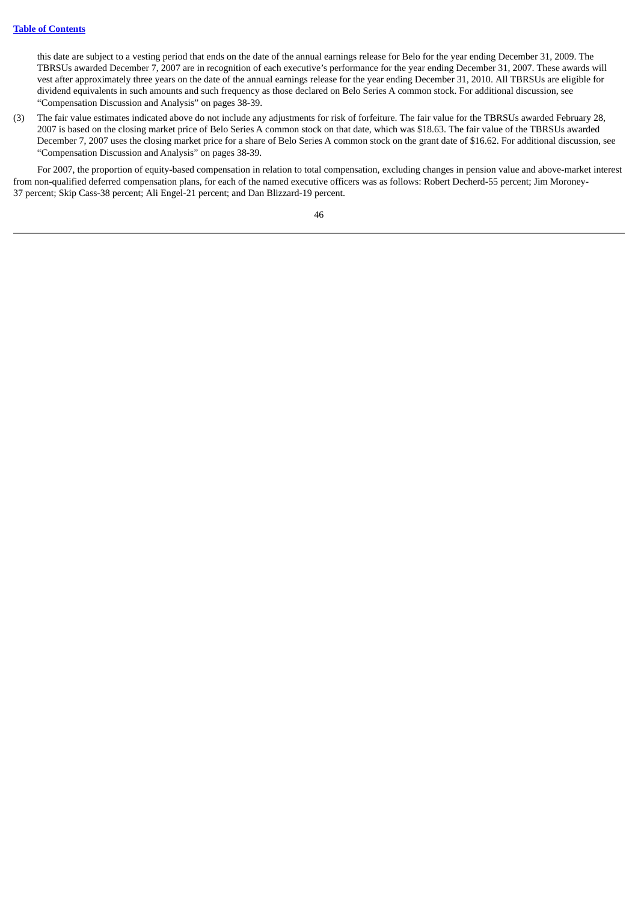this date are subject to a vesting period that ends on the date of the annual earnings release for Belo for the year ending December 31, 2009. The TBRSUs awarded December 7, 2007 are in recognition of each executive's performance for the year ending December 31, 2007. These awards will vest after approximately three years on the date of the annual earnings release for the year ending December 31, 2010. All TBRSUs are eligible for dividend equivalents in such amounts and such frequency as those declared on Belo Series A common stock. For additional discussion, see "Compensation Discussion and Analysis" on pages 38-39.

(3) The fair value estimates indicated above do not include any adjustments for risk of forfeiture. The fair value for the TBRSUs awarded February 28, 2007 is based on the closing market price of Belo Series A common stock on that date, which was $18.63. The fair value of the TBRSUs awarded December 7, 2007 uses the closing market price for a share of Belo Series A common stock on the grant date of $16.62. For additional discussion, see "Compensation Discussion and Analysis" on pages 38-39.

For 2007, the proportion of equity-based compensation in relation to total compensation, excluding changes in pension value and above-market interest from non-qualified deferred compensation plans, for each of the named executive officers was as follows: Robert Decherd-55 percent; Jim Moroney-37 percent; Skip Cass-38 percent; Ali Engel-21 percent; and Dan Blizzard-19 percent.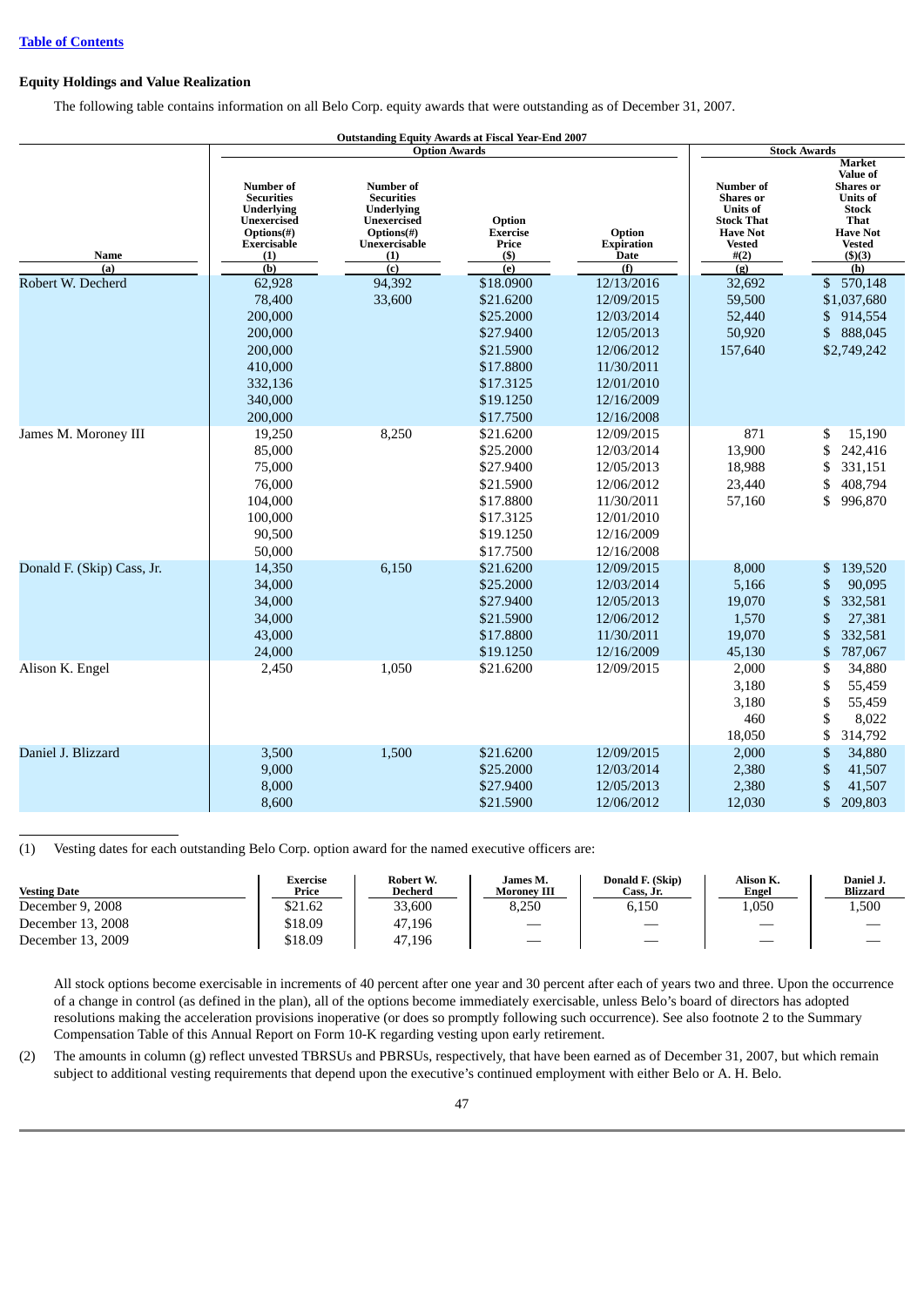[Table of Contents](#)

**Equity Holdings and Value Realization**

The following table contains information on all Belo Corp. equity awards that were outstanding as of December 31, 2007.

**Outstanding Equity Awards at Fiscal Year-End 2007**

| | Option Awards | | | | Stock Awards | |
|---|---|---|---|---|---|---|
| Name (a) | Number of Securities Underlying Unexercised Options(#) Exercisable (1) (b) | Number of Securities Underlying Unexercised Options(#) Unexercisable (1) (c) | Option Exercise Price ($) (e) | Option Expiration Date (f) | Number of Shares or Units of Stock That Have Not Vested #(2) (g) | Market Value of Shares or Units of Stock That Have Not Vested ($)(3) (h) |
| Robert W. Decherd | 62,928 | 94,392 | $18.0900 | 12/13/2016 | 32,692 | $ 570,148 |
| | 78,400 | 33,600 | $21.6200 | 12/09/2015 | 59,500 | $1,037,680 |
| | 200,000 | | $25.2000 | 12/03/2014 | 52,440 | $ 914,554 |
| | 200,000 | | $27.9400 | 12/05/2013 | 50,920 | $ 888,045 |
| | 200,000 | | $21.5900 | 12/06/2012 | 157,640 | $2,749,242 |
| | 410,000 | | $17.8800 | 11/30/2011 | | |
| | 332,136 | | $17.3125 | 12/01/2010 | | |
| | 340,000 | | $19.1250 | 12/16/2009 | | |
| | 200,000 | | $17.7500 | 12/16/2008 | | |
| James M. Moroney III | 19,250 | 8,250 | $21.6200 | 12/09/2015 | 871 | $ 15,190 |
| | 85,000 | | $25.2000 | 12/03/2014 | 13,900 | $ 242,416 |
| | 75,000 | | $27.9400 | 12/05/2013 | 18,988 | $ 331,151 |
| | 76,000 | | $21.5900 | 12/06/2012 | 23,440 | $ 408,794 |
| | 104,000 | | $17.8800 | 11/30/2011 | 57,160 | $ 996,870 |
| | 100,000 | | $17.3125 | 12/01/2010 | | |
| | 90,500 | | $19.1250 | 12/16/2009 | | |
| | 50,000 | | $17.7500 | 12/16/2008 | | |
| Donald F. (Skip) Cass, Jr. | 14,350 | 6,150 | $21.6200 | 12/09/2015 | 8,000 | $ 139,520 |
| | 34,000 | | $25.2000 | 12/03/2014 | 5,166 | $ 90,095 |
| | 34,000 | | $27.9400 | 12/05/2013 | 19,070 | $ 332,581 |
| | 34,000 | | $21.5900 | 12/06/2012 | 1,570 | $ 27,381 |
| | 43,000 | | $17.8800 | 11/30/2011 | 19,070 | $ 332,581 |
| | 24,000 | | $19.1250 | 12/16/2009 | 45,130 | $ 787,067 |
| Alison K. Engel | 2,450 | 1,050 | $21.6200 | 12/09/2015 | 2,000 | $ 34,880 |
| | | | | | 3,180 | $ 55,459 |
| | | | | | 3,180 | $ 55,459 |
| | | | | | 460 | $ 8,022 |
| | | | | | 18,050 | $ 314,792 |
| Daniel J. Blizzard | 3,500 | 1,500 | $21.6200 | 12/09/2015 | 2,000 | $ 34,880 |
| | 9,000 | | $25.2000 | 12/03/2014 | 2,380 | $ 41,507 |
| | 8,000 | | $27.9400 | 12/05/2013 | 2,380 | $ 41,507 |
| | 8,600 | | $21.5900 | 12/06/2012 | 12,030 | $ 209,803 |

(1) Vesting dates for each outstanding Belo Corp. option award for the named executive officers are:

| Vesting Date | Exercise Price | Robert W. Decherd | James M. Moroney III | Donald F. (Skip) Cass, Jr. | Alison K. Engel | Daniel J. Blizzard |
|---|---|---|---|---|---|---|
| December 9, 2008 | $21.62 | 33,600 | 8,250 | 6,150 | 1,050 | 1,500 |
| December 13, 2008 | $18.09 | 47,196 | — | — | — | — |
| December 13, 2009 | $18.09 | 47,196 | — | — | — | — |

All stock options become exercisable in increments of 40 percent after one year and 30 percent after each of years two and three. Upon the occurrence of a change in control (as defined in the plan), all of the options become immediately exercisable, unless Belo's board of directors has adopted resolutions making the acceleration provisions inoperative (or does so promptly following such occurrence). See also footnote 2 to the Summary Compensation Table of this Annual Report on Form 10-K regarding vesting upon early retirement.

(2) The amounts in column (g) reflect unvested TBRSUs and PBRSUs, respectively, that have been earned as of December 31, 2007, but which remain subject to additional vesting requirements that depend upon the executive's continued employment with either Belo or A. H. Belo.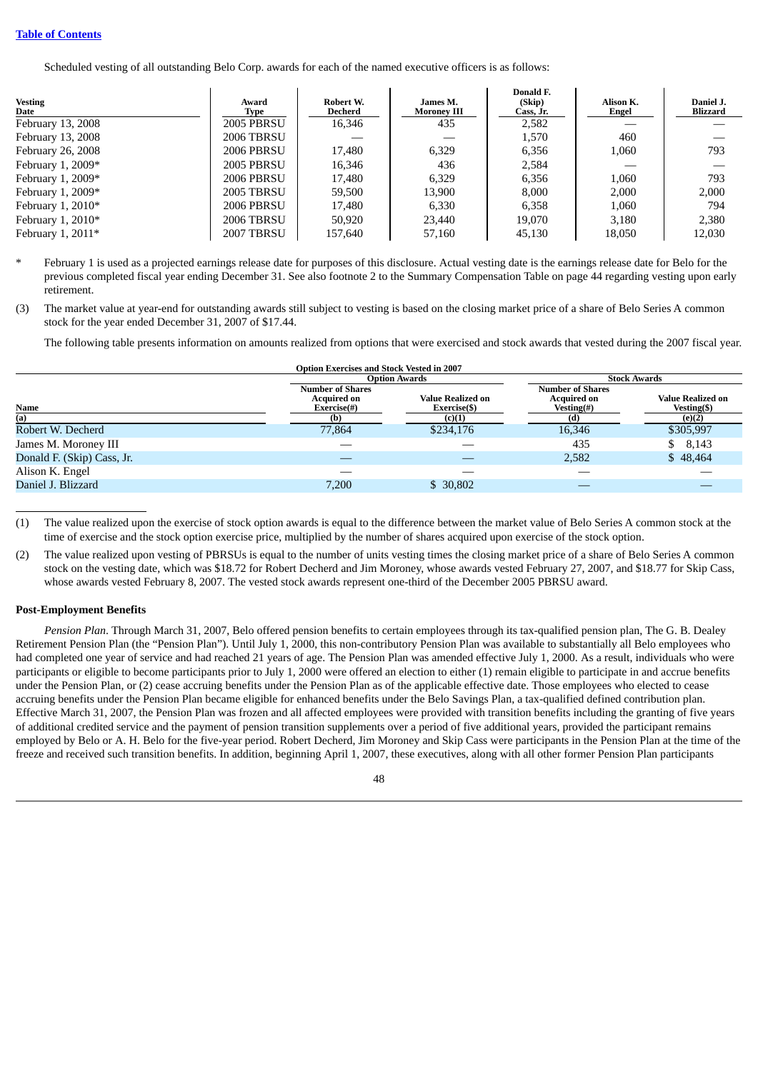Scheduled vesting of all outstanding Belo Corp. awards for each of the named executive officers is as follows:

| Vesting Date | Award Type | Robert W. Decherd | James M. Moroney III | Donald F. (Skip) Cass, Jr. | Alison K. Engel | Daniel J. Blizzard |
|---|---|---|---|---|---|---|
| February 13, 2008 | 2005 PBRSU | 16,346 | 435 | 2,582 | — | — |
| February 13, 2008 | 2006 TBRSU | — | — | 1,570 | 460 | — |
| February 26, 2008 | 2006 PBRSU | 17,480 | 6,329 | 6,356 | 1,060 | 793 |
| February 1, 2009* | 2005 PBRSU | 16,346 | 436 | 2,584 | — | — |
| February 1, 2009* | 2006 PBRSU | 17,480 | 6,329 | 6,356 | 1,060 | 793 |
| February 1, 2009* | 2005 TBRSU | 59,500 | 13,900 | 8,000 | 2,000 | 2,000 |
| February 1, 2010* | 2006 PBRSU | 17,480 | 6,330 | 6,358 | 1,060 | 794 |
| February 1, 2010* | 2006 TBRSU | 50,920 | 23,440 | 19,070 | 3,180 | 2,380 |
| February 1, 2011* | 2007 TBRSU | 157,640 | 57,160 | 45,130 | 18,050 | 12,030 |

\* February 1 is used as a projected earnings release date for purposes of this disclosure. Actual vesting date is the earnings release date for Belo for the previous completed fiscal year ending December 31. See also footnote 2 to the Summary Compensation Table on page 44 regarding vesting upon early retirement.

(3) The market value at year-end for outstanding awards still subject to vesting is based on the closing market price of a share of Belo Series A common stock for the year ended December 31, 2007 of $17.44.

The following table presents information on amounts realized from options that were exercised and stock awards that vested during the 2007 fiscal year.

**Option Exercises and Stock Vested in 2007**

| | Option Awards | | Stock Awards | |
|---|---|---|---|---|
| Name<br>(a) | Number of Shares Acquired on Exercise(#)<br>(b) | Value Realized on Exercise($)<br>(c)(1) | Number of Shares Acquired on Vesting(#)<br>(d) | Value Realized on Vesting($)<br>(e)(2) |
| Robert W. Decherd | 77,864 | $234,176 | 16,346 | $305,997 |
| James M. Moroney III | — | — | 435 | $ 8,143 |
| Donald F. (Skip) Cass, Jr. | — | — | 2,582 | $ 48,464 |
| Alison K. Engel | — | — | — | — |
| Daniel J. Blizzard | 7,200 | $ 30,802 | — | — |

(1) The value realized upon the exercise of stock option awards is equal to the difference between the market value of Belo Series A common stock at the time of exercise and the stock option exercise price, multiplied by the number of shares acquired upon exercise of the stock option.

(2) The value realized upon vesting of PBRSUs is equal to the number of units vesting times the closing market price of a share of Belo Series A common stock on the vesting date, which was $18.72 for Robert Decherd and Jim Moroney, whose awards vested February 27, 2007, and $18.77 for Skip Cass, whose awards vested February 8, 2007. The vested stock awards represent one-third of the December 2005 PBRSU award.

**Post-Employment Benefits**

*Pension Plan*. Through March 31, 2007, Belo offered pension benefits to certain employees through its tax-qualified pension plan, The G. B. Dealey Retirement Pension Plan (the "Pension Plan"). Until July 1, 2000, this non-contributory Pension Plan was available to substantially all Belo employees who had completed one year of service and had reached 21 years of age. The Pension Plan was amended effective July 1, 2000. As a result, individuals who were participants or eligible to become participants prior to July 1, 2000 were offered an election to either (1) remain eligible to participate in and accrue benefits under the Pension Plan, or (2) cease accruing benefits under the Pension Plan as of the applicable effective date. Those employees who elected to cease accruing benefits under the Pension Plan became eligible for enhanced benefits under the Belo Savings Plan, a tax-qualified defined contribution plan. Effective March 31, 2007, the Pension Plan was frozen and all affected employees were provided with transition benefits including the granting of five years of additional credited service and the payment of pension transition supplements over a period of five additional years, provided the participant remains employed by Belo or A. H. Belo for the five-year period. Robert Decherd, Jim Moroney and Skip Cass were participants in the Pension Plan at the time of the freeze and received such transition benefits. In addition, beginning April 1, 2007, these executives, along with all other former Pension Plan participants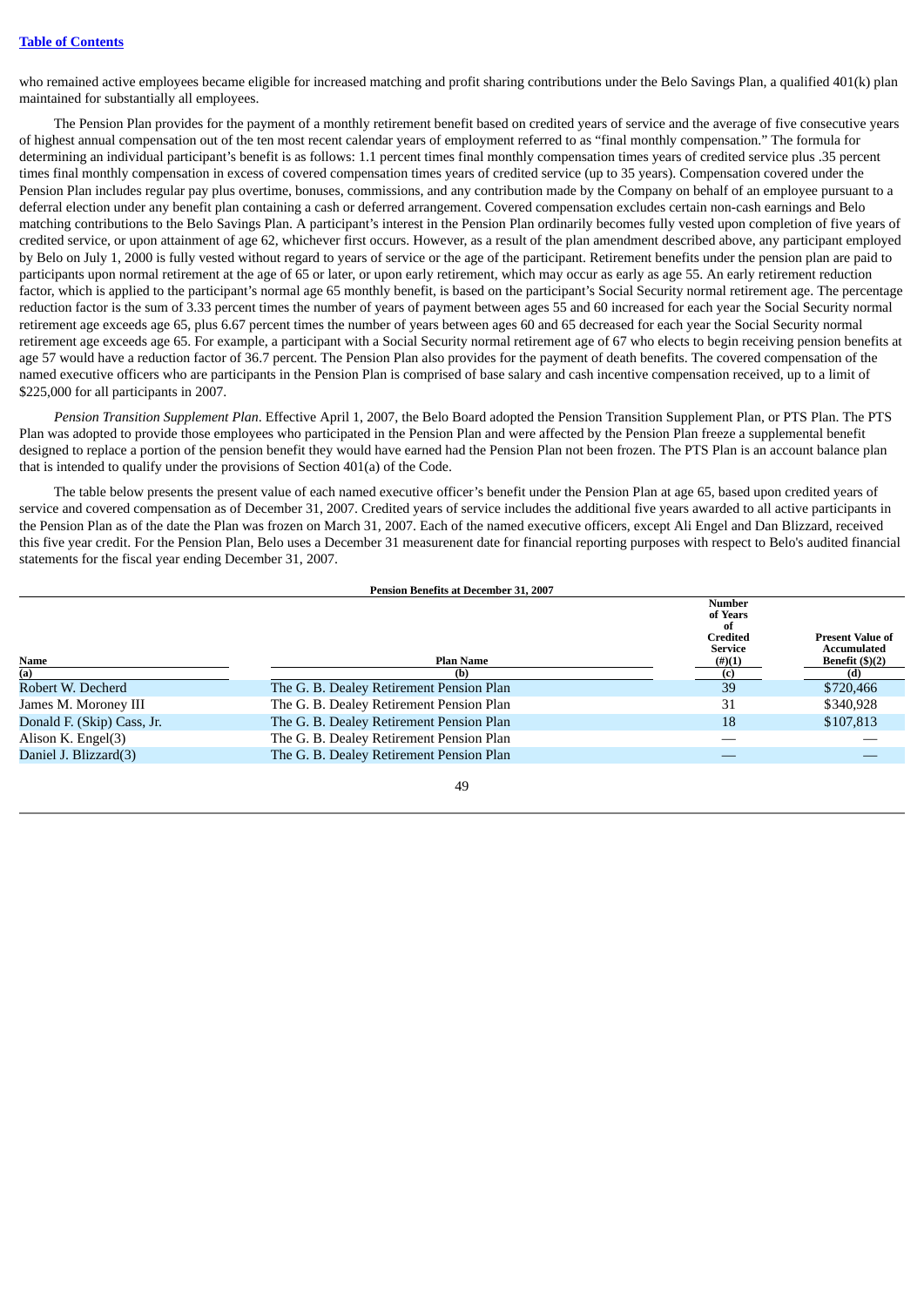who remained active employees became eligible for increased matching and profit sharing contributions under the Belo Savings Plan, a qualified 401(k) plan maintained for substantially all employees.

The Pension Plan provides for the payment of a monthly retirement benefit based on credited years of service and the average of five consecutive years of highest annual compensation out of the ten most recent calendar years of employment referred to as "final monthly compensation." The formula for determining an individual participant's benefit is as follows: 1.1 percent times final monthly compensation times years of credited service plus .35 percent times final monthly compensation in excess of covered compensation times years of credited service (up to 35 years). Compensation covered under the Pension Plan includes regular pay plus overtime, bonuses, commissions, and any contribution made by the Company on behalf of an employee pursuant to a deferral election under any benefit plan containing a cash or deferred arrangement. Covered compensation excludes certain non-cash earnings and Belo matching contributions to the Belo Savings Plan. A participant's interest in the Pension Plan ordinarily becomes fully vested upon completion of five years of credited service, or upon attainment of age 62, whichever first occurs. However, as a result of the plan amendment described above, any participant employed by Belo on July 1, 2000 is fully vested without regard to years of service or the age of the participant. Retirement benefits under the pension plan are paid to participants upon normal retirement at the age of 65 or later, or upon early retirement, which may occur as early as age 55. An early retirement reduction factor, which is applied to the participant's normal age 65 monthly benefit, is based on the participant's Social Security normal retirement age. The percentage reduction factor is the sum of 3.33 percent times the number of years of payment between ages 55 and 60 increased for each year the Social Security normal retirement age exceeds age 65, plus 6.67 percent times the number of years between ages 60 and 65 decreased for each year the Social Security normal retirement age exceeds age 65. For example, a participant with a Social Security normal retirement age of 67 who elects to begin receiving pension benefits at age 57 would have a reduction factor of 36.7 percent. The Pension Plan also provides for the payment of death benefits. The covered compensation of the named executive officers who are participants in the Pension Plan is comprised of base salary and cash incentive compensation received, up to a limit of $225,000 for all participants in 2007.

*Pension Transition Supplement Plan*. Effective April 1, 2007, the Belo Board adopted the Pension Transition Supplement Plan, or PTS Plan. The PTS Plan was adopted to provide those employees who participated in the Pension Plan and were affected by the Pension Plan freeze a supplemental benefit designed to replace a portion of the pension benefit they would have earned had the Pension Plan not been frozen. The PTS Plan is an account balance plan that is intended to qualify under the provisions of Section 401(a) of the Code.

The table below presents the present value of each named executive officer's benefit under the Pension Plan at age 65, based upon credited years of service and covered compensation as of December 31, 2007. Credited years of service includes the additional five years awarded to all active participants in the Pension Plan as of the date the Plan was frozen on March 31, 2007. Each of the named executive officers, except Ali Engel and Dan Blizzard, received this five year credit. For the Pension Plan, Belo uses a December 31 measurenent date for financial reporting purposes with respect to Belo's audited financial statements for the fiscal year ending December 31, 2007.

**Pension Benefits at December 31, 2007**

| Name<br>(a) | Plan Name<br>(b) | Number of Years of Credited Service (#)(1)<br>(c) | Present Value of Accumulated Benefit ($)(2)<br>(d) |
|---|---|---|---|
| Robert W. Decherd | The G. B. Dealey Retirement Pension Plan | 39 | $720,466 |
| James M. Moroney III | The G. B. Dealey Retirement Pension Plan | 31 | $340,928 |
| Donald F. (Skip) Cass, Jr. | The G. B. Dealey Retirement Pension Plan | 18 | $107,813 |
| Alison K. Engel(3) | The G. B. Dealey Retirement Pension Plan | — | — |
| Daniel J. Blizzard(3) | The G. B. Dealey Retirement Pension Plan | — | — |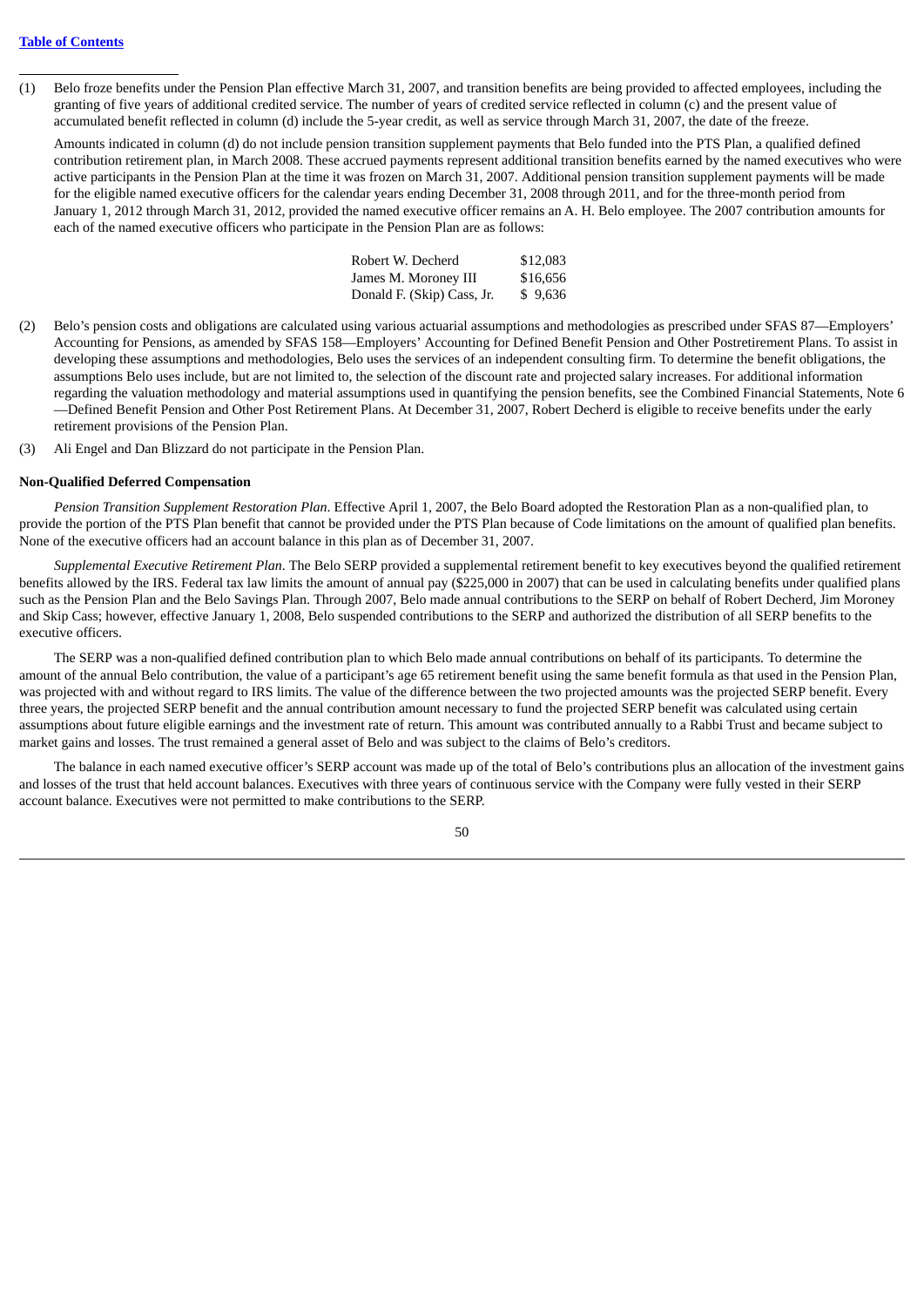(1) Belo froze benefits under the Pension Plan effective March 31, 2007, and transition benefits are being provided to affected employees, including the granting of five years of additional credited service. The number of years of credited service reflected in column (c) and the present value of accumulated benefit reflected in column (d) include the 5-year credit, as well as service through March 31, 2007, the date of the freeze.

Amounts indicated in column (d) do not include pension transition supplement payments that Belo funded into the PTS Plan, a qualified defined contribution retirement plan, in March 2008. These accrued payments represent additional transition benefits earned by the named executives who were active participants in the Pension Plan at the time it was frozen on March 31, 2007. Additional pension transition supplement payments will be made for the eligible named executive officers for the calendar years ending December 31, 2008 through 2011, and for the three-month period from January 1, 2012 through March 31, 2012, provided the named executive officer remains an A. H. Belo employee. The 2007 contribution amounts for each of the named executive officers who participate in the Pension Plan are as follows:

| | |
|---|---|
| Robert W. Decherd | $12,083 |
| James M. Moroney III | $16,656 |
| Donald F. (Skip) Cass, Jr. | $ 9,636 |

(2) Belo's pension costs and obligations are calculated using various actuarial assumptions and methodologies as prescribed under SFAS 87—Employers' Accounting for Pensions, as amended by SFAS 158—Employers' Accounting for Defined Benefit Pension and Other Postretirement Plans. To assist in developing these assumptions and methodologies, Belo uses the services of an independent consulting firm. To determine the benefit obligations, the assumptions Belo uses include, but are not limited to, the selection of the discount rate and projected salary increases. For additional information regarding the valuation methodology and material assumptions used in quantifying the pension benefits, see the Combined Financial Statements, Note 6—Defined Benefit Pension and Other Post Retirement Plans. At December 31, 2007, Robert Decherd is eligible to receive benefits under the early retirement provisions of the Pension Plan.

(3) Ali Engel and Dan Blizzard do not participate in the Pension Plan.

**Non-Qualified Deferred Compensation**

*Pension Transition Supplement Restoration Plan*. Effective April 1, 2007, the Belo Board adopted the Restoration Plan as a non-qualified plan, to provide the portion of the PTS Plan benefit that cannot be provided under the PTS Plan because of Code limitations on the amount of qualified plan benefits. None of the executive officers had an account balance in this plan as of December 31, 2007.

*Supplemental Executive Retirement Plan*. The Belo SERP provided a supplemental retirement benefit to key executives beyond the qualified retirement benefits allowed by the IRS. Federal tax law limits the amount of annual pay ($225,000 in 2007) that can be used in calculating benefits under qualified plans such as the Pension Plan and the Belo Savings Plan. Through 2007, Belo made annual contributions to the SERP on behalf of Robert Decherd, Jim Moroney and Skip Cass; however, effective January 1, 2008, Belo suspended contributions to the SERP and authorized the distribution of all SERP benefits to the executive officers.

The SERP was a non-qualified defined contribution plan to which Belo made annual contributions on behalf of its participants. To determine the amount of the annual Belo contribution, the value of a participant's age 65 retirement benefit using the same benefit formula as that used in the Pension Plan, was projected with and without regard to IRS limits. The value of the difference between the two projected amounts was the projected SERP benefit. Every three years, the projected SERP benefit and the annual contribution amount necessary to fund the projected SERP benefit was calculated using certain assumptions about future eligible earnings and the investment rate of return. This amount was contributed annually to a Rabbi Trust and became subject to market gains and losses. The trust remained a general asset of Belo and was subject to the claims of Belo's creditors.

The balance in each named executive officer's SERP account was made up of the total of Belo's contributions plus an allocation of the investment gains and losses of the trust that held account balances. Executives with three years of continuous service with the Company were fully vested in their SERP account balance. Executives were not permitted to make contributions to the SERP.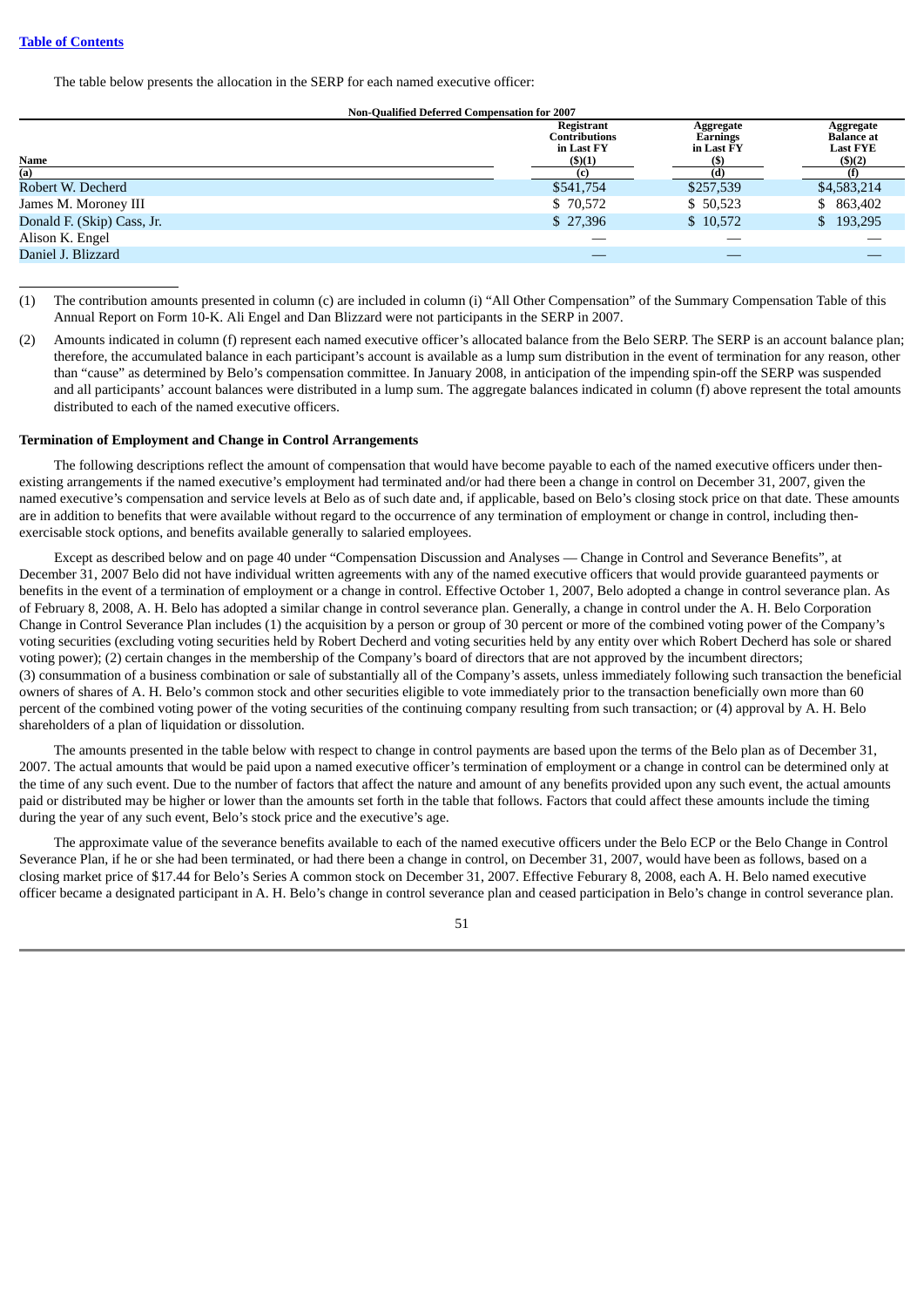The table below presents the allocation in the SERP for each named executive officer:

**Non-Qualified Deferred Compensation for 2007**

| Name (a) | Registrant Contributions in Last FY ($)(1) (c) | Aggregate Earnings in Last FY ($) (d) | Aggregate Balance at Last FYE ($)(2) (f) |
|---|---|---|---|
| Robert W. Decherd | $541,754 | $257,539 | $4,583,214 |
| James M. Moroney III | $ 70,572 | $ 50,523 | $ 863,402 |
| Donald F. (Skip) Cass, Jr. | $ 27,396 | $ 10,572 | $ 193,295 |
| Alison K. Engel | — | — | — |
| Daniel J. Blizzard | — | — | — |

(1) The contribution amounts presented in column (c) are included in column (i) "All Other Compensation" of the Summary Compensation Table of this Annual Report on Form 10-K. Ali Engel and Dan Blizzard were not participants in the SERP in 2007.

(2) Amounts indicated in column (f) represent each named executive officer's allocated balance from the Belo SERP. The SERP is an account balance plan; therefore, the accumulated balance in each participant's account is available as a lump sum distribution in the event of termination for any reason, other than "cause" as determined by Belo's compensation committee. In January 2008, in anticipation of the impending spin-off the SERP was suspended and all participants' account balances were distributed in a lump sum. The aggregate balances indicated in column (f) above represent the total amounts distributed to each of the named executive officers.

**Termination of Employment and Change in Control Arrangements**

The following descriptions reflect the amount of compensation that would have become payable to each of the named executive officers under then-existing arrangements if the named executive's employment had terminated and/or had there been a change in control on December 31, 2007, given the named executive's compensation and service levels at Belo as of such date and, if applicable, based on Belo's closing stock price on that date. These amounts are in addition to benefits that were available without regard to the occurrence of any termination of employment or change in control, including then-exercisable stock options, and benefits available generally to salaried employees.

Except as described below and on page 40 under "Compensation Discussion and Analyses — Change in Control and Severance Benefits", at December 31, 2007 Belo did not have individual written agreements with any of the named executive officers that would provide guaranteed payments or benefits in the event of a termination of employment or a change in control. Effective October 1, 2007, Belo adopted a change in control severance plan. As of February 8, 2008, A. H. Belo has adopted a similar change in control severance plan. Generally, a change in control under the A. H. Belo Corporation Change in Control Severance Plan includes (1) the acquisition by a person or group of 30 percent or more of the combined voting power of the Company's voting securities (excluding voting securities held by Robert Decherd and voting securities held by any entity over which Robert Decherd has sole or shared voting power); (2) certain changes in the membership of the Company's board of directors that are not approved by the incumbent directors; (3) consummation of a business combination or sale of substantially all of the Company's assets, unless immediately following such transaction the beneficial owners of shares of A. H. Belo's common stock and other securities eligible to vote immediately prior to the transaction beneficially own more than 60 percent of the combined voting power of the voting securities of the continuing company resulting from such transaction; or (4) approval by A. H. Belo shareholders of a plan of liquidation or dissolution.

The amounts presented in the table below with respect to change in control payments are based upon the terms of the Belo plan as of December 31, 2007. The actual amounts that would be paid upon a named executive officer's termination of employment or a change in control can be determined only at the time of any such event. Due to the number of factors that affect the nature and amount of any benefits provided upon any such event, the actual amounts paid or distributed may be higher or lower than the amounts set forth in the table that follows. Factors that could affect these amounts include the timing during the year of any such event, Belo's stock price and the executive's age.

The approximate value of the severance benefits available to each of the named executive officers under the Belo ECP or the Belo Change in Control Severance Plan, if he or she had been terminated, or had there been a change in control, on December 31, 2007, would have been as follows, based on a closing market price of $17.44 for Belo's Series A common stock on December 31, 2007. Effective Feburary 8, 2008, each A. H. Belo named executive officer became a designated participant in A. H. Belo's change in control severance plan and ceased participation in Belo's change in control severance plan.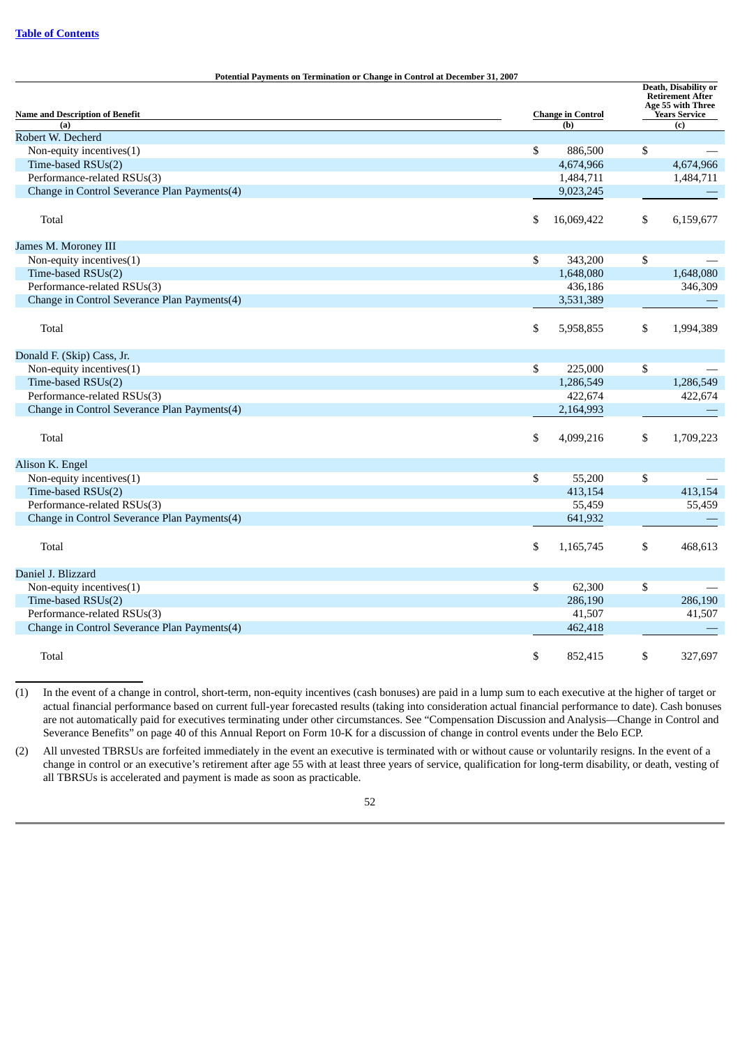[Table of Contents](#)

**Potential Payments on Termination or Change in Control at December 31, 2007**

| Name and Description of Benefit (a) | Change in Control (b) | Death, Disability or Retirement After Age 55 with Three Years Service (c) |
|---|---|---|
| Robert W. Decherd | | |
| Non-equity incentives(1) | $ 886,500 | $ — |
| Time-based RSUs(2) | 4,674,966 | 4,674,966 |
| Performance-related RSUs(3) | 1,484,711 | 1,484,711 |
| Change in Control Severance Plan Payments(4) | 9,023,245 | — |
| Total | $ 16,069,422 | $ 6,159,677 |
| James M. Moroney III | | |
| Non-equity incentives(1) | $ 343,200 | $ — |
| Time-based RSUs(2) | 1,648,080 | 1,648,080 |
| Performance-related RSUs(3) | 436,186 | 346,309 |
| Change in Control Severance Plan Payments(4) | 3,531,389 | — |
| Total | $ 5,958,855 | $ 1,994,389 |
| Donald F. (Skip) Cass, Jr. | | |
| Non-equity incentives(1) | $ 225,000 | $ — |
| Time-based RSUs(2) | 1,286,549 | 1,286,549 |
| Performance-related RSUs(3) | 422,674 | 422,674 |
| Change in Control Severance Plan Payments(4) | 2,164,993 | — |
| Total | $ 4,099,216 | $ 1,709,223 |
| Alison K. Engel | | |
| Non-equity incentives(1) | $ 55,200 | $ — |
| Time-based RSUs(2) | 413,154 | 413,154 |
| Performance-related RSUs(3) | 55,459 | 55,459 |
| Change in Control Severance Plan Payments(4) | 641,932 | — |
| Total | $ 1,165,745 | $ 468,613 |
| Daniel J. Blizzard | | |
| Non-equity incentives(1) | $ 62,300 | $ — |
| Time-based RSUs(2) | 286,190 | 286,190 |
| Performance-related RSUs(3) | 41,507 | 41,507 |
| Change in Control Severance Plan Payments(4) | 462,418 | — |
| Total | $ 852,415 | $ 327,697 |

(1) In the event of a change in control, short-term, non-equity incentives (cash bonuses) are paid in a lump sum to each executive at the higher of target or actual financial performance based on current full-year forecasted results (taking into consideration actual financial performance to date). Cash bonuses are not automatically paid for executives terminating under other circumstances. See "Compensation Discussion and Analysis—Change in Control and Severance Benefits" on page 40 of this Annual Report on Form 10-K for a discussion of change in control events under the Belo ECP.

(2) All unvested TBRSUs are forfeited immediately in the event an executive is terminated with or without cause or voluntarily resigns. In the event of a change in control or an executive's retirement after age 55 with at least three years of service, qualification for long-term disability, or death, vesting of all TBRSUs is accelerated and payment is made as soon as practicable.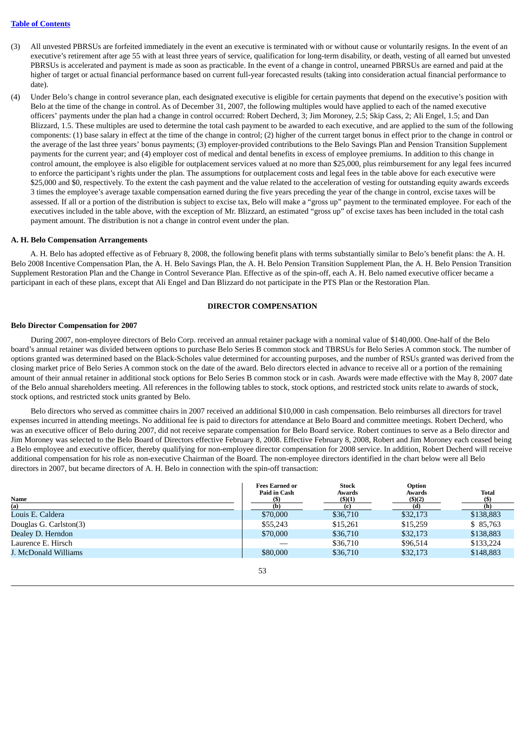[Table of Contents](#)

(3) All unvested PBRSUs are forfeited immediately in the event an executive is terminated with or without cause or voluntarily resigns. In the event of an executive's retirement after age 55 with at least three years of service, qualification for long-term disability, or death, vesting of all earned but unvested PBRSUs is accelerated and payment is made as soon as practicable. In the event of a change in control, unearned PBRSUs are earned and paid at the higher of target or actual financial performance based on current full-year forecasted results (taking into consideration actual financial performance to date).

(4) Under Belo's change in control severance plan, each designated executive is eligible for certain payments that depend on the executive's position with Belo at the time of the change in control. As of December 31, 2007, the following multiples would have applied to each of the named executive officers' payments under the plan had a change in control occurred: Robert Decherd, 3; Jim Moroney, 2.5; Skip Cass, 2; Ali Engel, 1.5; and Dan Blizzard, 1.5. These multiples are used to determine the total cash payment to be awarded to each executive, and are applied to the sum of the following components: (1) base salary in effect at the time of the change in control; (2) higher of the current target bonus in effect prior to the change in control or the average of the last three years' bonus payments; (3) employer-provided contributions to the Belo Savings Plan and Pension Transition Supplement payments for the current year; and (4) employer cost of medical and dental benefits in excess of employee premiums. In addition to this change in control amount, the employee is also eligible for outplacement services valued at no more than $25,000, plus reimbursement for any legal fees incurred to enforce the participant's rights under the plan. The assumptions for outplacement costs and legal fees in the table above for each executive were $25,000 and $0, respectively. To the extent the cash payment and the value related to the acceleration of vesting for outstanding equity awards exceeds 3 times the employee's average taxable compensation earned during the five years preceding the year of the change in control, excise taxes will be assessed. If all or a portion of the distribution is subject to excise tax, Belo will make a "gross up" payment to the terminated employee. For each of the executives included in the table above, with the exception of Mr. Blizzard, an estimated "gross up" of excise taxes has been included in the total cash payment amount. The distribution is not a change in control event under the plan.

**A. H. Belo Compensation Arrangements**

A. H. Belo has adopted effective as of February 8, 2008, the following benefit plans with terms substantially similar to Belo's benefit plans: the A. H. Belo 2008 Incentive Compensation Plan, the A. H. Belo Savings Plan, the A. H. Belo Pension Transition Supplement Plan, the A. H. Belo Pension Transition Supplement Restoration Plan and the Change in Control Severance Plan. Effective as of the spin-off, each A. H. Belo named executive officer became a participant in each of these plans, except that Ali Engel and Dan Blizzard do not participate in the PTS Plan or the Restoration Plan.

## DIRECTOR COMPENSATION

**Belo Director Compensation for 2007**

During 2007, non-employee directors of Belo Corp. received an annual retainer package with a nominal value of $140,000. One-half of the Belo board's annual retainer was divided between options to purchase Belo Series B common stock and TBRSUs for Belo Series A common stock. The number of options granted was determined based on the Black-Scholes value determined for accounting purposes, and the number of RSUs granted was derived from the closing market price of Belo Series A common stock on the date of the award. Belo directors elected in advance to receive all or a portion of the remaining amount of their annual retainer in additional stock options for Belo Series B common stock or in cash. Awards were made effective with the May 8, 2007 date of the Belo annual shareholders meeting. All references in the following tables to stock, stock options, and restricted stock units relate to awards of stock, stock options, and restricted stock units granted by Belo.

Belo directors who served as committee chairs in 2007 received an additional $10,000 in cash compensation. Belo reimburses all directors for travel expenses incurred in attending meetings. No additional fee is paid to directors for attendance at Belo Board and committee meetings. Robert Decherd, who was an executive officer of Belo during 2007, did not receive separate compensation for Belo Board service. Robert continues to serve as a Belo director and Jim Moroney was selected to the Belo Board of Directors effective February 8, 2008. Effective February 8, 2008, Robert and Jim Moroney each ceased being a Belo employee and executive officer, thereby qualifying for non-employee director compensation for 2008 service. In addition, Robert Decherd will receive additional compensation for his role as non-executive Chairman of the Board. The non-employee directors identified in the chart below were all Belo directors in 2007, but became directors of A. H. Belo in connection with the spin-off transaction:

| Name<br>(a) | Fees Earned or Paid in Cash ($)<br>(b) | Stock Awards ($)(1)<br>(c) | Option Awards ($)(2)<br>(d) | Total ($)<br>(h) |
|---|---|---|---|---|
| Louis E. Caldera | $70,000 | $36,710 | $32,173 | $138,883 |
| Douglas G. Carlston(3) | $55,243 | $15,261 | $15,259 | $ 85,763 |
| Dealey D. Herndon | $70,000 | $36,710 | $32,173 | $138,883 |
| Laurence E. Hirsch | — | $36,710 | $96,514 | $133,224 |
| J. McDonald Williams | $80,000 | $36,710 | $32,173 | $148,883 |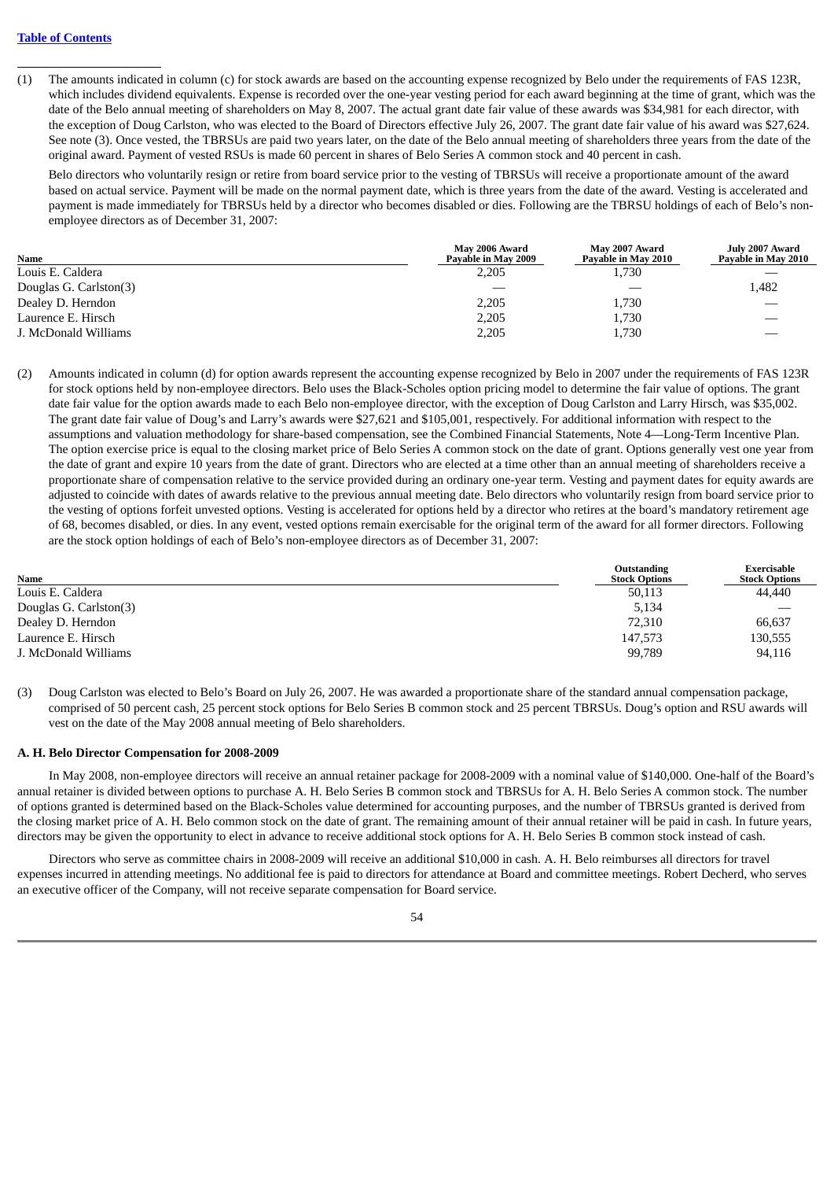[Table of Contents](#)

---

(1) The amounts indicated in column (c) for stock awards are based on the accounting expense recognized by Belo under the requirements of FAS 123R, which includes dividend equivalents. Expense is recorded over the one-year vesting period for each award beginning at the time of grant, which was the date of the Belo annual meeting of shareholders on May 8, 2007. The actual grant date fair value of these awards was $34,981 for each director, with the exception of Doug Carlston, who was elected to the Board of Directors effective July 26, 2007. The grant date fair value of his award was $27,624. See note (3). Once vested, the TBRSUs are paid two years later, on the date of the Belo annual meeting of shareholders three years from the date of the original award. Payment of vested RSUs is made 60 percent in shares of Belo Series A common stock and 40 percent in cash.

Belo directors who voluntarily resign or retire from board service prior to the vesting of TBRSUs will receive a proportionate amount of the award based on actual service. Payment will be made on the normal payment date, which is three years from the date of the award. Vesting is accelerated and payment is made immediately for TBRSUs held by a director who becomes disabled or dies. Following are the TBRSU holdings of each of Belo's non-employee directors as of December 31, 2007:

| Name | May 2006 Award Payable in May 2009 | May 2007 Award Payable in May 2010 | July 2007 Award Payable in May 2010 |
|---|---|---|---|
| Louis E. Caldera | 2,205 | 1,730 | — |
| Douglas G. Carlston(3) | — | — | 1,482 |
| Dealey D. Herndon | 2,205 | 1,730 | — |
| Laurence E. Hirsch | 2,205 | 1,730 | — |
| J. McDonald Williams | 2,205 | 1,730 | — |

(2) Amounts indicated in column (d) for option awards represent the accounting expense recognized by Belo in 2007 under the requirements of FAS 123R for stock options held by non-employee directors. Belo uses the Black-Scholes option pricing model to determine the fair value of options. The grant date fair value for the option awards made to each Belo non-employee director, with the exception of Doug Carlston and Larry Hirsch, was $35,002. The grant date fair value of Doug's and Larry's awards were $27,621 and $105,001, respectively. For additional information with respect to the assumptions and valuation methodology for share-based compensation, see the Combined Financial Statements, Note 4—Long-Term Incentive Plan. The option exercise price is equal to the closing market price of Belo Series A common stock on the date of grant. Options generally vest one year from the date of grant and expire 10 years from the date of grant. Directors who are elected at a time other than an annual meeting of shareholders receive a proportionate share of compensation relative to the service provided during an ordinary one-year term. Vesting and payment dates for equity awards are adjusted to coincide with dates of awards relative to the previous annual meeting date. Belo directors who voluntarily resign from board service prior to the vesting of options forfeit unvested options. Vesting is accelerated for options held by a director who retires at the board's mandatory retirement age of 68, becomes disabled, or dies. In any event, vested options remain exercisable for the original term of the award for all former directors. Following are the stock option holdings of each of Belo's non-employee directors as of December 31, 2007:

| Name | Outstanding Stock Options | Exercisable Stock Options |
|---|---|---|
| Louis E. Caldera | 50,113 | 44,440 |
| Douglas G. Carlston(3) | 5,134 | — |
| Dealey D. Herndon | 72,310 | 66,637 |
| Laurence E. Hirsch | 147,573 | 130,555 |
| J. McDonald Williams | 99,789 | 94,116 |

(3) Doug Carlston was elected to Belo's Board on July 26, 2007. He was awarded a proportionate share of the standard annual compensation package, comprised of 50 percent cash, 25 percent stock options for Belo Series B common stock and 25 percent TBRSUs. Doug's option and RSU awards will vest on the date of the May 2008 annual meeting of Belo shareholders.

**A. H. Belo Director Compensation for 2008-2009**

In May 2008, non-employee directors will receive an annual retainer package for 2008-2009 with a nominal value of $140,000. One-half of the Board's annual retainer is divided between options to purchase A. H. Belo Series B common stock and TBRSUs for A. H. Belo Series A common stock. The number of options granted is determined based on the Black-Scholes value determined for accounting purposes, and the number of TBRSUs granted is derived from the closing market price of A. H. Belo common stock on the date of grant. The remaining amount of their annual retainer will be paid in cash. In future years, directors may be given the opportunity to elect in advance to receive additional stock options for A. H. Belo Series B common stock instead of cash.

Directors who serve as committee chairs in 2008-2009 will receive an additional $10,000 in cash. A. H. Belo reimburses all directors for travel expenses incurred in attending meetings. No additional fee is paid to directors for attendance at Board and committee meetings. Robert Decherd, who serves an executive officer of the Company, will not receive separate compensation for Board service.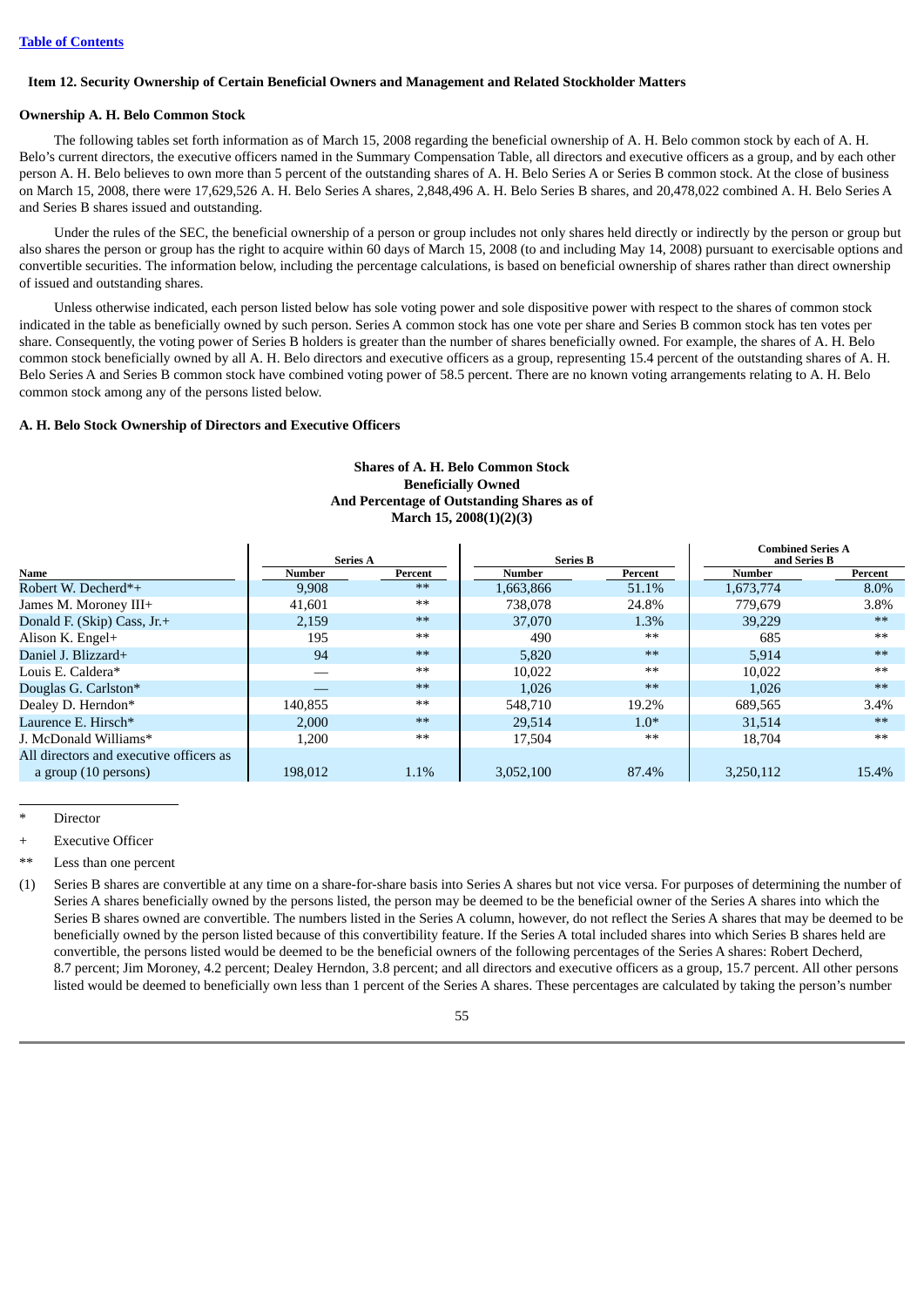## Item 12. Security Ownership of Certain Beneficial Owners and Management and Related Stockholder Matters

### Ownership A. H. Belo Common Stock

The following tables set forth information as of March 15, 2008 regarding the beneficial ownership of A. H. Belo common stock by each of A. H. Belo's current directors, the executive officers named in the Summary Compensation Table, all directors and executive officers as a group, and by each other person A. H. Belo believes to own more than 5 percent of the outstanding shares of A. H. Belo Series A or Series B common stock. At the close of business on March 15, 2008, there were 17,629,526 A. H. Belo Series A shares, 2,848,496 A. H. Belo Series B shares, and 20,478,022 combined A. H. Belo Series A and Series B shares issued and outstanding.

Under the rules of the SEC, the beneficial ownership of a person or group includes not only shares held directly or indirectly by the person or group but also shares the person or group has the right to acquire within 60 days of March 15, 2008 (to and including May 14, 2008) pursuant to exercisable options and convertible securities. The information below, including the percentage calculations, is based on beneficial ownership of shares rather than direct ownership of issued and outstanding shares.

Unless otherwise indicated, each person listed below has sole voting power and sole dispositive power with respect to the shares of common stock indicated in the table as beneficially owned by such person. Series A common stock has one vote per share and Series B common stock has ten votes per share. Consequently, the voting power of Series B holders is greater than the number of shares beneficially owned. For example, the shares of A. H. Belo common stock beneficially owned by all A. H. Belo directors and executive officers as a group, representing 15.4 percent of the outstanding shares of A. H. Belo Series A and Series B common stock have combined voting power of 58.5 percent. There are no known voting arrangements relating to A. H. Belo common stock among any of the persons listed below.

### A. H. Belo Stock Ownership of Directors and Executive Officers

**Shares of A. H. Belo Common Stock Beneficially Owned And Percentage of Outstanding Shares as of March 15, 2008(1)(2)(3)**

| | Series A | | Series B | | Combined Series A and Series B | |
|---|---|---|---|---|---|---|
| Name | Number | Percent | Number | Percent | Number | Percent |
| Robert W. Decherd*+ | 9,908 | ** | 1,663,866 | 51.1% | 1,673,774 | 8.0% |
| James M. Moroney III+ | 41,601 | ** | 738,078 | 24.8% | 779,679 | 3.8% |
| Donald F. (Skip) Cass, Jr.+ | 2,159 | ** | 37,070 | 1.3% | 39,229 | ** |
| Alison K. Engel+ | 195 | ** | 490 | ** | 685 | ** |
| Daniel J. Blizzard+ | 94 | ** | 5,820 | ** | 5,914 | ** |
| Louis E. Caldera* | — | ** | 10,022 | ** | 10,022 | ** |
| Douglas G. Carlston* | — | ** | 1,026 | ** | 1,026 | ** |
| Dealey D. Herndon* | 140,855 | ** | 548,710 | 19.2% | 689,565 | 3.4% |
| Laurence E. Hirsch* | 2,000 | ** | 29,514 | 1.0* | 31,514 | ** |
| J. McDonald Williams* | 1,200 | ** | 17,504 | ** | 18,704 | ** |
| All directors and executive officers as a group (10 persons) | 198,012 | 1.1% | 3,052,100 | 87.4% | 3,250,112 | 15.4% |

\* Director

\+ Executive Officer

\*\* Less than one percent

(1) Series B shares are convertible at any time on a share-for-share basis into Series A shares but not vice versa. For purposes of determining the number of Series A shares beneficially owned by the persons listed, the person may be deemed to be the beneficial owner of the Series A shares into which the Series B shares owned are convertible. The numbers listed in the Series A column, however, do not reflect the Series A shares that may be deemed to be beneficially owned by the person listed because of this convertibility feature. If the Series A total included shares into which Series B shares held are convertible, the persons listed would be deemed to be the beneficial owners of the following percentages of the Series A shares: Robert Decherd, 8.7 percent; Jim Moroney, 4.2 percent; Dealey Herndon, 3.8 percent; and all directors and executive officers as a group, 15.7 percent. All other persons listed would be deemed to beneficially own less than 1 percent of the Series A shares. These percentages are calculated by taking the person's number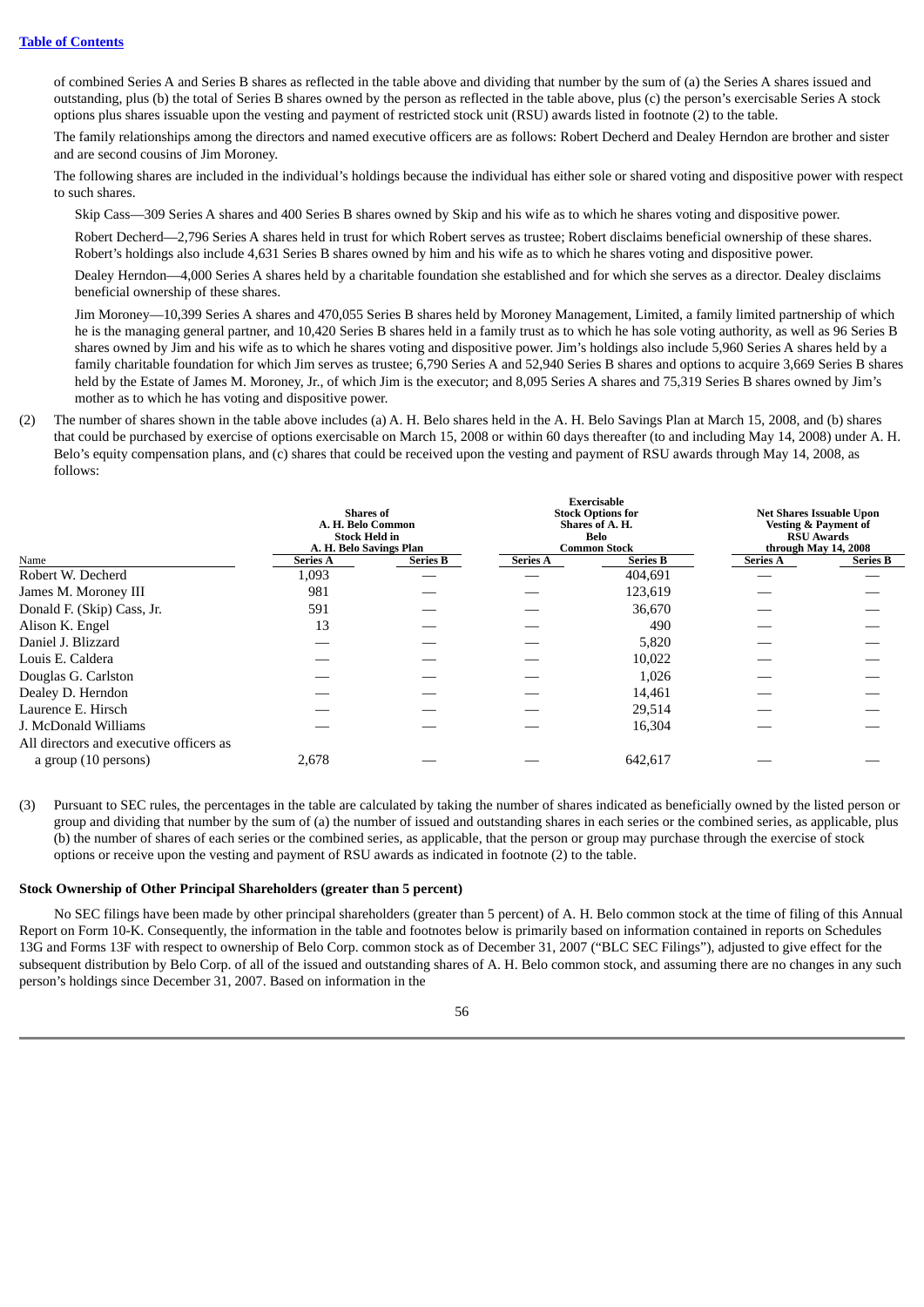of combined Series A and Series B shares as reflected in the table above and dividing that number by the sum of (a) the Series A shares issued and outstanding, plus (b) the total of Series B shares owned by the person as reflected in the table above, plus (c) the person's exercisable Series A stock options plus shares issuable upon the vesting and payment of restricted stock unit (RSU) awards listed in footnote (2) to the table.

The family relationships among the directors and named executive officers are as follows: Robert Decherd and Dealey Herndon are brother and sister and are second cousins of Jim Moroney.

The following shares are included in the individual's holdings because the individual has either sole or shared voting and dispositive power with respect to such shares.

Skip Cass—309 Series A shares and 400 Series B shares owned by Skip and his wife as to which he shares voting and dispositive power.

Robert Decherd—2,796 Series A shares held in trust for which Robert serves as trustee; Robert disclaims beneficial ownership of these shares. Robert's holdings also include 4,631 Series B shares owned by him and his wife as to which he shares voting and dispositive power.

Dealey Herndon—4,000 Series A shares held by a charitable foundation she established and for which she serves as a director. Dealey disclaims beneficial ownership of these shares.

Jim Moroney—10,399 Series A shares and 470,055 Series B shares held by Moroney Management, Limited, a family limited partnership of which he is the managing general partner, and 10,420 Series B shares held in a family trust as to which he has sole voting authority, as well as 96 Series B shares owned by Jim and his wife as to which he shares voting and dispositive power. Jim's holdings also include 5,960 Series A shares held by a family charitable foundation for which Jim serves as trustee; 6,790 Series A and 52,940 Series B shares and options to acquire 3,669 Series B shares held by the Estate of James M. Moroney, Jr., of which Jim is the executor; and 8,095 Series A shares and 75,319 Series B shares owned by Jim's mother as to which he has voting and dispositive power.

(2) The number of shares shown in the table above includes (a) A. H. Belo shares held in the A. H. Belo Savings Plan at March 15, 2008, and (b) shares that could be purchased by exercise of options exercisable on March 15, 2008 or within 60 days thereafter (to and including May 14, 2008) under A. H. Belo's equity compensation plans, and (c) shares that could be received upon the vesting and payment of RSU awards through May 14, 2008, as follows:

| Name | Shares of A. H. Belo Common Stock Held in A. H. Belo Savings Plan | | Exercisable Stock Options for Shares of A. H. Belo Common Stock | | Net Shares Issuable Upon Vesting & Payment of RSU Awards through May 14, 2008 | |
|---|---|---|---|---|---|---|
| | Series A | Series B | Series A | Series B | Series A | Series B |
| Robert W. Decherd | 1,093 | — | — | 404,691 | — | — |
| James M. Moroney III | 981 | — | — | 123,619 | — | — |
| Donald F. (Skip) Cass, Jr. | 591 | — | — | 36,670 | — | — |
| Alison K. Engel | 13 | — | — | 490 | — | — |
| Daniel J. Blizzard | — | — | — | 5,820 | — | — |
| Louis E. Caldera | — | — | — | 10,022 | — | — |
| Douglas G. Carlston | — | — | — | 1,026 | — | — |
| Dealey D. Herndon | — | — | — | 14,461 | — | — |
| Laurence E. Hirsch | — | — | — | 29,514 | — | — |
| J. McDonald Williams | — | — | — | 16,304 | — | — |
| All directors and executive officers as a group (10 persons) | 2,678 | — | — | 642,617 | — | — |

(3) Pursuant to SEC rules, the percentages in the table are calculated by taking the number of shares indicated as beneficially owned by the listed person or group and dividing that number by the sum of (a) the number of issued and outstanding shares in each series or the combined series, as applicable, plus (b) the number of shares of each series or the combined series, as applicable, that the person or group may purchase through the exercise of stock options or receive upon the vesting and payment of RSU awards as indicated in footnote (2) to the table.

**Stock Ownership of Other Principal Shareholders (greater than 5 percent)**

No SEC filings have been made by other principal shareholders (greater than 5 percent) of A. H. Belo common stock at the time of filing of this Annual Report on Form 10-K. Consequently, the information in the table and footnotes below is primarily based on information contained in reports on Schedules 13G and Forms 13F with respect to ownership of Belo Corp. common stock as of December 31, 2007 ("BLC SEC Filings"), adjusted to give effect for the subsequent distribution by Belo Corp. of all of the issued and outstanding shares of A. H. Belo common stock, and assuming there are no changes in any such person's holdings since December 31, 2007. Based on information in the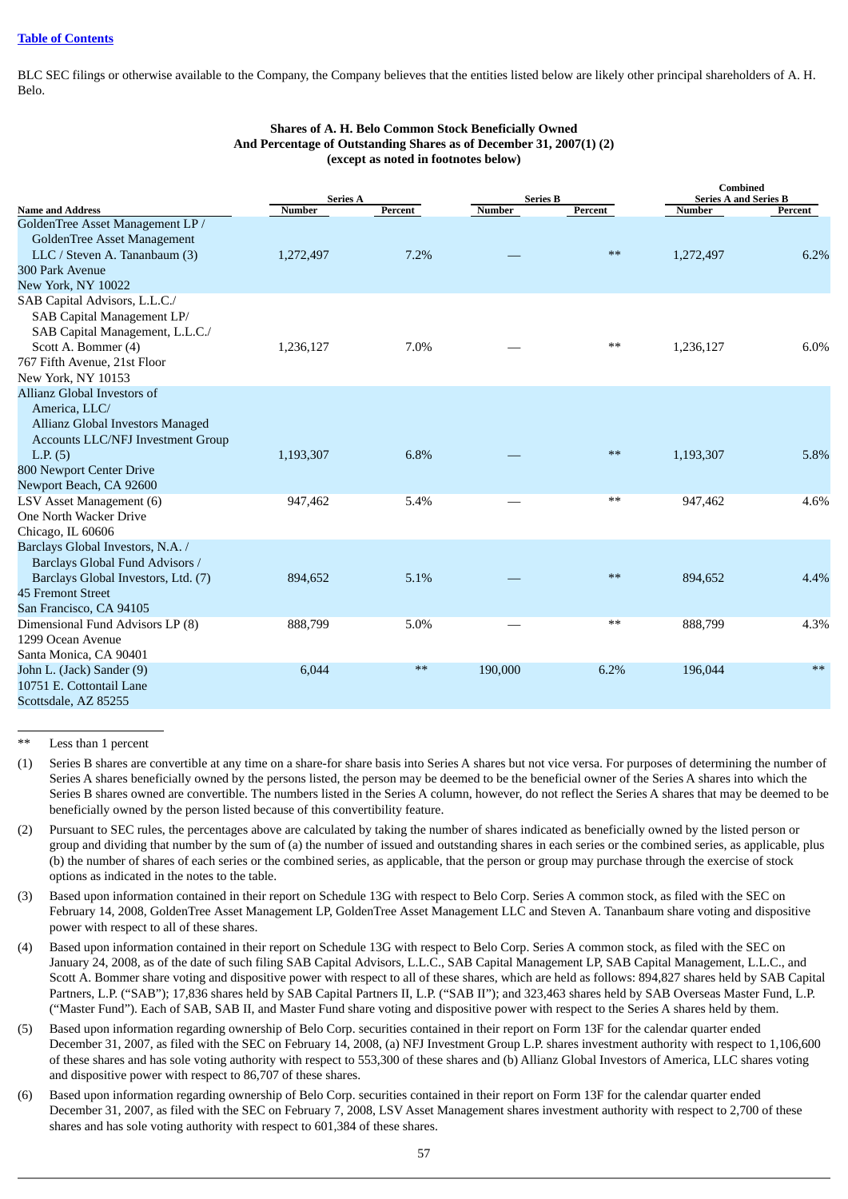BLC SEC filings or otherwise available to the Company, the Company believes that the entities listed below are likely other principal shareholders of A. H. Belo.

**Shares of A. H. Belo Common Stock Beneficially Owned And Percentage of Outstanding Shares as of December 31, 2007(1) (2) (except as noted in footnotes below)**

| Name and Address | Series A | | Series B | | Combined Series A and Series B | |
|---|---|---|---|---|---|---|
| | Number | Percent | Number | Percent | Number | Percent |
| GoldenTree Asset Management LP / GoldenTree Asset Management LLC / Steven A. Tananbaum (3) 300 Park Avenue New York, NY 10022 | 1,272,497 | 7.2% | — | ** | 1,272,497 | 6.2% |
| SAB Capital Advisors, L.L.C./ SAB Capital Management LP/ SAB Capital Management, L.L.C./ Scott A. Bommer (4) 767 Fifth Avenue, 21st Floor New York, NY 10153 | 1,236,127 | 7.0% | — | ** | 1,236,127 | 6.0% |
| Allianz Global Investors of America, LLC/ Allianz Global Investors Managed Accounts LLC/NFJ Investment Group L.P. (5) 800 Newport Center Drive Newport Beach, CA 92600 | 1,193,307 | 6.8% | — | ** | 1,193,307 | 5.8% |
| LSV Asset Management (6) One North Wacker Drive Chicago, IL 60606 | 947,462 | 5.4% | — | ** | 947,462 | 4.6% |
| Barclays Global Investors, N.A. / Barclays Global Fund Advisors / Barclays Global Investors, Ltd. (7) 45 Fremont Street San Francisco, CA 94105 | 894,652 | 5.1% | — | ** | 894,652 | 4.4% |
| Dimensional Fund Advisors LP (8) 1299 Ocean Avenue Santa Monica, CA 90401 | 888,799 | 5.0% | — | ** | 888,799 | 4.3% |
| John L. (Jack) Sander (9) 10751 E. Cottontail Lane Scottsdale, AZ 85255 | 6,044 | ** | 190,000 | 6.2% | 196,044 | ** |

** Less than 1 percent

(1) Series B shares are convertible at any time on a share-for share basis into Series A shares but not vice versa. For purposes of determining the number of Series A shares beneficially owned by the persons listed, the person may be deemed to be the beneficial owner of the Series A shares into which the Series B shares owned are convertible. The numbers listed in the Series A column, however, do not reflect the Series A shares that may be deemed to be beneficially owned by the person listed because of this convertibility feature.

(2) Pursuant to SEC rules, the percentages above are calculated by taking the number of shares indicated as beneficially owned by the listed person or group and dividing that number by the sum of (a) the number of issued and outstanding shares in each series or the combined series, as applicable, plus (b) the number of shares of each series or the combined series, as applicable, that the person or group may purchase through the exercise of stock options as indicated in the notes to the table.

(3) Based upon information contained in their report on Schedule 13G with respect to Belo Corp. Series A common stock, as filed with the SEC on February 14, 2008, GoldenTree Asset Management LP, GoldenTree Asset Management LLC and Steven A. Tananbaum share voting and dispositive power with respect to all of these shares.

(4) Based upon information contained in their report on Schedule 13G with respect to Belo Corp. Series A common stock, as filed with the SEC on January 24, 2008, as of the date of such filing SAB Capital Advisors, L.L.C., SAB Capital Management LP, SAB Capital Management, L.L.C., and Scott A. Bommer share voting and dispositive power with respect to all of these shares, which are held as follows: 894,827 shares held by SAB Capital Partners, L.P. ("SAB"); 17,836 shares held by SAB Capital Partners II, L.P. ("SAB II"); and 323,463 shares held by SAB Overseas Master Fund, L.P. ("Master Fund"). Each of SAB, SAB II, and Master Fund share voting and dispositive power with respect to the Series A shares held by them.

(5) Based upon information regarding ownership of Belo Corp. securities contained in their report on Form 13F for the calendar quarter ended December 31, 2007, as filed with the SEC on February 14, 2008, (a) NFJ Investment Group L.P. shares investment authority with respect to 1,106,600 of these shares and has sole voting authority with respect to 553,300 of these shares and (b) Allianz Global Investors of America, LLC shares voting and dispositive power with respect to 86,707 of these shares.

(6) Based upon information regarding ownership of Belo Corp. securities contained in their report on Form 13F for the calendar quarter ended December 31, 2007, as filed with the SEC on February 7, 2008, LSV Asset Management shares investment authority with respect to 2,700 of these shares and has sole voting authority with respect to 601,384 of these shares.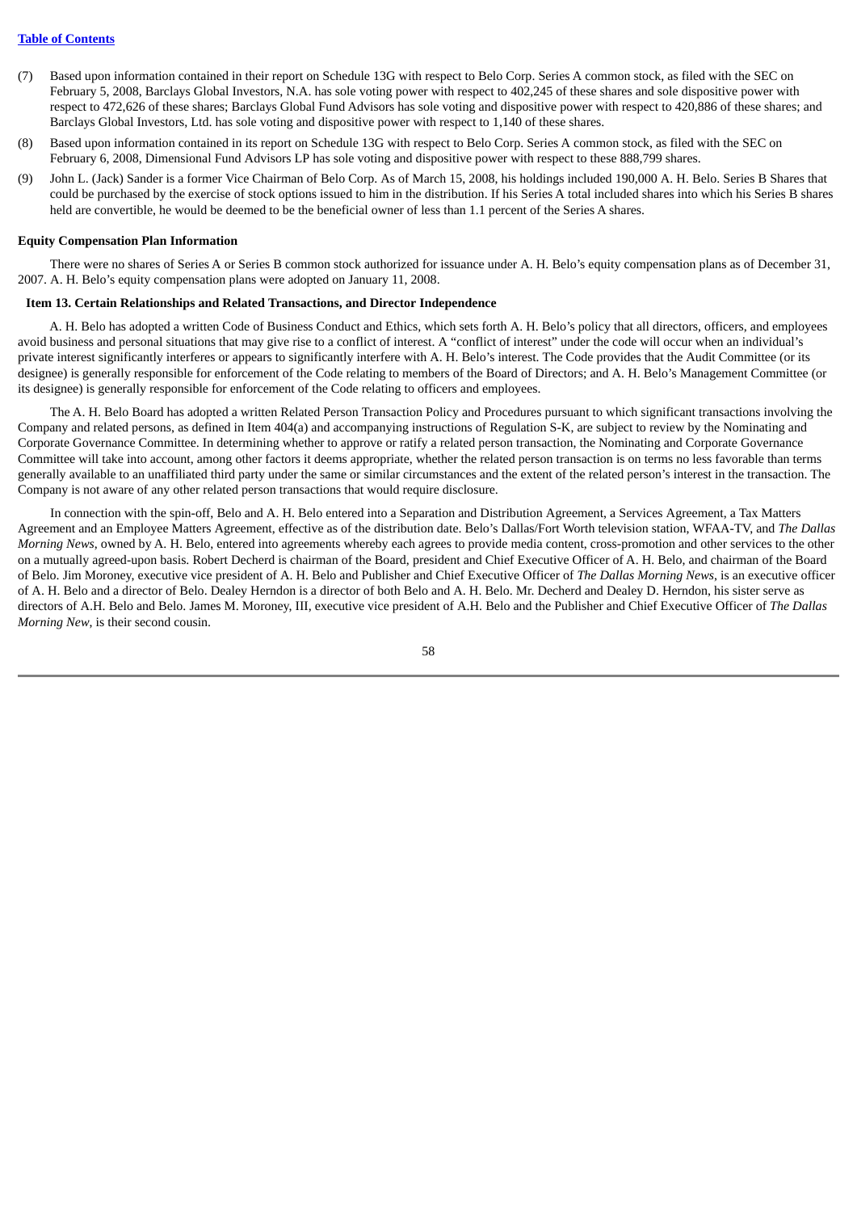(7) Based upon information contained in their report on Schedule 13G with respect to Belo Corp. Series A common stock, as filed with the SEC on February 5, 2008, Barclays Global Investors, N.A. has sole voting power with respect to 402,245 of these shares and sole dispositive power with respect to 472,626 of these shares; Barclays Global Fund Advisors has sole voting and dispositive power with respect to 420,886 of these shares; and Barclays Global Investors, Ltd. has sole voting and dispositive power with respect to 1,140 of these shares.

(8) Based upon information contained in its report on Schedule 13G with respect to Belo Corp. Series A common stock, as filed with the SEC on February 6, 2008, Dimensional Fund Advisors LP has sole voting and dispositive power with respect to these 888,799 shares.

(9) John L. (Jack) Sander is a former Vice Chairman of Belo Corp. As of March 15, 2008, his holdings included 190,000 A. H. Belo. Series B Shares that could be purchased by the exercise of stock options issued to him in the distribution. If his Series A total included shares into which his Series B shares held are convertible, he would be deemed to be the beneficial owner of less than 1.1 percent of the Series A shares.

**Equity Compensation Plan Information**

There were no shares of Series A or Series B common stock authorized for issuance under A. H. Belo's equity compensation plans as of December 31, 2007. A. H. Belo's equity compensation plans were adopted on January 11, 2008.

## Item 13. Certain Relationships and Related Transactions, and Director Independence

A. H. Belo has adopted a written Code of Business Conduct and Ethics, which sets forth A. H. Belo's policy that all directors, officers, and employees avoid business and personal situations that may give rise to a conflict of interest. A "conflict of interest" under the code will occur when an individual's private interest significantly interferes or appears to significantly interfere with A. H. Belo's interest. The Code provides that the Audit Committee (or its designee) is generally responsible for enforcement of the Code relating to members of the Board of Directors; and A. H. Belo's Management Committee (or its designee) is generally responsible for enforcement of the Code relating to officers and employees.

The A. H. Belo Board has adopted a written Related Person Transaction Policy and Procedures pursuant to which significant transactions involving the Company and related persons, as defined in Item 404(a) and accompanying instructions of Regulation S-K, are subject to review by the Nominating and Corporate Governance Committee. In determining whether to approve or ratify a related person transaction, the Nominating and Corporate Governance Committee will take into account, among other factors it deems appropriate, whether the related person transaction is on terms no less favorable than terms generally available to an unaffiliated third party under the same or similar circumstances and the extent of the related person's interest in the transaction. The Company is not aware of any other related person transactions that would require disclosure.

In connection with the spin-off, Belo and A. H. Belo entered into a Separation and Distribution Agreement, a Services Agreement, a Tax Matters Agreement and an Employee Matters Agreement, effective as of the distribution date. Belo's Dallas/Fort Worth television station, WFAA-TV, and *The Dallas Morning News*, owned by A. H. Belo, entered into agreements whereby each agrees to provide media content, cross-promotion and other services to the other on a mutually agreed-upon basis. Robert Decherd is chairman of the Board, president and Chief Executive Officer of A. H. Belo, and chairman of the Board of Belo. Jim Moroney, executive vice president of A. H. Belo and Publisher and Chief Executive Officer of *The Dallas Morning News*, is an executive officer of A. H. Belo and a director of Belo. Dealey Herndon is a director of both Belo and A. H. Belo. Mr. Decherd and Dealey D. Herndon, his sister serve as directors of A.H. Belo and Belo. James M. Moroney, III, executive vice president of A.H. Belo and the Publisher and Chief Executive Officer of *The Dallas Morning New*, is their second cousin.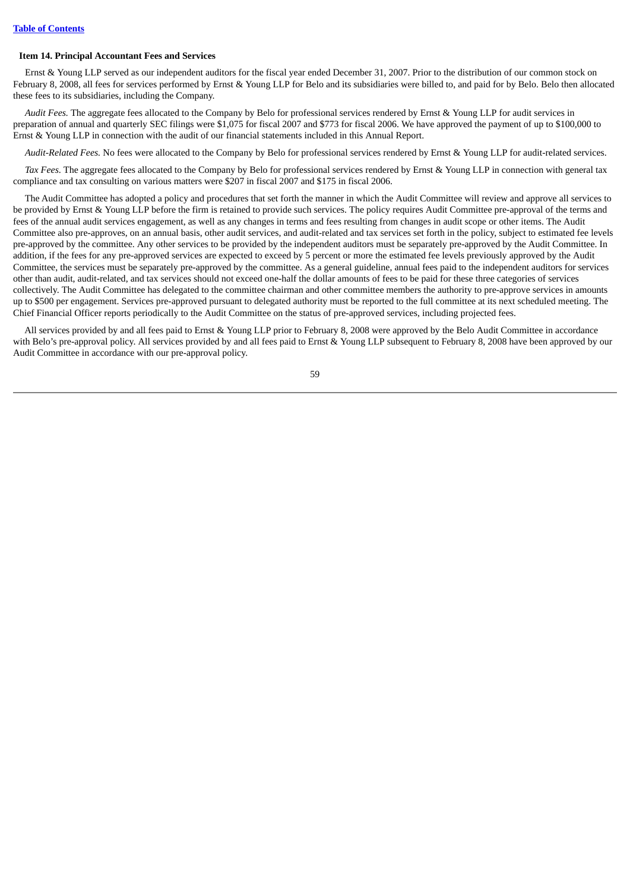**Item 14. Principal Accountant Fees and Services**

Ernst & Young LLP served as our independent auditors for the fiscal year ended December 31, 2007. Prior to the distribution of our common stock on February 8, 2008, all fees for services performed by Ernst & Young LLP for Belo and its subsidiaries were billed to, and paid for by Belo. Belo then allocated these fees to its subsidiaries, including the Company.

*Audit Fees.* The aggregate fees allocated to the Company by Belo for professional services rendered by Ernst & Young LLP for audit services in preparation of annual and quarterly SEC filings were $1,075 for fiscal 2007 and $773 for fiscal 2006. We have approved the payment of up to $100,000 to Ernst & Young LLP in connection with the audit of our financial statements included in this Annual Report.

*Audit-Related Fees.* No fees were allocated to the Company by Belo for professional services rendered by Ernst & Young LLP for audit-related services.

*Tax Fees*. The aggregate fees allocated to the Company by Belo for professional services rendered by Ernst & Young LLP in connection with general tax compliance and tax consulting on various matters were $207 in fiscal 2007 and $175 in fiscal 2006.

The Audit Committee has adopted a policy and procedures that set forth the manner in which the Audit Committee will review and approve all services to be provided by Ernst & Young LLP before the firm is retained to provide such services. The policy requires Audit Committee pre-approval of the terms and fees of the annual audit services engagement, as well as any changes in terms and fees resulting from changes in audit scope or other items. The Audit Committee also pre-approves, on an annual basis, other audit services, and audit-related and tax services set forth in the policy, subject to estimated fee levels pre-approved by the committee. Any other services to be provided by the independent auditors must be separately pre-approved by the Audit Committee. In addition, if the fees for any pre-approved services are expected to exceed by 5 percent or more the estimated fee levels previously approved by the Audit Committee, the services must be separately pre-approved by the committee. As a general guideline, annual fees paid to the independent auditors for services other than audit, audit-related, and tax services should not exceed one-half the dollar amounts of fees to be paid for these three categories of services collectively. The Audit Committee has delegated to the committee chairman and other committee members the authority to pre-approve services in amounts up to $500 per engagement. Services pre-approved pursuant to delegated authority must be reported to the full committee at its next scheduled meeting. The Chief Financial Officer reports periodically to the Audit Committee on the status of pre-approved services, including projected fees.

All services provided by and all fees paid to Ernst & Young LLP prior to February 8, 2008 were approved by the Belo Audit Committee in accordance with Belo's pre-approval policy. All services provided by and all fees paid to Ernst & Young LLP subsequent to February 8, 2008 have been approved by our Audit Committee in accordance with our pre-approval policy.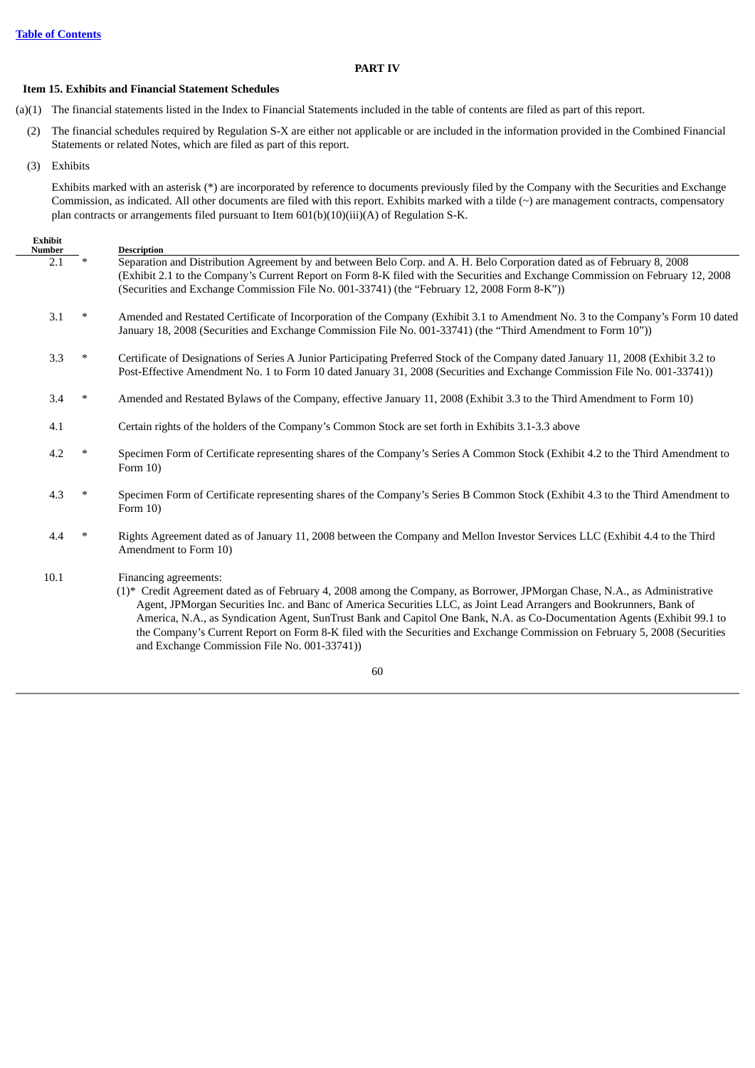[Table of Contents](#)

# PART IV

## Item 15. Exhibits and Financial Statement Schedules

(a)(1) The financial statements listed in the Index to Financial Statements included in the table of contents are filed as part of this report.

(2) The financial schedules required by Regulation S-X are either not applicable or are included in the information provided in the Combined Financial Statements or related Notes, which are filed as part of this report.

(3) Exhibits

Exhibits marked with an asterisk (*) are incorporated by reference to documents previously filed by the Company with the Securities and Exchange Commission, as indicated. All other documents are filed with this report. Exhibits marked with a tilde (~) are management contracts, compensatory plan contracts or arrangements filed pursuant to Item 601(b)(10)(iii)(A) of Regulation S-K.

| Exhibit Number | | Description |
|---|---|---|
| 2.1 | * | Separation and Distribution Agreement by and between Belo Corp. and A. H. Belo Corporation dated as of February 8, 2008 (Exhibit 2.1 to the Company's Current Report on Form 8-K filed with the Securities and Exchange Commission on February 12, 2008 (Securities and Exchange Commission File No. 001-33741) (the "February 12, 2008 Form 8-K")) |
| 3.1 | * | Amended and Restated Certificate of Incorporation of the Company (Exhibit 3.1 to Amendment No. 3 to the Company's Form 10 dated January 18, 2008 (Securities and Exchange Commission File No. 001-33741) (the "Third Amendment to Form 10")) |
| 3.3 | * | Certificate of Designations of Series A Junior Participating Preferred Stock of the Company dated January 11, 2008 (Exhibit 3.2 to Post-Effective Amendment No. 1 to Form 10 dated January 31, 2008 (Securities and Exchange Commission File No. 001-33741)) |
| 3.4 | * | Amended and Restated Bylaws of the Company, effective January 11, 2008 (Exhibit 3.3 to the Third Amendment to Form 10) |
| 4.1 | | Certain rights of the holders of the Company's Common Stock are set forth in Exhibits 3.1-3.3 above |
| 4.2 | * | Specimen Form of Certificate representing shares of the Company's Series A Common Stock (Exhibit 4.2 to the Third Amendment to Form 10) |
| 4.3 | * | Specimen Form of Certificate representing shares of the Company's Series B Common Stock (Exhibit 4.3 to the Third Amendment to Form 10) |
| 4.4 | * | Rights Agreement dated as of January 11, 2008 between the Company and Mellon Investor Services LLC (Exhibit 4.4 to the Third Amendment to Form 10) |
| 10.1 | | Financing agreements:<br>(1)* Credit Agreement dated as of February 4, 2008 among the Company, as Borrower, JPMorgan Chase, N.A., as Administrative Agent, JPMorgan Securities Inc. and Banc of America Securities LLC, as Joint Lead Arrangers and Bookrunners, Bank of America, N.A., as Syndication Agent, SunTrust Bank and Capitol One Bank, N.A. as Co-Documentation Agents (Exhibit 99.1 to the Company's Current Report on Form 8-K filed with the Securities and Exchange Commission on February 5, 2008 (Securities and Exchange Commission File No. 001-33741)) |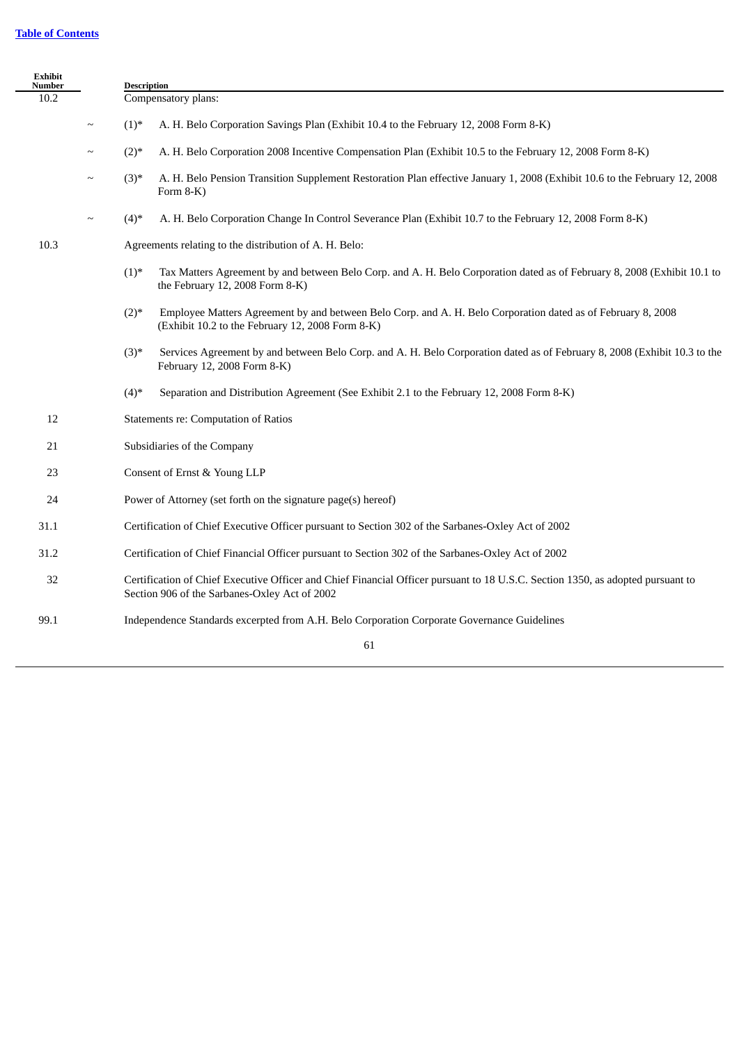[Table of Contents](#)

| Exhibit Number | | Description |
|---|---|---|
| 10.2 | | Compensatory plans: |
| | ~ | (1)* A. H. Belo Corporation Savings Plan (Exhibit 10.4 to the February 12, 2008 Form 8-K) |
| | ~ | (2)* A. H. Belo Corporation 2008 Incentive Compensation Plan (Exhibit 10.5 to the February 12, 2008 Form 8-K) |
| | ~ | (3)* A. H. Belo Pension Transition Supplement Restoration Plan effective January 1, 2008 (Exhibit 10.6 to the February 12, 2008 Form 8-K) |
| | ~ | (4)* A. H. Belo Corporation Change In Control Severance Plan (Exhibit 10.7 to the February 12, 2008 Form 8-K) |
| 10.3 | | Agreements relating to the distribution of A. H. Belo: |
| | | (1)* Tax Matters Agreement by and between Belo Corp. and A. H. Belo Corporation dated as of February 8, 2008 (Exhibit 10.1 to the February 12, 2008 Form 8-K) |
| | | (2)* Employee Matters Agreement by and between Belo Corp. and A. H. Belo Corporation dated as of February 8, 2008 (Exhibit 10.2 to the February 12, 2008 Form 8-K) |
| | | (3)* Services Agreement by and between Belo Corp. and A. H. Belo Corporation dated as of February 8, 2008 (Exhibit 10.3 to the February 12, 2008 Form 8-K) |
| | | (4)* Separation and Distribution Agreement (See Exhibit 2.1 to the February 12, 2008 Form 8-K) |
| 12 | | Statements re: Computation of Ratios |
| 21 | | Subsidiaries of the Company |
| 23 | | Consent of Ernst & Young LLP |
| 24 | | Power of Attorney (set forth on the signature page(s) hereof) |
| 31.1 | | Certification of Chief Executive Officer pursuant to Section 302 of the Sarbanes-Oxley Act of 2002 |
| 31.2 | | Certification of Chief Financial Officer pursuant to Section 302 of the Sarbanes-Oxley Act of 2002 |
| 32 | | Certification of Chief Executive Officer and Chief Financial Officer pursuant to 18 U.S.C. Section 1350, as adopted pursuant to Section 906 of the Sarbanes-Oxley Act of 2002 |
| 99.1 | | Independence Standards excerpted from A.H. Belo Corporation Corporate Governance Guidelines |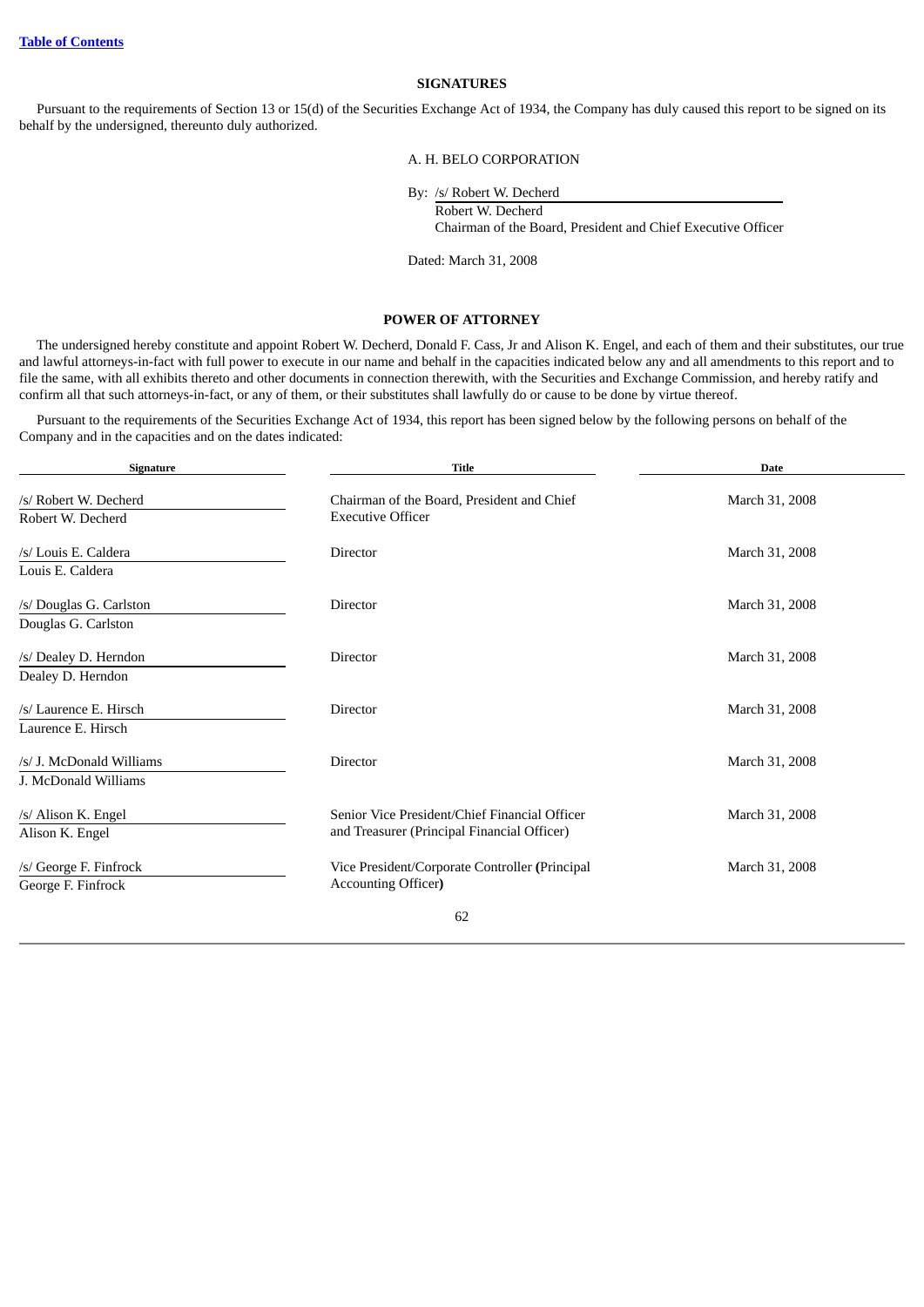[Table of Contents](#)

## SIGNATURES

Pursuant to the requirements of Section 13 or 15(d) of the Securities Exchange Act of 1934, the Company has duly caused this report to be signed on its behalf by the undersigned, thereunto duly authorized.

A. H. BELO CORPORATION

By: /s/ Robert W. Decherd
Robert W. Decherd
Chairman of the Board, President and Chief Executive Officer

Dated: March 31, 2008

## POWER OF ATTORNEY

The undersigned hereby constitute and appoint Robert W. Decherd, Donald F. Cass, Jr and Alison K. Engel, and each of them and their substitutes, our true and lawful attorneys-in-fact with full power to execute in our name and behalf in the capacities indicated below any and all amendments to this report and to file the same, with all exhibits thereto and other documents in connection therewith, with the Securities and Exchange Commission, and hereby ratify and confirm all that such attorneys-in-fact, or any of them, or their substitutes shall lawfully do or cause to be done by virtue thereof.

Pursuant to the requirements of the Securities Exchange Act of 1934, this report has been signed below by the following persons on behalf of the Company and in the capacities and on the dates indicated:

| Signature | Title | Date |
|---|---|---|
| /s/ Robert W. Decherd<br>Robert W. Decherd | Chairman of the Board, President and Chief Executive Officer | March 31, 2008 |
| /s/ Louis E. Caldera<br>Louis E. Caldera | Director | March 31, 2008 |
| /s/ Douglas G. Carlston<br>Douglas G. Carlston | Director | March 31, 2008 |
| /s/ Dealey D. Herndon<br>Dealey D. Herndon | Director | March 31, 2008 |
| /s/ Laurence E. Hirsch<br>Laurence E. Hirsch | Director | March 31, 2008 |
| /s/ J. McDonald Williams<br>J. McDonald Williams | Director | March 31, 2008 |
| /s/ Alison K. Engel<br>Alison K. Engel | Senior Vice President/Chief Financial Officer and Treasurer (Principal Financial Officer) | March 31, 2008 |
| /s/ George F. Finfrock<br>George F. Finfrock | Vice President/Corporate Controller (Principal Accounting Officer) | March 31, 2008 |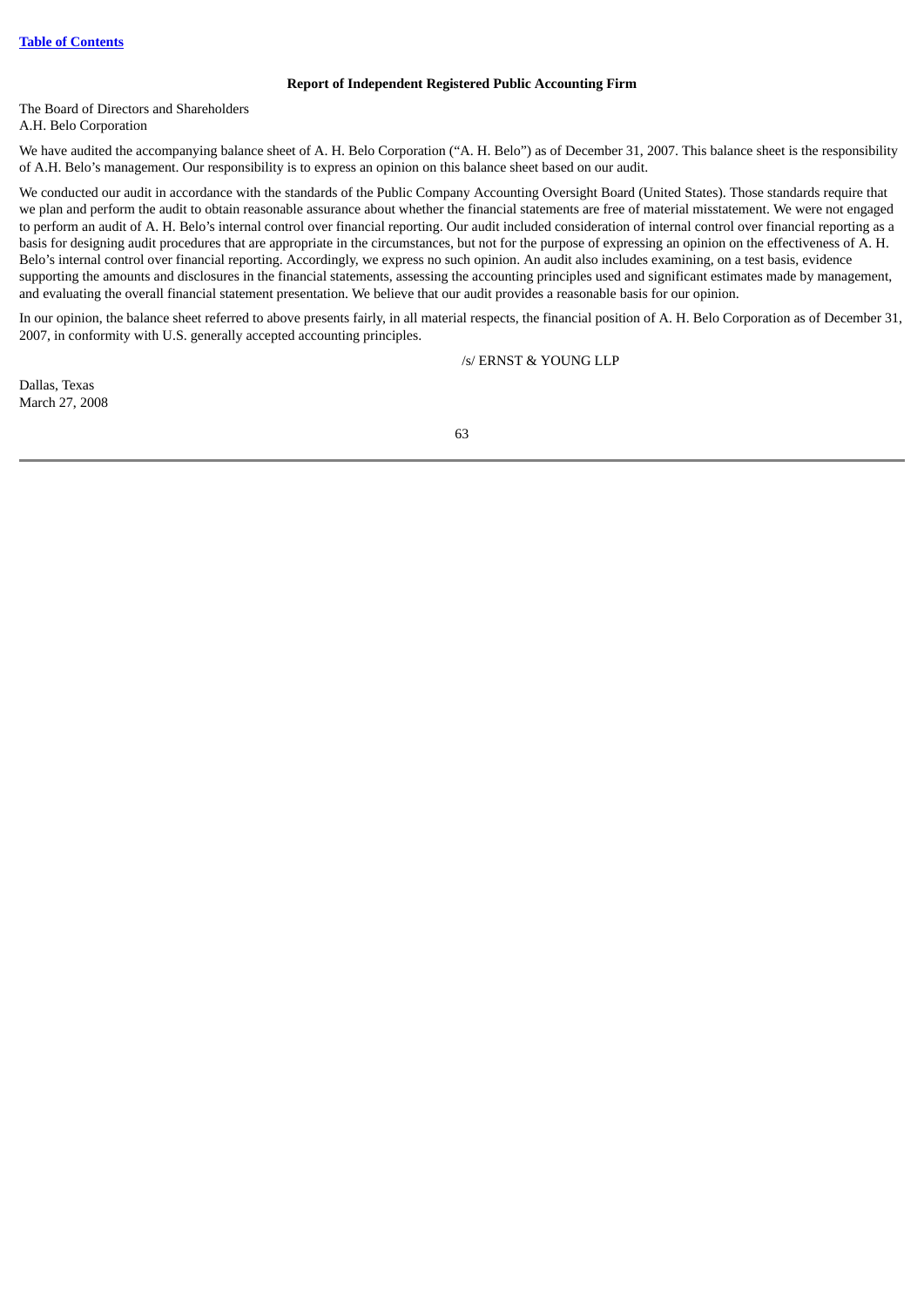[Table of Contents](#)

### Report of Independent Registered Public Accounting Firm

The Board of Directors and Shareholders
A.H. Belo Corporation

We have audited the accompanying balance sheet of A. H. Belo Corporation ("A. H. Belo") as of December 31, 2007. This balance sheet is the responsibility of A.H. Belo's management. Our responsibility is to express an opinion on this balance sheet based on our audit.

We conducted our audit in accordance with the standards of the Public Company Accounting Oversight Board (United States). Those standards require that we plan and perform the audit to obtain reasonable assurance about whether the financial statements are free of material misstatement. We were not engaged to perform an audit of A. H. Belo's internal control over financial reporting. Our audit included consideration of internal control over financial reporting as a basis for designing audit procedures that are appropriate in the circumstances, but not for the purpose of expressing an opinion on the effectiveness of A. H. Belo's internal control over financial reporting. Accordingly, we express no such opinion. An audit also includes examining, on a test basis, evidence supporting the amounts and disclosures in the financial statements, assessing the accounting principles used and significant estimates made by management, and evaluating the overall financial statement presentation. We believe that our audit provides a reasonable basis for our opinion.

In our opinion, the balance sheet referred to above presents fairly, in all material respects, the financial position of A. H. Belo Corporation as of December 31, 2007, in conformity with U.S. generally accepted accounting principles.

/s/ ERNST & YOUNG LLP

Dallas, Texas
March 27, 2008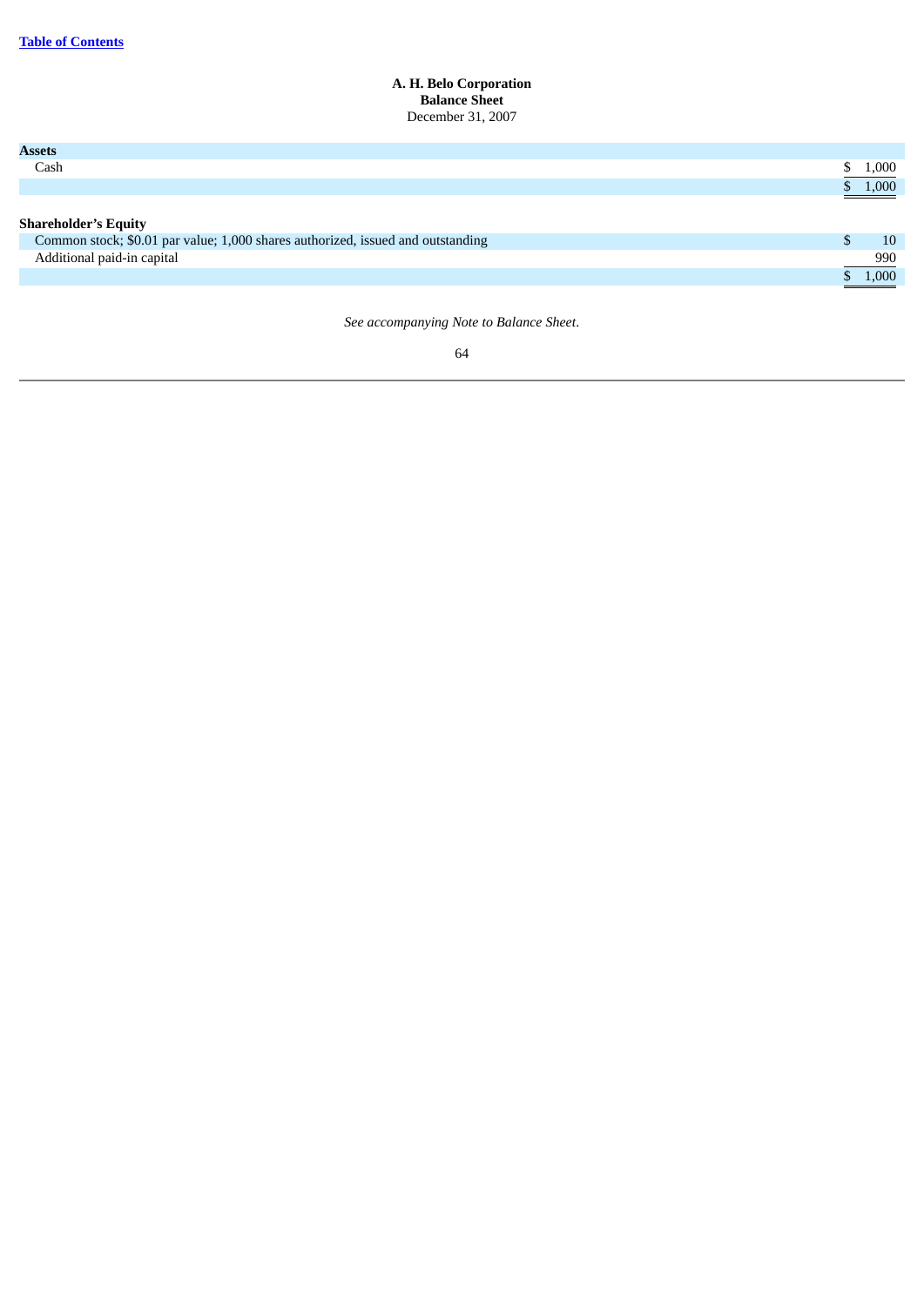**A. H. Belo Corporation**
**Balance Sheet**
December 31, 2007

| | |
|---|---|
| **Assets** | |
| Cash | $ 1,000 |
| | $ 1,000 |
| | |
| **Shareholder's Equity** | |
| Common stock; $0.01 par value; 1,000 shares authorized, issued and outstanding | $ 10 |
| Additional paid-in capital | 990 |
| | $ 1,000 |

*See accompanying Note to Balance Sheet.*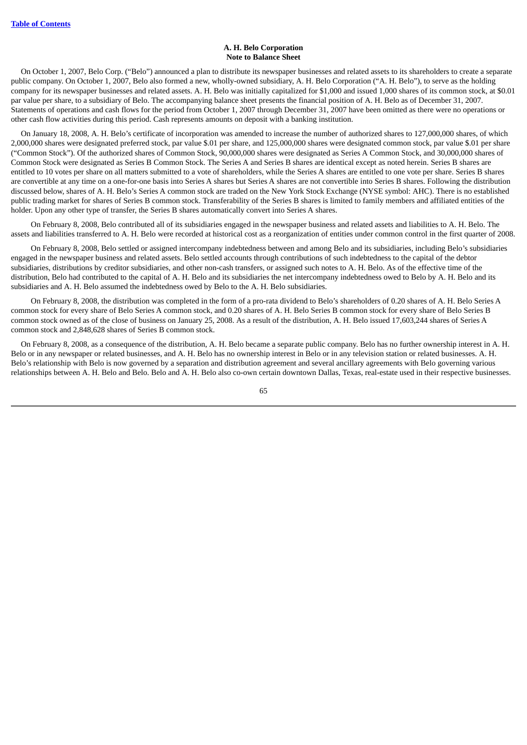**A. H. Belo Corporation**
**Note to Balance Sheet**

On October 1, 2007, Belo Corp. ("Belo") announced a plan to distribute its newspaper businesses and related assets to its shareholders to create a separate public company. On October 1, 2007, Belo also formed a new, wholly-owned subsidiary, A. H. Belo Corporation ("A. H. Belo"), to serve as the holding company for its newspaper businesses and related assets. A. H. Belo was initially capitalized for $1,000 and issued 1,000 shares of its common stock, at $0.01 par value per share, to a subsidiary of Belo. The accompanying balance sheet presents the financial position of A. H. Belo as of December 31, 2007. Statements of operations and cash flows for the period from October 1, 2007 through December 31, 2007 have been omitted as there were no operations or other cash flow activities during this period. Cash represents amounts on deposit with a banking institution.

On January 18, 2008, A. H. Belo's certificate of incorporation was amended to increase the number of authorized shares to 127,000,000 shares, of which 2,000,000 shares were designated preferred stock, par value $.01 per share, and 125,000,000 shares were designated common stock, par value $.01 per share ("Common Stock"). Of the authorized shares of Common Stock, 90,000,000 shares were designated as Series A Common Stock, and 30,000,000 shares of Common Stock were designated as Series B Common Stock. The Series A and Series B shares are identical except as noted herein. Series B shares are entitled to 10 votes per share on all matters submitted to a vote of shareholders, while the Series A shares are entitled to one vote per share. Series B shares are convertible at any time on a one-for-one basis into Series A shares but Series A shares are not convertible into Series B shares. Following the distribution discussed below, shares of A. H. Belo's Series A common stock are traded on the New York Stock Exchange (NYSE symbol: AHC). There is no established public trading market for shares of Series B common stock. Transferability of the Series B shares is limited to family members and affiliated entities of the holder. Upon any other type of transfer, the Series B shares automatically convert into Series A shares.

On February 8, 2008, Belo contributed all of its subsidiaries engaged in the newspaper business and related assets and liabilities to A. H. Belo. The assets and liabilities transferred to A. H. Belo were recorded at historical cost as a reorganization of entities under common control in the first quarter of 2008.

On February 8, 2008, Belo settled or assigned intercompany indebtedness between and among Belo and its subsidiaries, including Belo's subsidiaries engaged in the newspaper business and related assets. Belo settled accounts through contributions of such indebtedness to the capital of the debtor subsidiaries, distributions by creditor subsidiaries, and other non-cash transfers, or assigned such notes to A. H. Belo. As of the effective time of the distribution, Belo had contributed to the capital of A. H. Belo and its subsidiaries the net intercompany indebtedness owed to Belo by A. H. Belo and its subsidiaries and A. H. Belo assumed the indebtedness owed by Belo to the A. H. Belo subsidiaries.

On February 8, 2008, the distribution was completed in the form of a pro-rata dividend to Belo's shareholders of 0.20 shares of A. H. Belo Series A common stock for every share of Belo Series A common stock, and 0.20 shares of A. H. Belo Series B common stock for every share of Belo Series B common stock owned as of the close of business on January 25, 2008. As a result of the distribution, A. H. Belo issued 17,603,244 shares of Series A common stock and 2,848,628 shares of Series B common stock.

On February 8, 2008, as a consequence of the distribution, A. H. Belo became a separate public company. Belo has no further ownership interest in A. H. Belo or in any newspaper or related businesses, and A. H. Belo has no ownership interest in Belo or in any television station or related businesses. A. H. Belo's relationship with Belo is now governed by a separation and distribution agreement and several ancillary agreements with Belo governing various relationships between A. H. Belo and Belo. Belo and A. H. Belo also co-own certain downtown Dallas, Texas, real-estate used in their respective businesses.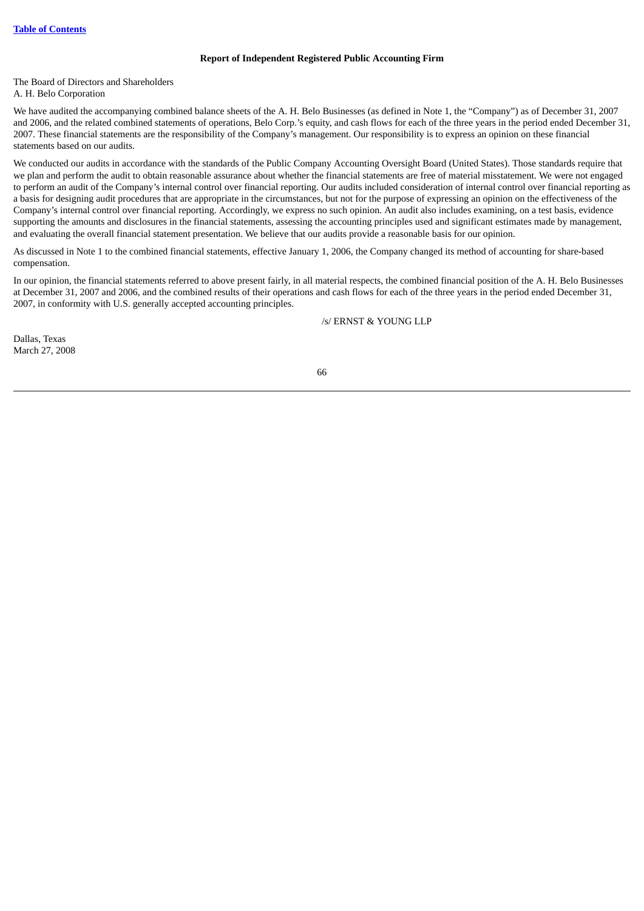## Report of Independent Registered Public Accounting Firm

The Board of Directors and Shareholders
A. H. Belo Corporation

We have audited the accompanying combined balance sheets of the A. H. Belo Businesses (as defined in Note 1, the "Company") as of December 31, 2007 and 2006, and the related combined statements of operations, Belo Corp.'s equity, and cash flows for each of the three years in the period ended December 31, 2007. These financial statements are the responsibility of the Company's management. Our responsibility is to express an opinion on these financial statements based on our audits.

We conducted our audits in accordance with the standards of the Public Company Accounting Oversight Board (United States). Those standards require that we plan and perform the audit to obtain reasonable assurance about whether the financial statements are free of material misstatement. We were not engaged to perform an audit of the Company's internal control over financial reporting. Our audits included consideration of internal control over financial reporting as a basis for designing audit procedures that are appropriate in the circumstances, but not for the purpose of expressing an opinion on the effectiveness of the Company's internal control over financial reporting. Accordingly, we express no such opinion. An audit also includes examining, on a test basis, evidence supporting the amounts and disclosures in the financial statements, assessing the accounting principles used and significant estimates made by management, and evaluating the overall financial statement presentation. We believe that our audits provide a reasonable basis for our opinion.

As discussed in Note 1 to the combined financial statements, effective January 1, 2006, the Company changed its method of accounting for share-based compensation.

In our opinion, the financial statements referred to above present fairly, in all material respects, the combined financial position of the A. H. Belo Businesses at December 31, 2007 and 2006, and the combined results of their operations and cash flows for each of the three years in the period ended December 31, 2007, in conformity with U.S. generally accepted accounting principles.

/s/ ERNST & YOUNG LLP

Dallas, Texas
March 27, 2008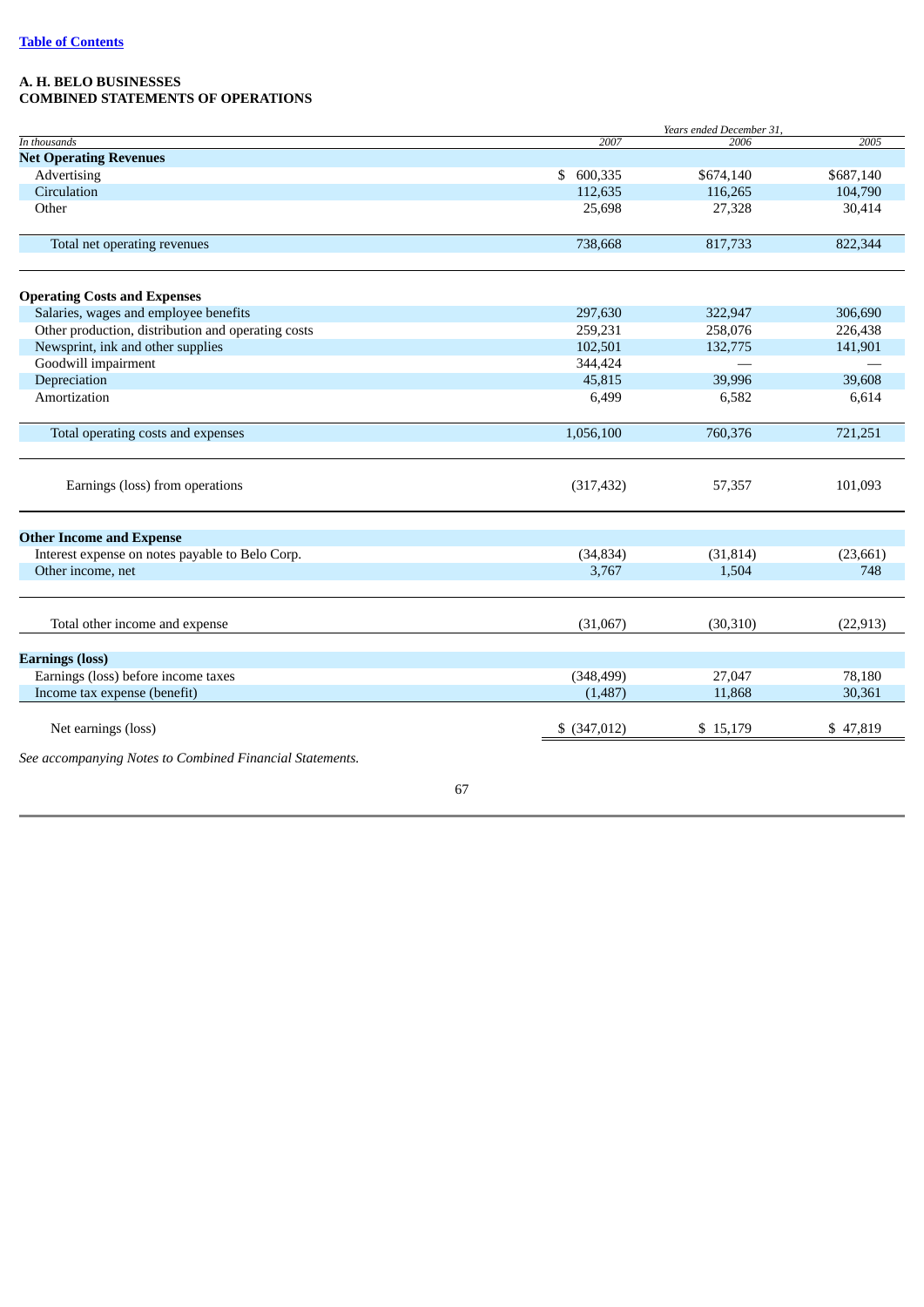[Table of Contents](#)

**A. H. BELO BUSINESSES**
**COMBINED STATEMENTS OF OPERATIONS**

| *In thousands* | *Years ended December 31,* 2007 | 2006 | 2005 |
|---|---|---|---|
| **Net Operating Revenues** | | | |
| Advertising | $ 600,335 | $674,140 | $687,140 |
| Circulation | 112,635 | 116,265 | 104,790 |
| Other | 25,698 | 27,328 | 30,414 |
| Total net operating revenues | 738,668 | 817,733 | 822,344 |
| **Operating Costs and Expenses** | | | |
| Salaries, wages and employee benefits | 297,630 | 322,947 | 306,690 |
| Other production, distribution and operating costs | 259,231 | 258,076 | 226,438 |
| Newsprint, ink and other supplies | 102,501 | 132,775 | 141,901 |
| Goodwill impairment | 344,424 | — | — |
| Depreciation | 45,815 | 39,996 | 39,608 |
| Amortization | 6,499 | 6,582 | 6,614 |
| Total operating costs and expenses | 1,056,100 | 760,376 | 721,251 |
| Earnings (loss) from operations | (317,432) | 57,357 | 101,093 |
| **Other Income and Expense** | | | |
| Interest expense on notes payable to Belo Corp. | (34,834) | (31,814) | (23,661) |
| Other income, net | 3,767 | 1,504 | 748 |
| Total other income and expense | (31,067) | (30,310) | (22,913) |
| **Earnings (loss)** | | | |
| Earnings (loss) before income taxes | (348,499) | 27,047 | 78,180 |
| Income tax expense (benefit) | (1,487) | 11,868 | 30,361 |
| Net earnings (loss) | $ (347,012) | $ 15,179 | $ 47,819 |

*See accompanying Notes to Combined Financial Statements.*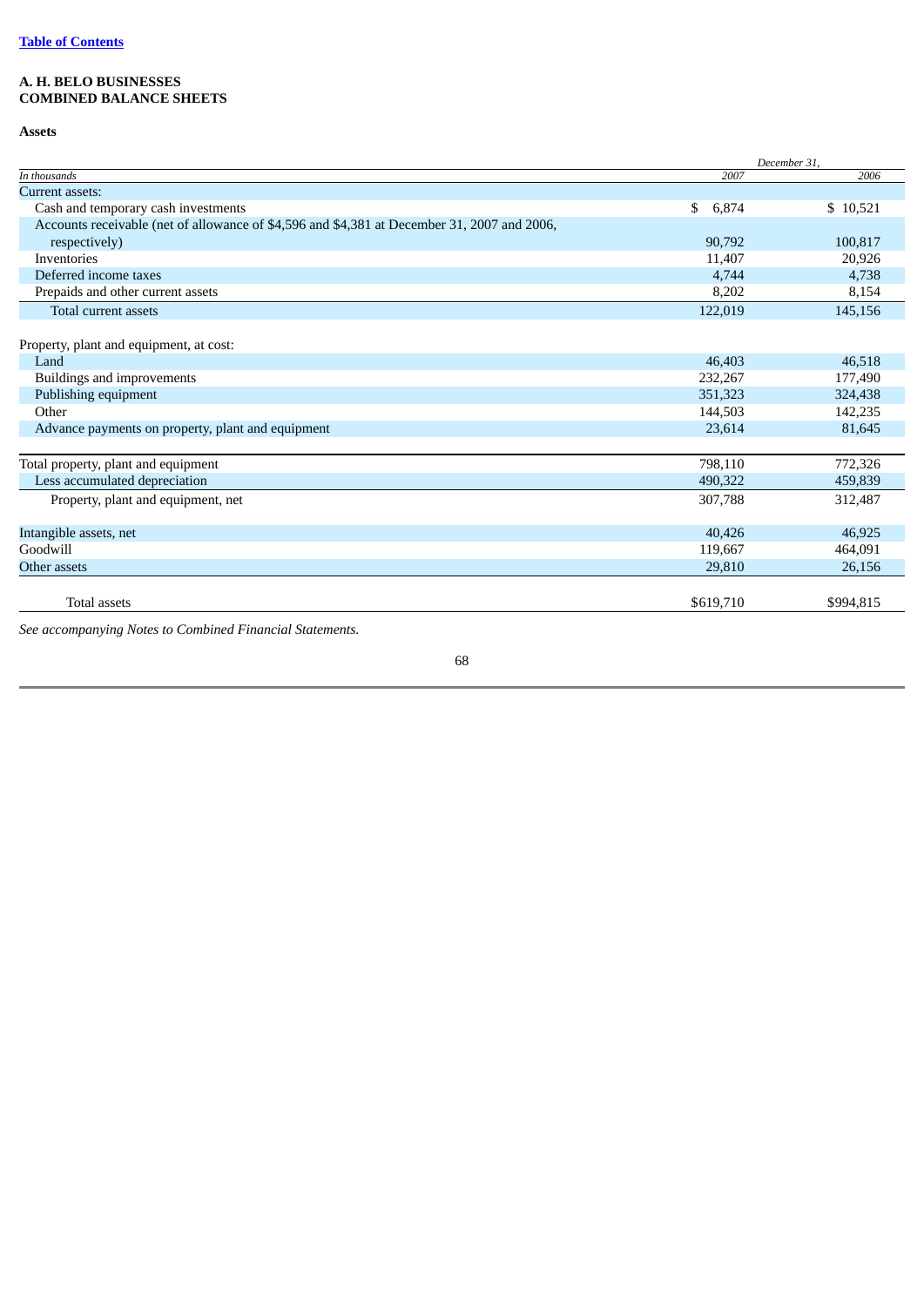[Table of Contents](#)

**A. H. BELO BUSINESSES**
**COMBINED BALANCE SHEETS**

**Assets**

| *In thousands* | *December 31,* 2007 | 2006 |
|---|---|---|
| Current assets: | | |
| Cash and temporary cash investments | $ 6,874 | $ 10,521 |
| Accounts receivable (net of allowance of $4,596 and $4,381 at December 31, 2007 and 2006, respectively) | 90,792 | 100,817 |
| Inventories | 11,407 | 20,926 |
| Deferred income taxes | 4,744 | 4,738 |
| Prepaids and other current assets | 8,202 | 8,154 |
| Total current assets | 122,019 | 145,156 |
| Property, plant and equipment, at cost: | | |
| Land | 46,403 | 46,518 |
| Buildings and improvements | 232,267 | 177,490 |
| Publishing equipment | 351,323 | 324,438 |
| Other | 144,503 | 142,235 |
| Advance payments on property, plant and equipment | 23,614 | 81,645 |
| Total property, plant and equipment | 798,110 | 772,326 |
| Less accumulated depreciation | 490,322 | 459,839 |
| Property, plant and equipment, net | 307,788 | 312,487 |
| Intangible assets, net | 40,426 | 46,925 |
| Goodwill | 119,667 | 464,091 |
| Other assets | 29,810 | 26,156 |
| Total assets | $619,710 | $994,815 |

*See accompanying Notes to Combined Financial Statements.*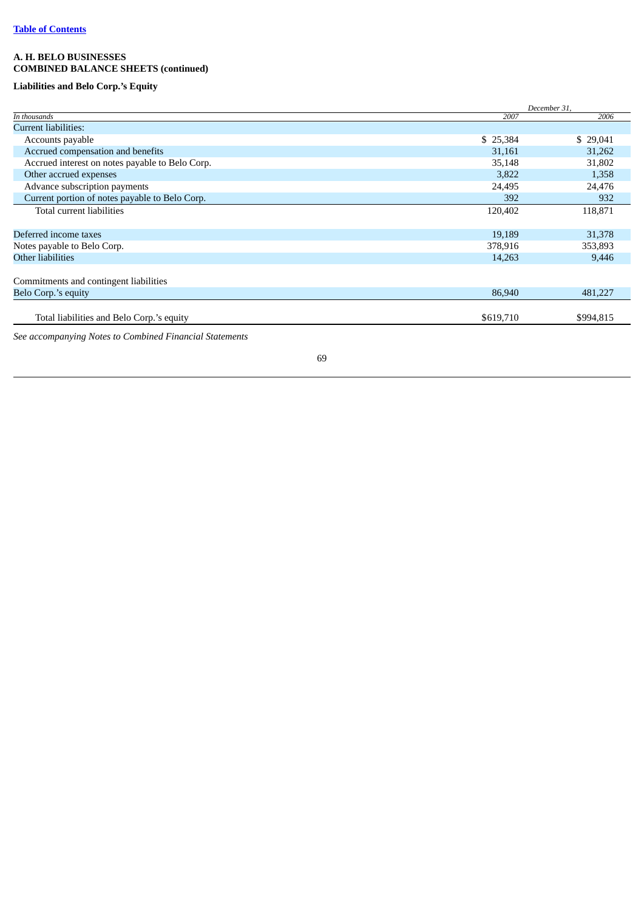**A. H. BELO BUSINESSES**
**COMBINED BALANCE SHEETS (continued)**

**Liabilities and Belo Corp.'s Equity**

| *In thousands* | *December 31,* 2007 | 2006 |
|---|---|---|
| Current liabilities: | | |
| Accounts payable | $ 25,384 | $ 29,041 |
| Accrued compensation and benefits | 31,161 | 31,262 |
| Accrued interest on notes payable to Belo Corp. | 35,148 | 31,802 |
| Other accrued expenses | 3,822 | 1,358 |
| Advance subscription payments | 24,495 | 24,476 |
| Current portion of notes payable to Belo Corp. | 392 | 932 |
| Total current liabilities | 120,402 | 118,871 |
| Deferred income taxes | 19,189 | 31,378 |
| Notes payable to Belo Corp. | 378,916 | 353,893 |
| Other liabilities | 14,263 | 9,446 |
| Commitments and contingent liabilities | | |
| Belo Corp.'s equity | 86,940 | 481,227 |
| Total liabilities and Belo Corp.'s equity | $619,710 | $994,815 |

*See accompanying Notes to Combined Financial Statements*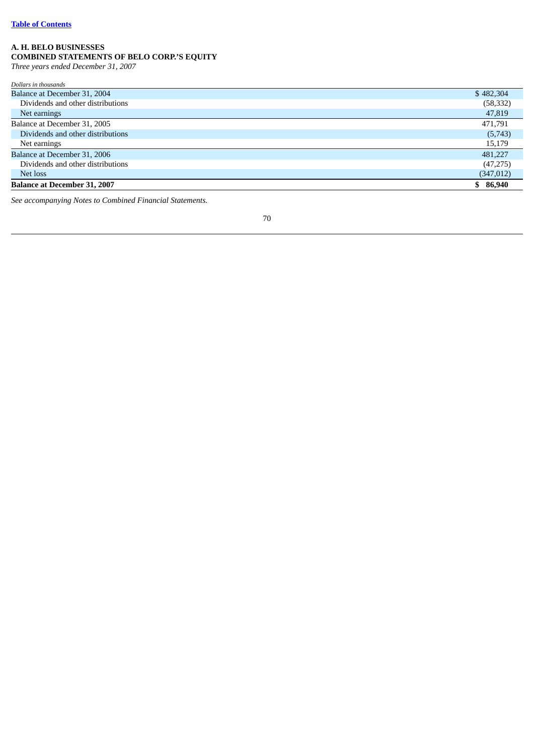**A. H. BELO BUSINESSES**
**COMBINED STATEMENTS OF BELO CORP.'S EQUITY**
*Three years ended December 31, 2007*

| *Dollars in thousands* | |
|---|---|
| Balance at December 31, 2004 | $ 482,304 |
| Dividends and other distributions | (58,332) |
| Net earnings | 47,819 |
| Balance at December 31, 2005 | 471,791 |
| Dividends and other distributions | (5,743) |
| Net earnings | 15,179 |
| Balance at December 31, 2006 | 481,227 |
| Dividends and other distributions | (47,275) |
| Net loss | (347,012) |
| **Balance at December 31, 2007** | **$ 86,940** |

*See accompanying Notes to Combined Financial Statements.*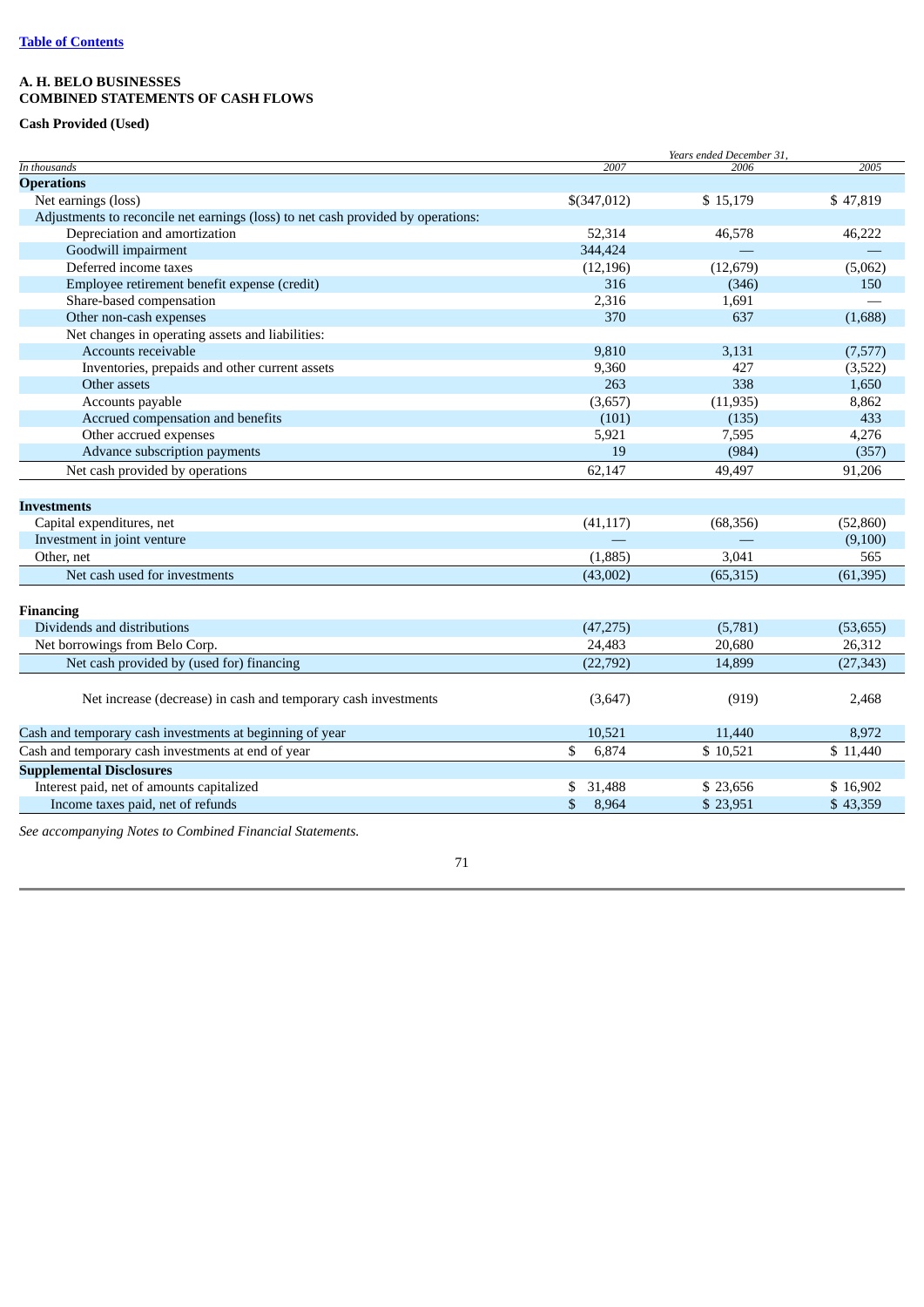[Table of Contents](#)

**A. H. BELO BUSINESSES**
**COMBINED STATEMENTS OF CASH FLOWS**

**Cash Provided (Used)**

| *In thousands* | *Years ended December 31,* 2007 | 2006 | 2005 |
|---|---|---|---|
| **Operations** | | | |
| Net earnings (loss) | $(347,012) | $ 15,179 | $ 47,819 |
| Adjustments to reconcile net earnings (loss) to net cash provided by operations: | | | |
| Depreciation and amortization | 52,314 | 46,578 | 46,222 |
| Goodwill impairment | 344,424 | — | — |
| Deferred income taxes | (12,196) | (12,679) | (5,062) |
| Employee retirement benefit expense (credit) | 316 | (346) | 150 |
| Share-based compensation | 2,316 | 1,691 | — |
| Other non-cash expenses | 370 | 637 | (1,688) |
| Net changes in operating assets and liabilities: | | | |
| Accounts receivable | 9,810 | 3,131 | (7,577) |
| Inventories, prepaids and other current assets | 9,360 | 427 | (3,522) |
| Other assets | 263 | 338 | 1,650 |
| Accounts payable | (3,657) | (11,935) | 8,862 |
| Accrued compensation and benefits | (101) | (135) | 433 |
| Other accrued expenses | 5,921 | 7,595 | 4,276 |
| Advance subscription payments | 19 | (984) | (357) |
| Net cash provided by operations | 62,147 | 49,497 | 91,206 |
| **Investments** | | | |
| Capital expenditures, net | (41,117) | (68,356) | (52,860) |
| Investment in joint venture | — | — | (9,100) |
| Other, net | (1,885) | 3,041 | 565 |
| Net cash used for investments | (43,002) | (65,315) | (61,395) |
| **Financing** | | | |
| Dividends and distributions | (47,275) | (5,781) | (53,655) |
| Net borrowings from Belo Corp. | 24,483 | 20,680 | 26,312 |
| Net cash provided by (used for) financing | (22,792) | 14,899 | (27,343) |
| Net increase (decrease) in cash and temporary cash investments | (3,647) | (919) | 2,468 |
| Cash and temporary cash investments at beginning of year | 10,521 | 11,440 | 8,972 |
| Cash and temporary cash investments at end of year | $ 6,874 | $ 10,521 | $ 11,440 |
| **Supplemental Disclosures** | | | |
| Interest paid, net of amounts capitalized | $ 31,488 | $ 23,656 | $ 16,902 |
| Income taxes paid, net of refunds | $ 8,964 | $ 23,951 | $ 43,359 |

*See accompanying Notes to Combined Financial Statements.*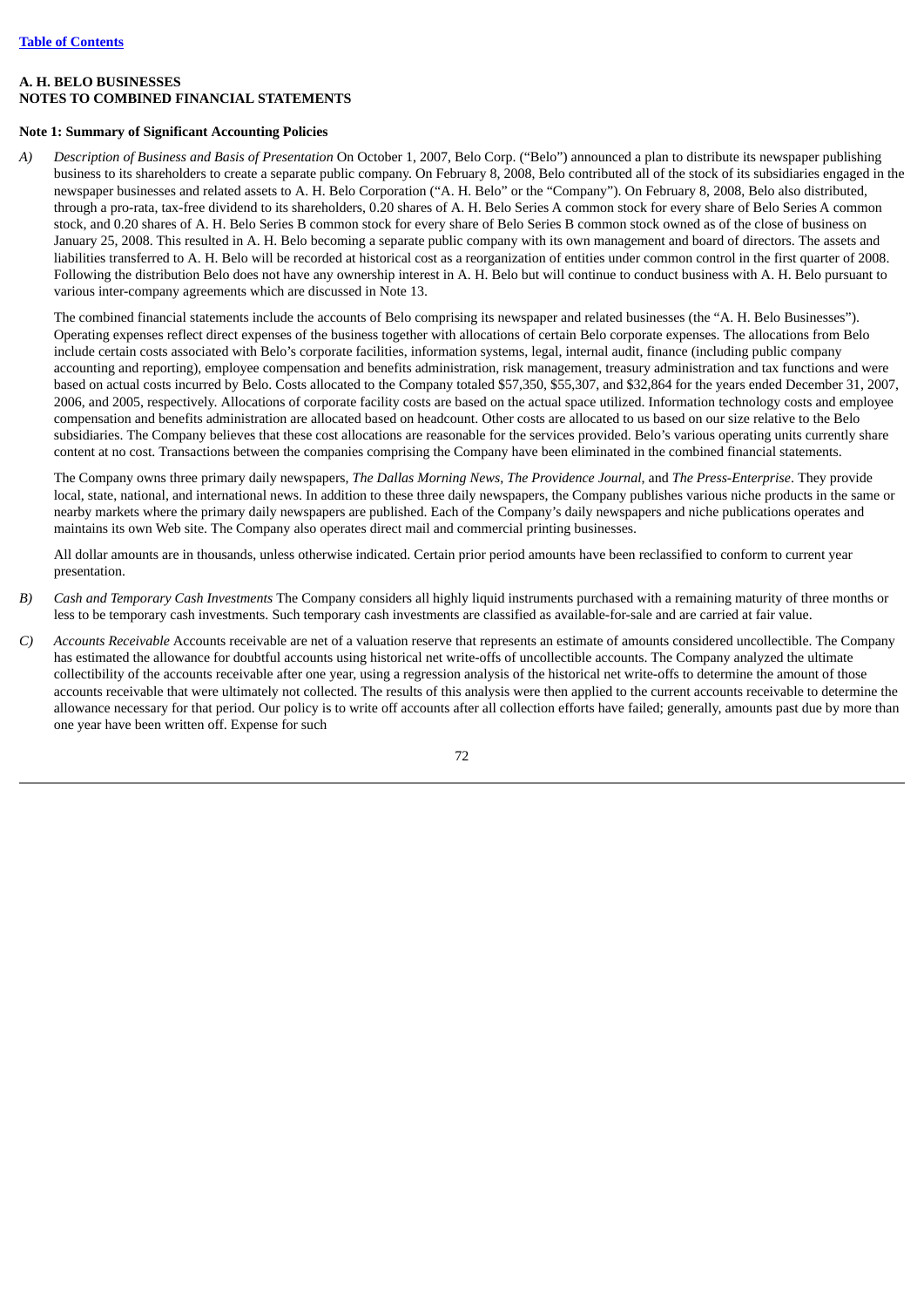**A. H. BELO BUSINESSES**
**NOTES TO COMBINED FINANCIAL STATEMENTS**

**Note 1: Summary of Significant Accounting Policies**

A) *Description of Business and Basis of Presentation* On October 1, 2007, Belo Corp. ("Belo") announced a plan to distribute its newspaper publishing business to its shareholders to create a separate public company. On February 8, 2008, Belo contributed all of the stock of its subsidiaries engaged in the newspaper businesses and related assets to A. H. Belo Corporation ("A. H. Belo" or the "Company"). On February 8, 2008, Belo also distributed, through a pro-rata, tax-free dividend to its shareholders, 0.20 shares of A. H. Belo Series A common stock for every share of Belo Series A common stock, and 0.20 shares of A. H. Belo Series B common stock for every share of Belo Series B common stock owned as of the close of business on January 25, 2008. This resulted in A. H. Belo becoming a separate public company with its own management and board of directors. The assets and liabilities transferred to A. H. Belo will be recorded at historical cost as a reorganization of entities under common control in the first quarter of 2008. Following the distribution Belo does not have any ownership interest in A. H. Belo but will continue to conduct business with A. H. Belo pursuant to various inter-company agreements which are discussed in Note 13.

The combined financial statements include the accounts of Belo comprising its newspaper and related businesses (the "A. H. Belo Businesses"). Operating expenses reflect direct expenses of the business together with allocations of certain Belo corporate expenses. The allocations from Belo include certain costs associated with Belo's corporate facilities, information systems, legal, internal audit, finance (including public company accounting and reporting), employee compensation and benefits administration, risk management, treasury administration and tax functions and were based on actual costs incurred by Belo. Costs allocated to the Company totaled $57,350, $55,307, and $32,864 for the years ended December 31, 2007, 2006, and 2005, respectively. Allocations of corporate facility costs are based on the actual space utilized. Information technology costs and employee compensation and benefits administration are allocated based on headcount. Other costs are allocated to us based on our size relative to the Belo subsidiaries. The Company believes that these cost allocations are reasonable for the services provided. Belo's various operating units currently share content at no cost. Transactions between the companies comprising the Company have been eliminated in the combined financial statements.

The Company owns three primary daily newspapers, *The Dallas Morning News*, *The Providence Journal*, and *The Press-Enterprise*. They provide local, state, national, and international news. In addition to these three daily newspapers, the Company publishes various niche products in the same or nearby markets where the primary daily newspapers are published. Each of the Company's daily newspapers and niche publications operates and maintains its own Web site. The Company also operates direct mail and commercial printing businesses.

All dollar amounts are in thousands, unless otherwise indicated. Certain prior period amounts have been reclassified to conform to current year presentation.

B) *Cash and Temporary Cash Investments* The Company considers all highly liquid instruments purchased with a remaining maturity of three months or less to be temporary cash investments. Such temporary cash investments are classified as available-for-sale and are carried at fair value.

C) *Accounts Receivable* Accounts receivable are net of a valuation reserve that represents an estimate of amounts considered uncollectible. The Company has estimated the allowance for doubtful accounts using historical net write-offs of uncollectible accounts. The Company analyzed the ultimate collectibility of the accounts receivable after one year, using a regression analysis of the historical net write-offs to determine the amount of those accounts receivable that were ultimately not collected. The results of this analysis were then applied to the current accounts receivable to determine the allowance necessary for that period. Our policy is to write off accounts after all collection efforts have failed; generally, amounts past due by more than one year have been written off. Expense for such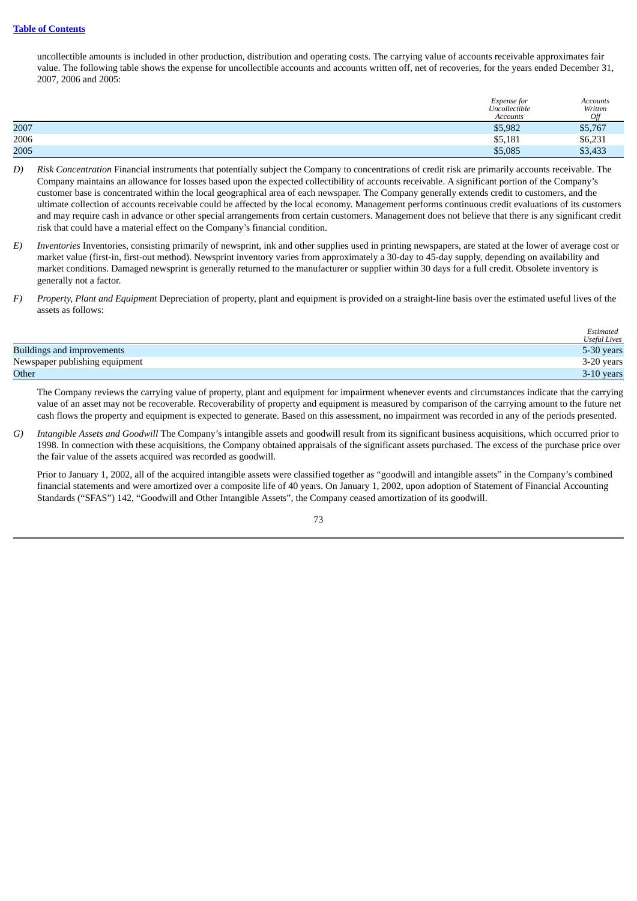uncollectible amounts is included in other production, distribution and operating costs. The carrying value of accounts receivable approximates fair value. The following table shows the expense for uncollectible accounts and accounts written off, net of recoveries, for the years ended December 31, 2007, 2006 and 2005:

| | *Expense for Uncollectible Accounts* | *Accounts Written Off* |
|---|---|---|
| 2007 | $5,982 | $5,767 |
| 2006 | $5,181 | $6,231 |
| 2005 | $5,085 | $3,433 |

D) *Risk Concentration* Financial instruments that potentially subject the Company to concentrations of credit risk are primarily accounts receivable. The Company maintains an allowance for losses based upon the expected collectibility of accounts receivable. A significant portion of the Company's customer base is concentrated within the local geographical area of each newspaper. The Company generally extends credit to customers, and the ultimate collection of accounts receivable could be affected by the local economy. Management performs continuous credit evaluations of its customers and may require cash in advance or other special arrangements from certain customers. Management does not believe that there is any significant credit risk that could have a material effect on the Company's financial condition.

E) *Inventories* Inventories, consisting primarily of newsprint, ink and other supplies used in printing newspapers, are stated at the lower of average cost or market value (first-in, first-out method). Newsprint inventory varies from approximately a 30-day to 45-day supply, depending on availability and market conditions. Damaged newsprint is generally returned to the manufacturer or supplier within 30 days for a full credit. Obsolete inventory is generally not a factor.

F) *Property, Plant and Equipment* Depreciation of property, plant and equipment is provided on a straight-line basis over the estimated useful lives of the assets as follows:

| | *Estimated Useful Lives* |
|---|---|
| Buildings and improvements | 5-30 years |
| Newspaper publishing equipment | 3-20 years |
| Other | 3-10 years |

The Company reviews the carrying value of property, plant and equipment for impairment whenever events and circumstances indicate that the carrying value of an asset may not be recoverable. Recoverability of property and equipment is measured by comparison of the carrying amount to the future net cash flows the property and equipment is expected to generate. Based on this assessment, no impairment was recorded in any of the periods presented.

G) *Intangible Assets and Goodwill* The Company's intangible assets and goodwill result from its significant business acquisitions, which occurred prior to 1998. In connection with these acquisitions, the Company obtained appraisals of the significant assets purchased. The excess of the purchase price over the fair value of the assets acquired was recorded as goodwill.

Prior to January 1, 2002, all of the acquired intangible assets were classified together as "goodwill and intangible assets" in the Company's combined financial statements and were amortized over a composite life of 40 years. On January 1, 2002, upon adoption of Statement of Financial Accounting Standards ("SFAS") 142, "Goodwill and Other Intangible Assets", the Company ceased amortization of its goodwill.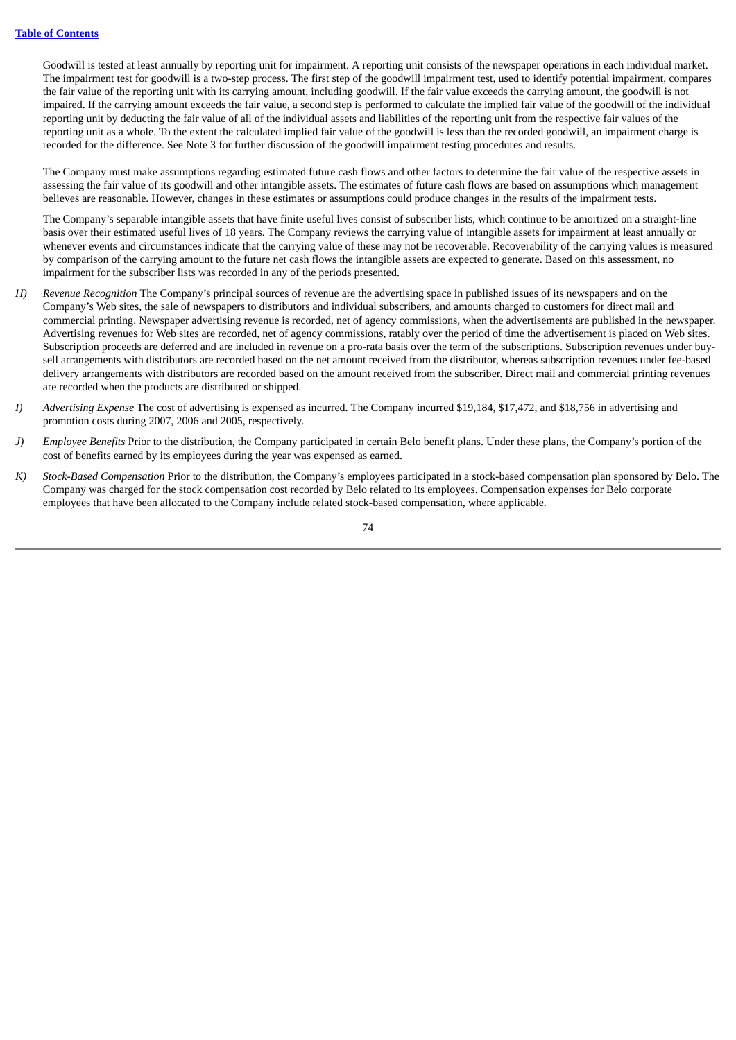Goodwill is tested at least annually by reporting unit for impairment. A reporting unit consists of the newspaper operations in each individual market. The impairment test for goodwill is a two-step process. The first step of the goodwill impairment test, used to identify potential impairment, compares the fair value of the reporting unit with its carrying amount, including goodwill. If the fair value exceeds the carrying amount, the goodwill is not impaired. If the carrying amount exceeds the fair value, a second step is performed to calculate the implied fair value of the goodwill of the individual reporting unit by deducting the fair value of all of the individual assets and liabilities of the reporting unit from the respective fair values of the reporting unit as a whole. To the extent the calculated implied fair value of the goodwill is less than the recorded goodwill, an impairment charge is recorded for the difference. See Note 3 for further discussion of the goodwill impairment testing procedures and results.

The Company must make assumptions regarding estimated future cash flows and other factors to determine the fair value of the respective assets in assessing the fair value of its goodwill and other intangible assets. The estimates of future cash flows are based on assumptions which management believes are reasonable. However, changes in these estimates or assumptions could produce changes in the results of the impairment tests.

The Company's separable intangible assets that have finite useful lives consist of subscriber lists, which continue to be amortized on a straight-line basis over their estimated useful lives of 18 years. The Company reviews the carrying value of intangible assets for impairment at least annually or whenever events and circumstances indicate that the carrying value of these may not be recoverable. Recoverability of the carrying values is measured by comparison of the carrying amount to the future net cash flows the intangible assets are expected to generate. Based on this assessment, no impairment for the subscriber lists was recorded in any of the periods presented.

H) *Revenue Recognition* The Company's principal sources of revenue are the advertising space in published issues of its newspapers and on the Company's Web sites, the sale of newspapers to distributors and individual subscribers, and amounts charged to customers for direct mail and commercial printing. Newspaper advertising revenue is recorded, net of agency commissions, when the advertisements are published in the newspaper. Advertising revenues for Web sites are recorded, net of agency commissions, ratably over the period of time the advertisement is placed on Web sites. Subscription proceeds are deferred and are included in revenue on a pro-rata basis over the term of the subscriptions. Subscription revenues under buy-sell arrangements with distributors are recorded based on the net amount received from the distributor, whereas subscription revenues under fee-based delivery arrangements with distributors are recorded based on the amount received from the subscriber. Direct mail and commercial printing revenues are recorded when the products are distributed or shipped.

I) *Advertising Expense* The cost of advertising is expensed as incurred. The Company incurred $19,184, $17,472, and $18,756 in advertising and promotion costs during 2007, 2006 and 2005, respectively.

J) *Employee Benefits* Prior to the distribution, the Company participated in certain Belo benefit plans. Under these plans, the Company's portion of the cost of benefits earned by its employees during the year was expensed as earned.

K) *Stock-Based Compensation* Prior to the distribution, the Company's employees participated in a stock-based compensation plan sponsored by Belo. The Company was charged for the stock compensation cost recorded by Belo related to its employees. Compensation expenses for Belo corporate employees that have been allocated to the Company include related stock-based compensation, where applicable.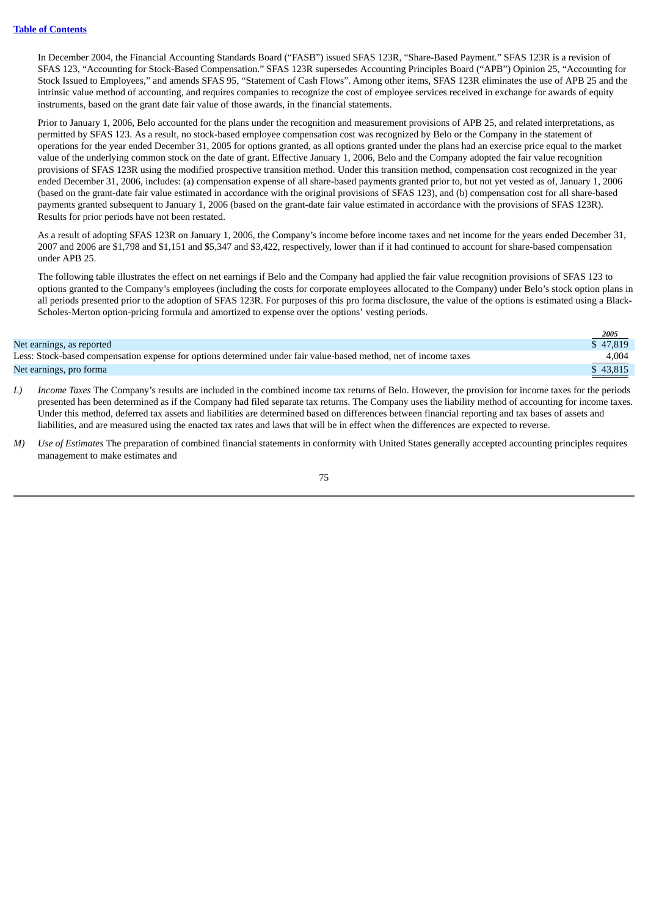In December 2004, the Financial Accounting Standards Board ("FASB") issued SFAS 123R, "Share-Based Payment." SFAS 123R is a revision of SFAS 123, "Accounting for Stock-Based Compensation." SFAS 123R supersedes Accounting Principles Board ("APB") Opinion 25, "Accounting for Stock Issued to Employees," and amends SFAS 95, "Statement of Cash Flows". Among other items, SFAS 123R eliminates the use of APB 25 and the intrinsic value method of accounting, and requires companies to recognize the cost of employee services received in exchange for awards of equity instruments, based on the grant date fair value of those awards, in the financial statements.

Prior to January 1, 2006, Belo accounted for the plans under the recognition and measurement provisions of APB 25, and related interpretations, as permitted by SFAS 123. As a result, no stock-based employee compensation cost was recognized by Belo or the Company in the statement of operations for the year ended December 31, 2005 for options granted, as all options granted under the plans had an exercise price equal to the market value of the underlying common stock on the date of grant. Effective January 1, 2006, Belo and the Company adopted the fair value recognition provisions of SFAS 123R using the modified prospective transition method. Under this transition method, compensation cost recognized in the year ended December 31, 2006, includes: (a) compensation expense of all share-based payments granted prior to, but not yet vested as of, January 1, 2006 (based on the grant-date fair value estimated in accordance with the original provisions of SFAS 123), and (b) compensation cost for all share-based payments granted subsequent to January 1, 2006 (based on the grant-date fair value estimated in accordance with the provisions of SFAS 123R). Results for prior periods have not been restated.

As a result of adopting SFAS 123R on January 1, 2006, the Company's income before income taxes and net income for the years ended December 31, 2007 and 2006 are $1,798 and $1,151 and $5,347 and $3,422, respectively, lower than if it had continued to account for share-based compensation under APB 25.

The following table illustrates the effect on net earnings if Belo and the Company had applied the fair value recognition provisions of SFAS 123 to options granted to the Company's employees (including the costs for corporate employees allocated to the Company) under Belo's stock option plans in all periods presented prior to the adoption of SFAS 123R. For purposes of this pro forma disclosure, the value of the options is estimated using a Black-Scholes-Merton option-pricing formula and amortized to expense over the options' vesting periods.

| | *2005* |
|---|---|
| Net earnings, as reported | $ 47,819 |
| Less: Stock-based compensation expense for options determined under fair value-based method, net of income taxes | 4,004 |
| Net earnings, pro forma | $ 43,815 |

*L)* *Income Taxes* The Company's results are included in the combined income tax returns of Belo. However, the provision for income taxes for the periods presented has been determined as if the Company had filed separate tax returns. The Company uses the liability method of accounting for income taxes. Under this method, deferred tax assets and liabilities are determined based on differences between financial reporting and tax bases of assets and liabilities, and are measured using the enacted tax rates and laws that will be in effect when the differences are expected to reverse.

*M)* *Use of Estimates* The preparation of combined financial statements in conformity with United States generally accepted accounting principles requires management to make estimates and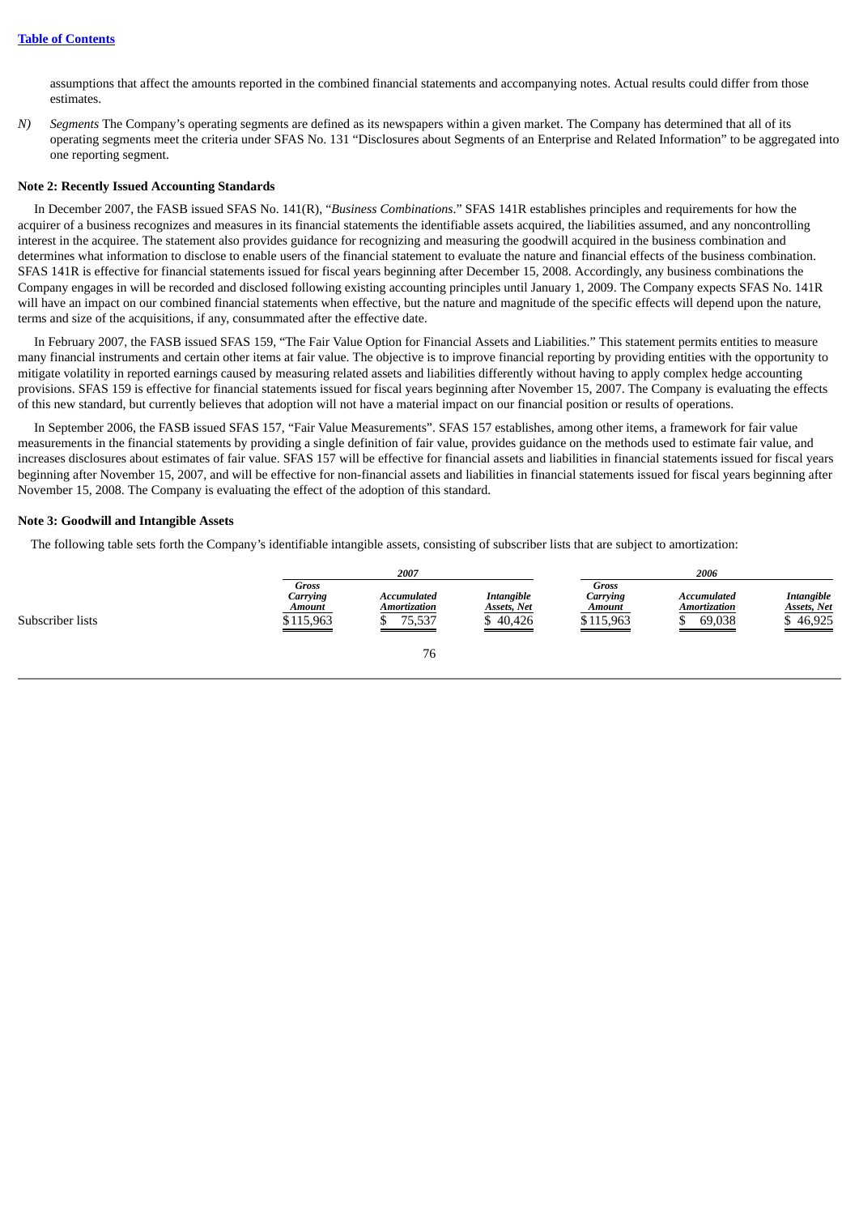assumptions that affect the amounts reported in the combined financial statements and accompanying notes. Actual results could differ from those estimates.

N) *Segments* The Company's operating segments are defined as its newspapers within a given market. The Company has determined that all of its operating segments meet the criteria under SFAS No. 131 "Disclosures about Segments of an Enterprise and Related Information" to be aggregated into one reporting segment.

**Note 2: Recently Issued Accounting Standards**

In December 2007, the FASB issued SFAS No. 141(R), "*Business Combinations*." SFAS 141R establishes principles and requirements for how the acquirer of a business recognizes and measures in its financial statements the identifiable assets acquired, the liabilities assumed, and any noncontrolling interest in the acquiree. The statement also provides guidance for recognizing and measuring the goodwill acquired in the business combination and determines what information to disclose to enable users of the financial statement to evaluate the nature and financial effects of the business combination. SFAS 141R is effective for financial statements issued for fiscal years beginning after December 15, 2008. Accordingly, any business combinations the Company engages in will be recorded and disclosed following existing accounting principles until January 1, 2009. The Company expects SFAS No. 141R will have an impact on our combined financial statements when effective, but the nature and magnitude of the specific effects will depend upon the nature, terms and size of the acquisitions, if any, consummated after the effective date.

In February 2007, the FASB issued SFAS 159, "The Fair Value Option for Financial Assets and Liabilities." This statement permits entities to measure many financial instruments and certain other items at fair value. The objective is to improve financial reporting by providing entities with the opportunity to mitigate volatility in reported earnings caused by measuring related assets and liabilities differently without having to apply complex hedge accounting provisions. SFAS 159 is effective for financial statements issued for fiscal years beginning after November 15, 2007. The Company is evaluating the effects of this new standard, but currently believes that adoption will not have a material impact on our financial position or results of operations.

In September 2006, the FASB issued SFAS 157, "Fair Value Measurements". SFAS 157 establishes, among other items, a framework for fair value measurements in the financial statements by providing a single definition of fair value, provides guidance on the methods used to estimate fair value, and increases disclosures about estimates of fair value. SFAS 157 will be effective for financial assets and liabilities in financial statements issued for fiscal years beginning after November 15, 2007, and will be effective for non-financial assets and liabilities in financial statements issued for fiscal years beginning after November 15, 2008. The Company is evaluating the effect of the adoption of this standard.

**Note 3: Goodwill and Intangible Assets**

The following table sets forth the Company's identifiable intangible assets, consisting of subscriber lists that are subject to amortization:

| | *2007* | | | *2006* | | |
|---|---|---|---|---|---|---|
| | *Gross Carrying Amount* | *Accumulated Amortization* | *Intangible Assets, Net* | *Gross Carrying Amount* | *Accumulated Amortization* | *Intangible Assets, Net* |
| Subscriber lists | $115,963 | $ 75,537 | $ 40,426 | $115,963 | $ 69,038 | $ 46,925 |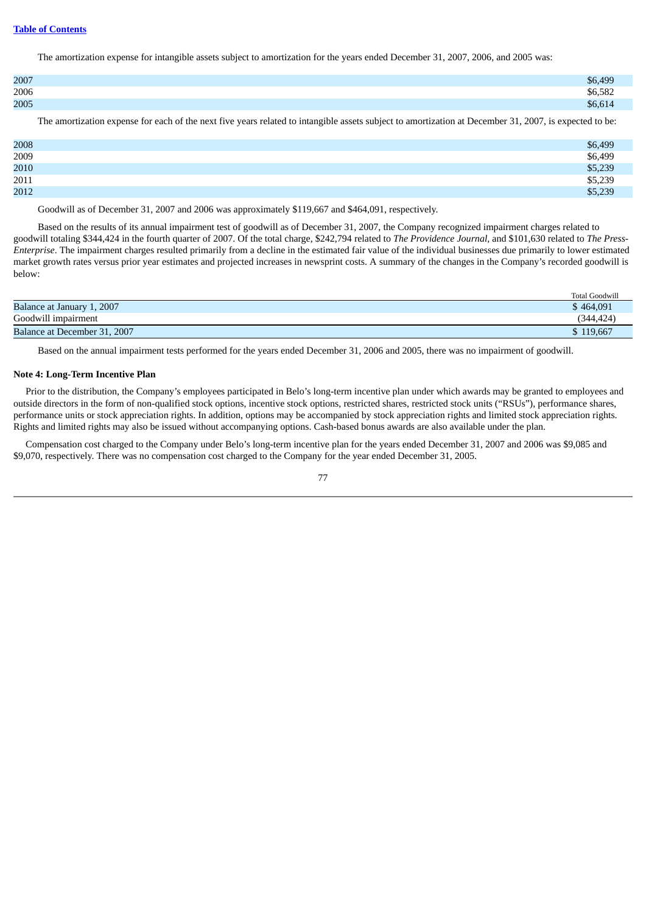The amortization expense for intangible assets subject to amortization for the years ended December 31, 2007, 2006, and 2005 was:

| | |
|---|---|
| 2007 | $6,499 |
| 2006 | $6,582 |
| 2005 | $6,614 |

The amortization expense for each of the next five years related to intangible assets subject to amortization at December 31, 2007, is expected to be:

| | |
|---|---|
| 2008 | $6,499 |
| 2009 | $6,499 |
| 2010 | $5,239 |
| 2011 | $5,239 |
| 2012 | $5,239 |

Goodwill as of December 31, 2007 and 2006 was approximately $119,667 and $464,091, respectively.

Based on the results of its annual impairment test of goodwill as of December 31, 2007, the Company recognized impairment charges related to goodwill totaling $344,424 in the fourth quarter of 2007. Of the total charge, $242,794 related to *The Providence Journal,* and $101,630 related to *The Press-Enterprise*. The impairment charges resulted primarily from a decline in the estimated fair value of the individual businesses due primarily to lower estimated market growth rates versus prior year estimates and projected increases in newsprint costs. A summary of the changes in the Company's recorded goodwill is below:

| | Total Goodwill |
|---|---|
| Balance at January 1, 2007 | $ 464,091 |
| Goodwill impairment | (344,424) |
| Balance at December 31, 2007 | $ 119,667 |

Based on the annual impairment tests performed for the years ended December 31, 2006 and 2005, there was no impairment of goodwill.

**Note 4: Long-Term Incentive Plan**

Prior to the distribution, the Company's employees participated in Belo's long-term incentive plan under which awards may be granted to employees and outside directors in the form of non-qualified stock options, incentive stock options, restricted shares, restricted stock units ("RSUs"), performance shares, performance units or stock appreciation rights. In addition, options may be accompanied by stock appreciation rights and limited stock appreciation rights. Rights and limited rights may also be issued without accompanying options. Cash-based bonus awards are also available under the plan.

Compensation cost charged to the Company under Belo's long-term incentive plan for the years ended December 31, 2007 and 2006 was $9,085 and $9,070, respectively. There was no compensation cost charged to the Company for the year ended December 31, 2005.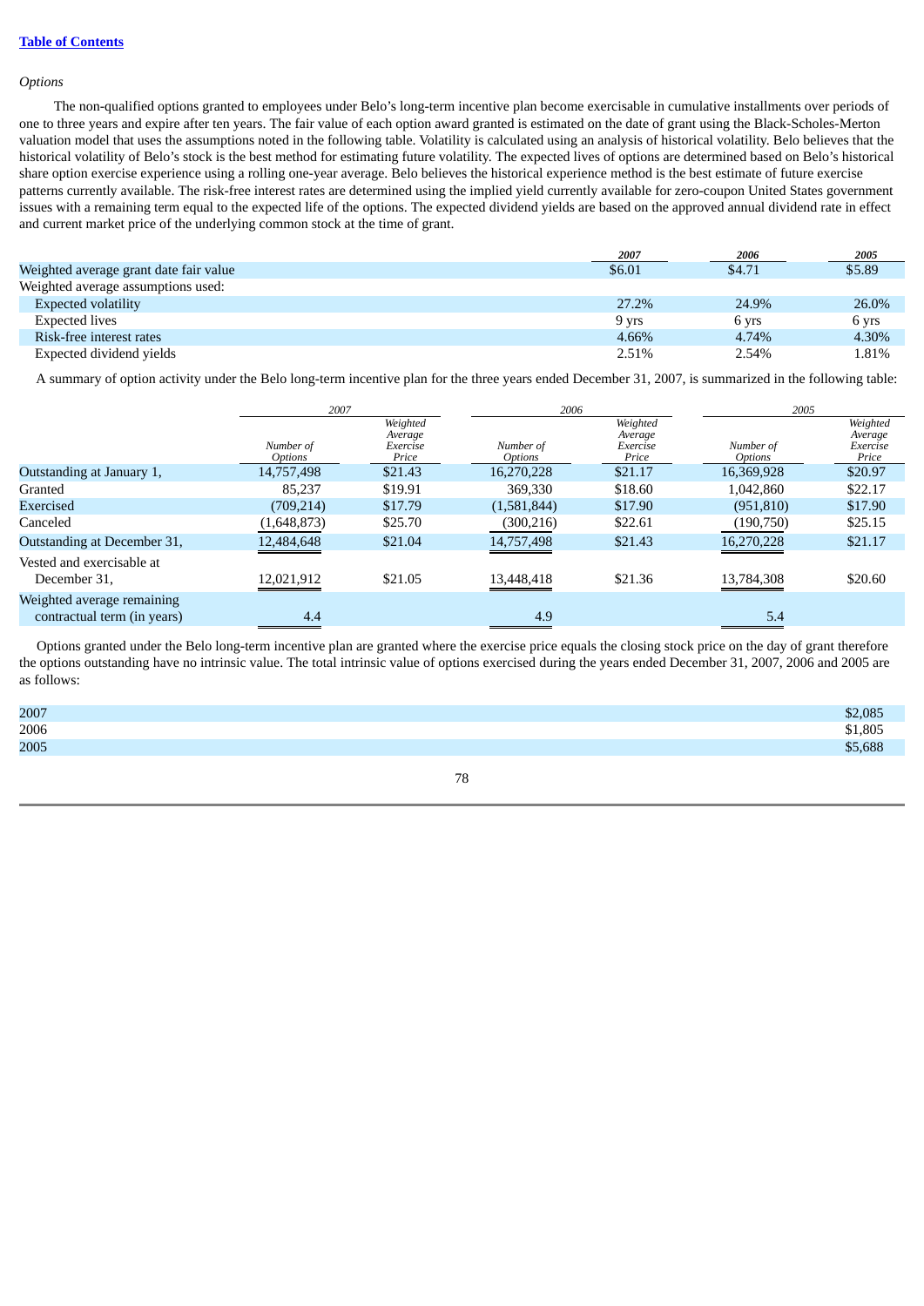[Table of Contents](#)

*Options*

The non-qualified options granted to employees under Belo's long-term incentive plan become exercisable in cumulative installments over periods of one to three years and expire after ten years. The fair value of each option award granted is estimated on the date of grant using the Black-Scholes-Merton valuation model that uses the assumptions noted in the following table. Volatility is calculated using an analysis of historical volatility. Belo believes that the historical volatility of Belo's stock is the best method for estimating future volatility. The expected lives of options are determined based on Belo's historical share option exercise experience using a rolling one-year average. Belo believes the historical experience method is the best estimate of future exercise patterns currently available. The risk-free interest rates are determined using the implied yield currently available for zero-coupon United States government issues with a remaining term equal to the expected life of the options. The expected dividend yields are based on the approved annual dividend rate in effect and current market price of the underlying common stock at the time of grant.

| | *2007* | *2006* | *2005* |
|---|---|---|---|
| Weighted average grant date fair value | $6.01 | $4.71 | $5.89 |
| Weighted average assumptions used: | | | |
| Expected volatility | 27.2% | 24.9% | 26.0% |
| Expected lives | 9 yrs | 6 yrs | 6 yrs |
| Risk-free interest rates | 4.66% | 4.74% | 4.30% |
| Expected dividend yields | 2.51% | 2.54% | 1.81% |

A summary of option activity under the Belo long-term incentive plan for the three years ended December 31, 2007, is summarized in the following table:

| | *2007* | | *2006* | | *2005* | |
|---|---|---|---|---|---|---|
| | *Number of Options* | *Weighted Average Exercise Price* | *Number of Options* | *Weighted Average Exercise Price* | *Number of Options* | *Weighted Average Exercise Price* |
| Outstanding at January 1, | 14,757,498 | $21.43 | 16,270,228 | $21.17 | 16,369,928 | $20.97 |
| Granted | 85,237 | $19.91 | 369,330 | $18.60 | 1,042,860 | $22.17 |
| Exercised | (709,214) | $17.79 | (1,581,844) | $17.90 | (951,810) | $17.90 |
| Canceled | (1,648,873) | $25.70 | (300,216) | $22.61 | (190,750) | $25.15 |
| Outstanding at December 31, | 12,484,648 | $21.04 | 14,757,498 | $21.43 | 16,270,228 | $21.17 |
| Vested and exercisable at December 31, | 12,021,912 | $21.05 | 13,448,418 | $21.36 | 13,784,308 | $20.60 |
| Weighted average remaining contractual term (in years) | 4.4 | | 4.9 | | 5.4 | |

Options granted under the Belo long-term incentive plan are granted where the exercise price equals the closing stock price on the day of grant therefore the options outstanding have no intrinsic value. The total intrinsic value of options exercised during the years ended December 31, 2007, 2006 and 2005 are as follows:

| | |
|---|---|
| 2007 | $2,085 |
| 2006 | $1,805 |
| 2005 | $5,688 |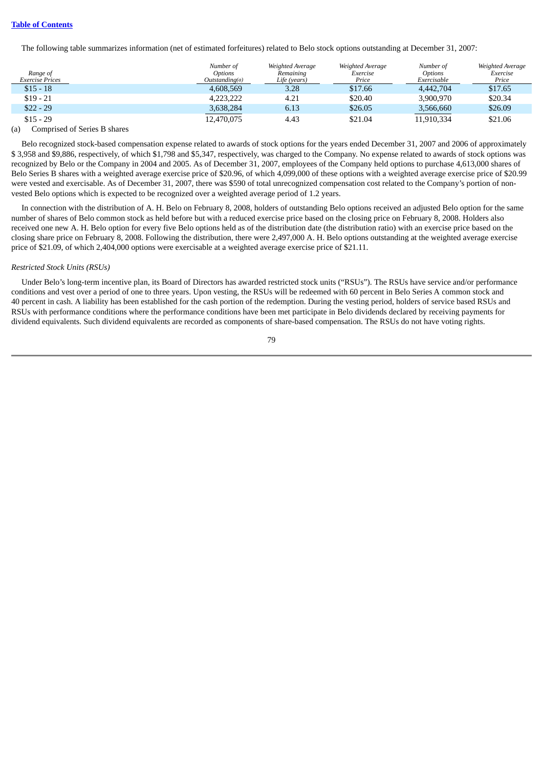The following table summarizes information (net of estimated forfeitures) related to Belo stock options outstanding at December 31, 2007:

| *Range of Exercise Prices* | *Number of Options Outstanding(a)* | *Weighted Average Remaining Life (years)* | *Weighted Average Exercise Price* | *Number of Options Exercisable* | *Weighted Average Exercise Price* |
|---|---|---|---|---|---|
| $15 - 18 | 4,608,569 | 3.28 | $17.66 | 4,442,704 | $17.65 |
| $19 - 21 | 4,223,222 | 4.21 | $20.40 | 3,900,970 | $20.34 |
| $22 - 29 | 3,638,284 | 6.13 | $26.05 | 3,566,660 | $26.09 |
| $15 - 29 | 12,470,075 | 4.43 | $21.04 | 11,910,334 | $21.06 |

(a) Comprised of Series B shares

Belo recognized stock-based compensation expense related to awards of stock options for the years ended December 31, 2007 and 2006 of approximately $ 3,958 and $9,886, respectively, of which $1,798 and $5,347, respectively, was charged to the Company. No expense related to awards of stock options was recognized by Belo or the Company in 2004 and 2005. As of December 31, 2007, employees of the Company held options to purchase 4,613,000 shares of Belo Series B shares with a weighted average exercise price of $20.96, of which 4,099,000 of these options with a weighted average exercise price of $20.99 were vested and exercisable. As of December 31, 2007, there was $590 of total unrecognized compensation cost related to the Company's portion of non-vested Belo options which is expected to be recognized over a weighted average period of 1.2 years.

In connection with the distribution of A. H. Belo on February 8, 2008, holders of outstanding Belo options received an adjusted Belo option for the same number of shares of Belo common stock as held before but with a reduced exercise price based on the closing price on February 8, 2008. Holders also received one new A. H. Belo option for every five Belo options held as of the distribution date (the distribution ratio) with an exercise price based on the closing share price on February 8, 2008. Following the distribution, there were 2,497,000 A. H. Belo options outstanding at the weighted average exercise price of $21.09, of which 2,404,000 options were exercisable at a weighted average exercise price of $21.11.

*Restricted Stock Units (RSUs)*

Under Belo's long-term incentive plan, its Board of Directors has awarded restricted stock units ("RSUs"). The RSUs have service and/or performance conditions and vest over a period of one to three years. Upon vesting, the RSUs will be redeemed with 60 percent in Belo Series A common stock and 40 percent in cash. A liability has been established for the cash portion of the redemption. During the vesting period, holders of service based RSUs and RSUs with performance conditions where the performance conditions have been met participate in Belo dividends declared by receiving payments for dividend equivalents. Such dividend equivalents are recorded as components of share-based compensation. The RSUs do not have voting rights.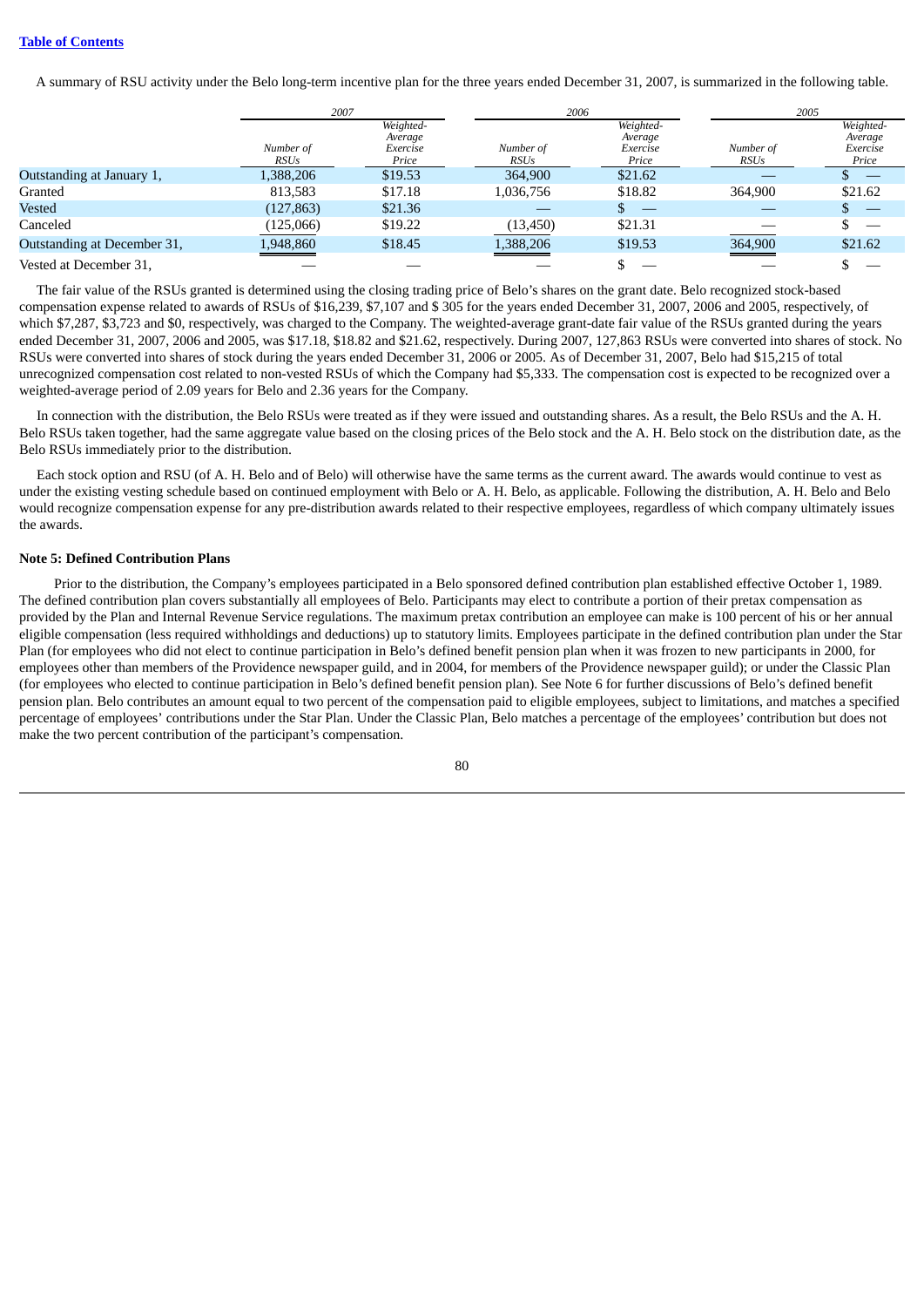A summary of RSU activity under the Belo long-term incentive plan for the three years ended December 31, 2007, is summarized in the following table.

| | 2007 | | 2006 | | 2005 | |
|---|---|---|---|---|---|---|
| | Number of RSUs | Weighted-Average Exercise Price | Number of RSUs | Weighted-Average Exercise Price | Number of RSUs | Weighted-Average Exercise Price |
| Outstanding at January 1, | 1,388,206 | $19.53 | 364,900 | $21.62 | — | $ — |
| Granted | 813,583 | $17.18 | 1,036,756 | $18.82 | 364,900 | $21.62 |
| Vested | (127,863) | $21.36 | — | $ — | — | $ — |
| Canceled | (125,066) | $19.22 | (13,450) | $21.31 | — | $ — |
| Outstanding at December 31, | 1,948,860 | $18.45 | 1,388,206 | $19.53 | 364,900 | $21.62 |
| Vested at December 31, | — | — | — | $ — | — | $ — |

The fair value of the RSUs granted is determined using the closing trading price of Belo's shares on the grant date. Belo recognized stock-based compensation expense related to awards of RSUs of $16,239, $7,107 and $ 305 for the years ended December 31, 2007, 2006 and 2005, respectively, of which $7,287, $3,723 and $0, respectively, was charged to the Company. The weighted-average grant-date fair value of the RSUs granted during the years ended December 31, 2007, 2006 and 2005, was $17.18, $18.82 and $21.62, respectively. During 2007, 127,863 RSUs were converted into shares of stock. No RSUs were converted into shares of stock during the years ended December 31, 2006 or 2005. As of December 31, 2007, Belo had $15,215 of total unrecognized compensation cost related to non-vested RSUs of which the Company had $5,333. The compensation cost is expected to be recognized over a weighted-average period of 2.09 years for Belo and 2.36 years for the Company.

In connection with the distribution, the Belo RSUs were treated as if they were issued and outstanding shares. As a result, the Belo RSUs and the A. H. Belo RSUs taken together, had the same aggregate value based on the closing prices of the Belo stock and the A. H. Belo stock on the distribution date, as the Belo RSUs immediately prior to the distribution.

Each stock option and RSU (of A. H. Belo and of Belo) will otherwise have the same terms as the current award. The awards would continue to vest as under the existing vesting schedule based on continued employment with Belo or A. H. Belo, as applicable. Following the distribution, A. H. Belo and Belo would recognize compensation expense for any pre-distribution awards related to their respective employees, regardless of which company ultimately issues the awards.

**Note 5: Defined Contribution Plans**

Prior to the distribution, the Company's employees participated in a Belo sponsored defined contribution plan established effective October 1, 1989. The defined contribution plan covers substantially all employees of Belo. Participants may elect to contribute a portion of their pretax compensation as provided by the Plan and Internal Revenue Service regulations. The maximum pretax contribution an employee can make is 100 percent of his or her annual eligible compensation (less required withholdings and deductions) up to statutory limits. Employees participate in the defined contribution plan under the Star Plan (for employees who did not elect to continue participation in Belo's defined benefit pension plan when it was frozen to new participants in 2000, for employees other than members of the Providence newspaper guild, and in 2004, for members of the Providence newspaper guild); or under the Classic Plan (for employees who elected to continue participation in Belo's defined benefit pension plan). See Note 6 for further discussions of Belo's defined benefit pension plan. Belo contributes an amount equal to two percent of the compensation paid to eligible employees, subject to limitations, and matches a specified percentage of employees' contributions under the Star Plan. Under the Classic Plan, Belo matches a percentage of the employees' contribution but does not make the two percent contribution of the participant's compensation.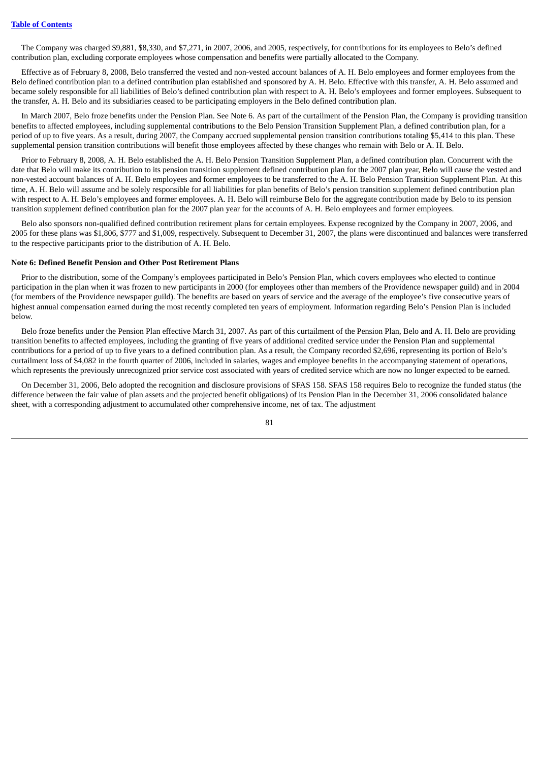The Company was charged $9,881, $8,330, and $7,271, in 2007, 2006, and 2005, respectively, for contributions for its employees to Belo's defined contribution plan, excluding corporate employees whose compensation and benefits were partially allocated to the Company.

Effective as of February 8, 2008, Belo transferred the vested and non-vested account balances of A. H. Belo employees and former employees from the Belo defined contribution plan to a defined contribution plan established and sponsored by A. H. Belo. Effective with this transfer, A. H. Belo assumed and became solely responsible for all liabilities of Belo's defined contribution plan with respect to A. H. Belo's employees and former employees. Subsequent to the transfer, A. H. Belo and its subsidiaries ceased to be participating employers in the Belo defined contribution plan.

In March 2007, Belo froze benefits under the Pension Plan. See Note 6. As part of the curtailment of the Pension Plan, the Company is providing transition benefits to affected employees, including supplemental contributions to the Belo Pension Transition Supplement Plan, a defined contribution plan, for a period of up to five years. As a result, during 2007, the Company accrued supplemental pension transition contributions totaling $5,414 to this plan. These supplemental pension transition contributions will benefit those employees affected by these changes who remain with Belo or A. H. Belo.

Prior to February 8, 2008, A. H. Belo established the A. H. Belo Pension Transition Supplement Plan, a defined contribution plan. Concurrent with the date that Belo will make its contribution to its pension transition supplement defined contribution plan for the 2007 plan year, Belo will cause the vested and non-vested account balances of A. H. Belo employees and former employees to be transferred to the A. H. Belo Pension Transition Supplement Plan. At this time, A. H. Belo will assume and be solely responsible for all liabilities for plan benefits of Belo's pension transition supplement defined contribution plan with respect to A. H. Belo's employees and former employees. A. H. Belo will reimburse Belo for the aggregate contribution made by Belo to its pension transition supplement defined contribution plan for the 2007 plan year for the accounts of A. H. Belo employees and former employees.

Belo also sponsors non-qualified defined contribution retirement plans for certain employees. Expense recognized by the Company in 2007, 2006, and 2005 for these plans was $1,806, $777 and $1,009, respectively. Subsequent to December 31, 2007, the plans were discontinued and balances were transferred to the respective participants prior to the distribution of A. H. Belo.

**Note 6: Defined Benefit Pension and Other Post Retirement Plans**

Prior to the distribution, some of the Company's employees participated in Belo's Pension Plan, which covers employees who elected to continue participation in the plan when it was frozen to new participants in 2000 (for employees other than members of the Providence newspaper guild) and in 2004 (for members of the Providence newspaper guild). The benefits are based on years of service and the average of the employee's five consecutive years of highest annual compensation earned during the most recently completed ten years of employment. Information regarding Belo's Pension Plan is included below.

Belo froze benefits under the Pension Plan effective March 31, 2007. As part of this curtailment of the Pension Plan, Belo and A. H. Belo are providing transition benefits to affected employees, including the granting of five years of additional credited service under the Pension Plan and supplemental contributions for a period of up to five years to a defined contribution plan. As a result, the Company recorded $2,696, representing its portion of Belo's curtailment loss of $4,082 in the fourth quarter of 2006, included in salaries, wages and employee benefits in the accompanying statement of operations, which represents the previously unrecognized prior service cost associated with years of credited service which are now no longer expected to be earned.

On December 31, 2006, Belo adopted the recognition and disclosure provisions of SFAS 158. SFAS 158 requires Belo to recognize the funded status (the difference between the fair value of plan assets and the projected benefit obligations) of its Pension Plan in the December 31, 2006 consolidated balance sheet, with a corresponding adjustment to accumulated other comprehensive income, net of tax. The adjustment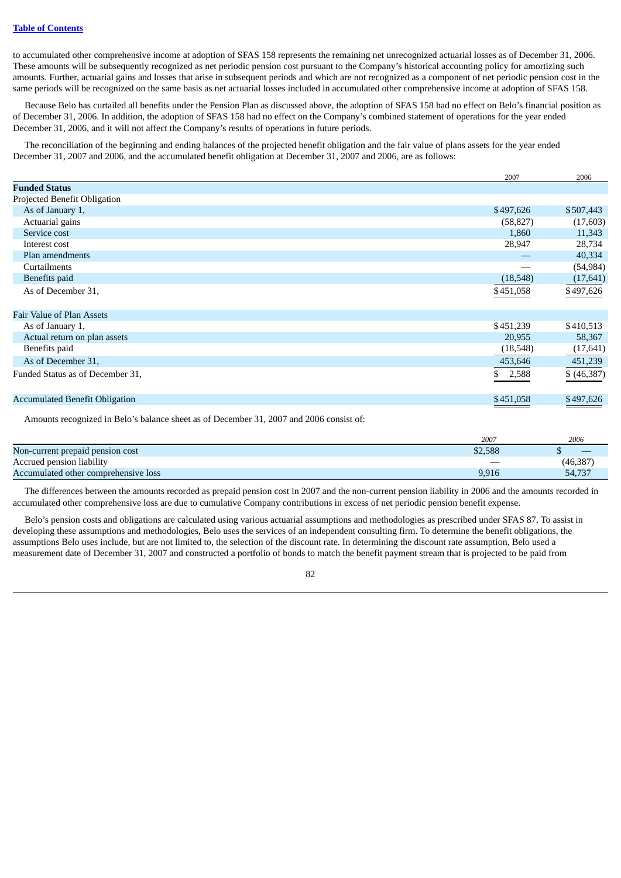to accumulated other comprehensive income at adoption of SFAS 158 represents the remaining net unrecognized actuarial losses as of December 31, 2006. These amounts will be subsequently recognized as net periodic pension cost pursuant to the Company's historical accounting policy for amortizing such amounts. Further, actuarial gains and losses that arise in subsequent periods and which are not recognized as a component of net periodic pension cost in the same periods will be recognized on the same basis as net actuarial losses included in accumulated other comprehensive income at adoption of SFAS 158.

Because Belo has curtailed all benefits under the Pension Plan as discussed above, the adoption of SFAS 158 had no effect on Belo's financial position as of December 31, 2006. In addition, the adoption of SFAS 158 had no effect on the Company's combined statement of operations for the year ended December 31, 2006, and it will not affect the Company's results of operations in future periods.

The reconciliation of the beginning and ending balances of the projected benefit obligation and the fair value of plans assets for the year ended December 31, 2007 and 2006, and the accumulated benefit obligation at December 31, 2007 and 2006, are as follows:

| | 2007 | 2006 |
|---|---|---|
| **Funded Status** | | |
| Projected Benefit Obligation | | |
| As of January 1, | $497,626 | $507,443 |
| Actuarial gains | (58,827) | (17,603) |
| Service cost | 1,860 | 11,343 |
| Interest cost | 28,947 | 28,734 |
| Plan amendments | — | 40,334 |
| Curtailments | — | (54,984) |
| Benefits paid | (18,548) | (17,641) |
| As of December 31, | $451,058 | $497,626 |
| Fair Value of Plan Assets | | |
| As of January 1, | $451,239 | $410,513 |
| Actual return on plan assets | 20,955 | 58,367 |
| Benefits paid | (18,548) | (17,641) |
| As of December 31, | 453,646 | 451,239 |
| Funded Status as of December 31, | $ 2,588 | $ (46,387) |
| Accumulated Benefit Obligation | $451,058 | $497,626 |

Amounts recognized in Belo's balance sheet as of December 31, 2007 and 2006 consist of:

| | *2007* | *2006* |
|---|---|---|
| Non-current prepaid pension cost | $2,588 | $ — |
| Accrued pension liability | — | (46,387) |
| Accumulated other comprehensive loss | 9,916 | 54,737 |

The differences between the amounts recorded as prepaid pension cost in 2007 and the non-current pension liability in 2006 and the amounts recorded in accumulated other comprehensive loss are due to cumulative Company contributions in excess of net periodic pension benefit expense.

Belo's pension costs and obligations are calculated using various actuarial assumptions and methodologies as prescribed under SFAS 87. To assist in developing these assumptions and methodologies, Belo uses the services of an independent consulting firm. To determine the benefit obligations, the assumptions Belo uses include, but are not limited to, the selection of the discount rate. In determining the discount rate assumption, Belo used a measurement date of December 31, 2007 and constructed a portfolio of bonds to match the benefit payment stream that is projected to be paid from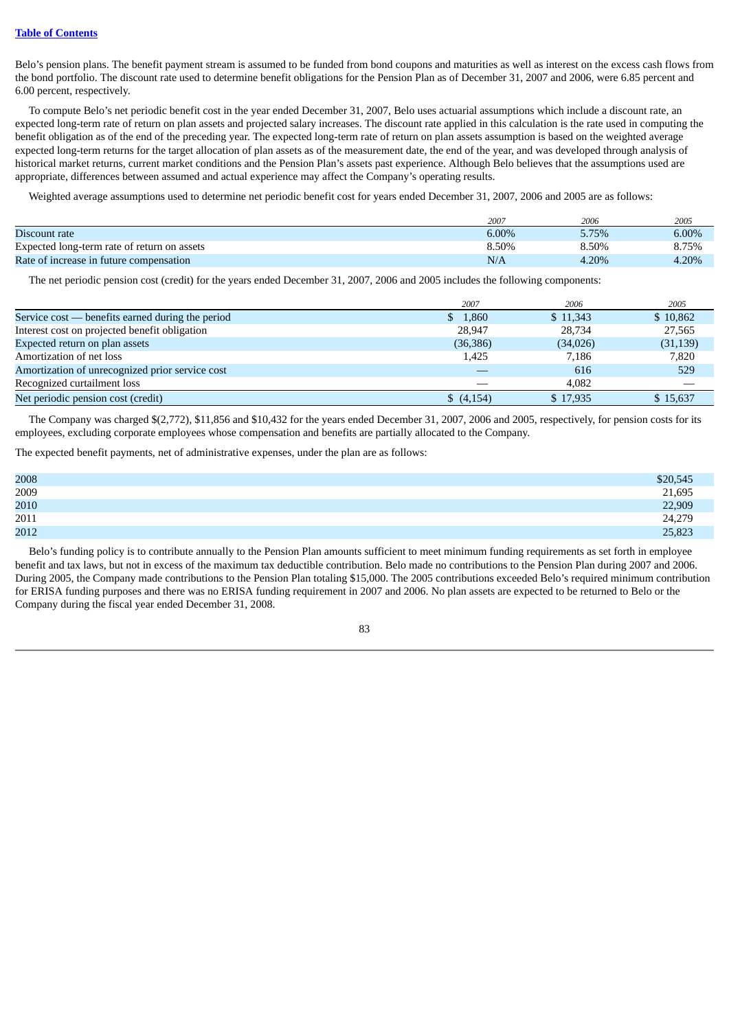Belo's pension plans. The benefit payment stream is assumed to be funded from bond coupons and maturities as well as interest on the excess cash flows from the bond portfolio. The discount rate used to determine benefit obligations for the Pension Plan as of December 31, 2007 and 2006, were 6.85 percent and 6.00 percent, respectively.

To compute Belo's net periodic benefit cost in the year ended December 31, 2007, Belo uses actuarial assumptions which include a discount rate, an expected long-term rate of return on plan assets and projected salary increases. The discount rate applied in this calculation is the rate used in computing the benefit obligation as of the end of the preceding year. The expected long-term rate of return on plan assets assumption is based on the weighted average expected long-term returns for the target allocation of plan assets as of the measurement date, the end of the year, and was developed through analysis of historical market returns, current market conditions and the Pension Plan's assets past experience. Although Belo believes that the assumptions used are appropriate, differences between assumed and actual experience may affect the Company's operating results.

Weighted average assumptions used to determine net periodic benefit cost for years ended December 31, 2007, 2006 and 2005 are as follows:

| | *2007* | *2006* | *2005* |
|---|---|---|---|
| Discount rate | 6.00% | 5.75% | 6.00% |
| Expected long-term rate of return on assets | 8.50% | 8.50% | 8.75% |
| Rate of increase in future compensation | N/A | 4.20% | 4.20% |

The net periodic pension cost (credit) for the years ended December 31, 2007, 2006 and 2005 includes the following components:

| | *2007* | *2006* | *2005* |
|---|---|---|---|
| Service cost — benefits earned during the period | $ 1,860 | $ 11,343 | $ 10,862 |
| Interest cost on projected benefit obligation | 28,947 | 28,734 | 27,565 |
| Expected return on plan assets | (36,386) | (34,026) | (31,139) |
| Amortization of net loss | 1,425 | 7,186 | 7,820 |
| Amortization of unrecognized prior service cost | — | 616 | 529 |
| Recognized curtailment loss | — | 4,082 | — |
| Net periodic pension cost (credit) | $ (4,154) | $ 17,935 | $ 15,637 |

The Company was charged $(2,772), $11,856 and $10,432 for the years ended December 31, 2007, 2006 and 2005, respectively, for pension costs for its employees, excluding corporate employees whose compensation and benefits are partially allocated to the Company.

The expected benefit payments, net of administrative expenses, under the plan are as follows:

| | |
|---|---|
| 2008 | $20,545 |
| 2009 | 21,695 |
| 2010 | 22,909 |
| 2011 | 24,279 |
| 2012 | 25,823 |

Belo's funding policy is to contribute annually to the Pension Plan amounts sufficient to meet minimum funding requirements as set forth in employee benefit and tax laws, but not in excess of the maximum tax deductible contribution. Belo made no contributions to the Pension Plan during 2007 and 2006. During 2005, the Company made contributions to the Pension Plan totaling $15,000. The 2005 contributions exceeded Belo's required minimum contribution for ERISA funding purposes and there was no ERISA funding requirement in 2007 and 2006. No plan assets are expected to be returned to Belo or the Company during the fiscal year ended December 31, 2008.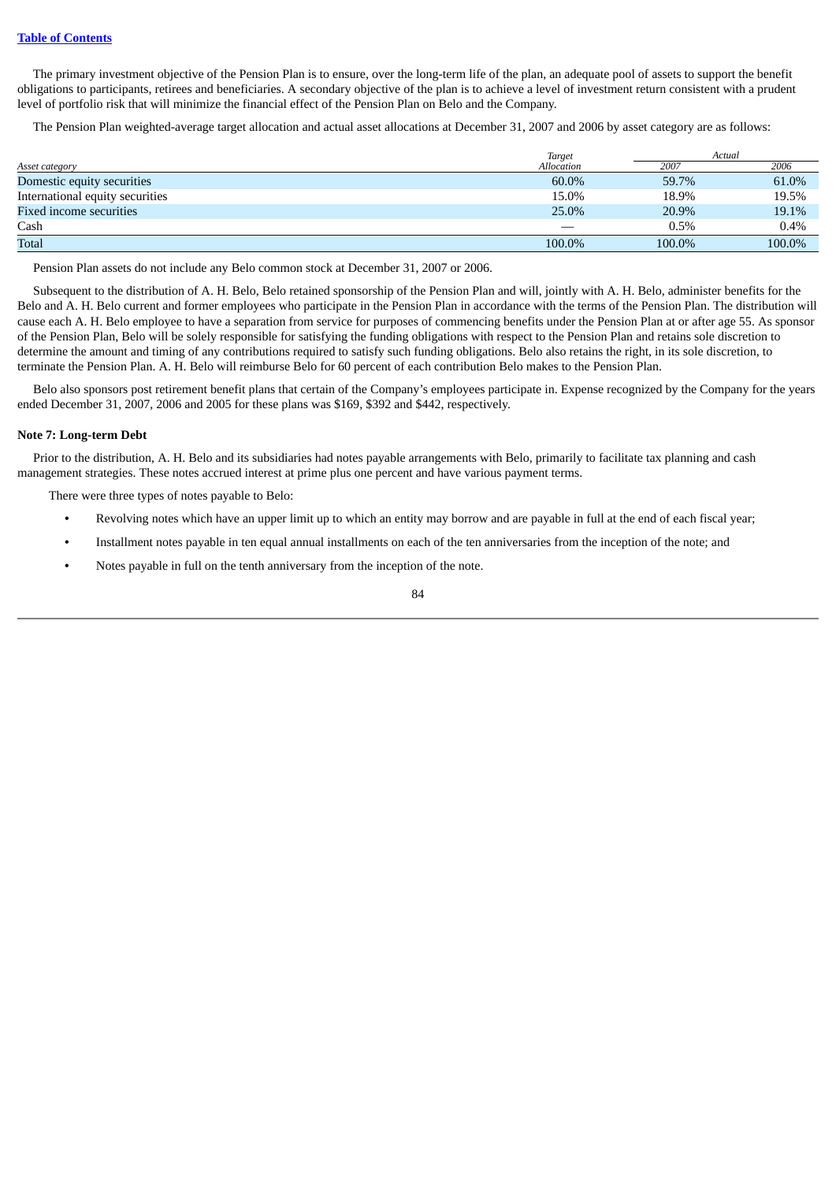The primary investment objective of the Pension Plan is to ensure, over the long-term life of the plan, an adequate pool of assets to support the benefit obligations to participants, retirees and beneficiaries. A secondary objective of the plan is to achieve a level of investment return consistent with a prudent level of portfolio risk that will minimize the financial effect of the Pension Plan on Belo and the Company.

The Pension Plan weighted-average target allocation and actual asset allocations at December 31, 2007 and 2006 by asset category are as follows:

| *Asset category* | *Target Allocation* | *Actual* | |
|---|---|---|---|
| | | *2007* | *2006* |
| Domestic equity securities | 60.0% | 59.7% | 61.0% |
| International equity securities | 15.0% | 18.9% | 19.5% |
| Fixed income securities | 25.0% | 20.9% | 19.1% |
| Cash | — | 0.5% | 0.4% |
| Total | 100.0% | 100.0% | 100.0% |

Pension Plan assets do not include any Belo common stock at December 31, 2007 or 2006.

Subsequent to the distribution of A. H. Belo, Belo retained sponsorship of the Pension Plan and will, jointly with A. H. Belo, administer benefits for the Belo and A. H. Belo current and former employees who participate in the Pension Plan in accordance with the terms of the Pension Plan. The distribution will cause each A. H. Belo employee to have a separation from service for purposes of commencing benefits under the Pension Plan at or after age 55. As sponsor of the Pension Plan, Belo will be solely responsible for satisfying the funding obligations with respect to the Pension Plan and retains sole discretion to determine the amount and timing of any contributions required to satisfy such funding obligations. Belo also retains the right, in its sole discretion, to terminate the Pension Plan. A. H. Belo will reimburse Belo for 60 percent of each contribution Belo makes to the Pension Plan.

Belo also sponsors post retirement benefit plans that certain of the Company's employees participate in. Expense recognized by the Company for the years ended December 31, 2007, 2006 and 2005 for these plans was $169, $392 and $442, respectively.

**Note 7: Long-term Debt**

Prior to the distribution, A. H. Belo and its subsidiaries had notes payable arrangements with Belo, primarily to facilitate tax planning and cash management strategies. These notes accrued interest at prime plus one percent and have various payment terms.

There were three types of notes payable to Belo:

- Revolving notes which have an upper limit up to which an entity may borrow and are payable in full at the end of each fiscal year;
- Installment notes payable in ten equal annual installments on each of the ten anniversaries from the inception of the note; and
- Notes payable in full on the tenth anniversary from the inception of the note.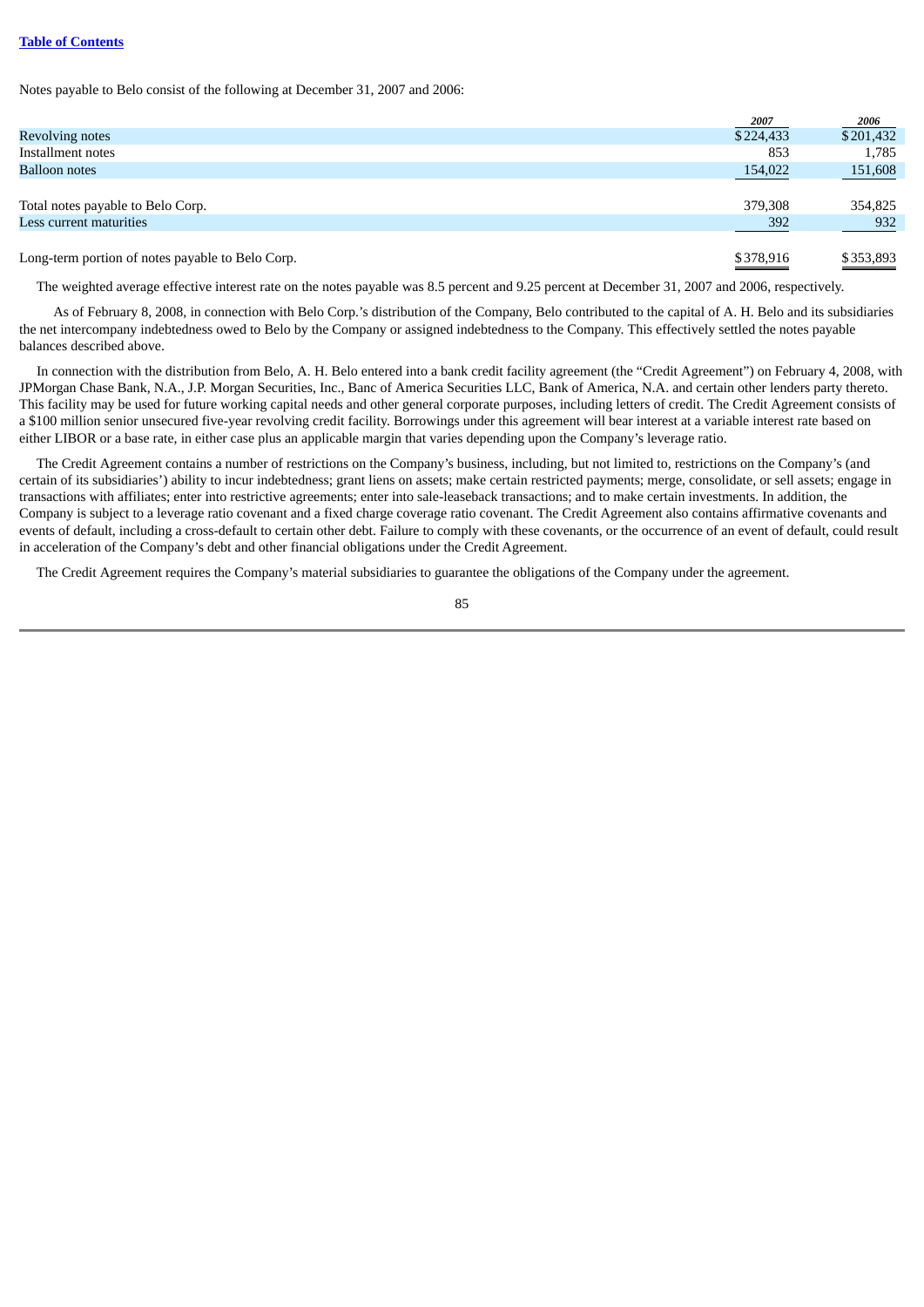Notes payable to Belo consist of the following at December 31, 2007 and 2006:

| | 2007 | 2006 |
|---|---|---|
| Revolving notes | $224,433 | $201,432 |
| Installment notes | 853 | 1,785 |
| Balloon notes | 154,022 | 151,608 |
| Total notes payable to Belo Corp. | 379,308 | 354,825 |
| Less current maturities | 392 | 932 |
| Long-term portion of notes payable to Belo Corp. | $378,916 | $353,893 |

The weighted average effective interest rate on the notes payable was 8.5 percent and 9.25 percent at December 31, 2007 and 2006, respectively.

As of February 8, 2008, in connection with Belo Corp.'s distribution of the Company, Belo contributed to the capital of A. H. Belo and its subsidiaries the net intercompany indebtedness owed to Belo by the Company or assigned indebtedness to the Company. This effectively settled the notes payable balances described above.

In connection with the distribution from Belo, A. H. Belo entered into a bank credit facility agreement (the "Credit Agreement") on February 4, 2008, with JPMorgan Chase Bank, N.A., J.P. Morgan Securities, Inc., Banc of America Securities LLC, Bank of America, N.A. and certain other lenders party thereto. This facility may be used for future working capital needs and other general corporate purposes, including letters of credit. The Credit Agreement consists of a $100 million senior unsecured five-year revolving credit facility. Borrowings under this agreement will bear interest at a variable interest rate based on either LIBOR or a base rate, in either case plus an applicable margin that varies depending upon the Company's leverage ratio.

The Credit Agreement contains a number of restrictions on the Company's business, including, but not limited to, restrictions on the Company's (and certain of its subsidiaries') ability to incur indebtedness; grant liens on assets; make certain restricted payments; merge, consolidate, or sell assets; engage in transactions with affiliates; enter into restrictive agreements; enter into sale-leaseback transactions; and to make certain investments. In addition, the Company is subject to a leverage ratio covenant and a fixed charge coverage ratio covenant. The Credit Agreement also contains affirmative covenants and events of default, including a cross-default to certain other debt. Failure to comply with these covenants, or the occurrence of an event of default, could result in acceleration of the Company's debt and other financial obligations under the Credit Agreement.

The Credit Agreement requires the Company's material subsidiaries to guarantee the obligations of the Company under the agreement.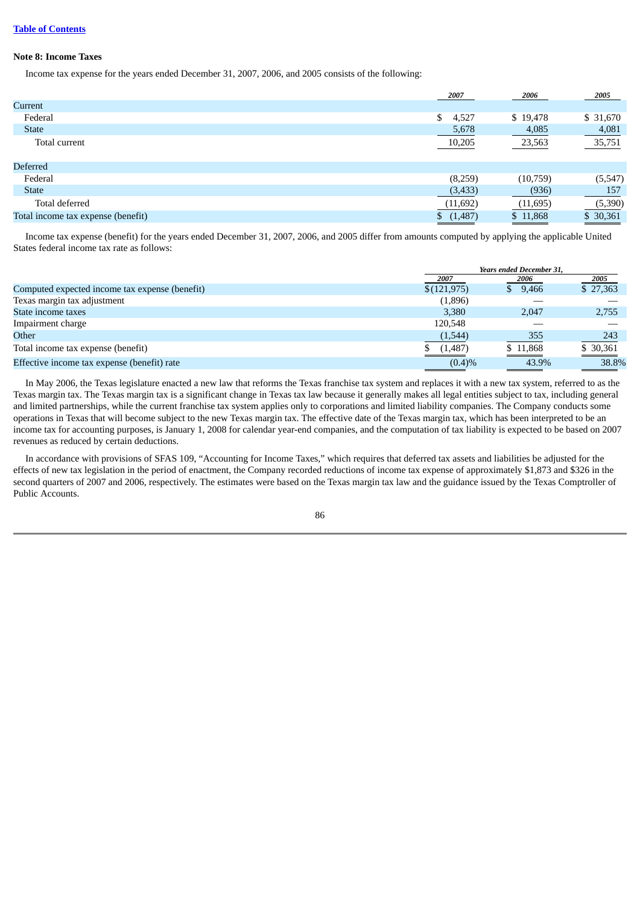**Note 8: Income Taxes**

Income tax expense for the years ended December 31, 2007, 2006, and 2005 consists of the following:

| | 2007 | 2006 | 2005 |
|---|---|---|---|
| Current | | | |
| Federal | $ 4,527 | $ 19,478 | $ 31,670 |
| State | 5,678 | 4,085 | 4,081 |
| Total current | 10,205 | 23,563 | 35,751 |
| Deferred | | | |
| Federal | (8,259) | (10,759) | (5,547) |
| State | (3,433) | (936) | 157 |
| Total deferred | (11,692) | (11,695) | (5,390) |
| Total income tax expense (benefit) | $ (1,487) | $ 11,868 | $ 30,361 |

Income tax expense (benefit) for the years ended December 31, 2007, 2006, and 2005 differ from amounts computed by applying the applicable United States federal income tax rate as follows:

| | Years ended December 31, | | |
|---|---|---|---|
| | 2007 | 2006 | 2005 |
| Computed expected income tax expense (benefit) | $(121,975) | $ 9,466 | $ 27,363 |
| Texas margin tax adjustment | (1,896) | — | — |
| State income taxes | 3,380 | 2,047 | 2,755 |
| Impairment charge | 120,548 | — | — |
| Other | (1,544) | 355 | 243 |
| Total income tax expense (benefit) | $ (1,487) | $ 11,868 | $ 30,361 |
| Effective income tax expense (benefit) rate | (0.4)% | 43.9% | 38.8% |

In May 2006, the Texas legislature enacted a new law that reforms the Texas franchise tax system and replaces it with a new tax system, referred to as the Texas margin tax. The Texas margin tax is a significant change in Texas tax law because it generally makes all legal entities subject to tax, including general and limited partnerships, while the current franchise tax system applies only to corporations and limited liability companies. The Company conducts some operations in Texas that will become subject to the new Texas margin tax. The effective date of the Texas margin tax, which has been interpreted to be an income tax for accounting purposes, is January 1, 2008 for calendar year-end companies, and the computation of tax liability is expected to be based on 2007 revenues as reduced by certain deductions.

In accordance with provisions of SFAS 109, "Accounting for Income Taxes," which requires that deferred tax assets and liabilities be adjusted for the effects of new tax legislation in the period of enactment, the Company recorded reductions of income tax expense of approximately $1,873 and $326 in the second quarters of 2007 and 2006, respectively. The estimates were based on the Texas margin tax law and the guidance issued by the Texas Comptroller of Public Accounts.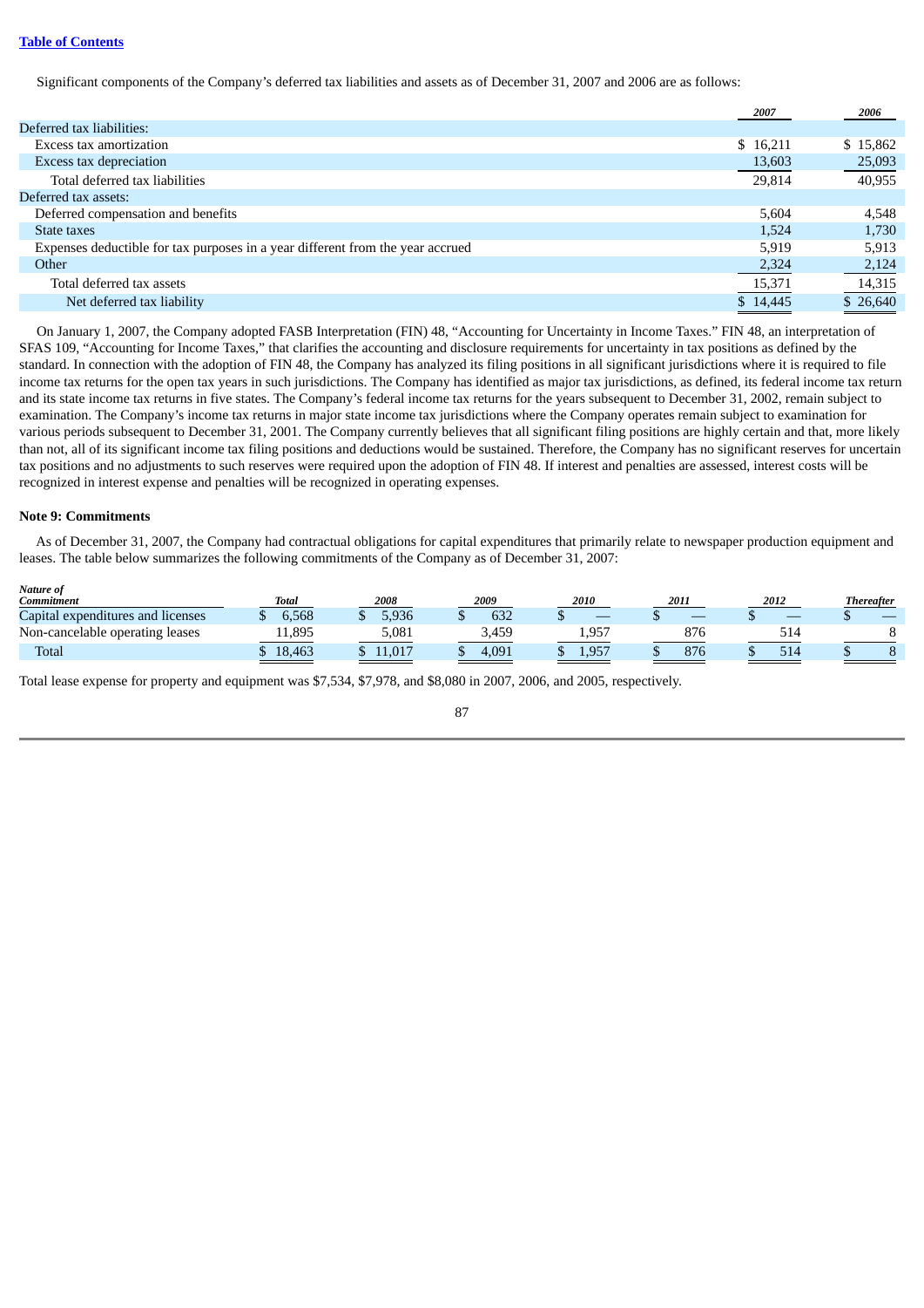[Table of Contents]

Significant components of the Company's deferred tax liabilities and assets as of December 31, 2007 and 2006 are as follows:

| | 2007 | 2006 |
|---|---|---|
| Deferred tax liabilities: | | |
| Excess tax amortization | $ 16,211 | $ 15,862 |
| Excess tax depreciation | 13,603 | 25,093 |
| Total deferred tax liabilities | 29,814 | 40,955 |
| Deferred tax assets: | | |
| Deferred compensation and benefits | 5,604 | 4,548 |
| State taxes | 1,524 | 1,730 |
| Expenses deductible for tax purposes in a year different from the year accrued | 5,919 | 5,913 |
| Other | 2,324 | 2,124 |
| Total deferred tax assets | 15,371 | 14,315 |
| Net deferred tax liability | $ 14,445 | $ 26,640 |

On January 1, 2007, the Company adopted FASB Interpretation (FIN) 48, "Accounting for Uncertainty in Income Taxes." FIN 48, an interpretation of SFAS 109, "Accounting for Income Taxes," that clarifies the accounting and disclosure requirements for uncertainty in tax positions as defined by the standard. In connection with the adoption of FIN 48, the Company has analyzed its filing positions in all significant jurisdictions where it is required to file income tax returns for the open tax years in such jurisdictions. The Company has identified as major tax jurisdictions, as defined, its federal income tax return and its state income tax returns in five states. The Company's federal income tax returns for the years subsequent to December 31, 2002, remain subject to examination. The Company's income tax returns in major state income tax jurisdictions where the Company operates remain subject to examination for various periods subsequent to December 31, 2001. The Company currently believes that all significant filing positions are highly certain and that, more likely than not, all of its significant income tax filing positions and deductions would be sustained. Therefore, the Company has no significant reserves for uncertain tax positions and no adjustments to such reserves were required upon the adoption of FIN 48. If interest and penalties are assessed, interest costs will be recognized in interest expense and penalties will be recognized in operating expenses.

**Note 9: Commitments**

As of December 31, 2007, the Company had contractual obligations for capital expenditures that primarily relate to newspaper production equipment and leases. The table below summarizes the following commitments of the Company as of December 31, 2007:

| *Nature of Commitment* | *Total* | *2008* | *2009* | *2010* | *2011* | *2012* | *Thereafter* |
|---|---|---|---|---|---|---|---|
| Capital expenditures and licenses | $ 6,568 | $ 5,936 | $ 632 | $ — | $ — | $ — | $ — |
| Non-cancelable operating leases | 11,895 | 5,081 | 3,459 | 1,957 | 876 | 514 | 8 |
| Total | $ 18,463 | $ 11,017 | $ 4,091 | $ 1,957 | $ 876 | $ 514 | $ 8 |

Total lease expense for property and equipment was $7,534, $7,978, and $8,080 in 2007, 2006, and 2005, respectively.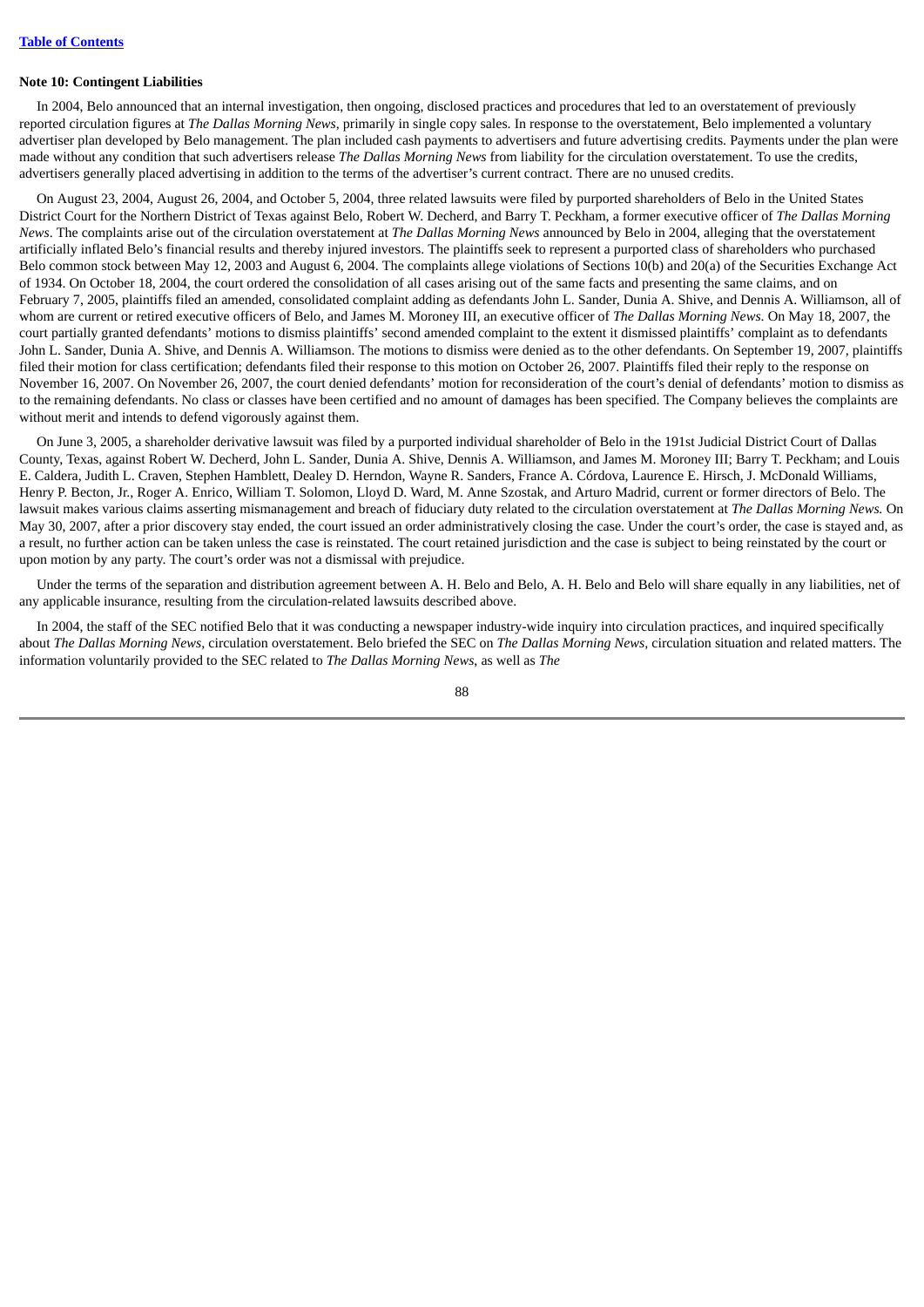**Note 10: Contingent Liabilities**

In 2004, Belo announced that an internal investigation, then ongoing, disclosed practices and procedures that led to an overstatement of previously reported circulation figures at *The Dallas Morning News*, primarily in single copy sales. In response to the overstatement, Belo implemented a voluntary advertiser plan developed by Belo management. The plan included cash payments to advertisers and future advertising credits. Payments under the plan were made without any condition that such advertisers release *The Dallas Morning News* from liability for the circulation overstatement. To use the credits, advertisers generally placed advertising in addition to the terms of the advertiser's current contract. There are no unused credits.

On August 23, 2004, August 26, 2004, and October 5, 2004, three related lawsuits were filed by purported shareholders of Belo in the United States District Court for the Northern District of Texas against Belo, Robert W. Decherd, and Barry T. Peckham, a former executive officer of *The Dallas Morning News*. The complaints arise out of the circulation overstatement at *The Dallas Morning News* announced by Belo in 2004, alleging that the overstatement artificially inflated Belo's financial results and thereby injured investors. The plaintiffs seek to represent a purported class of shareholders who purchased Belo common stock between May 12, 2003 and August 6, 2004. The complaints allege violations of Sections 10(b) and 20(a) of the Securities Exchange Act of 1934. On October 18, 2004, the court ordered the consolidation of all cases arising out of the same facts and presenting the same claims, and on February 7, 2005, plaintiffs filed an amended, consolidated complaint adding as defendants John L. Sander, Dunia A. Shive, and Dennis A. Williamson, all of whom are current or retired executive officers of Belo, and James M. Moroney III, an executive officer of *The Dallas Morning News*. On May 18, 2007, the court partially granted defendants' motions to dismiss plaintiffs' second amended complaint to the extent it dismissed plaintiffs' complaint as to defendants John L. Sander, Dunia A. Shive, and Dennis A. Williamson. The motions to dismiss were denied as to the other defendants. On September 19, 2007, plaintiffs filed their motion for class certification; defendants filed their response to this motion on October 26, 2007. Plaintiffs filed their reply to the response on November 16, 2007. On November 26, 2007, the court denied defendants' motion for reconsideration of the court's denial of defendants' motion to dismiss as to the remaining defendants. No class or classes have been certified and no amount of damages has been specified. The Company believes the complaints are without merit and intends to defend vigorously against them.

On June 3, 2005, a shareholder derivative lawsuit was filed by a purported individual shareholder of Belo in the 191st Judicial District Court of Dallas County, Texas, against Robert W. Decherd, John L. Sander, Dunia A. Shive, Dennis A. Williamson, and James M. Moroney III; Barry T. Peckham; and Louis E. Caldera, Judith L. Craven, Stephen Hamblett, Dealey D. Herndon, Wayne R. Sanders, France A. Córdova, Laurence E. Hirsch, J. McDonald Williams, Henry P. Becton, Jr., Roger A. Enrico, William T. Solomon, Lloyd D. Ward, M. Anne Szostak, and Arturo Madrid, current or former directors of Belo. The lawsuit makes various claims asserting mismanagement and breach of fiduciary duty related to the circulation overstatement at *The Dallas Morning News.* On May 30, 2007, after a prior discovery stay ended, the court issued an order administratively closing the case. Under the court's order, the case is stayed and, as a result, no further action can be taken unless the case is reinstated. The court retained jurisdiction and the case is subject to being reinstated by the court or upon motion by any party. The court's order was not a dismissal with prejudice.

Under the terms of the separation and distribution agreement between A. H. Belo and Belo, A. H. Belo and Belo will share equally in any liabilities, net of any applicable insurance, resulting from the circulation-related lawsuits described above.

In 2004, the staff of the SEC notified Belo that it was conducting a newspaper industry-wide inquiry into circulation practices, and inquired specifically about *The Dallas Morning News*, circulation overstatement. Belo briefed the SEC on *The Dallas Morning News*, circulation situation and related matters. The information voluntarily provided to the SEC related to *The Dallas Morning News*, as well as *The*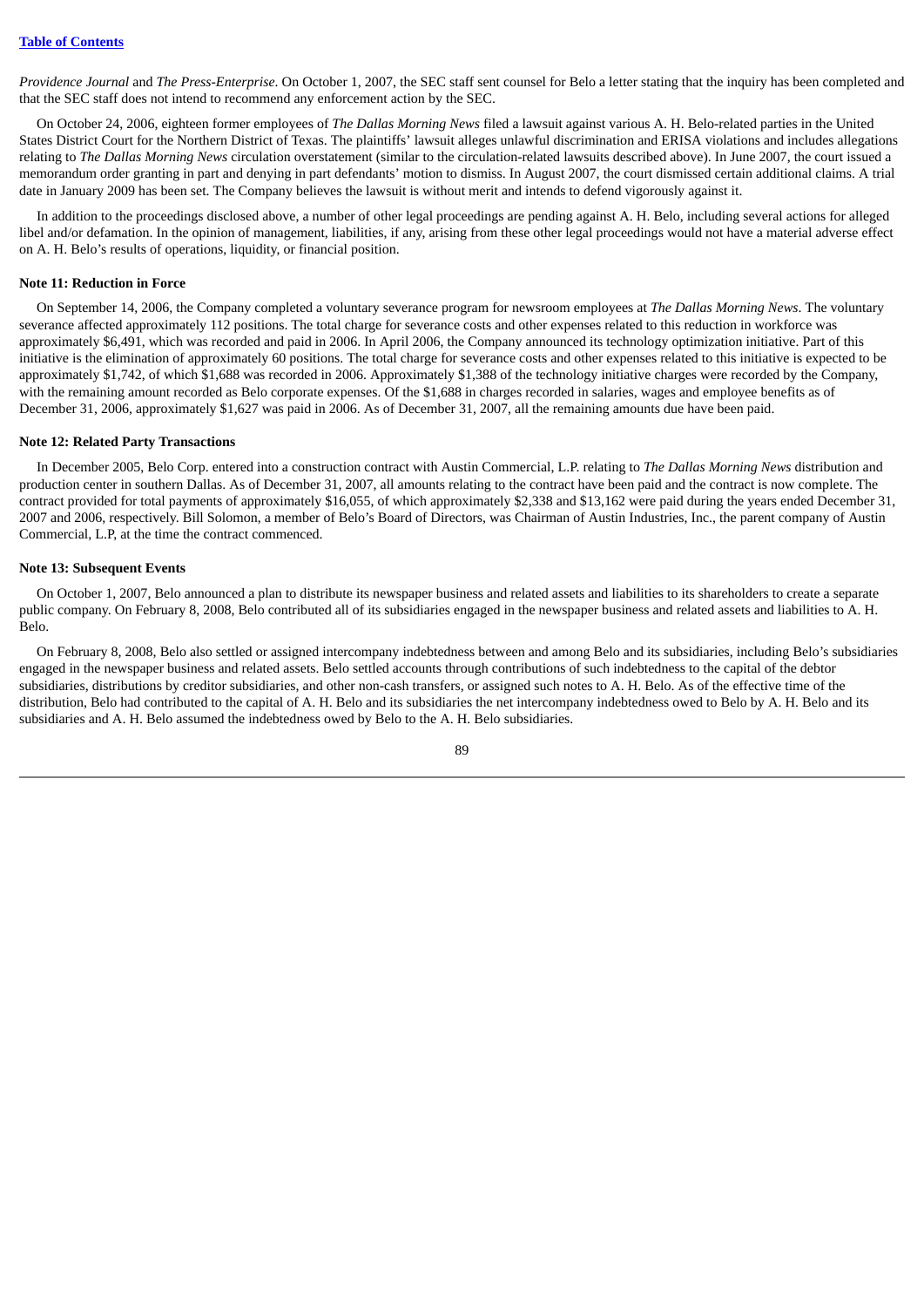*Providence Journal* and *The Press-Enterprise*. On October 1, 2007, the SEC staff sent counsel for Belo a letter stating that the inquiry has been completed and that the SEC staff does not intend to recommend any enforcement action by the SEC.

On October 24, 2006, eighteen former employees of *The Dallas Morning News* filed a lawsuit against various A. H. Belo-related parties in the United States District Court for the Northern District of Texas. The plaintiffs' lawsuit alleges unlawful discrimination and ERISA violations and includes allegations relating to *The Dallas Morning News* circulation overstatement (similar to the circulation-related lawsuits described above). In June 2007, the court issued a memorandum order granting in part and denying in part defendants' motion to dismiss. In August 2007, the court dismissed certain additional claims. A trial date in January 2009 has been set. The Company believes the lawsuit is without merit and intends to defend vigorously against it.

In addition to the proceedings disclosed above, a number of other legal proceedings are pending against A. H. Belo, including several actions for alleged libel and/or defamation. In the opinion of management, liabilities, if any, arising from these other legal proceedings would not have a material adverse effect on A. H. Belo's results of operations, liquidity, or financial position.

**Note 11: Reduction in Force**

On September 14, 2006, the Company completed a voluntary severance program for newsroom employees at *The Dallas Morning News*. The voluntary severance affected approximately 112 positions. The total charge for severance costs and other expenses related to this reduction in workforce was approximately $6,491, which was recorded and paid in 2006. In April 2006, the Company announced its technology optimization initiative. Part of this initiative is the elimination of approximately 60 positions. The total charge for severance costs and other expenses related to this initiative is expected to be approximately $1,742, of which $1,688 was recorded in 2006. Approximately $1,388 of the technology initiative charges were recorded by the Company, with the remaining amount recorded as Belo corporate expenses. Of the $1,688 in charges recorded in salaries, wages and employee benefits as of December 31, 2006, approximately $1,627 was paid in 2006. As of December 31, 2007, all the remaining amounts due have been paid.

**Note 12: Related Party Transactions**

In December 2005, Belo Corp. entered into a construction contract with Austin Commercial, L.P. relating to *The Dallas Morning News* distribution and production center in southern Dallas. As of December 31, 2007, all amounts relating to the contract have been paid and the contract is now complete. The contract provided for total payments of approximately $16,055, of which approximately $2,338 and $13,162 were paid during the years ended December 31, 2007 and 2006, respectively. Bill Solomon, a member of Belo's Board of Directors, was Chairman of Austin Industries, Inc., the parent company of Austin Commercial, L.P, at the time the contract commenced.

**Note 13: Subsequent Events**

On October 1, 2007, Belo announced a plan to distribute its newspaper business and related assets and liabilities to its shareholders to create a separate public company. On February 8, 2008, Belo contributed all of its subsidiaries engaged in the newspaper business and related assets and liabilities to A. H. Belo.

On February 8, 2008, Belo also settled or assigned intercompany indebtedness between and among Belo and its subsidiaries, including Belo's subsidiaries engaged in the newspaper business and related assets. Belo settled accounts through contributions of such indebtedness to the capital of the debtor subsidiaries, distributions by creditor subsidiaries, and other non-cash transfers, or assigned such notes to A. H. Belo. As of the effective time of the distribution, Belo had contributed to the capital of A. H. Belo and its subsidiaries the net intercompany indebtedness owed to Belo by A. H. Belo and its subsidiaries and A. H. Belo assumed the indebtedness owed by Belo to the A. H. Belo subsidiaries.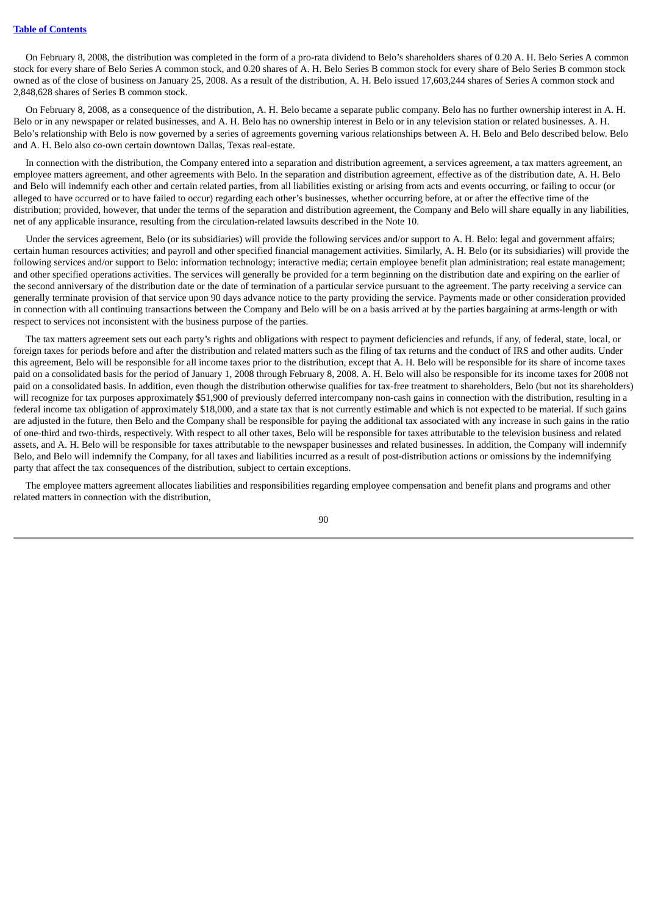On February 8, 2008, the distribution was completed in the form of a pro-rata dividend to Belo's shareholders shares of 0.20 A. H. Belo Series A common stock for every share of Belo Series A common stock, and 0.20 shares of A. H. Belo Series B common stock for every share of Belo Series B common stock owned as of the close of business on January 25, 2008. As a result of the distribution, A. H. Belo issued 17,603,244 shares of Series A common stock and 2,848,628 shares of Series B common stock.

On February 8, 2008, as a consequence of the distribution, A. H. Belo became a separate public company. Belo has no further ownership interest in A. H. Belo or in any newspaper or related businesses, and A. H. Belo has no ownership interest in Belo or in any television station or related businesses. A. H. Belo's relationship with Belo is now governed by a series of agreements governing various relationships between A. H. Belo and Belo described below. Belo and A. H. Belo also co-own certain downtown Dallas, Texas real-estate.

In connection with the distribution, the Company entered into a separation and distribution agreement, a services agreement, a tax matters agreement, an employee matters agreement, and other agreements with Belo. In the separation and distribution agreement, effective as of the distribution date, A. H. Belo and Belo will indemnify each other and certain related parties, from all liabilities existing or arising from acts and events occurring, or failing to occur (or alleged to have occurred or to have failed to occur) regarding each other's businesses, whether occurring before, at or after the effective time of the distribution; provided, however, that under the terms of the separation and distribution agreement, the Company and Belo will share equally in any liabilities, net of any applicable insurance, resulting from the circulation-related lawsuits described in the Note 10.

Under the services agreement, Belo (or its subsidiaries) will provide the following services and/or support to A. H. Belo: legal and government affairs; certain human resources activities; and payroll and other specified financial management activities. Similarly, A. H. Belo (or its subsidiaries) will provide the following services and/or support to Belo: information technology; interactive media; certain employee benefit plan administration; real estate management; and other specified operations activities. The services will generally be provided for a term beginning on the distribution date and expiring on the earlier of the second anniversary of the distribution date or the date of termination of a particular service pursuant to the agreement. The party receiving a service can generally terminate provision of that service upon 90 days advance notice to the party providing the service. Payments made or other consideration provided in connection with all continuing transactions between the Company and Belo will be on a basis arrived at by the parties bargaining at arms-length or with respect to services not inconsistent with the business purpose of the parties.

The tax matters agreement sets out each party's rights and obligations with respect to payment deficiencies and refunds, if any, of federal, state, local, or foreign taxes for periods before and after the distribution and related matters such as the filing of tax returns and the conduct of IRS and other audits. Under this agreement, Belo will be responsible for all income taxes prior to the distribution, except that A. H. Belo will be responsible for its share of income taxes paid on a consolidated basis for the period of January 1, 2008 through February 8, 2008. A. H. Belo will also be responsible for its income taxes for 2008 not paid on a consolidated basis. In addition, even though the distribution otherwise qualifies for tax-free treatment to shareholders, Belo (but not its shareholders) will recognize for tax purposes approximately $51,900 of previously deferred intercompany non-cash gains in connection with the distribution, resulting in a federal income tax obligation of approximately $18,000, and a state tax that is not currently estimable and which is not expected to be material. If such gains are adjusted in the future, then Belo and the Company shall be responsible for paying the additional tax associated with any increase in such gains in the ratio of one-third and two-thirds, respectively. With respect to all other taxes, Belo will be responsible for taxes attributable to the television business and related assets, and A. H. Belo will be responsible for taxes attributable to the newspaper businesses and related businesses. In addition, the Company will indemnify Belo, and Belo will indemnify the Company, for all taxes and liabilities incurred as a result of post-distribution actions or omissions by the indemnifying party that affect the tax consequences of the distribution, subject to certain exceptions.

The employee matters agreement allocates liabilities and responsibilities regarding employee compensation and benefit plans and programs and other related matters in connection with the distribution,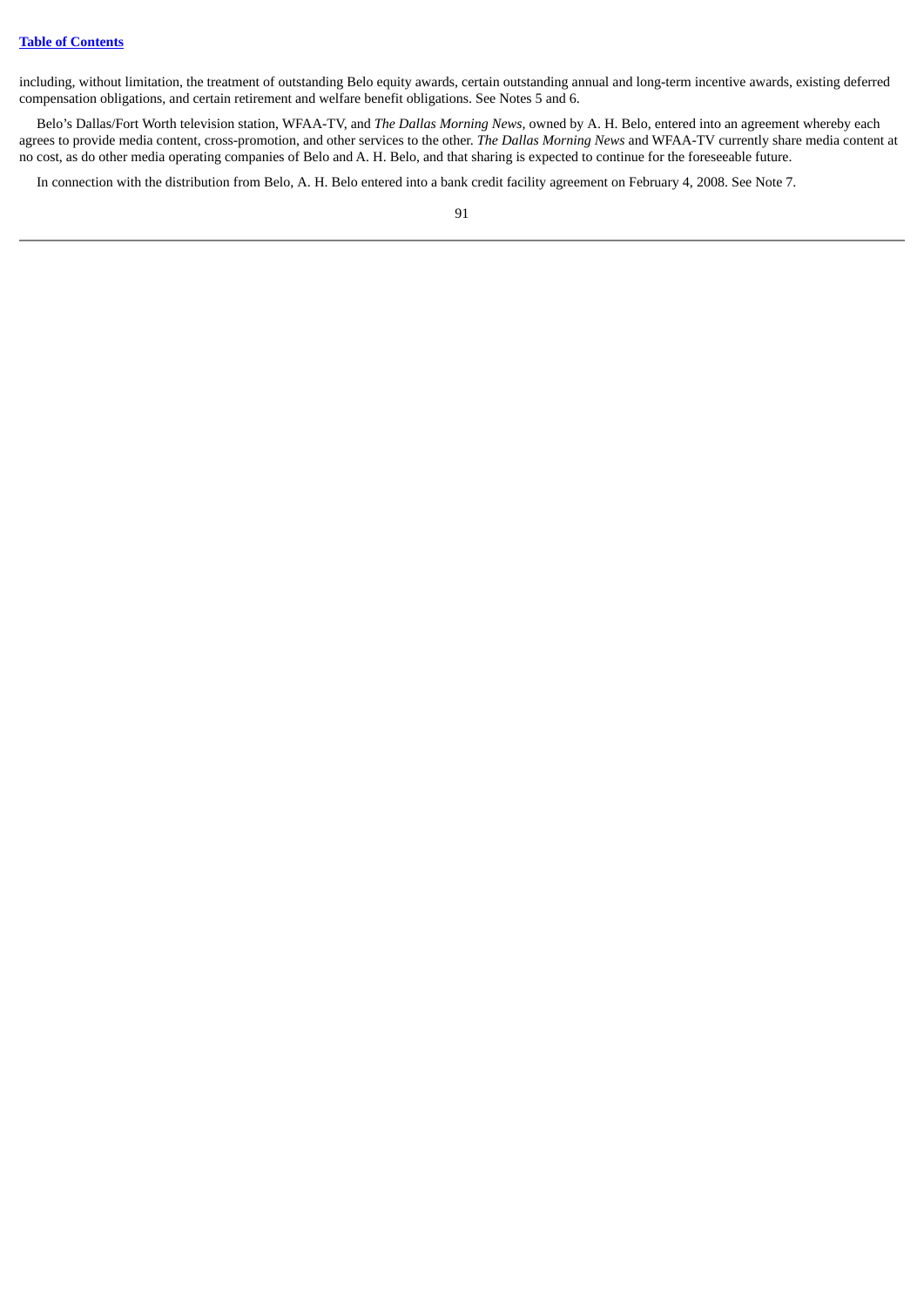including, without limitation, the treatment of outstanding Belo equity awards, certain outstanding annual and long-term incentive awards, existing deferred compensation obligations, and certain retirement and welfare benefit obligations. See Notes 5 and 6.

Belo's Dallas/Fort Worth television station, WFAA-TV, and *The Dallas Morning News*, owned by A. H. Belo, entered into an agreement whereby each agrees to provide media content, cross-promotion, and other services to the other. *The Dallas Morning News* and WFAA-TV currently share media content at no cost, as do other media operating companies of Belo and A. H. Belo, and that sharing is expected to continue for the foreseeable future.

In connection with the distribution from Belo, A. H. Belo entered into a bank credit facility agreement on February 4, 2008. See Note 7.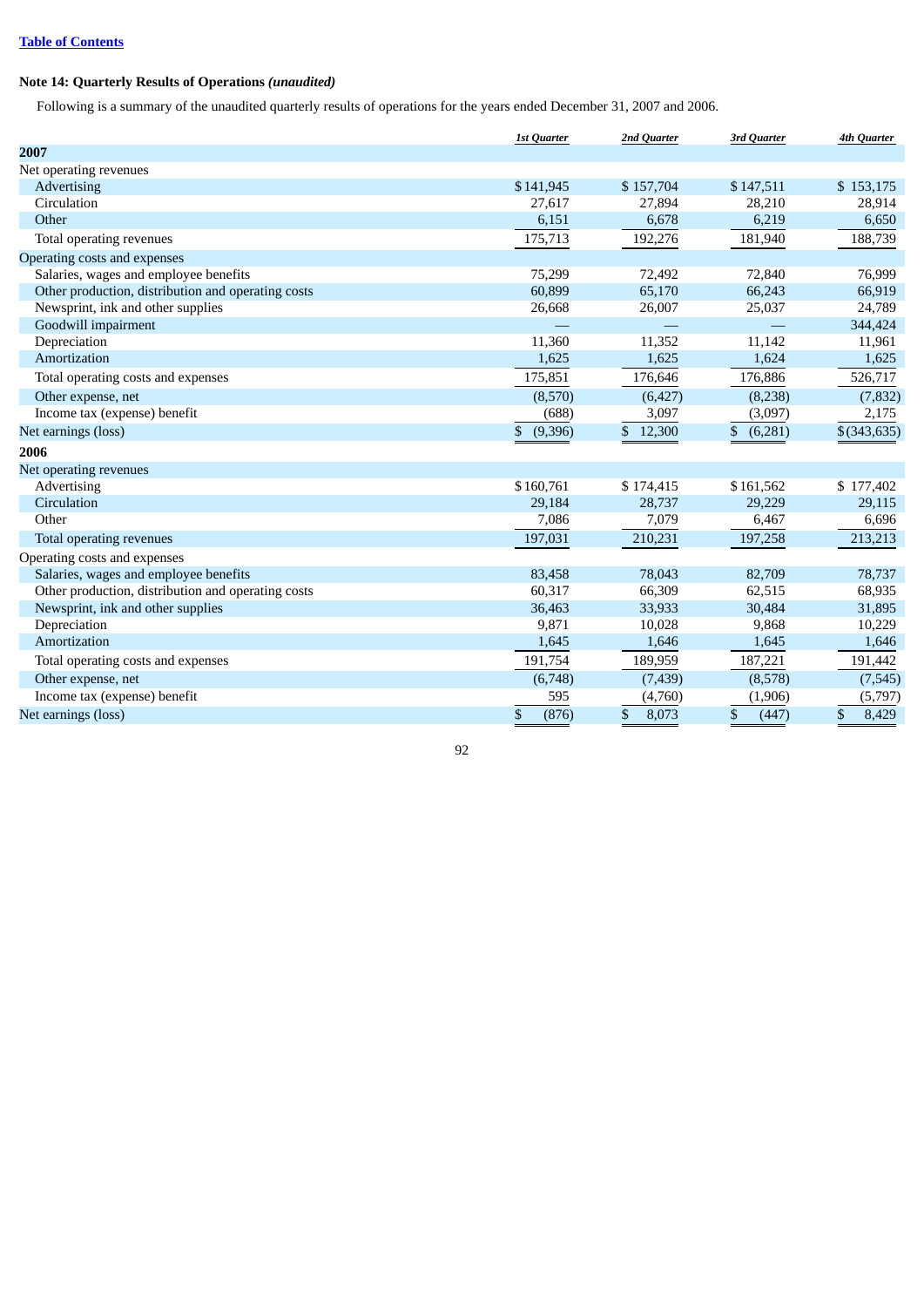[Table of Contents](#)

## Note 14: Quarterly Results of Operations *(unaudited)*

Following is a summary of the unaudited quarterly results of operations for the years ended December 31, 2007 and 2006.

| | *1st Quarter* | *2nd Quarter* | *3rd Quarter* | *4th Quarter* |
|---|---|---|---|---|
| **2007** | | | | |
| Net operating revenues | | | | |
| Advertising | $141,945 | $ 157,704 | $147,511 | $ 153,175 |
| Circulation | 27,617 | 27,894 | 28,210 | 28,914 |
| Other | 6,151 | 6,678 | 6,219 | 6,650 |
| Total operating revenues | 175,713 | 192,276 | 181,940 | 188,739 |
| Operating costs and expenses | | | | |
| Salaries, wages and employee benefits | 75,299 | 72,492 | 72,840 | 76,999 |
| Other production, distribution and operating costs | 60,899 | 65,170 | 66,243 | 66,919 |
| Newsprint, ink and other supplies | 26,668 | 26,007 | 25,037 | 24,789 |
| Goodwill impairment | — | — | — | 344,424 |
| Depreciation | 11,360 | 11,352 | 11,142 | 11,961 |
| Amortization | 1,625 | 1,625 | 1,624 | 1,625 |
| Total operating costs and expenses | 175,851 | 176,646 | 176,886 | 526,717 |
| Other expense, net | (8,570) | (6,427) | (8,238) | (7,832) |
| Income tax (expense) benefit | (688) | 3,097 | (3,097) | 2,175 |
| Net earnings (loss) | $ (9,396) | $ 12,300 | $ (6,281) | $(343,635) |
| **2006** | | | | |
| Net operating revenues | | | | |
| Advertising | $160,761 | $ 174,415 | $161,562 | $ 177,402 |
| Circulation | 29,184 | 28,737 | 29,229 | 29,115 |
| Other | 7,086 | 7,079 | 6,467 | 6,696 |
| Total operating revenues | 197,031 | 210,231 | 197,258 | 213,213 |
| Operating costs and expenses | | | | |
| Salaries, wages and employee benefits | 83,458 | 78,043 | 82,709 | 78,737 |
| Other production, distribution and operating costs | 60,317 | 66,309 | 62,515 | 68,935 |
| Newsprint, ink and other supplies | 36,463 | 33,933 | 30,484 | 31,895 |
| Depreciation | 9,871 | 10,028 | 9,868 | 10,229 |
| Amortization | 1,645 | 1,646 | 1,645 | 1,646 |
| Total operating costs and expenses | 191,754 | 189,959 | 187,221 | 191,442 |
| Other expense, net | (6,748) | (7,439) | (8,578) | (7,545) |
| Income tax (expense) benefit | 595 | (4,760) | (1,906) | (5,797) |
| Net earnings (loss) | $ (876) | $ 8,073 | $ (447) | $ 8,429 |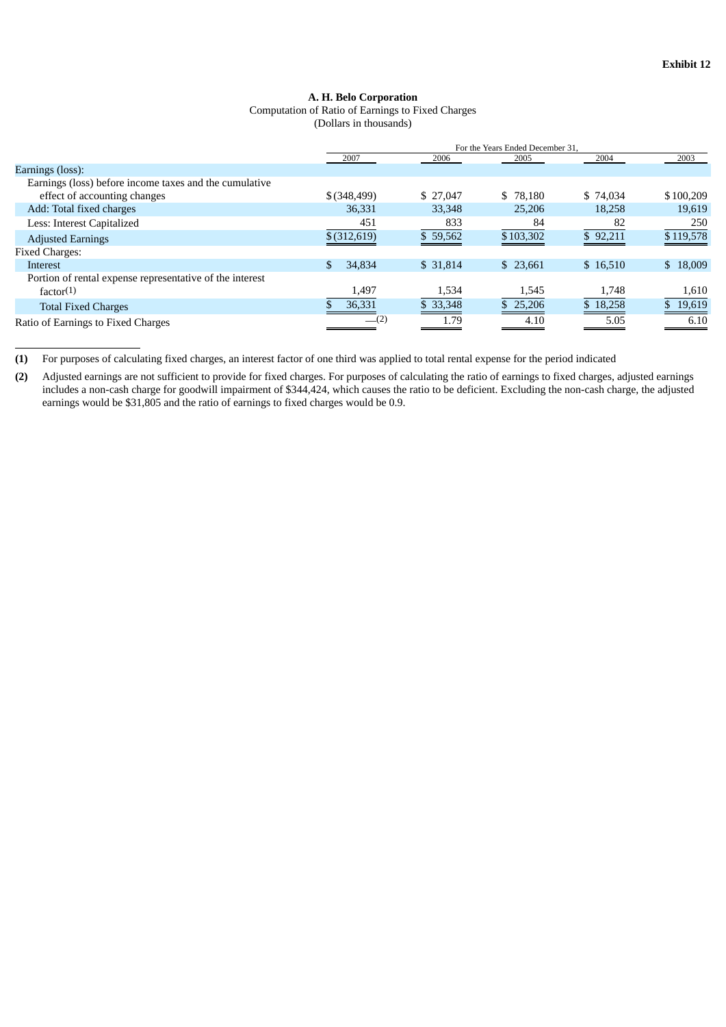**Exhibit 12**

**A. H. Belo Corporation**

Computation of Ratio of Earnings to Fixed Charges

(Dollars in thousands)

| | For the Years Ended December 31, | | | | |
|---|---|---|---|---|---|
| | 2007 | 2006 | 2005 | 2004 | 2003 |
| Earnings (loss): | | | | | |
| Earnings (loss) before income taxes and the cumulative effect of accounting changes | $ (348,499) | $ 27,047 | $ 78,180 | $ 74,034 | $ 100,209 |
| Add: Total fixed charges | 36,331 | 33,348 | 25,206 | 18,258 | 19,619 |
| Less: Interest Capitalized | 451 | 833 | 84 | 82 | 250 |
| Adjusted Earnings | $ (312,619) | $ 59,562 | $ 103,302 | $ 92,211 | $ 119,578 |
| Fixed Charges: | | | | | |
| Interest | $ 34,834 | $ 31,814 | $ 23,661 | $ 16,510 | $ 18,009 |
| Portion of rental expense representative of the interest factor(1) | 1,497 | 1,534 | 1,545 | 1,748 | 1,610 |
| Total Fixed Charges | $ 36,331 | $ 33,348 | $ 25,206 | $ 18,258 | $ 19,619 |
| Ratio of Earnings to Fixed Charges | —(2) | 1.79 | 4.10 | 5.05 | 6.10 |

**(1)** For purposes of calculating fixed charges, an interest factor of one third was applied to total rental expense for the period indicated

**(2)** Adjusted earnings are not sufficient to provide for fixed charges. For purposes of calculating the ratio of earnings to fixed charges, adjusted earnings includes a non-cash charge for goodwill impairment of $344,424, which causes the ratio to be deficient. Excluding the non-cash charge, the adjusted earnings would be $31,805 and the ratio of earnings to fixed charges would be 0.9.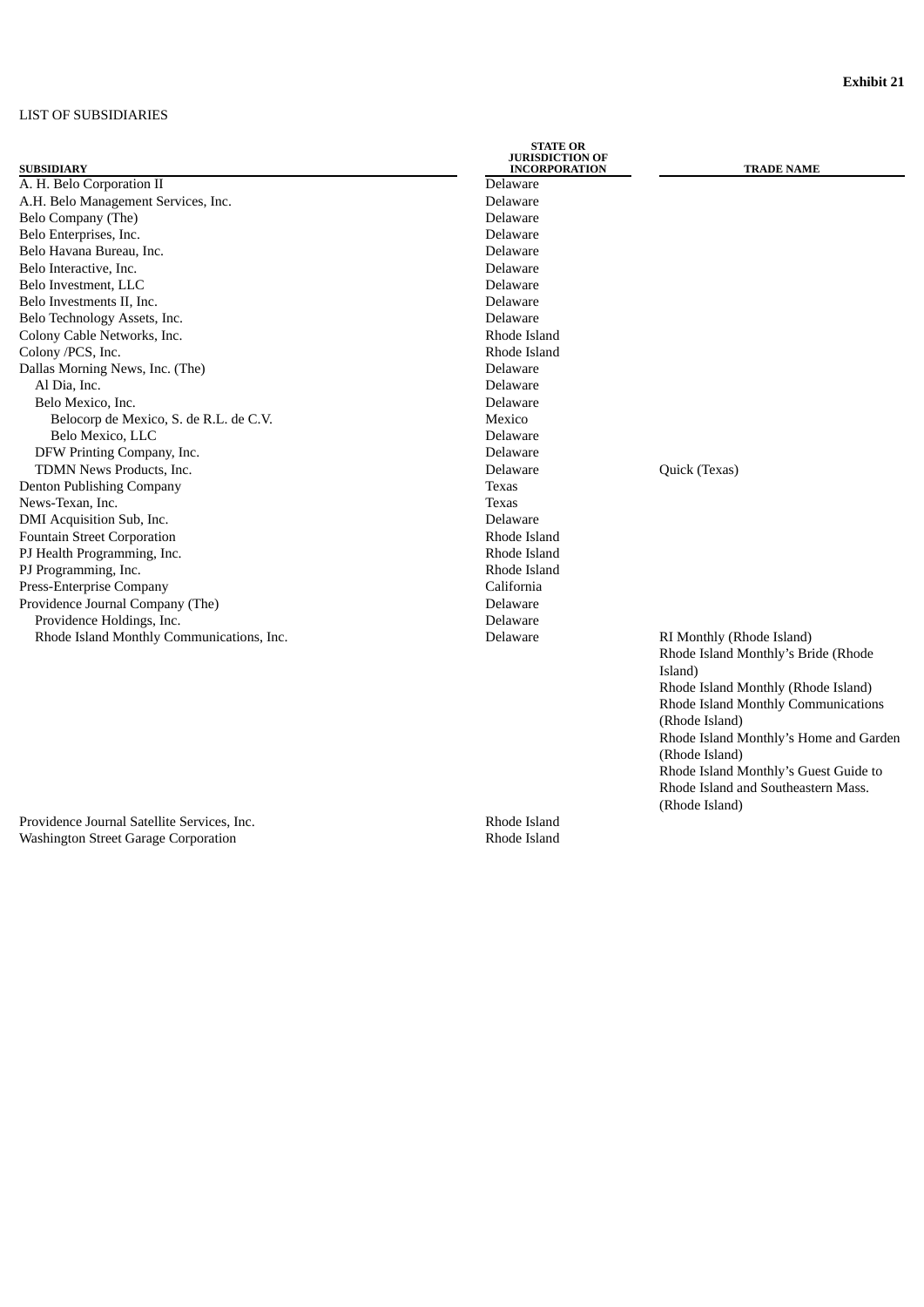**Exhibit 21**

LIST OF SUBSIDIARIES

| SUBSIDIARY | STATE OR JURISDICTION OF INCORPORATION | TRADE NAME |
|---|---|---|
| A. H. Belo Corporation II | Delaware | |
| A.H. Belo Management Services, Inc. | Delaware | |
| Belo Company (The) | Delaware | |
| Belo Enterprises, Inc. | Delaware | |
| Belo Havana Bureau, Inc. | Delaware | |
| Belo Interactive, Inc. | Delaware | |
| Belo Investment, LLC | Delaware | |
| Belo Investments II, Inc. | Delaware | |
| Belo Technology Assets, Inc. | Delaware | |
| Colony Cable Networks, Inc. | Rhode Island | |
| Colony /PCS, Inc. | Rhode Island | |
| Dallas Morning News, Inc. (The) | Delaware | |
| &nbsp;&nbsp;Al Dia, Inc. | Delaware | |
| &nbsp;&nbsp;Belo Mexico, Inc. | Delaware | |
| &nbsp;&nbsp;&nbsp;&nbsp;Belocorp de Mexico, S. de R.L. de C.V. | Mexico | |
| &nbsp;&nbsp;&nbsp;&nbsp;Belo Mexico, LLC | Delaware | |
| &nbsp;&nbsp;DFW Printing Company, Inc. | Delaware | |
| &nbsp;&nbsp;TDMN News Products, Inc. | Delaware | Quick (Texas) |
| Denton Publishing Company | Texas | |
| News-Texan, Inc. | Texas | |
| DMI Acquisition Sub, Inc. | Delaware | |
| Fountain Street Corporation | Rhode Island | |
| PJ Health Programming, Inc. | Rhode Island | |
| PJ Programming, Inc. | Rhode Island | |
| Press-Enterprise Company | California | |
| Providence Journal Company (The) | Delaware | |
| &nbsp;&nbsp;Providence Holdings, Inc. | Delaware | |
| &nbsp;&nbsp;Rhode Island Monthly Communications, Inc. | Delaware | RI Monthly (Rhode Island)<br>Rhode Island Monthly's Bride (Rhode Island)<br>Rhode Island Monthly (Rhode Island)<br>Rhode Island Monthly Communications (Rhode Island)<br>Rhode Island Monthly's Home and Garden (Rhode Island)<br>Rhode Island Monthly's Guest Guide to Rhode Island and Southeastern Mass. (Rhode Island) |
| Providence Journal Satellite Services, Inc. | Rhode Island | |
| Washington Street Garage Corporation | Rhode Island | |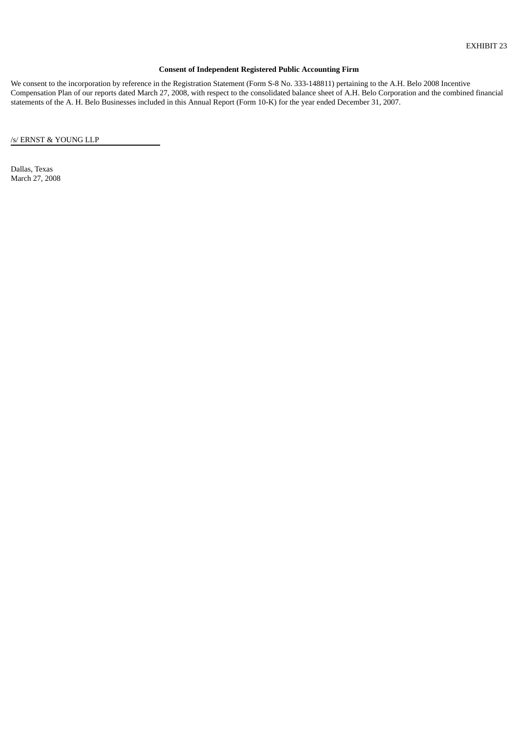EXHIBIT 23

**Consent of Independent Registered Public Accounting Firm**

We consent to the incorporation by reference in the Registration Statement (Form S-8 No. 333-148811) pertaining to the A.H. Belo 2008 Incentive Compensation Plan of our reports dated March 27, 2008, with respect to the consolidated balance sheet of A.H. Belo Corporation and the combined financial statements of the A. H. Belo Businesses included in this Annual Report (Form 10-K) for the year ended December 31, 2007.

/s/ ERNST & YOUNG LLP

Dallas, Texas
March 27, 2008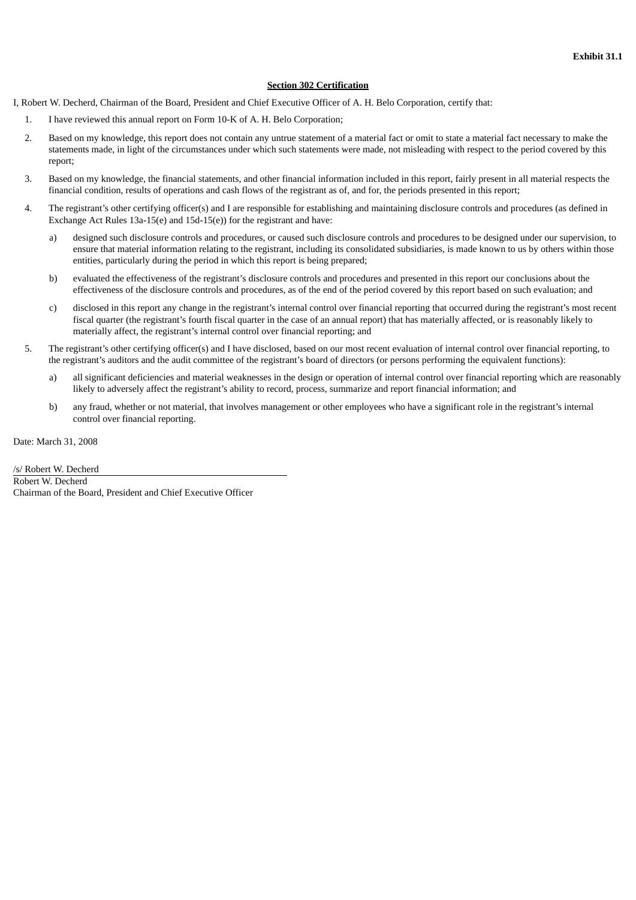**Exhibit 31.1**

**Section 302 Certification**

I, Robert W. Decherd, Chairman of the Board, President and Chief Executive Officer of A. H. Belo Corporation, certify that:

1. I have reviewed this annual report on Form 10-K of A. H. Belo Corporation;

2. Based on my knowledge, this report does not contain any untrue statement of a material fact or omit to state a material fact necessary to make the statements made, in light of the circumstances under which such statements were made, not misleading with respect to the period covered by this report;

3. Based on my knowledge, the financial statements, and other financial information included in this report, fairly present in all material respects the financial condition, results of operations and cash flows of the registrant as of, and for, the periods presented in this report;

4. The registrant's other certifying officer(s) and I are responsible for establishing and maintaining disclosure controls and procedures (as defined in Exchange Act Rules 13a-15(e) and 15d-15(e)) for the registrant and have:

   a) designed such disclosure controls and procedures, or caused such disclosure controls and procedures to be designed under our supervision, to ensure that material information relating to the registrant, including its consolidated subsidiaries, is made known to us by others within those entities, particularly during the period in which this report is being prepared;

   b) evaluated the effectiveness of the registrant's disclosure controls and procedures and presented in this report our conclusions about the effectiveness of the disclosure controls and procedures, as of the end of the period covered by this report based on such evaluation; and

   c) disclosed in this report any change in the registrant's internal control over financial reporting that occurred during the registrant's most recent fiscal quarter (the registrant's fourth fiscal quarter in the case of an annual report) that has materially affected, or is reasonably likely to materially affect, the registrant's internal control over financial reporting; and

5. The registrant's other certifying officer(s) and I have disclosed, based on our most recent evaluation of internal control over financial reporting, to the registrant's auditors and the audit committee of the registrant's board of directors (or persons performing the equivalent functions):

   a) all significant deficiencies and material weaknesses in the design or operation of internal control over financial reporting which are reasonably likely to adversely affect the registrant's ability to record, process, summarize and report financial information; and

   b) any fraud, whether or not material, that involves management or other employees who have a significant role in the registrant's internal control over financial reporting.

Date: March 31, 2008

/s/ Robert W. Decherd

Robert W. Decherd
Chairman of the Board, President and Chief Executive Officer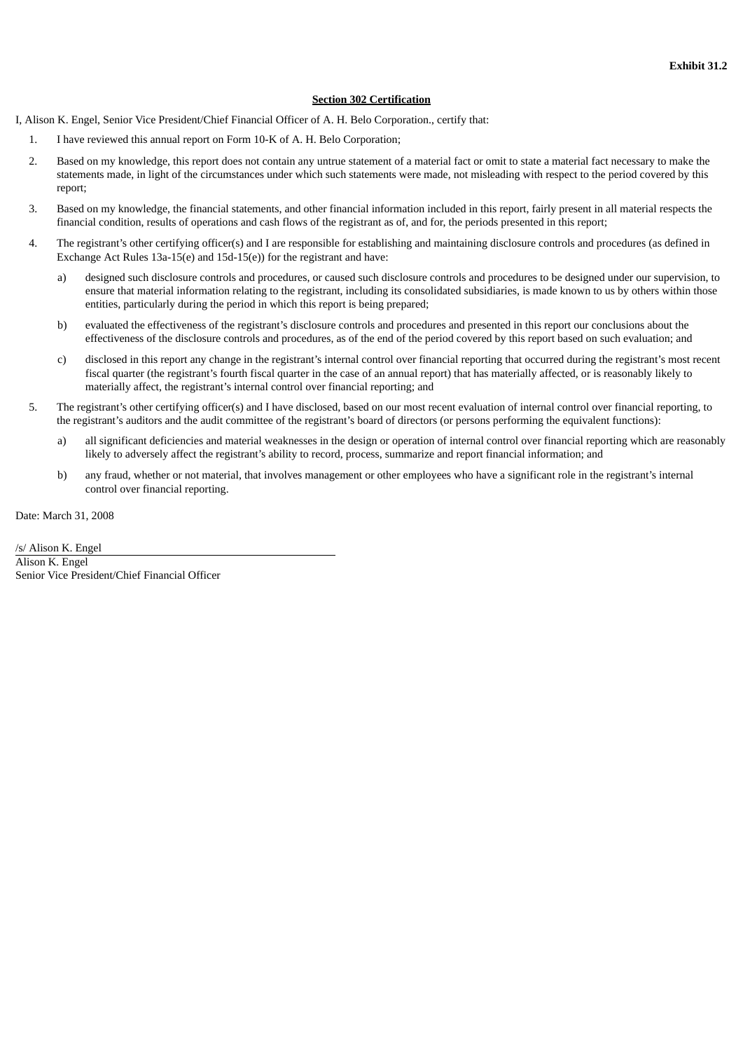**Exhibit 31.2**

**Section 302 Certification**

I, Alison K. Engel, Senior Vice President/Chief Financial Officer of A. H. Belo Corporation., certify that:

1. I have reviewed this annual report on Form 10-K of A. H. Belo Corporation;
2. Based on my knowledge, this report does not contain any untrue statement of a material fact or omit to state a material fact necessary to make the statements made, in light of the circumstances under which such statements were made, not misleading with respect to the period covered by this report;
3. Based on my knowledge, the financial statements, and other financial information included in this report, fairly present in all material respects the financial condition, results of operations and cash flows of the registrant as of, and for, the periods presented in this report;
4. The registrant's other certifying officer(s) and I are responsible for establishing and maintaining disclosure controls and procedures (as defined in Exchange Act Rules 13a-15(e) and 15d-15(e)) for the registrant and have:
   a) designed such disclosure controls and procedures, or caused such disclosure controls and procedures to be designed under our supervision, to ensure that material information relating to the registrant, including its consolidated subsidiaries, is made known to us by others within those entities, particularly during the period in which this report is being prepared;
   b) evaluated the effectiveness of the registrant's disclosure controls and procedures and presented in this report our conclusions about the effectiveness of the disclosure controls and procedures, as of the end of the period covered by this report based on such evaluation; and
   c) disclosed in this report any change in the registrant's internal control over financial reporting that occurred during the registrant's most recent fiscal quarter (the registrant's fourth fiscal quarter in the case of an annual report) that has materially affected, or is reasonably likely to materially affect, the registrant's internal control over financial reporting; and
5. The registrant's other certifying officer(s) and I have disclosed, based on our most recent evaluation of internal control over financial reporting, to the registrant's auditors and the audit committee of the registrant's board of directors (or persons performing the equivalent functions):
   a) all significant deficiencies and material weaknesses in the design or operation of internal control over financial reporting which are reasonably likely to adversely affect the registrant's ability to record, process, summarize and report financial information; and
   b) any fraud, whether or not material, that involves management or other employees who have a significant role in the registrant's internal control over financial reporting.

Date: March 31, 2008

/s/ Alison K. Engel

Alison K. Engel
Senior Vice President/Chief Financial Officer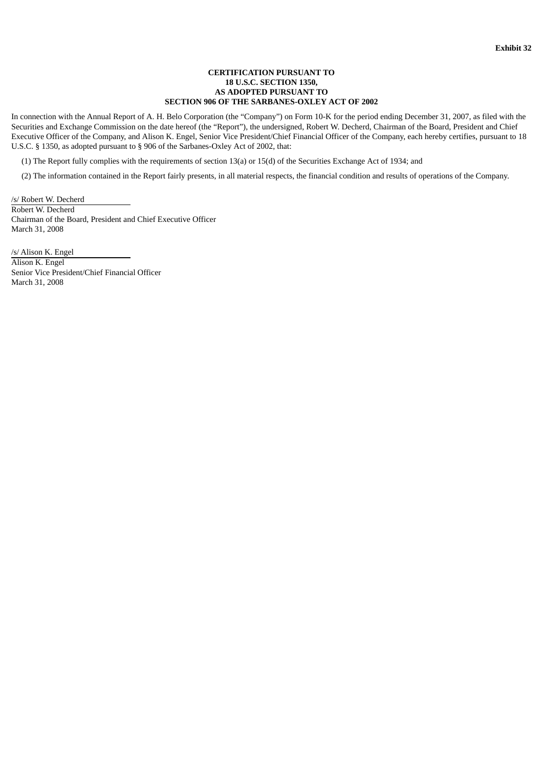**Exhibit 32**

**CERTIFICATION PURSUANT TO**
**18 U.S.C. SECTION 1350,**
**AS ADOPTED PURSUANT TO**
**SECTION 906 OF THE SARBANES-OXLEY ACT OF 2002**

In connection with the Annual Report of A. H. Belo Corporation (the "Company") on Form 10-K for the period ending December 31, 2007, as filed with the Securities and Exchange Commission on the date hereof (the "Report"), the undersigned, Robert W. Decherd, Chairman of the Board, President and Chief Executive Officer of the Company, and Alison K. Engel, Senior Vice President/Chief Financial Officer of the Company, each hereby certifies, pursuant to 18 U.S.C. § 1350, as adopted pursuant to § 906 of the Sarbanes-Oxley Act of 2002, that:

(1) The Report fully complies with the requirements of section 13(a) or 15(d) of the Securities Exchange Act of 1934; and

(2) The information contained in the Report fairly presents, in all material respects, the financial condition and results of operations of the Company.

/s/ Robert W. Decherd
Robert W. Decherd
Chairman of the Board, President and Chief Executive Officer
March 31, 2008

/s/ Alison K. Engel
Alison K. Engel
Senior Vice President/Chief Financial Officer
March 31, 2008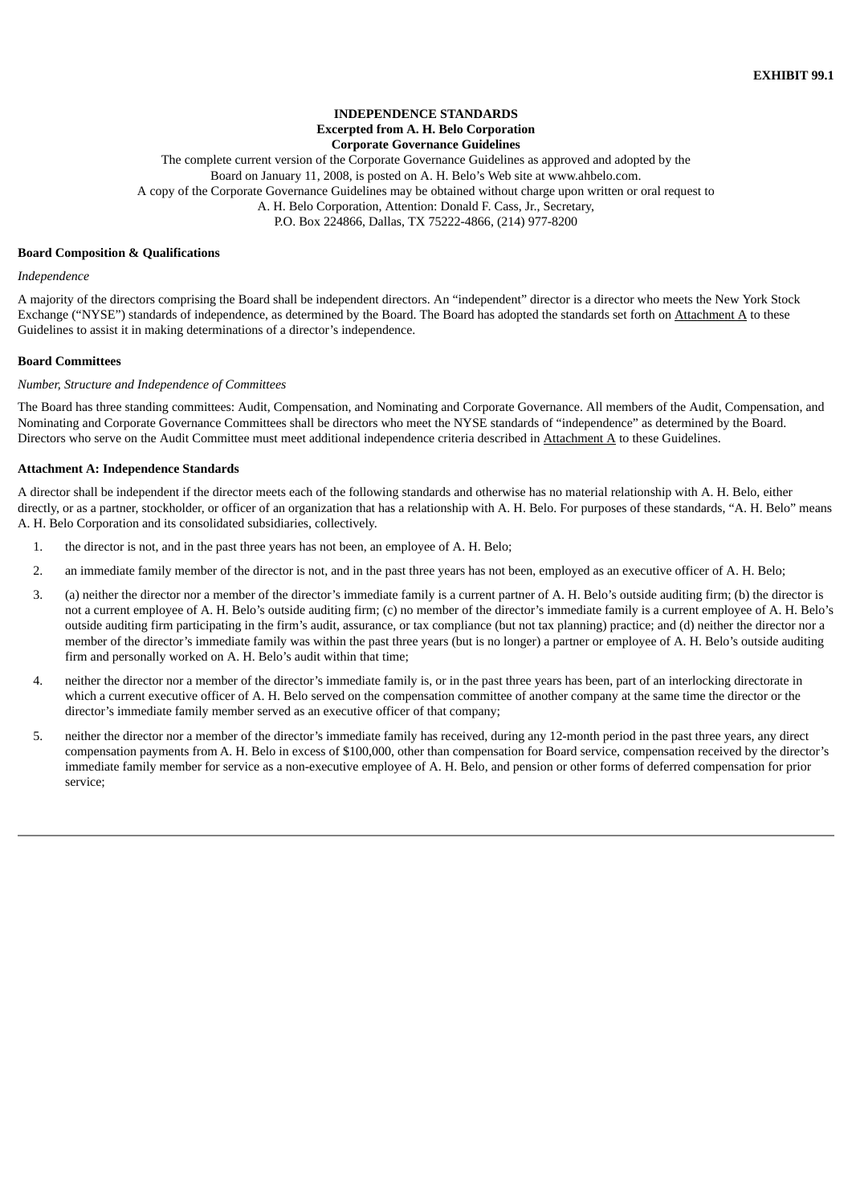**EXHIBIT 99.1**

**INDEPENDENCE STANDARDS**
**Excerpted from A. H. Belo Corporation**
**Corporate Governance Guidelines**

The complete current version of the Corporate Governance Guidelines as approved and adopted by the Board on January 11, 2008, is posted on A. H. Belo's Web site at www.ahbelo.com.
A copy of the Corporate Governance Guidelines may be obtained without charge upon written or oral request to A. H. Belo Corporation, Attention: Donald F. Cass, Jr., Secretary,
P.O. Box 224866, Dallas, TX 75222-4866, (214) 977-8200

**Board Composition & Qualifications**

*Independence*

A majority of the directors comprising the Board shall be independent directors. An "independent" director is a director who meets the New York Stock Exchange ("NYSE") standards of independence, as determined by the Board. The Board has adopted the standards set forth on Attachment A to these Guidelines to assist it in making determinations of a director's independence.

**Board Committees**

*Number, Structure and Independence of Committees*

The Board has three standing committees: Audit, Compensation, and Nominating and Corporate Governance. All members of the Audit, Compensation, and Nominating and Corporate Governance Committees shall be directors who meet the NYSE standards of "independence" as determined by the Board. Directors who serve on the Audit Committee must meet additional independence criteria described in Attachment A to these Guidelines.

**Attachment A: Independence Standards**

A director shall be independent if the director meets each of the following standards and otherwise has no material relationship with A. H. Belo, either directly, or as a partner, stockholder, or officer of an organization that has a relationship with A. H. Belo. For purposes of these standards, "A. H. Belo" means A. H. Belo Corporation and its consolidated subsidiaries, collectively.

1. the director is not, and in the past three years has not been, an employee of A. H. Belo;

2. an immediate family member of the director is not, and in the past three years has not been, employed as an executive officer of A. H. Belo;

3. (a) neither the director nor a member of the director's immediate family is a current partner of A. H. Belo's outside auditing firm; (b) the director is not a current employee of A. H. Belo's outside auditing firm; (c) no member of the director's immediate family is a current employee of A. H. Belo's outside auditing firm participating in the firm's audit, assurance, or tax compliance (but not tax planning) practice; and (d) neither the director nor a member of the director's immediate family was within the past three years (but is no longer) a partner or employee of A. H. Belo's outside auditing firm and personally worked on A. H. Belo's audit within that time;

4. neither the director nor a member of the director's immediate family is, or in the past three years has been, part of an interlocking directorate in which a current executive officer of A. H. Belo served on the compensation committee of another company at the same time the director or the director's immediate family member served as an executive officer of that company;

5. neither the director nor a member of the director's immediate family has received, during any 12-month period in the past three years, any direct compensation payments from A. H. Belo in excess of $100,000, other than compensation for Board service, compensation received by the director's immediate family member for service as a non-executive employee of A. H. Belo, and pension or other forms of deferred compensation for prior service;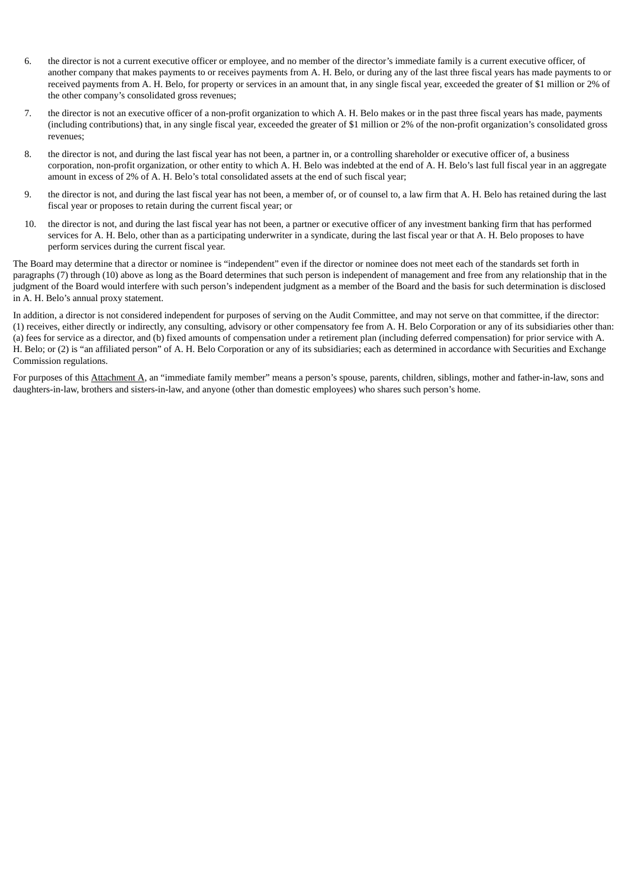6. the director is not a current executive officer or employee, and no member of the director's immediate family is a current executive officer, of another company that makes payments to or receives payments from A. H. Belo, or during any of the last three fiscal years has made payments to or received payments from A. H. Belo, for property or services in an amount that, in any single fiscal year, exceeded the greater of $1 million or 2% of the other company's consolidated gross revenues;

7. the director is not an executive officer of a non-profit organization to which A. H. Belo makes or in the past three fiscal years has made, payments (including contributions) that, in any single fiscal year, exceeded the greater of $1 million or 2% of the non-profit organization's consolidated gross revenues;

8. the director is not, and during the last fiscal year has not been, a partner in, or a controlling shareholder or executive officer of, a business corporation, non-profit organization, or other entity to which A. H. Belo was indebted at the end of A. H. Belo's last full fiscal year in an aggregate amount in excess of 2% of A. H. Belo's total consolidated assets at the end of such fiscal year;

9. the director is not, and during the last fiscal year has not been, a member of, or of counsel to, a law firm that A. H. Belo has retained during the last fiscal year or proposes to retain during the current fiscal year; or

10. the director is not, and during the last fiscal year has not been, a partner or executive officer of any investment banking firm that has performed services for A. H. Belo, other than as a participating underwriter in a syndicate, during the last fiscal year or that A. H. Belo proposes to have perform services during the current fiscal year.

The Board may determine that a director or nominee is "independent" even if the director or nominee does not meet each of the standards set forth in paragraphs (7) through (10) above as long as the Board determines that such person is independent of management and free from any relationship that in the judgment of the Board would interfere with such person's independent judgment as a member of the Board and the basis for such determination is disclosed in A. H. Belo's annual proxy statement.

In addition, a director is not considered independent for purposes of serving on the Audit Committee, and may not serve on that committee, if the director: (1) receives, either directly or indirectly, any consulting, advisory or other compensatory fee from A. H. Belo Corporation or any of its subsidiaries other than: (a) fees for service as a director, and (b) fixed amounts of compensation under a retirement plan (including deferred compensation) for prior service with A. H. Belo; or (2) is "an affiliated person" of A. H. Belo Corporation or any of its subsidiaries; each as determined in accordance with Securities and Exchange Commission regulations.

For purposes of this Attachment A, an "immediate family member" means a person's spouse, parents, children, siblings, mother and father-in-law, sons and daughters-in-law, brothers and sisters-in-law, and anyone (other than domestic employees) who shares such person's home.